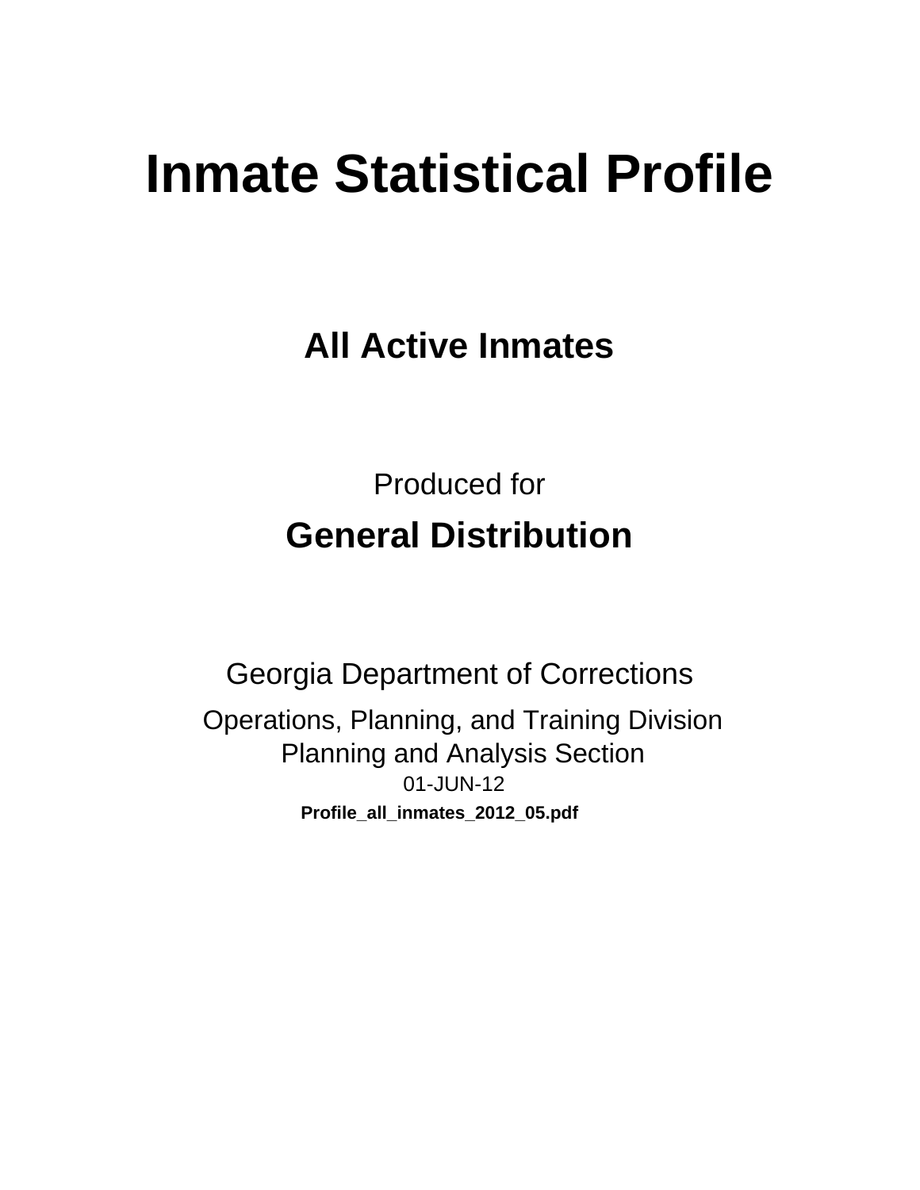# Inmate Statistical Profile

## All Active Inmates

Produced for

## General Distribution

Georgia Department of Corrections

Operations, Planning, and Training Division
Planning and Analysis Section
01-JUN-12

**Profile_all_inmates_2012_05.pdf**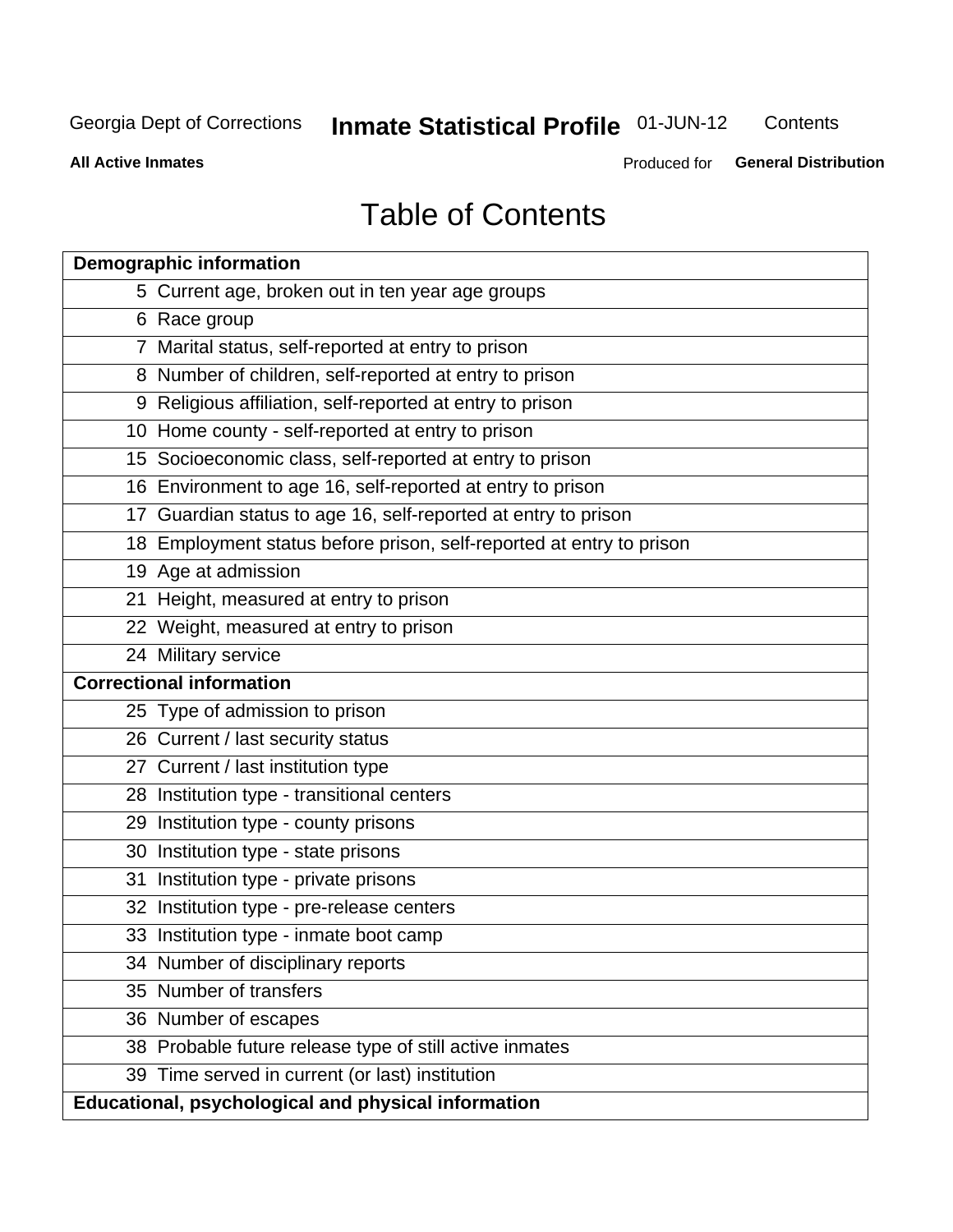# Table of Contents

| Demographic information | |
|---|---|
| 5 | Current age, broken out in ten year age groups |
| 6 | Race group |
| 7 | Marital status, self-reported at entry to prison |
| 8 | Number of children, self-reported at entry to prison |
| 9 | Religious affiliation, self-reported at entry to prison |
| 10 | Home county - self-reported at entry to prison |
| 15 | Socioeconomic class, self-reported at entry to prison |
| 16 | Environment to age 16, self-reported at entry to prison |
| 17 | Guardian status to age 16, self-reported at entry to prison |
| 18 | Employment status before prison, self-reported at entry to prison |
| 19 | Age at admission |
| 21 | Height, measured at entry to prison |
| 22 | Weight, measured at entry to prison |
| 24 | Military service |
| **Correctional information** | |
| 25 | Type of admission to prison |
| 26 | Current / last security status |
| 27 | Current / last institution type |
| 28 | Institution type - transitional centers |
| 29 | Institution type - county prisons |
| 30 | Institution type - state prisons |
| 31 | Institution type - private prisons |
| 32 | Institution type - pre-release centers |
| 33 | Institution type - inmate boot camp |
| 34 | Number of disciplinary reports |
| 35 | Number of transfers |
| 36 | Number of escapes |
| 38 | Probable future release type of still active inmates |
| 39 | Time served in current (or last) institution |
| **Educational, psychological and physical information** | |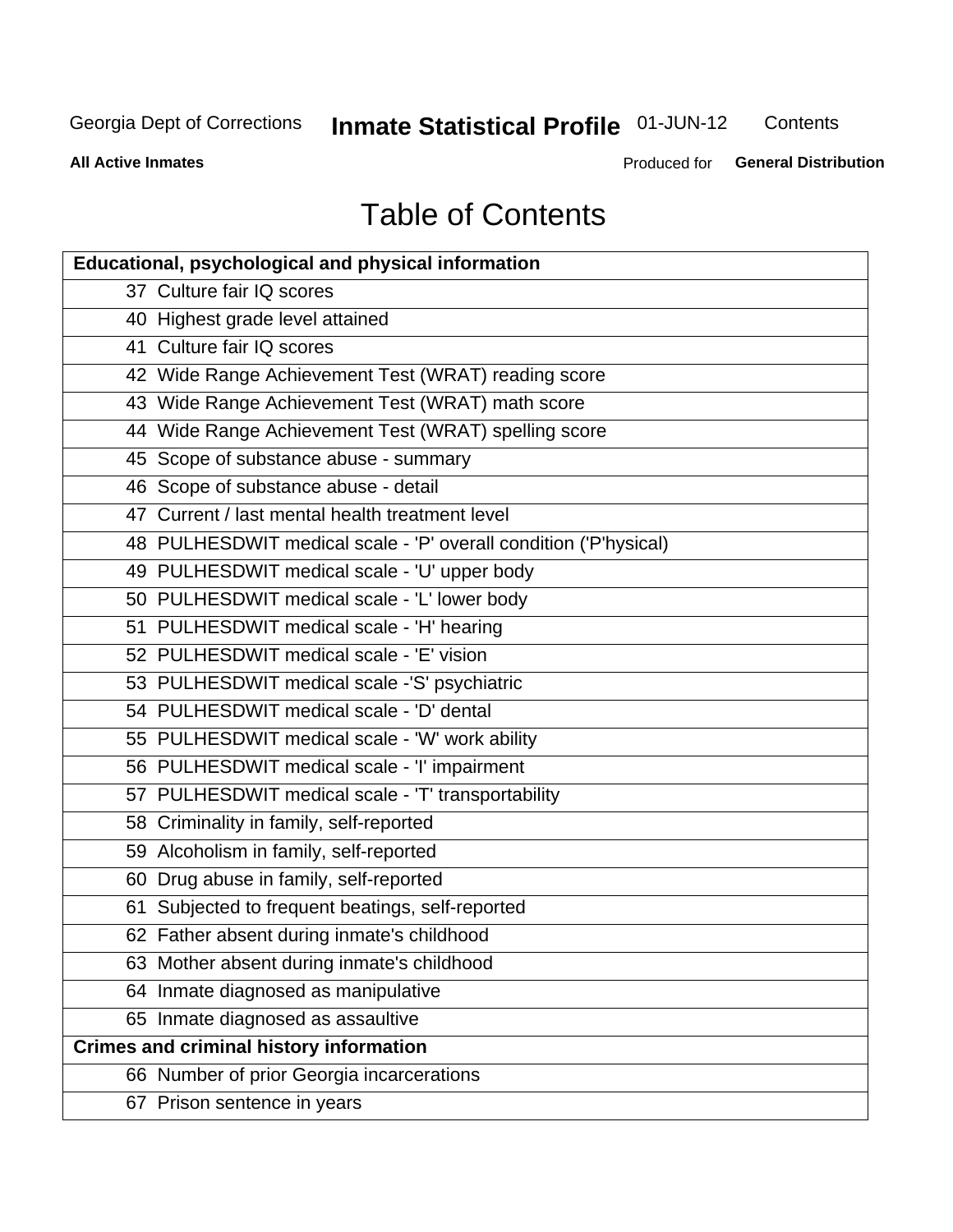Georgia Dept of Corrections **Inmate Statistical Profile** 01-JUN-12 Contents

**All Active Inmates** Produced for **General Distribution**

# Table of Contents

| **Educational, psychological and physical information** |
|---|
| 37 Culture fair IQ scores |
| 40 Highest grade level attained |
| 41 Culture fair IQ scores |
| 42 Wide Range Achievement Test (WRAT) reading score |
| 43 Wide Range Achievement Test (WRAT) math score |
| 44 Wide Range Achievement Test (WRAT) spelling score |
| 45 Scope of substance abuse - summary |
| 46 Scope of substance abuse - detail |
| 47 Current / last mental health treatment level |
| 48 PULHESDWIT medical scale - 'P' overall condition ('P'hysical) |
| 49 PULHESDWIT medical scale - 'U' upper body |
| 50 PULHESDWIT medical scale - 'L' lower body |
| 51 PULHESDWIT medical scale - 'H' hearing |
| 52 PULHESDWIT medical scale - 'E' vision |
| 53 PULHESDWIT medical scale -'S' psychiatric |
| 54 PULHESDWIT medical scale - 'D' dental |
| 55 PULHESDWIT medical scale - 'W' work ability |
| 56 PULHESDWIT medical scale - 'I' impairment |
| 57 PULHESDWIT medical scale - 'T' transportability |
| 58 Criminality in family, self-reported |
| 59 Alcoholism in family, self-reported |
| 60 Drug abuse in family, self-reported |
| 61 Subjected to frequent beatings, self-reported |
| 62 Father absent during inmate's childhood |
| 63 Mother absent during inmate's childhood |
| 64 Inmate diagnosed as manipulative |
| 65 Inmate diagnosed as assaultive |
| **Crimes and criminal history information** |
| 66 Number of prior Georgia incarcerations |
| 67 Prison sentence in years |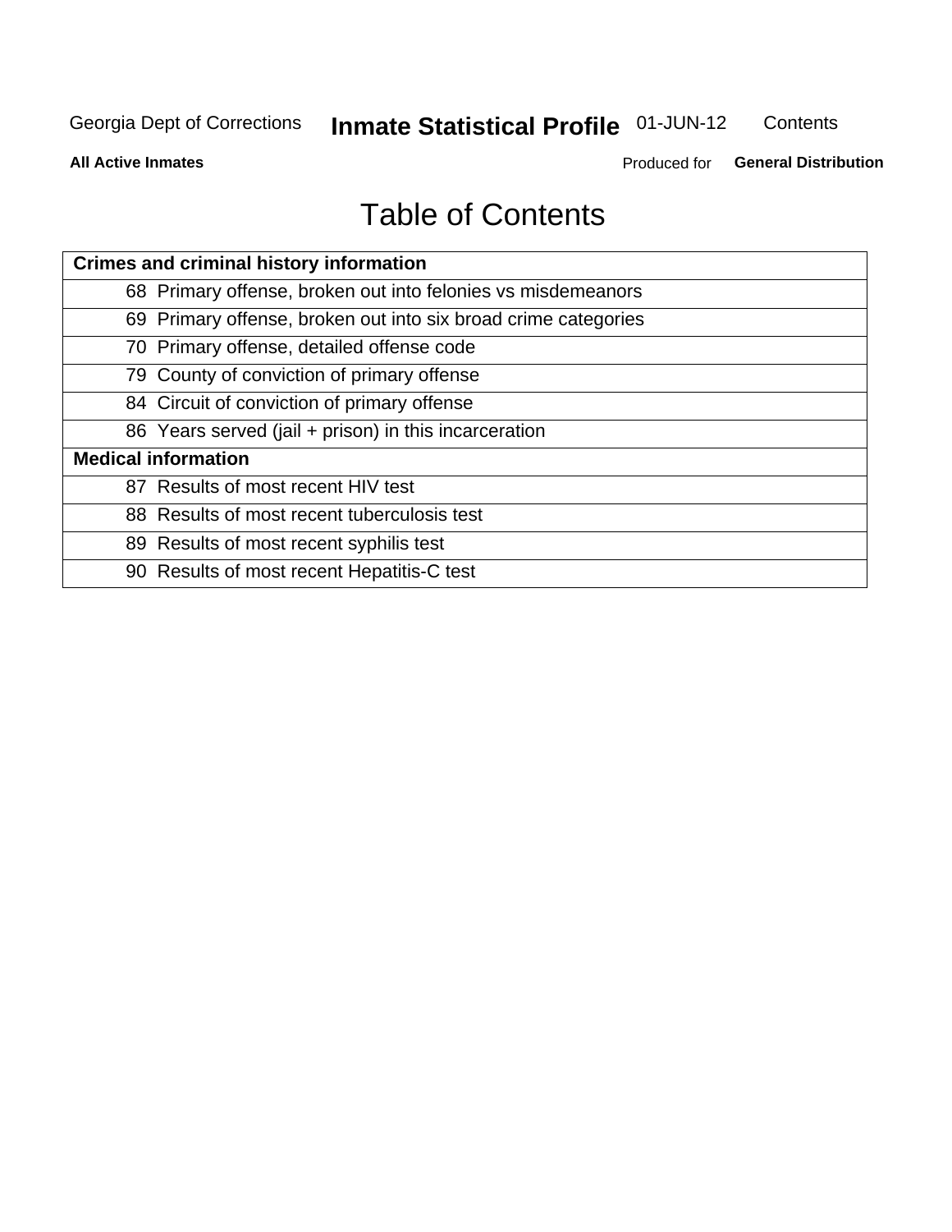# Table of Contents

| Crimes and criminal history information | |
|---|---|
| 68 | Primary offense, broken out into felonies vs misdemeanors |
| 69 | Primary offense, broken out into six broad crime categories |
| 70 | Primary offense, detailed offense code |
| 79 | County of conviction of primary offense |
| 84 | Circuit of conviction of primary offense |
| 86 | Years served (jail + prison) in this incarceration |
| **Medical information** | |
| 87 | Results of most recent HIV test |
| 88 | Results of most recent tuberculosis test |
| 89 | Results of most recent syphilis test |
| 90 | Results of most recent Hepatitis-C test |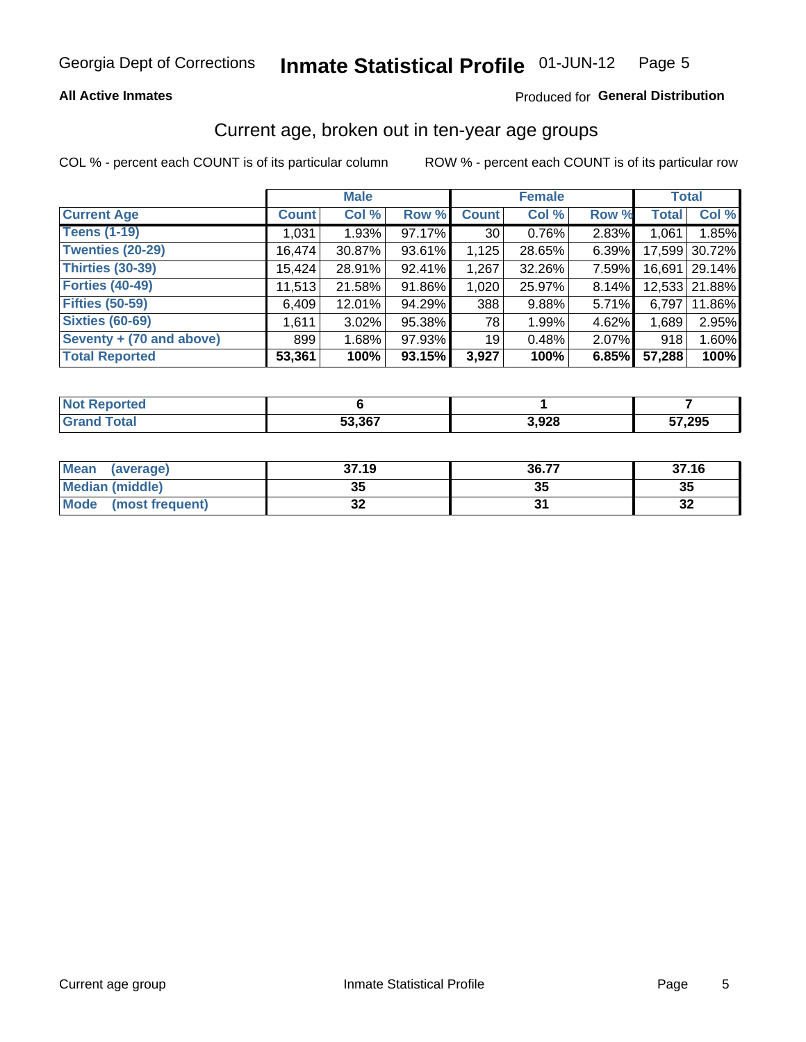Georgia Dept of Corrections **Inmate Statistical Profile** 01-JUN-12

**All Active Inmates** Produced for **General Distribution**

## Current age, broken out in ten-year age groups

COL % - percent each COUNT is of its particular column ROW % - percent each COUNT is of its particular row

| | Male | | | Female | | | Total | |
|---|---|---|---|---|---|---|---|---|
| **Current Age** | **Count** | **Col %** | **Row %** | **Count** | **Col %** | **Row %** | **Total** | **Col %** |
| **Teens (1-19)** | 1,031 | 1.93% | 97.17% | 30 | 0.76% | 2.83% | 1,061 | 1.85% |
| **Twenties (20-29)** | 16,474 | 30.87% | 93.61% | 1,125 | 28.65% | 6.39% | 17,599 | 30.72% |
| **Thirties (30-39)** | 15,424 | 28.91% | 92.41% | 1,267 | 32.26% | 7.59% | 16,691 | 29.14% |
| **Forties (40-49)** | 11,513 | 21.58% | 91.86% | 1,020 | 25.97% | 8.14% | 12,533 | 21.88% |
| **Fifties (50-59)** | 6,409 | 12.01% | 94.29% | 388 | 9.88% | 5.71% | 6,797 | 11.86% |
| **Sixties (60-69)** | 1,611 | 3.02% | 95.38% | 78 | 1.99% | 4.62% | 1,689 | 2.95% |
| **Seventy + (70 and above)** | 899 | 1.68% | 97.93% | 19 | 0.48% | 2.07% | 918 | 1.60% |
| **Total Reported** | **53,361** | **100%** | **93.15%** | **3,927** | **100%** | **6.85%** | **57,288** | **100%** |

| | Male | Female | Total |
|---|---|---|---|
| **Not Reported** | **6** | **1** | **7** |
| **Grand Total** | **53,367** | **3,928** | **57,295** |

| | Male | Female | Total |
|---|---|---|---|
| **Mean (average)** | **37.19** | **36.77** | **37.16** |
| **Median (middle)** | **35** | **35** | **35** |
| **Mode (most frequent)** | **32** | **31** | **32** |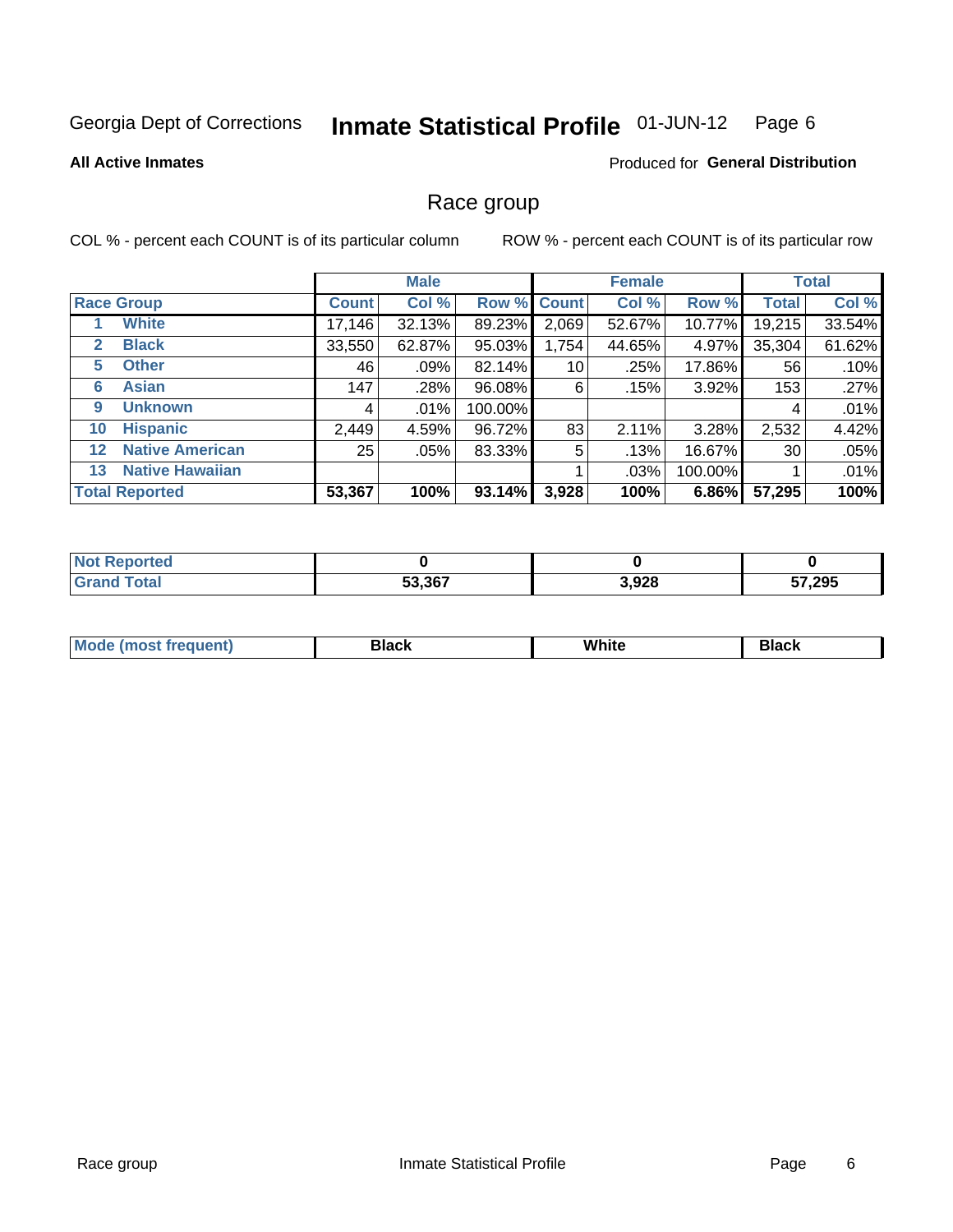Georgia Dept of Corrections **Inmate Statistical Profile** 01-JUN-12

**All Active Inmates**

Produced for **General Distribution**

## Race group

COL % - percent each COUNT is of its particular column

ROW % - percent each COUNT is of its particular row

| | | Male | | | Female | | | Total | |
|---|---|---|---|---|---|---|---|---|---|
| **Race Group** | | **Count** | **Col %** | **Row %** | **Count** | **Col %** | **Row %** | **Total** | **Col %** |
| 1 | White | 17,146 | 32.13% | 89.23% | 2,069 | 52.67% | 10.77% | 19,215 | 33.54% |
| 2 | Black | 33,550 | 62.87% | 95.03% | 1,754 | 44.65% | 4.97% | 35,304 | 61.62% |
| 5 | Other | 46 | .09% | 82.14% | 10 | .25% | 17.86% | 56 | .10% |
| 6 | Asian | 147 | .28% | 96.08% | 6 | .15% | 3.92% | 153 | .27% |
| 9 | Unknown | 4 | .01% | 100.00% | | | | 4 | .01% |
| 10 | Hispanic | 2,449 | 4.59% | 96.72% | 83 | 2.11% | 3.28% | 2,532 | 4.42% |
| 12 | Native American | 25 | .05% | 83.33% | 5 | .13% | 16.67% | 30 | .05% |
| 13 | Native Hawaiian | | | | 1 | .03% | 100.00% | 1 | .01% |
| **Total Reported** | | **53,367** | **100%** | **93.14%** | **3,928** | **100%** | **6.86%** | **57,295** | **100%** |

| | Male | Female | Total |
|---|---|---|---|
| Not Reported | **0** | **0** | **0** |
| Grand Total | **53,367** | **3,928** | **57,295** |

| | Male | Female | Total |
|---|---|---|---|
| Mode (most frequent) | **Black** | **White** | **Black** |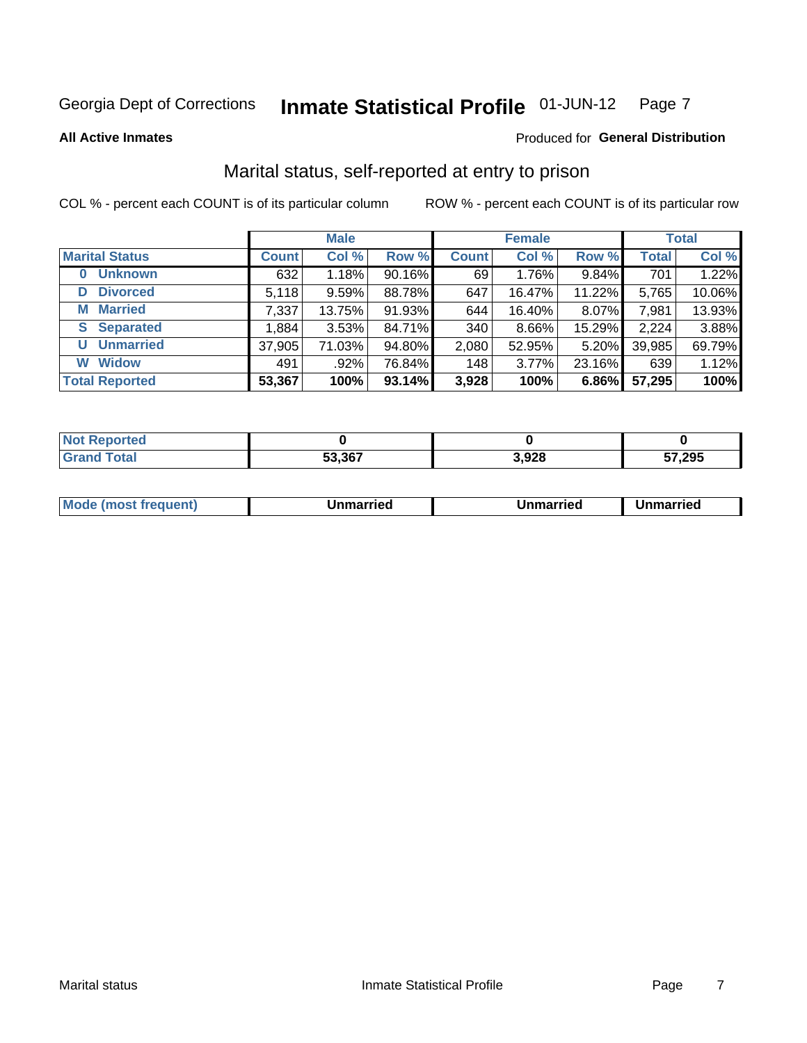Georgia Dept of Corrections **Inmate Statistical Profile** 01-JUN-12

**All Active Inmates**

Produced for **General Distribution**

## Marital status, self-reported at entry to prison

COL % - percent each COUNT is of its particular column

ROW % - percent each COUNT is of its particular row

| | Male | | | Female | | | Total | |
|---|---|---|---|---|---|---|---|---|
| **Marital Status** | **Count** | **Col %** | **Row %** | **Count** | **Col %** | **Row %** | **Total** | **Col %** |
| **0 Unknown** | 632 | 1.18% | 90.16% | 69 | 1.76% | 9.84% | 701 | 1.22% |
| **D Divorced** | 5,118 | 9.59% | 88.78% | 647 | 16.47% | 11.22% | 5,765 | 10.06% |
| **M Married** | 7,337 | 13.75% | 91.93% | 644 | 16.40% | 8.07% | 7,981 | 13.93% |
| **S Separated** | 1,884 | 3.53% | 84.71% | 340 | 8.66% | 15.29% | 2,224 | 3.88% |
| **U Unmarried** | 37,905 | 71.03% | 94.80% | 2,080 | 52.95% | 5.20% | 39,985 | 69.79% |
| **W Widow** | 491 | .92% | 76.84% | 148 | 3.77% | 23.16% | 639 | 1.12% |
| **Total Reported** | **53,367** | **100%** | **93.14%** | **3,928** | **100%** | **6.86%** | **57,295** | **100%** |

| | Male | Female | Total |
|---|---|---|---|
| **Not Reported** | **0** | **0** | **0** |
| **Grand Total** | **53,367** | **3,928** | **57,295** |

| | Male | Female | Total |
|---|---|---|---|
| **Mode (most frequent)** | **Unmarried** | **Unmarried** | **Unmarried** |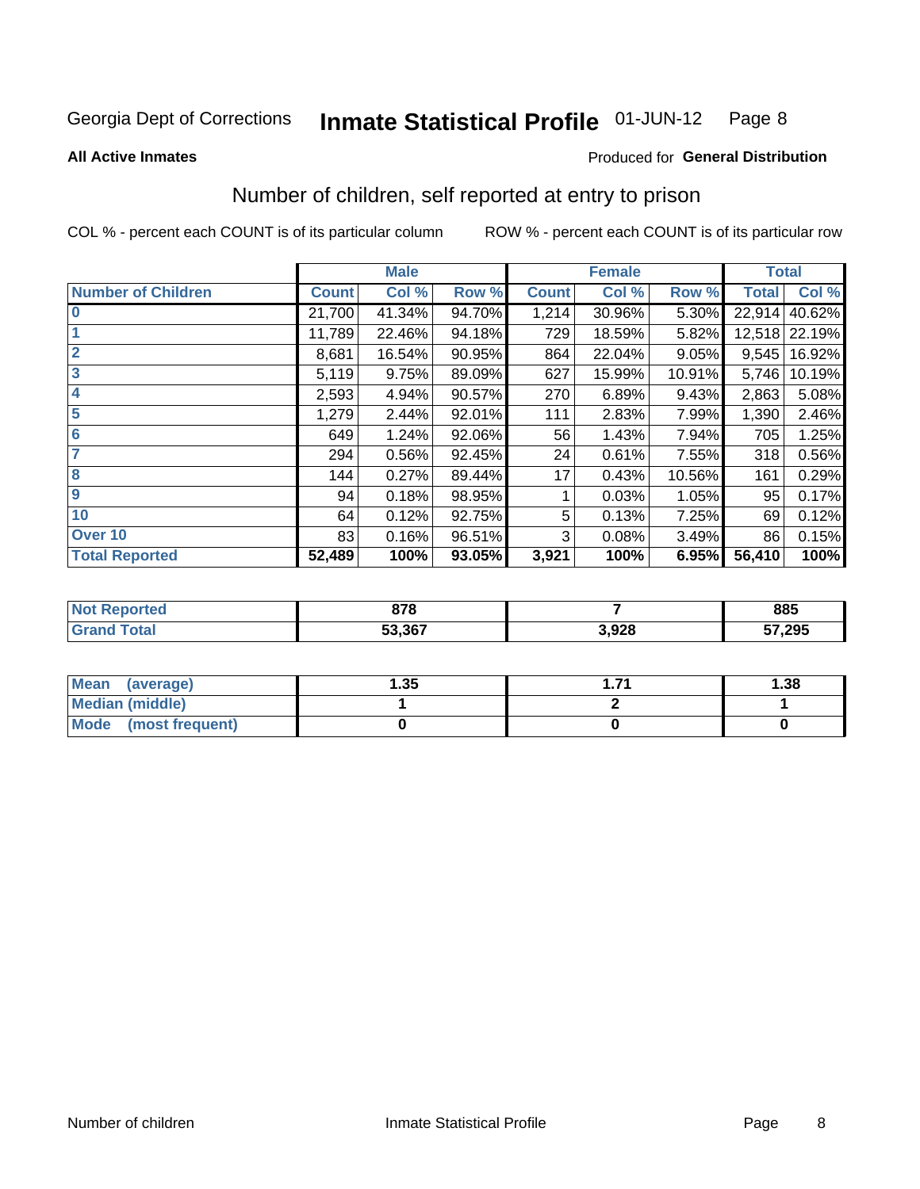Georgia Dept of Corrections **Inmate Statistical Profile** 01-JUN-12

**All Active Inmates**

Produced for **General Distribution**

## Number of children, self reported at entry to prison

COL % - percent each COUNT is of its particular column

ROW % - percent each COUNT is of its particular row

| | Male | | | Female | | | Total | |
|---|---|---|---|---|---|---|---|---|
| **Number of Children** | **Count** | **Col %** | **Row %** | **Count** | **Col %** | **Row %** | **Total** | **Col %** |
| **0** | 21,700 | 41.34% | 94.70% | 1,214 | 30.96% | 5.30% | 22,914 | 40.62% |
| **1** | 11,789 | 22.46% | 94.18% | 729 | 18.59% | 5.82% | 12,518 | 22.19% |
| **2** | 8,681 | 16.54% | 90.95% | 864 | 22.04% | 9.05% | 9,545 | 16.92% |
| **3** | 5,119 | 9.75% | 89.09% | 627 | 15.99% | 10.91% | 5,746 | 10.19% |
| **4** | 2,593 | 4.94% | 90.57% | 270 | 6.89% | 9.43% | 2,863 | 5.08% |
| **5** | 1,279 | 2.44% | 92.01% | 111 | 2.83% | 7.99% | 1,390 | 2.46% |
| **6** | 649 | 1.24% | 92.06% | 56 | 1.43% | 7.94% | 705 | 1.25% |
| **7** | 294 | 0.56% | 92.45% | 24 | 0.61% | 7.55% | 318 | 0.56% |
| **8** | 144 | 0.27% | 89.44% | 17 | 0.43% | 10.56% | 161 | 0.29% |
| **9** | 94 | 0.18% | 98.95% | 1 | 0.03% | 1.05% | 95 | 0.17% |
| **10** | 64 | 0.12% | 92.75% | 5 | 0.13% | 7.25% | 69 | 0.12% |
| **Over 10** | 83 | 0.16% | 96.51% | 3 | 0.08% | 3.49% | 86 | 0.15% |
| **Total Reported** | **52,489** | **100%** | **93.05%** | **3,921** | **100%** | **6.95%** | **56,410** | **100%** |

| | Male | Female | Total |
|---|---|---|---|
| **Not Reported** | **878** | **7** | **885** |
| **Grand Total** | **53,367** | **3,928** | **57,295** |

| | Male | Female | Total |
|---|---|---|---|
| **Mean (average)** | **1.35** | **1.71** | **1.38** |
| **Median (middle)** | **1** | **2** | **1** |
| **Mode (most frequent)** | **0** | **0** | **0** |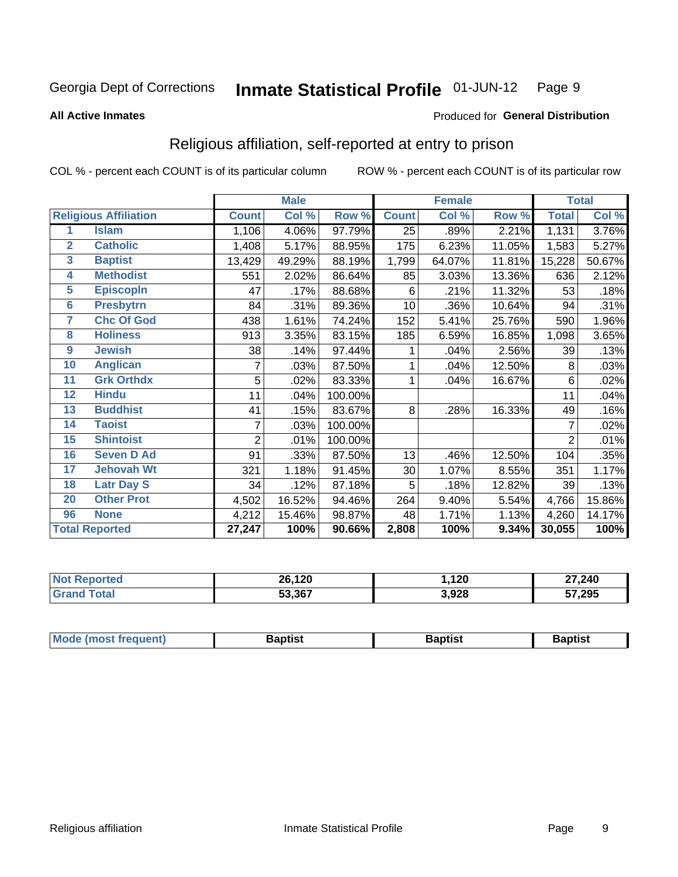Georgia Dept of Corrections **Inmate Statistical Profile** 01-JUN-12

**All Active Inmates**

Produced for **General Distribution**

## Religious affiliation, self-reported at entry to prison

COL % - percent each COUNT is of its particular column ROW % - percent each COUNT is of its particular row

| | | Male | | | Female | | | Total | |
|---|---|---|---|---|---|---|---|---|---|
| **Religious Affiliation** | | **Count** | **Col %** | **Row %** | **Count** | **Col %** | **Row %** | **Total** | **Col %** |
| 1 | Islam | 1,106 | 4.06% | 97.79% | 25 | .89% | 2.21% | 1,131 | 3.76% |
| 2 | Catholic | 1,408 | 5.17% | 88.95% | 175 | 6.23% | 11.05% | 1,583 | 5.27% |
| 3 | Baptist | 13,429 | 49.29% | 88.19% | 1,799 | 64.07% | 11.81% | 15,228 | 50.67% |
| 4 | Methodist | 551 | 2.02% | 86.64% | 85 | 3.03% | 13.36% | 636 | 2.12% |
| 5 | Episcopln | 47 | .17% | 88.68% | 6 | .21% | 11.32% | 53 | .18% |
| 6 | Presbytrn | 84 | .31% | 89.36% | 10 | .36% | 10.64% | 94 | .31% |
| 7 | Chc Of God | 438 | 1.61% | 74.24% | 152 | 5.41% | 25.76% | 590 | 1.96% |
| 8 | Holiness | 913 | 3.35% | 83.15% | 185 | 6.59% | 16.85% | 1,098 | 3.65% |
| 9 | Jewish | 38 | .14% | 97.44% | 1 | .04% | 2.56% | 39 | .13% |
| 10 | Anglican | 7 | .03% | 87.50% | 1 | .04% | 12.50% | 8 | .03% |
| 11 | Grk Orthdx | 5 | .02% | 83.33% | 1 | .04% | 16.67% | 6 | .02% |
| 12 | Hindu | 11 | .04% | 100.00% | | | | 11 | .04% |
| 13 | Buddhist | 41 | .15% | 83.67% | 8 | .28% | 16.33% | 49 | .16% |
| 14 | Taoist | 7 | .03% | 100.00% | | | | 7 | .02% |
| 15 | Shintoist | 2 | .01% | 100.00% | | | | 2 | .01% |
| 16 | Seven D Ad | 91 | .33% | 87.50% | 13 | .46% | 12.50% | 104 | .35% |
| 17 | Jehovah Wt | 321 | 1.18% | 91.45% | 30 | 1.07% | 8.55% | 351 | 1.17% |
| 18 | Latr Day S | 34 | .12% | 87.18% | 5 | .18% | 12.82% | 39 | .13% |
| 20 | Other Prot | 4,502 | 16.52% | 94.46% | 264 | 9.40% | 5.54% | 4,766 | 15.86% |
| 96 | None | 4,212 | 15.46% | 98.87% | 48 | 1.71% | 1.13% | 4,260 | 14.17% |
| **Total Reported** | | **27,247** | **100%** | **90.66%** | **2,808** | **100%** | **9.34%** | **30,055** | **100%** |

| | Male | Female | Total |
|---|---|---|---|
| **Not Reported** | **26,120** | **1,120** | **27,240** |
| **Grand Total** | **53,367** | **3,928** | **57,295** |

| | Male | Female | Total |
|---|---|---|---|
| **Mode (most frequent)** | **Baptist** | **Baptist** | **Baptist** |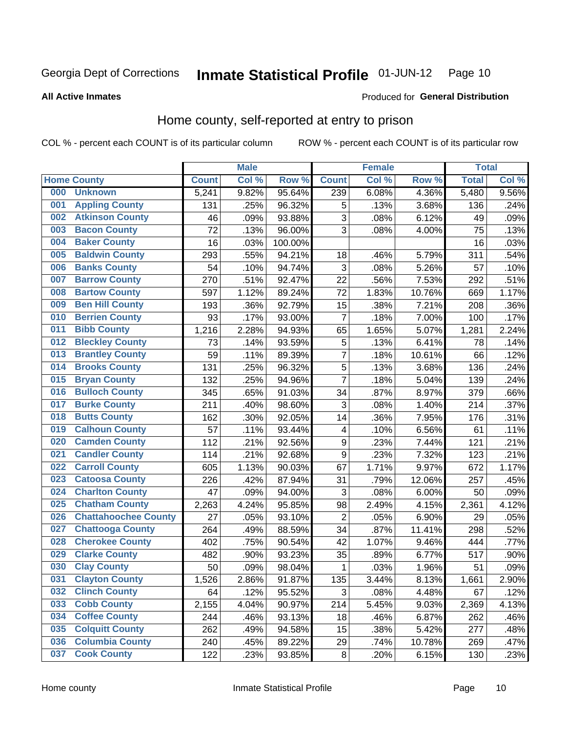Georgia Dept of Corrections **Inmate Statistical Profile** 01-JUN-12

**All Active Inmates**

Produced for **General Distribution**

## Home county, self-reported at entry to prison

COL % - percent each COUNT is of its particular column ROW % - percent each COUNT is of its particular row

| Home County | | Male | | | Female | | | Total | |
|---|---|---|---|---|---|---|---|---|---|
| | | Count | Col % | Row % | Count | Col % | Row % | Total | Col % |
| 000 | Unknown | 5,241 | 9.82% | 95.64% | 239 | 6.08% | 4.36% | 5,480 | 9.56% |
| 001 | Appling County | 131 | .25% | 96.32% | 5 | .13% | 3.68% | 136 | .24% |
| 002 | Atkinson County | 46 | .09% | 93.88% | 3 | .08% | 6.12% | 49 | .09% |
| 003 | Bacon County | 72 | .13% | 96.00% | 3 | .08% | 4.00% | 75 | .13% |
| 004 | Baker County | 16 | .03% | 100.00% | | | | 16 | .03% |
| 005 | Baldwin County | 293 | .55% | 94.21% | 18 | .46% | 5.79% | 311 | .54% |
| 006 | Banks County | 54 | .10% | 94.74% | 3 | .08% | 5.26% | 57 | .10% |
| 007 | Barrow County | 270 | .51% | 92.47% | 22 | .56% | 7.53% | 292 | .51% |
| 008 | Bartow County | 597 | 1.12% | 89.24% | 72 | 1.83% | 10.76% | 669 | 1.17% |
| 009 | Ben Hill County | 193 | .36% | 92.79% | 15 | .38% | 7.21% | 208 | .36% |
| 010 | Berrien County | 93 | .17% | 93.00% | 7 | .18% | 7.00% | 100 | .17% |
| 011 | Bibb County | 1,216 | 2.28% | 94.93% | 65 | 1.65% | 5.07% | 1,281 | 2.24% |
| 012 | Bleckley County | 73 | .14% | 93.59% | 5 | .13% | 6.41% | 78 | .14% |
| 013 | Brantley County | 59 | .11% | 89.39% | 7 | .18% | 10.61% | 66 | .12% |
| 014 | Brooks County | 131 | .25% | 96.32% | 5 | .13% | 3.68% | 136 | .24% |
| 015 | Bryan County | 132 | .25% | 94.96% | 7 | .18% | 5.04% | 139 | .24% |
| 016 | Bulloch County | 345 | .65% | 91.03% | 34 | .87% | 8.97% | 379 | .66% |
| 017 | Burke County | 211 | .40% | 98.60% | 3 | .08% | 1.40% | 214 | .37% |
| 018 | Butts County | 162 | .30% | 92.05% | 14 | .36% | 7.95% | 176 | .31% |
| 019 | Calhoun County | 57 | .11% | 93.44% | 4 | .10% | 6.56% | 61 | .11% |
| 020 | Camden County | 112 | .21% | 92.56% | 9 | .23% | 7.44% | 121 | .21% |
| 021 | Candler County | 114 | .21% | 92.68% | 9 | .23% | 7.32% | 123 | .21% |
| 022 | Carroll County | 605 | 1.13% | 90.03% | 67 | 1.71% | 9.97% | 672 | 1.17% |
| 023 | Catoosa County | 226 | .42% | 87.94% | 31 | .79% | 12.06% | 257 | .45% |
| 024 | Charlton County | 47 | .09% | 94.00% | 3 | .08% | 6.00% | 50 | .09% |
| 025 | Chatham County | 2,263 | 4.24% | 95.85% | 98 | 2.49% | 4.15% | 2,361 | 4.12% |
| 026 | Chattahoochee County | 27 | .05% | 93.10% | 2 | .05% | 6.90% | 29 | .05% |
| 027 | Chattooga County | 264 | .49% | 88.59% | 34 | .87% | 11.41% | 298 | .52% |
| 028 | Cherokee County | 402 | .75% | 90.54% | 42 | 1.07% | 9.46% | 444 | .77% |
| 029 | Clarke County | 482 | .90% | 93.23% | 35 | .89% | 6.77% | 517 | .90% |
| 030 | Clay County | 50 | .09% | 98.04% | 1 | .03% | 1.96% | 51 | .09% |
| 031 | Clayton County | 1,526 | 2.86% | 91.87% | 135 | 3.44% | 8.13% | 1,661 | 2.90% |
| 032 | Clinch County | 64 | .12% | 95.52% | 3 | .08% | 4.48% | 67 | .12% |
| 033 | Cobb County | 2,155 | 4.04% | 90.97% | 214 | 5.45% | 9.03% | 2,369 | 4.13% |
| 034 | Coffee County | 244 | .46% | 93.13% | 18 | .46% | 6.87% | 262 | .46% |
| 035 | Colquitt County | 262 | .49% | 94.58% | 15 | .38% | 5.42% | 277 | .48% |
| 036 | Columbia County | 240 | .45% | 89.22% | 29 | .74% | 10.78% | 269 | .47% |
| 037 | Cook County | 122 | .23% | 93.85% | 8 | .20% | 6.15% | 130 | .23% |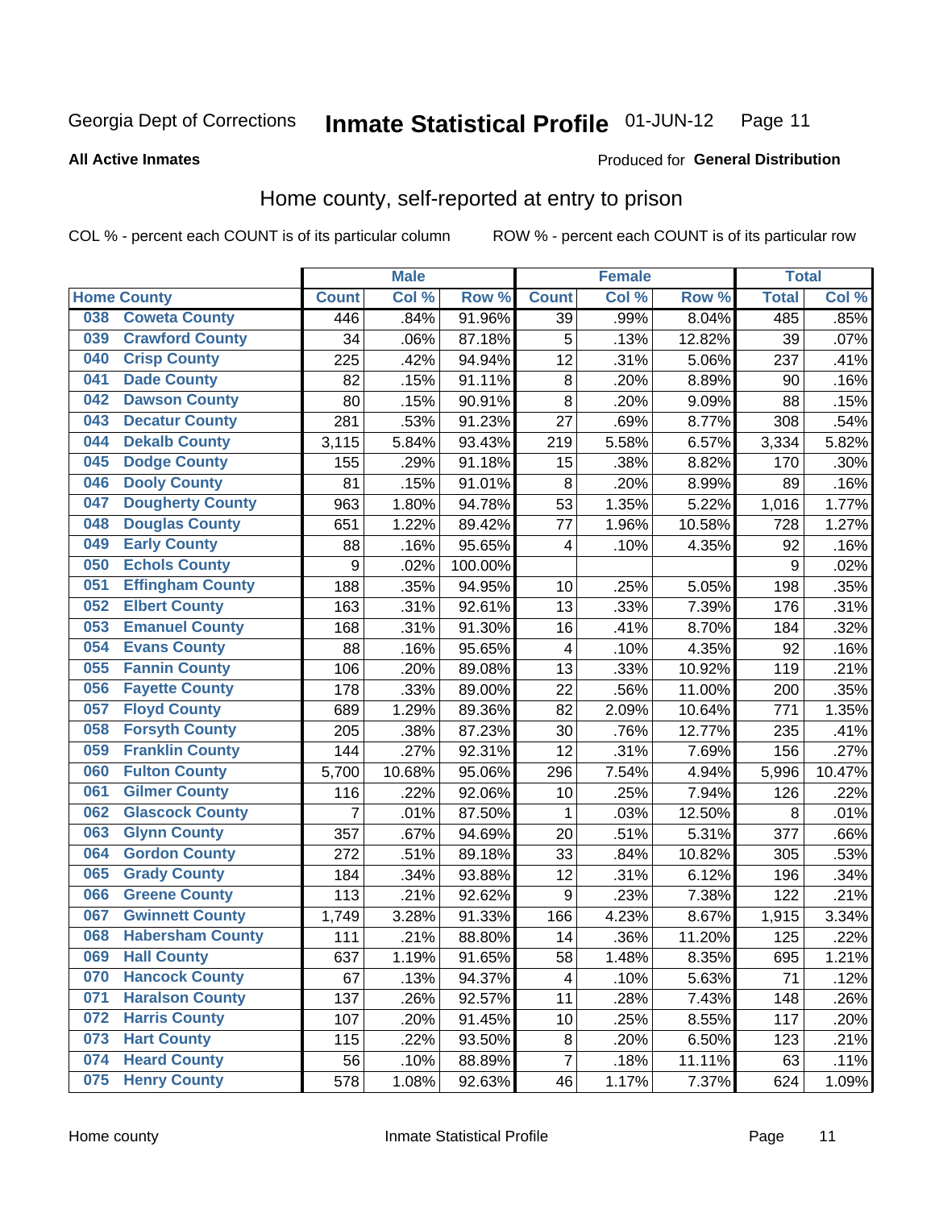Georgia Dept of Corrections **Inmate Statistical Profile** 01-JUN-12

**All Active Inmates**

Produced for **General Distribution**

## Home county, self-reported at entry to prison

COL % - percent each COUNT is of its particular column ROW % - percent each COUNT is of its particular row

| Home County | | Male | | | Female | | | Total | |
|---|---|---|---|---|---|---|---|---|---|
| | | Count | Col % | Row % | Count | Col % | Row % | Total | Col % |
| 038 | Coweta County | 446 | .84% | 91.96% | 39 | .99% | 8.04% | 485 | .85% |
| 039 | Crawford County | 34 | .06% | 87.18% | 5 | .13% | 12.82% | 39 | .07% |
| 040 | Crisp County | 225 | .42% | 94.94% | 12 | .31% | 5.06% | 237 | .41% |
| 041 | Dade County | 82 | .15% | 91.11% | 8 | .20% | 8.89% | 90 | .16% |
| 042 | Dawson County | 80 | .15% | 90.91% | 8 | .20% | 9.09% | 88 | .15% |
| 043 | Decatur County | 281 | .53% | 91.23% | 27 | .69% | 8.77% | 308 | .54% |
| 044 | Dekalb County | 3,115 | 5.84% | 93.43% | 219 | 5.58% | 6.57% | 3,334 | 5.82% |
| 045 | Dodge County | 155 | .29% | 91.18% | 15 | .38% | 8.82% | 170 | .30% |
| 046 | Dooly County | 81 | .15% | 91.01% | 8 | .20% | 8.99% | 89 | .16% |
| 047 | Dougherty County | 963 | 1.80% | 94.78% | 53 | 1.35% | 5.22% | 1,016 | 1.77% |
| 048 | Douglas County | 651 | 1.22% | 89.42% | 77 | 1.96% | 10.58% | 728 | 1.27% |
| 049 | Early County | 88 | .16% | 95.65% | 4 | .10% | 4.35% | 92 | .16% |
| 050 | Echols County | 9 | .02% | 100.00% | | | | 9 | .02% |
| 051 | Effingham County | 188 | .35% | 94.95% | 10 | .25% | 5.05% | 198 | .35% |
| 052 | Elbert County | 163 | .31% | 92.61% | 13 | .33% | 7.39% | 176 | .31% |
| 053 | Emanuel County | 168 | .31% | 91.30% | 16 | .41% | 8.70% | 184 | .32% |
| 054 | Evans County | 88 | .16% | 95.65% | 4 | .10% | 4.35% | 92 | .16% |
| 055 | Fannin County | 106 | .20% | 89.08% | 13 | .33% | 10.92% | 119 | .21% |
| 056 | Fayette County | 178 | .33% | 89.00% | 22 | .56% | 11.00% | 200 | .35% |
| 057 | Floyd County | 689 | 1.29% | 89.36% | 82 | 2.09% | 10.64% | 771 | 1.35% |
| 058 | Forsyth County | 205 | .38% | 87.23% | 30 | .76% | 12.77% | 235 | .41% |
| 059 | Franklin County | 144 | .27% | 92.31% | 12 | .31% | 7.69% | 156 | .27% |
| 060 | Fulton County | 5,700 | 10.68% | 95.06% | 296 | 7.54% | 4.94% | 5,996 | 10.47% |
| 061 | Gilmer County | 116 | .22% | 92.06% | 10 | .25% | 7.94% | 126 | .22% |
| 062 | Glascock County | 7 | .01% | 87.50% | 1 | .03% | 12.50% | 8 | .01% |
| 063 | Glynn County | 357 | .67% | 94.69% | 20 | .51% | 5.31% | 377 | .66% |
| 064 | Gordon County | 272 | .51% | 89.18% | 33 | .84% | 10.82% | 305 | .53% |
| 065 | Grady County | 184 | .34% | 93.88% | 12 | .31% | 6.12% | 196 | .34% |
| 066 | Greene County | 113 | .21% | 92.62% | 9 | .23% | 7.38% | 122 | .21% |
| 067 | Gwinnett County | 1,749 | 3.28% | 91.33% | 166 | 4.23% | 8.67% | 1,915 | 3.34% |
| 068 | Habersham County | 111 | .21% | 88.80% | 14 | .36% | 11.20% | 125 | .22% |
| 069 | Hall County | 637 | 1.19% | 91.65% | 58 | 1.48% | 8.35% | 695 | 1.21% |
| 070 | Hancock County | 67 | .13% | 94.37% | 4 | .10% | 5.63% | 71 | .12% |
| 071 | Haralson County | 137 | .26% | 92.57% | 11 | .28% | 7.43% | 148 | .26% |
| 072 | Harris County | 107 | .20% | 91.45% | 10 | .25% | 8.55% | 117 | .20% |
| 073 | Hart County | 115 | .22% | 93.50% | 8 | .20% | 6.50% | 123 | .21% |
| 074 | Heard County | 56 | .10% | 88.89% | 7 | .18% | 11.11% | 63 | .11% |
| 075 | Henry County | 578 | 1.08% | 92.63% | 46 | 1.17% | 7.37% | 624 | 1.09% |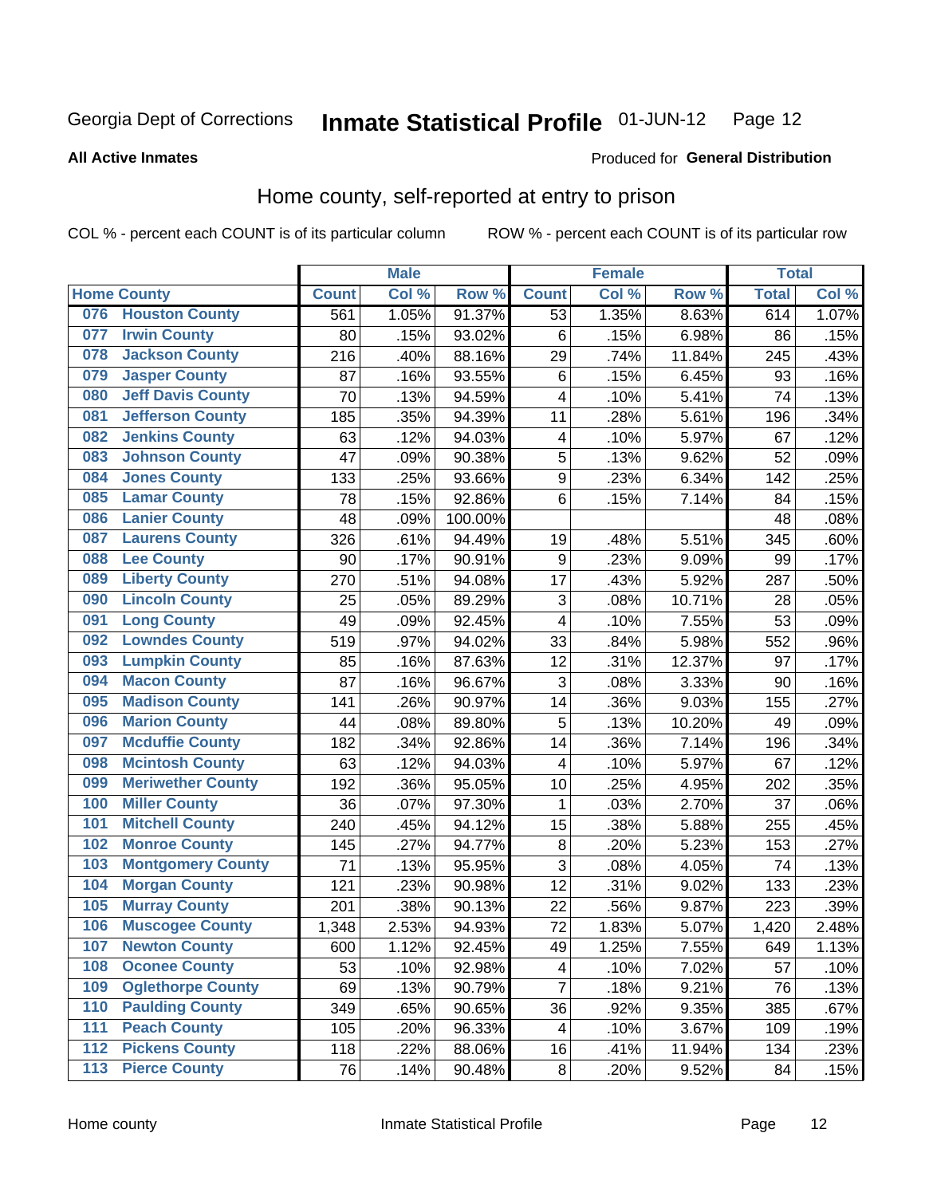Georgia Dept of Corrections **Inmate Statistical Profile** 01-JUN-12 Page 12

**All Active Inmates**

Produced for **General Distribution**

## Home county, self-reported at entry to prison

COL % - percent each COUNT is of its particular column ROW % - percent each COUNT is of its particular row

| Home County | | Male | | | Female | | | Total | |
|---|---|---|---|---|---|---|---|---|---|
| | | Count | Col % | Row % | Count | Col % | Row % | Total | Col % |
| 076 | Houston County | 561 | 1.05% | 91.37% | 53 | 1.35% | 8.63% | 614 | 1.07% |
| 077 | Irwin County | 80 | .15% | 93.02% | 6 | .15% | 6.98% | 86 | .15% |
| 078 | Jackson County | 216 | .40% | 88.16% | 29 | .74% | 11.84% | 245 | .43% |
| 079 | Jasper County | 87 | .16% | 93.55% | 6 | .15% | 6.45% | 93 | .16% |
| 080 | Jeff Davis County | 70 | .13% | 94.59% | 4 | .10% | 5.41% | 74 | .13% |
| 081 | Jefferson County | 185 | .35% | 94.39% | 11 | .28% | 5.61% | 196 | .34% |
| 082 | Jenkins County | 63 | .12% | 94.03% | 4 | .10% | 5.97% | 67 | .12% |
| 083 | Johnson County | 47 | .09% | 90.38% | 5 | .13% | 9.62% | 52 | .09% |
| 084 | Jones County | 133 | .25% | 93.66% | 9 | .23% | 6.34% | 142 | .25% |
| 085 | Lamar County | 78 | .15% | 92.86% | 6 | .15% | 7.14% | 84 | .15% |
| 086 | Lanier County | 48 | .09% | 100.00% | | | | 48 | .08% |
| 087 | Laurens County | 326 | .61% | 94.49% | 19 | .48% | 5.51% | 345 | .60% |
| 088 | Lee County | 90 | .17% | 90.91% | 9 | .23% | 9.09% | 99 | .17% |
| 089 | Liberty County | 270 | .51% | 94.08% | 17 | .43% | 5.92% | 287 | .50% |
| 090 | Lincoln County | 25 | .05% | 89.29% | 3 | .08% | 10.71% | 28 | .05% |
| 091 | Long County | 49 | .09% | 92.45% | 4 | .10% | 7.55% | 53 | .09% |
| 092 | Lowndes County | 519 | .97% | 94.02% | 33 | .84% | 5.98% | 552 | .96% |
| 093 | Lumpkin County | 85 | .16% | 87.63% | 12 | .31% | 12.37% | 97 | .17% |
| 094 | Macon County | 87 | .16% | 96.67% | 3 | .08% | 3.33% | 90 | .16% |
| 095 | Madison County | 141 | .26% | 90.97% | 14 | .36% | 9.03% | 155 | .27% |
| 096 | Marion County | 44 | .08% | 89.80% | 5 | .13% | 10.20% | 49 | .09% |
| 097 | Mcduffie County | 182 | .34% | 92.86% | 14 | .36% | 7.14% | 196 | .34% |
| 098 | Mcintosh County | 63 | .12% | 94.03% | 4 | .10% | 5.97% | 67 | .12% |
| 099 | Meriwether County | 192 | .36% | 95.05% | 10 | .25% | 4.95% | 202 | .35% |
| 100 | Miller County | 36 | .07% | 97.30% | 1 | .03% | 2.70% | 37 | .06% |
| 101 | Mitchell County | 240 | .45% | 94.12% | 15 | .38% | 5.88% | 255 | .45% |
| 102 | Monroe County | 145 | .27% | 94.77% | 8 | .20% | 5.23% | 153 | .27% |
| 103 | Montgomery County | 71 | .13% | 95.95% | 3 | .08% | 4.05% | 74 | .13% |
| 104 | Morgan County | 121 | .23% | 90.98% | 12 | .31% | 9.02% | 133 | .23% |
| 105 | Murray County | 201 | .38% | 90.13% | 22 | .56% | 9.87% | 223 | .39% |
| 106 | Muscogee County | 1,348 | 2.53% | 94.93% | 72 | 1.83% | 5.07% | 1,420 | 2.48% |
| 107 | Newton County | 600 | 1.12% | 92.45% | 49 | 1.25% | 7.55% | 649 | 1.13% |
| 108 | Oconee County | 53 | .10% | 92.98% | 4 | .10% | 7.02% | 57 | .10% |
| 109 | Oglethorpe County | 69 | .13% | 90.79% | 7 | .18% | 9.21% | 76 | .13% |
| 110 | Paulding County | 349 | .65% | 90.65% | 36 | .92% | 9.35% | 385 | .67% |
| 111 | Peach County | 105 | .20% | 96.33% | 4 | .10% | 3.67% | 109 | .19% |
| 112 | Pickens County | 118 | .22% | 88.06% | 16 | .41% | 11.94% | 134 | .23% |
| 113 | Pierce County | 76 | .14% | 90.48% | 8 | .20% | 9.52% | 84 | .15% |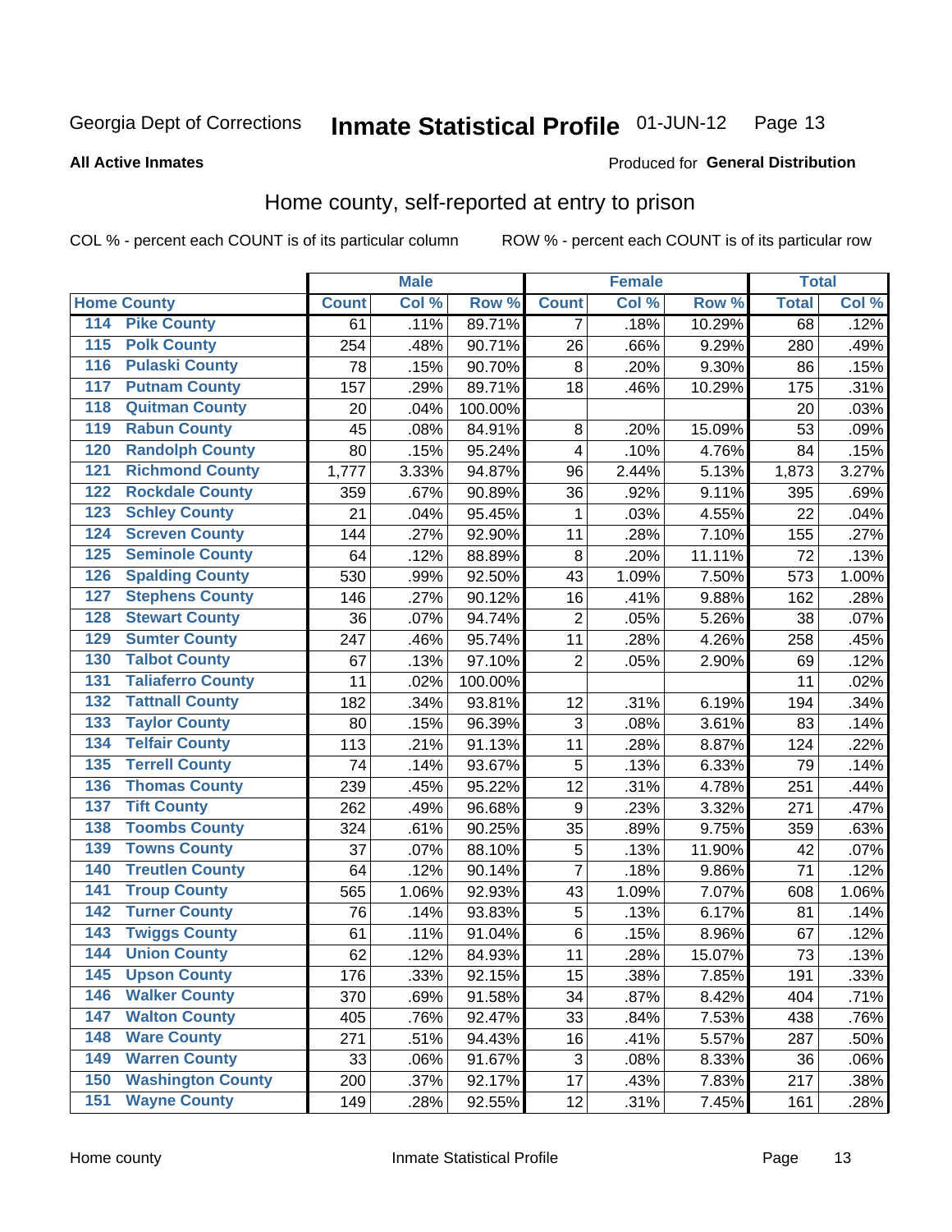Georgia Dept of Corrections **Inmate Statistical Profile** 01-JUN-12 Page 13

**All Active Inmates**

Produced for **General Distribution**

## Home county, self-reported at entry to prison

COL % - percent each COUNT is of its particular column ROW % - percent each COUNT is of its particular row

| Home County | | Male | | | Female | | | Total | |
|---|---|---|---|---|---|---|---|---|---|
| | | Count | Col % | Row % | Count | Col % | Row % | Total | Col % |
| 114 | Pike County | 61 | .11% | 89.71% | 7 | .18% | 10.29% | 68 | .12% |
| 115 | Polk County | 254 | .48% | 90.71% | 26 | .66% | 9.29% | 280 | .49% |
| 116 | Pulaski County | 78 | .15% | 90.70% | 8 | .20% | 9.30% | 86 | .15% |
| 117 | Putnam County | 157 | .29% | 89.71% | 18 | .46% | 10.29% | 175 | .31% |
| 118 | Quitman County | 20 | .04% | 100.00% | | | | 20 | .03% |
| 119 | Rabun County | 45 | .08% | 84.91% | 8 | .20% | 15.09% | 53 | .09% |
| 120 | Randolph County | 80 | .15% | 95.24% | 4 | .10% | 4.76% | 84 | .15% |
| 121 | Richmond County | 1,777 | 3.33% | 94.87% | 96 | 2.44% | 5.13% | 1,873 | 3.27% |
| 122 | Rockdale County | 359 | .67% | 90.89% | 36 | .92% | 9.11% | 395 | .69% |
| 123 | Schley County | 21 | .04% | 95.45% | 1 | .03% | 4.55% | 22 | .04% |
| 124 | Screven County | 144 | .27% | 92.90% | 11 | .28% | 7.10% | 155 | .27% |
| 125 | Seminole County | 64 | .12% | 88.89% | 8 | .20% | 11.11% | 72 | .13% |
| 126 | Spalding County | 530 | .99% | 92.50% | 43 | 1.09% | 7.50% | 573 | 1.00% |
| 127 | Stephens County | 146 | .27% | 90.12% | 16 | .41% | 9.88% | 162 | .28% |
| 128 | Stewart County | 36 | .07% | 94.74% | 2 | .05% | 5.26% | 38 | .07% |
| 129 | Sumter County | 247 | .46% | 95.74% | 11 | .28% | 4.26% | 258 | .45% |
| 130 | Talbot County | 67 | .13% | 97.10% | 2 | .05% | 2.90% | 69 | .12% |
| 131 | Taliaferro County | 11 | .02% | 100.00% | | | | 11 | .02% |
| 132 | Tattnall County | 182 | .34% | 93.81% | 12 | .31% | 6.19% | 194 | .34% |
| 133 | Taylor County | 80 | .15% | 96.39% | 3 | .08% | 3.61% | 83 | .14% |
| 134 | Telfair County | 113 | .21% | 91.13% | 11 | .28% | 8.87% | 124 | .22% |
| 135 | Terrell County | 74 | .14% | 93.67% | 5 | .13% | 6.33% | 79 | .14% |
| 136 | Thomas County | 239 | .45% | 95.22% | 12 | .31% | 4.78% | 251 | .44% |
| 137 | Tift County | 262 | .49% | 96.68% | 9 | .23% | 3.32% | 271 | .47% |
| 138 | Toombs County | 324 | .61% | 90.25% | 35 | .89% | 9.75% | 359 | .63% |
| 139 | Towns County | 37 | .07% | 88.10% | 5 | .13% | 11.90% | 42 | .07% |
| 140 | Treutlen County | 64 | .12% | 90.14% | 7 | .18% | 9.86% | 71 | .12% |
| 141 | Troup County | 565 | 1.06% | 92.93% | 43 | 1.09% | 7.07% | 608 | 1.06% |
| 142 | Turner County | 76 | .14% | 93.83% | 5 | .13% | 6.17% | 81 | .14% |
| 143 | Twiggs County | 61 | .11% | 91.04% | 6 | .15% | 8.96% | 67 | .12% |
| 144 | Union County | 62 | .12% | 84.93% | 11 | .28% | 15.07% | 73 | .13% |
| 145 | Upson County | 176 | .33% | 92.15% | 15 | .38% | 7.85% | 191 | .33% |
| 146 | Walker County | 370 | .69% | 91.58% | 34 | .87% | 8.42% | 404 | .71% |
| 147 | Walton County | 405 | .76% | 92.47% | 33 | .84% | 7.53% | 438 | .76% |
| 148 | Ware County | 271 | .51% | 94.43% | 16 | .41% | 5.57% | 287 | .50% |
| 149 | Warren County | 33 | .06% | 91.67% | 3 | .08% | 8.33% | 36 | .06% |
| 150 | Washington County | 200 | .37% | 92.17% | 17 | .43% | 7.83% | 217 | .38% |
| 151 | Wayne County | 149 | .28% | 92.55% | 12 | .31% | 7.45% | 161 | .28% |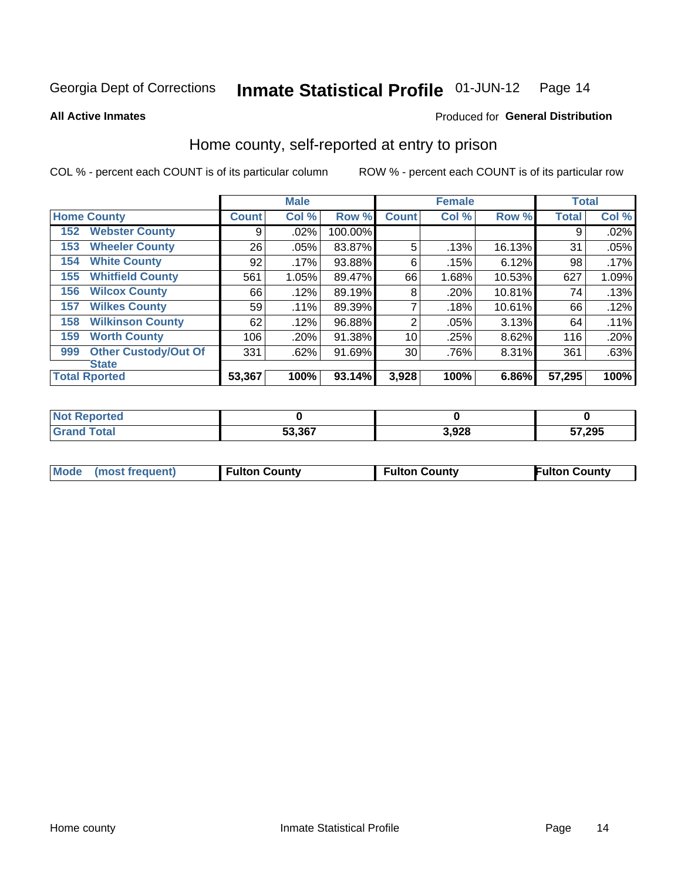Georgia Dept of Corrections **Inmate Statistical Profile** 01-JUN-12

**All Active Inmates**

Produced for **General Distribution**

## Home county, self-reported at entry to prison

COL % - percent each COUNT is of its particular column

ROW % - percent each COUNT is of its particular row

| Home County | | Male | | | Female | | | Total | |
|---|---|---|---|---|---|---|---|---|---|
| | | Count | Col % | Row % | Count | Col % | Row % | Total | Col % |
| 152 | Webster County | 9 | .02% | 100.00% | | | | 9 | .02% |
| 153 | Wheeler County | 26 | .05% | 83.87% | 5 | .13% | 16.13% | 31 | .05% |
| 154 | White County | 92 | .17% | 93.88% | 6 | .15% | 6.12% | 98 | .17% |
| 155 | Whitfield County | 561 | 1.05% | 89.47% | 66 | 1.68% | 10.53% | 627 | 1.09% |
| 156 | Wilcox County | 66 | .12% | 89.19% | 8 | .20% | 10.81% | 74 | .13% |
| 157 | Wilkes County | 59 | .11% | 89.39% | 7 | .18% | 10.61% | 66 | .12% |
| 158 | Wilkinson County | 62 | .12% | 96.88% | 2 | .05% | 3.13% | 64 | .11% |
| 159 | Worth County | 106 | .20% | 91.38% | 10 | .25% | 8.62% | 116 | .20% |
| 999 | Other Custody/Out Of State | 331 | .62% | 91.69% | 30 | .76% | 8.31% | 361 | .63% |
| Total Rported | | 53,367 | 100% | 93.14% | 3,928 | 100% | 6.86% | 57,295 | 100% |

| | Male | Female | Total |
|---|---|---|---|
| Not Reported | 0 | 0 | 0 |
| Grand Total | 53,367 | 3,928 | 57,295 |

| | Male | Female | Total |
|---|---|---|---|
| Mode (most frequent) | Fulton County | Fulton County | Fulton County |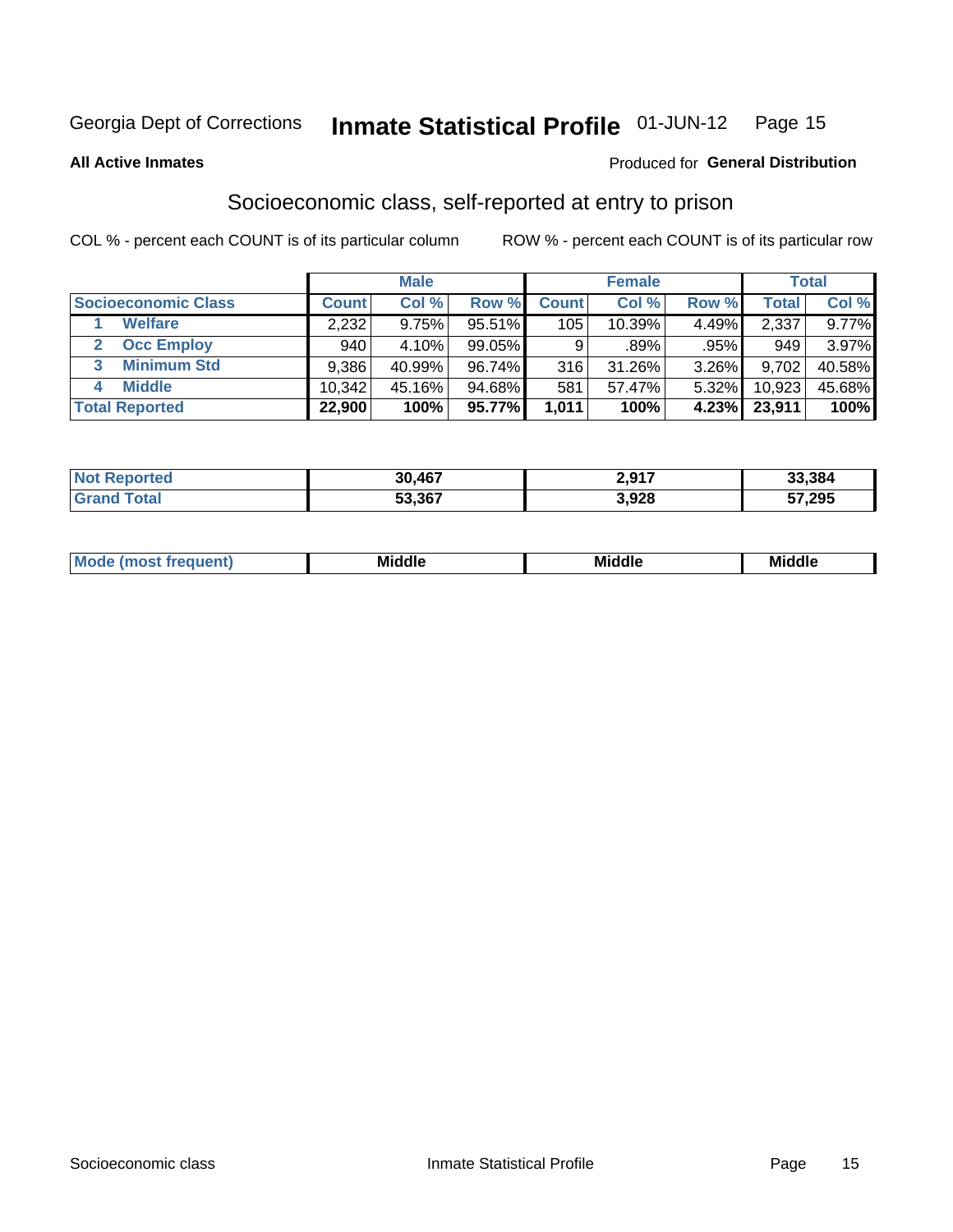Georgia Dept of Corrections **Inmate Statistical Profile** 01-JUN-12

**All Active Inmates**

Produced for **General Distribution**

## Socioeconomic class, self-reported at entry to prison

COL % - percent each COUNT is of its particular column ROW % - percent each COUNT is of its particular row

| | Male | | | Female | | | Total | |
|---|---|---|---|---|---|---|---|---|
| **Socioeconomic Class** | **Count** | **Col %** | **Row %** | **Count** | **Col %** | **Row %** | **Total** | **Col %** |
| 1 **Welfare** | 2,232 | 9.75% | 95.51% | 105 | 10.39% | 4.49% | 2,337 | 9.77% |
| 2 **Occ Employ** | 940 | 4.10% | 99.05% | 9 | .89% | .95% | 949 | 3.97% |
| 3 **Minimum Std** | 9,386 | 40.99% | 96.74% | 316 | 31.26% | 3.26% | 9,702 | 40.58% |
| 4 **Middle** | 10,342 | 45.16% | 94.68% | 581 | 57.47% | 5.32% | 10,923 | 45.68% |
| **Total Reported** | **22,900** | **100%** | **95.77%** | **1,011** | **100%** | **4.23%** | **23,911** | **100%** |

| | Male | Female | Total |
|---|---|---|---|
| **Not Reported** | **30,467** | **2,917** | **33,384** |
| **Grand Total** | **53,367** | **3,928** | **57,295** |

| | Male | Female | Total |
|---|---|---|---|
| **Mode (most frequent)** | **Middle** | **Middle** | **Middle** |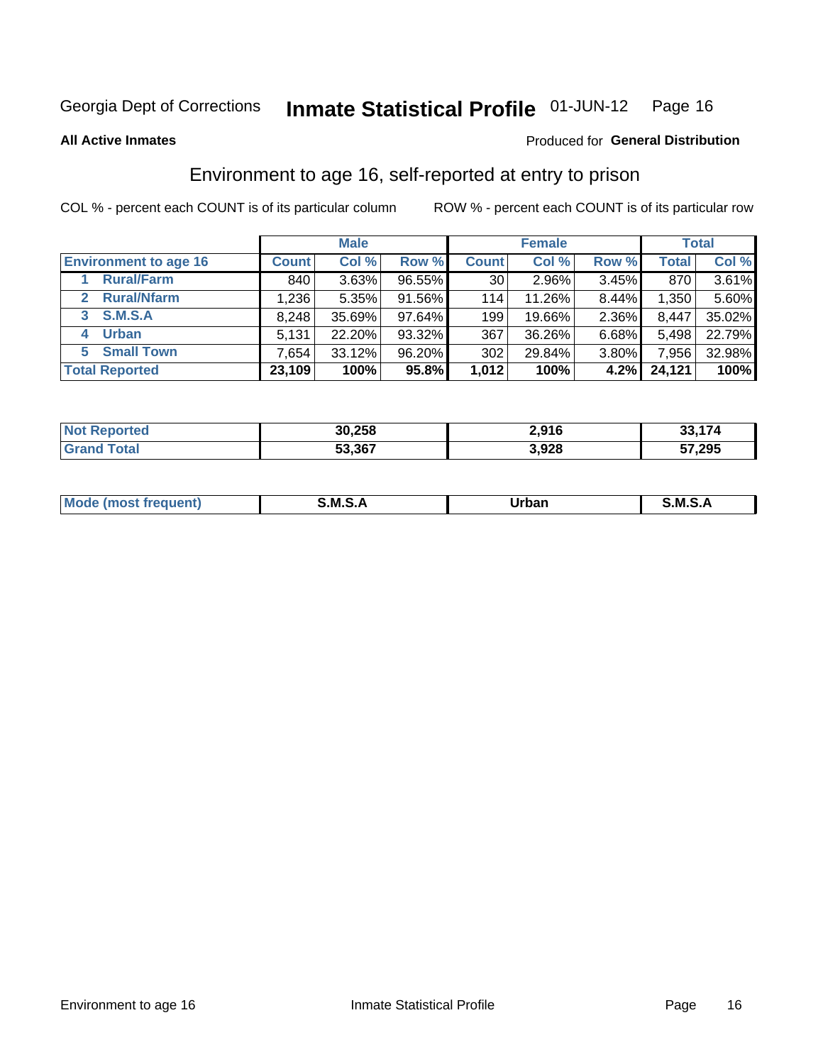Georgia Dept of Corrections **Inmate Statistical Profile** 01-JUN-12

**All Active Inmates**

Produced for **General Distribution**

## Environment to age 16, self-reported at entry to prison

COL % - percent each COUNT is of its particular column    ROW % - percent each COUNT is of its particular row

| | Male | | | Female | | | Total | |
|---|---|---|---|---|---|---|---|---|
| **Environment to age 16** | **Count** | **Col %** | **Row %** | **Count** | **Col %** | **Row %** | **Total** | **Col %** |
| 1 **Rural/Farm** | 840 | 3.63% | 96.55% | 30 | 2.96% | 3.45% | 870 | 3.61% |
| 2 **Rural/Nfarm** | 1,236 | 5.35% | 91.56% | 114 | 11.26% | 8.44% | 1,350 | 5.60% |
| 3 **S.M.S.A** | 8,248 | 35.69% | 97.64% | 199 | 19.66% | 2.36% | 8,447 | 35.02% |
| 4 **Urban** | 5,131 | 22.20% | 93.32% | 367 | 36.26% | 6.68% | 5,498 | 22.79% |
| 5 **Small Town** | 7,654 | 33.12% | 96.20% | 302 | 29.84% | 3.80% | 7,956 | 32.98% |
| **Total Reported** | **23,109** | **100%** | **95.8%** | **1,012** | **100%** | **4.2%** | **24,121** | **100%** |

| | Male | Female | Total |
|---|---|---|---|
| **Not Reported** | **30,258** | **2,916** | **33,174** |
| **Grand Total** | **53,367** | **3,928** | **57,295** |

| | Male | Female | Total |
|---|---|---|---|
| **Mode (most frequent)** | **S.M.S.A** | **Urban** | **S.M.S.A** |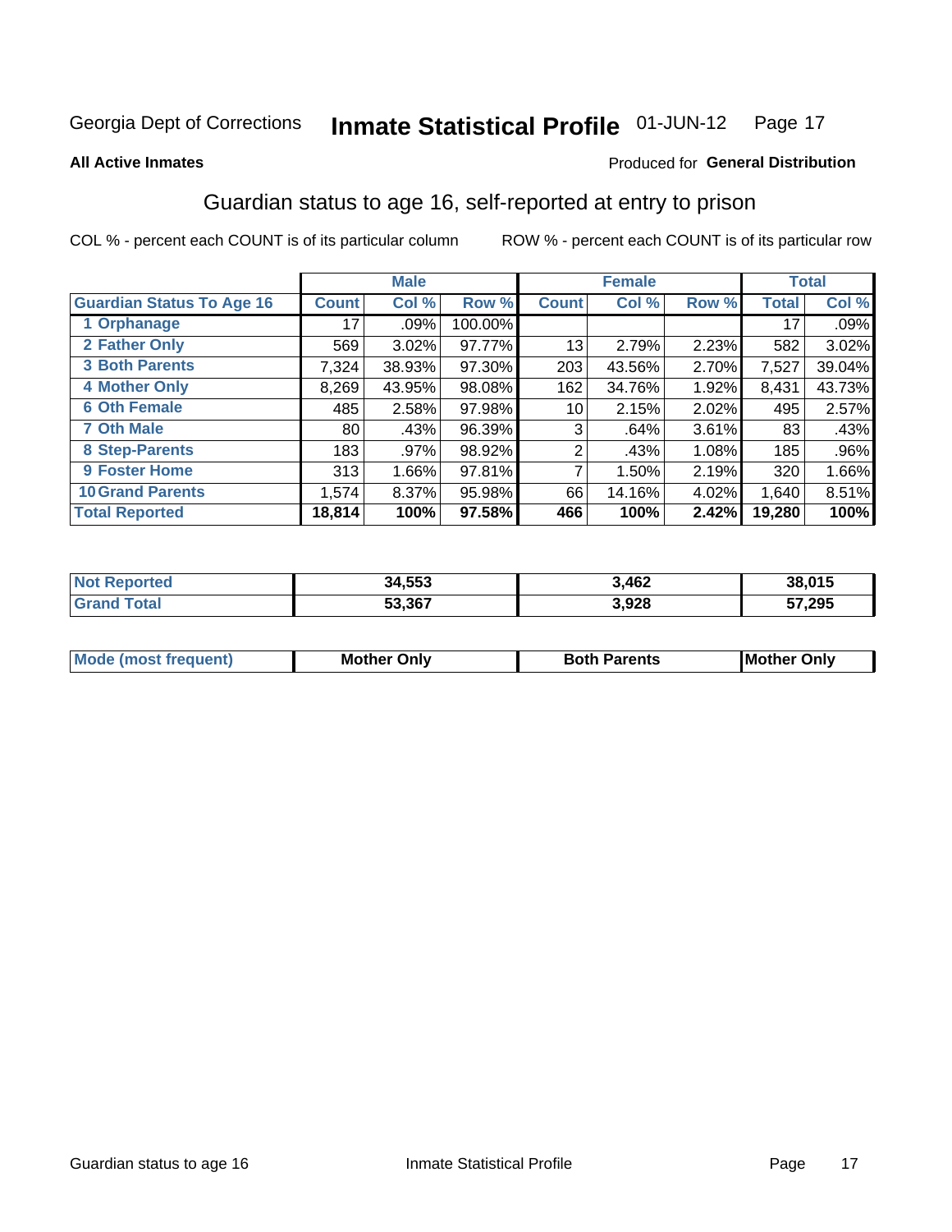Georgia Dept of Corrections **Inmate Statistical Profile** 01-JUN-12

**All Active Inmates**

Produced for **General Distribution**

## Guardian status to age 16, self-reported at entry to prison

COL % - percent each COUNT is of its particular column ROW % - percent each COUNT is of its particular row

| | Male | | | Female | | | Total | |
|---|---|---|---|---|---|---|---|---|
| **Guardian Status To Age 16** | **Count** | **Col %** | **Row %** | **Count** | **Col %** | **Row %** | **Total** | **Col %** |
| 1 Orphanage | 17 | .09% | 100.00% | | | | 17 | .09% |
| 2 Father Only | 569 | 3.02% | 97.77% | 13 | 2.79% | 2.23% | 582 | 3.02% |
| 3 Both Parents | 7,324 | 38.93% | 97.30% | 203 | 43.56% | 2.70% | 7,527 | 39.04% |
| 4 Mother Only | 8,269 | 43.95% | 98.08% | 162 | 34.76% | 1.92% | 8,431 | 43.73% |
| 6 Oth Female | 485 | 2.58% | 97.98% | 10 | 2.15% | 2.02% | 495 | 2.57% |
| 7 Oth Male | 80 | .43% | 96.39% | 3 | .64% | 3.61% | 83 | .43% |
| 8 Step-Parents | 183 | .97% | 98.92% | 2 | .43% | 1.08% | 185 | .96% |
| 9 Foster Home | 313 | 1.66% | 97.81% | 7 | 1.50% | 2.19% | 320 | 1.66% |
| 10 Grand Parents | 1,574 | 8.37% | 95.98% | 66 | 14.16% | 4.02% | 1,640 | 8.51% |
| **Total Reported** | **18,814** | **100%** | **97.58%** | **466** | **100%** | **2.42%** | **19,280** | **100%** |

| | Male | Female | Total |
|---|---|---|---|
| Not Reported | 34,553 | 3,462 | 38,015 |
| Grand Total | 53,367 | 3,928 | 57,295 |

| | Male | Female | Total |
|---|---|---|---|
| Mode (most frequent) | Mother Only | Both Parents | Mother Only |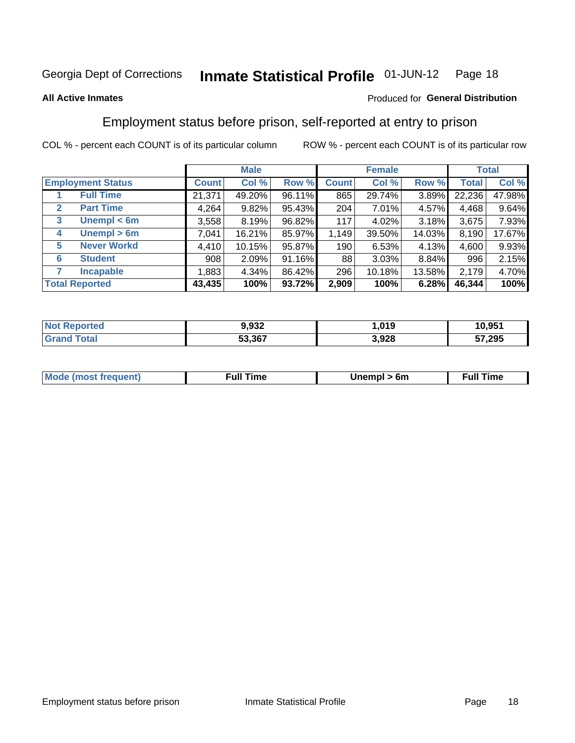Georgia Dept of Corrections **Inmate Statistical Profile** 01-JUN-12

**All Active Inmates**

Produced for **General Distribution**

## Employment status before prison, self-reported at entry to prison

COL % - percent each COUNT is of its particular column

ROW % - percent each COUNT is of its particular row

| | | Male | | | Female | | | Total | |
|---|---|---|---|---|---|---|---|---|---|
| **Employment Status** | | **Count** | **Col %** | **Row %** | **Count** | **Col %** | **Row %** | **Total** | **Col %** |
| 1 | **Full Time** | 21,371 | 49.20% | 96.11% | 865 | 29.74% | 3.89% | 22,236 | 47.98% |
| 2 | **Part Time** | 4,264 | 9.82% | 95.43% | 204 | 7.01% | 4.57% | 4,468 | 9.64% |
| 3 | **Unempl < 6m** | 3,558 | 8.19% | 96.82% | 117 | 4.02% | 3.18% | 3,675 | 7.93% |
| 4 | **Unempl > 6m** | 7,041 | 16.21% | 85.97% | 1,149 | 39.50% | 14.03% | 8,190 | 17.67% |
| 5 | **Never Workd** | 4,410 | 10.15% | 95.87% | 190 | 6.53% | 4.13% | 4,600 | 9.93% |
| 6 | **Student** | 908 | 2.09% | 91.16% | 88 | 3.03% | 8.84% | 996 | 2.15% |
| 7 | **Incapable** | 1,883 | 4.34% | 86.42% | 296 | 10.18% | 13.58% | 2,179 | 4.70% |
| **Total Reported** | | **43,435** | **100%** | **93.72%** | **2,909** | **100%** | **6.28%** | **46,344** | **100%** |

| | Male | Female | Total |
|---|---|---|---|
| **Not Reported** | **9,932** | **1,019** | **10,951** |
| **Grand Total** | **53,367** | **3,928** | **57,295** |

| | Male | Female | Total |
|---|---|---|---|
| **Mode (most frequent)** | **Full Time** | **Unempl > 6m** | **Full Time** |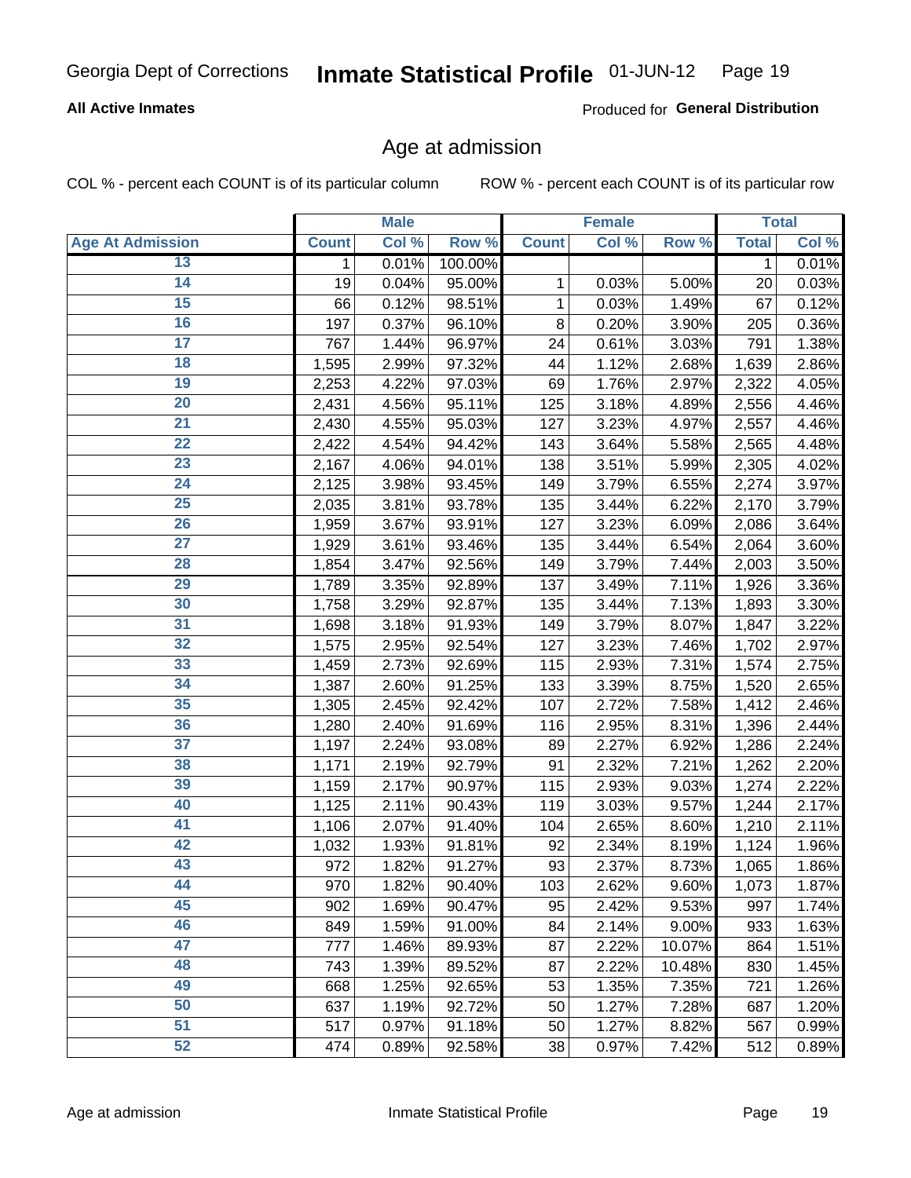Georgia Dept of Corrections **Inmate Statistical Profile** 01-JUN-12

**All Active Inmates** Produced for **General Distribution**

## Age at admission

COL % - percent each COUNT is of its particular column ROW % - percent each COUNT is of its particular row

| | Male | | | Female | | | Total | |
|---|---|---|---|---|---|---|---|---|
| Age At Admission | Count | Col % | Row % | Count | Col % | Row % | Total | Col % |
| 13 | 1 | 0.01% | 100.00% | | | | 1 | 0.01% |
| 14 | 19 | 0.04% | 95.00% | 1 | 0.03% | 5.00% | 20 | 0.03% |
| 15 | 66 | 0.12% | 98.51% | 1 | 0.03% | 1.49% | 67 | 0.12% |
| 16 | 197 | 0.37% | 96.10% | 8 | 0.20% | 3.90% | 205 | 0.36% |
| 17 | 767 | 1.44% | 96.97% | 24 | 0.61% | 3.03% | 791 | 1.38% |
| 18 | 1,595 | 2.99% | 97.32% | 44 | 1.12% | 2.68% | 1,639 | 2.86% |
| 19 | 2,253 | 4.22% | 97.03% | 69 | 1.76% | 2.97% | 2,322 | 4.05% |
| 20 | 2,431 | 4.56% | 95.11% | 125 | 3.18% | 4.89% | 2,556 | 4.46% |
| 21 | 2,430 | 4.55% | 95.03% | 127 | 3.23% | 4.97% | 2,557 | 4.46% |
| 22 | 2,422 | 4.54% | 94.42% | 143 | 3.64% | 5.58% | 2,565 | 4.48% |
| 23 | 2,167 | 4.06% | 94.01% | 138 | 3.51% | 5.99% | 2,305 | 4.02% |
| 24 | 2,125 | 3.98% | 93.45% | 149 | 3.79% | 6.55% | 2,274 | 3.97% |
| 25 | 2,035 | 3.81% | 93.78% | 135 | 3.44% | 6.22% | 2,170 | 3.79% |
| 26 | 1,959 | 3.67% | 93.91% | 127 | 3.23% | 6.09% | 2,086 | 3.64% |
| 27 | 1,929 | 3.61% | 93.46% | 135 | 3.44% | 6.54% | 2,064 | 3.60% |
| 28 | 1,854 | 3.47% | 92.56% | 149 | 3.79% | 7.44% | 2,003 | 3.50% |
| 29 | 1,789 | 3.35% | 92.89% | 137 | 3.49% | 7.11% | 1,926 | 3.36% |
| 30 | 1,758 | 3.29% | 92.87% | 135 | 3.44% | 7.13% | 1,893 | 3.30% |
| 31 | 1,698 | 3.18% | 91.93% | 149 | 3.79% | 8.07% | 1,847 | 3.22% |
| 32 | 1,575 | 2.95% | 92.54% | 127 | 3.23% | 7.46% | 1,702 | 2.97% |
| 33 | 1,459 | 2.73% | 92.69% | 115 | 2.93% | 7.31% | 1,574 | 2.75% |
| 34 | 1,387 | 2.60% | 91.25% | 133 | 3.39% | 8.75% | 1,520 | 2.65% |
| 35 | 1,305 | 2.45% | 92.42% | 107 | 2.72% | 7.58% | 1,412 | 2.46% |
| 36 | 1,280 | 2.40% | 91.69% | 116 | 2.95% | 8.31% | 1,396 | 2.44% |
| 37 | 1,197 | 2.24% | 93.08% | 89 | 2.27% | 6.92% | 1,286 | 2.24% |
| 38 | 1,171 | 2.19% | 92.79% | 91 | 2.32% | 7.21% | 1,262 | 2.20% |
| 39 | 1,159 | 2.17% | 90.97% | 115 | 2.93% | 9.03% | 1,274 | 2.22% |
| 40 | 1,125 | 2.11% | 90.43% | 119 | 3.03% | 9.57% | 1,244 | 2.17% |
| 41 | 1,106 | 2.07% | 91.40% | 104 | 2.65% | 8.60% | 1,210 | 2.11% |
| 42 | 1,032 | 1.93% | 91.81% | 92 | 2.34% | 8.19% | 1,124 | 1.96% |
| 43 | 972 | 1.82% | 91.27% | 93 | 2.37% | 8.73% | 1,065 | 1.86% |
| 44 | 970 | 1.82% | 90.40% | 103 | 2.62% | 9.60% | 1,073 | 1.87% |
| 45 | 902 | 1.69% | 90.47% | 95 | 2.42% | 9.53% | 997 | 1.74% |
| 46 | 849 | 1.59% | 91.00% | 84 | 2.14% | 9.00% | 933 | 1.63% |
| 47 | 777 | 1.46% | 89.93% | 87 | 2.22% | 10.07% | 864 | 1.51% |
| 48 | 743 | 1.39% | 89.52% | 87 | 2.22% | 10.48% | 830 | 1.45% |
| 49 | 668 | 1.25% | 92.65% | 53 | 1.35% | 7.35% | 721 | 1.26% |
| 50 | 637 | 1.19% | 92.72% | 50 | 1.27% | 7.28% | 687 | 1.20% |
| 51 | 517 | 0.97% | 91.18% | 50 | 1.27% | 8.82% | 567 | 0.99% |
| 52 | 474 | 0.89% | 92.58% | 38 | 0.97% | 7.42% | 512 | 0.89% |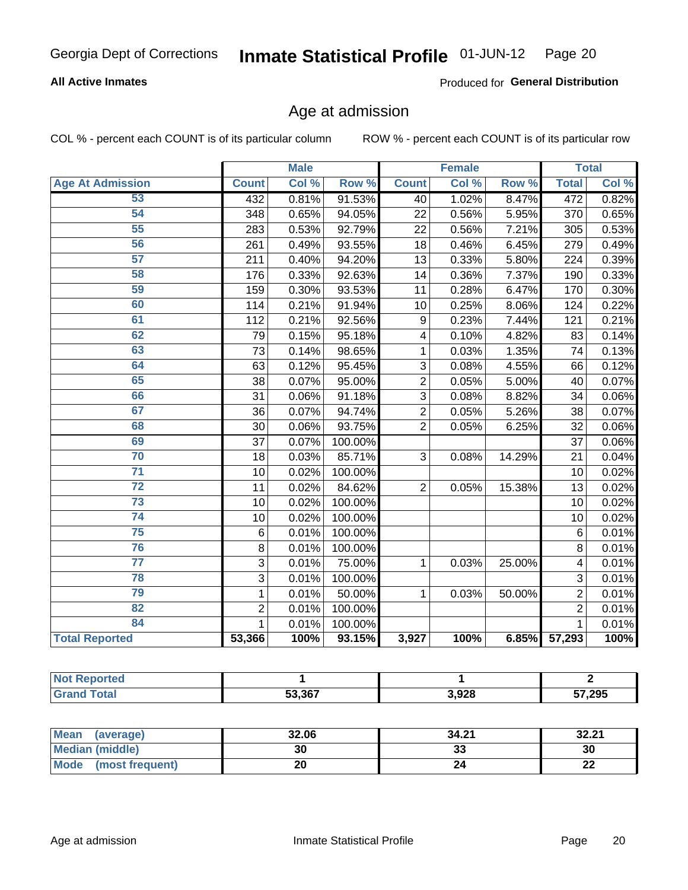Georgia Dept of Corrections **Inmate Statistical Profile** 01-JUN-12

**All Active Inmates**

Produced for **General Distribution**

## Age at admission

COL % - percent each COUNT is of its particular column

ROW % - percent each COUNT is of its particular row

| | Male | | | Female | | | Total | |
|---|---|---|---|---|---|---|---|---|
| **Age At Admission** | **Count** | **Col %** | **Row %** | **Count** | **Col %** | **Row %** | **Total** | **Col %** |
| 53 | 432 | 0.81% | 91.53% | 40 | 1.02% | 8.47% | 472 | 0.82% |
| 54 | 348 | 0.65% | 94.05% | 22 | 0.56% | 5.95% | 370 | 0.65% |
| 55 | 283 | 0.53% | 92.79% | 22 | 0.56% | 7.21% | 305 | 0.53% |
| 56 | 261 | 0.49% | 93.55% | 18 | 0.46% | 6.45% | 279 | 0.49% |
| 57 | 211 | 0.40% | 94.20% | 13 | 0.33% | 5.80% | 224 | 0.39% |
| 58 | 176 | 0.33% | 92.63% | 14 | 0.36% | 7.37% | 190 | 0.33% |
| 59 | 159 | 0.30% | 93.53% | 11 | 0.28% | 6.47% | 170 | 0.30% |
| 60 | 114 | 0.21% | 91.94% | 10 | 0.25% | 8.06% | 124 | 0.22% |
| 61 | 112 | 0.21% | 92.56% | 9 | 0.23% | 7.44% | 121 | 0.21% |
| 62 | 79 | 0.15% | 95.18% | 4 | 0.10% | 4.82% | 83 | 0.14% |
| 63 | 73 | 0.14% | 98.65% | 1 | 0.03% | 1.35% | 74 | 0.13% |
| 64 | 63 | 0.12% | 95.45% | 3 | 0.08% | 4.55% | 66 | 0.12% |
| 65 | 38 | 0.07% | 95.00% | 2 | 0.05% | 5.00% | 40 | 0.07% |
| 66 | 31 | 0.06% | 91.18% | 3 | 0.08% | 8.82% | 34 | 0.06% |
| 67 | 36 | 0.07% | 94.74% | 2 | 0.05% | 5.26% | 38 | 0.07% |
| 68 | 30 | 0.06% | 93.75% | 2 | 0.05% | 6.25% | 32 | 0.06% |
| 69 | 37 | 0.07% | 100.00% | | | | 37 | 0.06% |
| 70 | 18 | 0.03% | 85.71% | 3 | 0.08% | 14.29% | 21 | 0.04% |
| 71 | 10 | 0.02% | 100.00% | | | | 10 | 0.02% |
| 72 | 11 | 0.02% | 84.62% | 2 | 0.05% | 15.38% | 13 | 0.02% |
| 73 | 10 | 0.02% | 100.00% | | | | 10 | 0.02% |
| 74 | 10 | 0.02% | 100.00% | | | | 10 | 0.02% |
| 75 | 6 | 0.01% | 100.00% | | | | 6 | 0.01% |
| 76 | 8 | 0.01% | 100.00% | | | | 8 | 0.01% |
| 77 | 3 | 0.01% | 75.00% | 1 | 0.03% | 25.00% | 4 | 0.01% |
| 78 | 3 | 0.01% | 100.00% | | | | 3 | 0.01% |
| 79 | 1 | 0.01% | 50.00% | 1 | 0.03% | 50.00% | 2 | 0.01% |
| 82 | 2 | 0.01% | 100.00% | | | | 2 | 0.01% |
| 84 | 1 | 0.01% | 100.00% | | | | 1 | 0.01% |
| **Total Reported** | **53,366** | **100%** | **93.15%** | **3,927** | **100%** | **6.85%** | **57,293** | **100%** |

| | Male | Female | Total |
|---|---|---|---|
| **Not Reported** | **1** | **1** | **2** |
| **Grand Total** | **53,367** | **3,928** | **57,295** |

| | Male | Female | Total |
|---|---|---|---|
| **Mean (average)** | **32.06** | **34.21** | **32.21** |
| **Median (middle)** | **30** | **33** | **30** |
| **Mode (most frequent)** | **20** | **24** | **22** |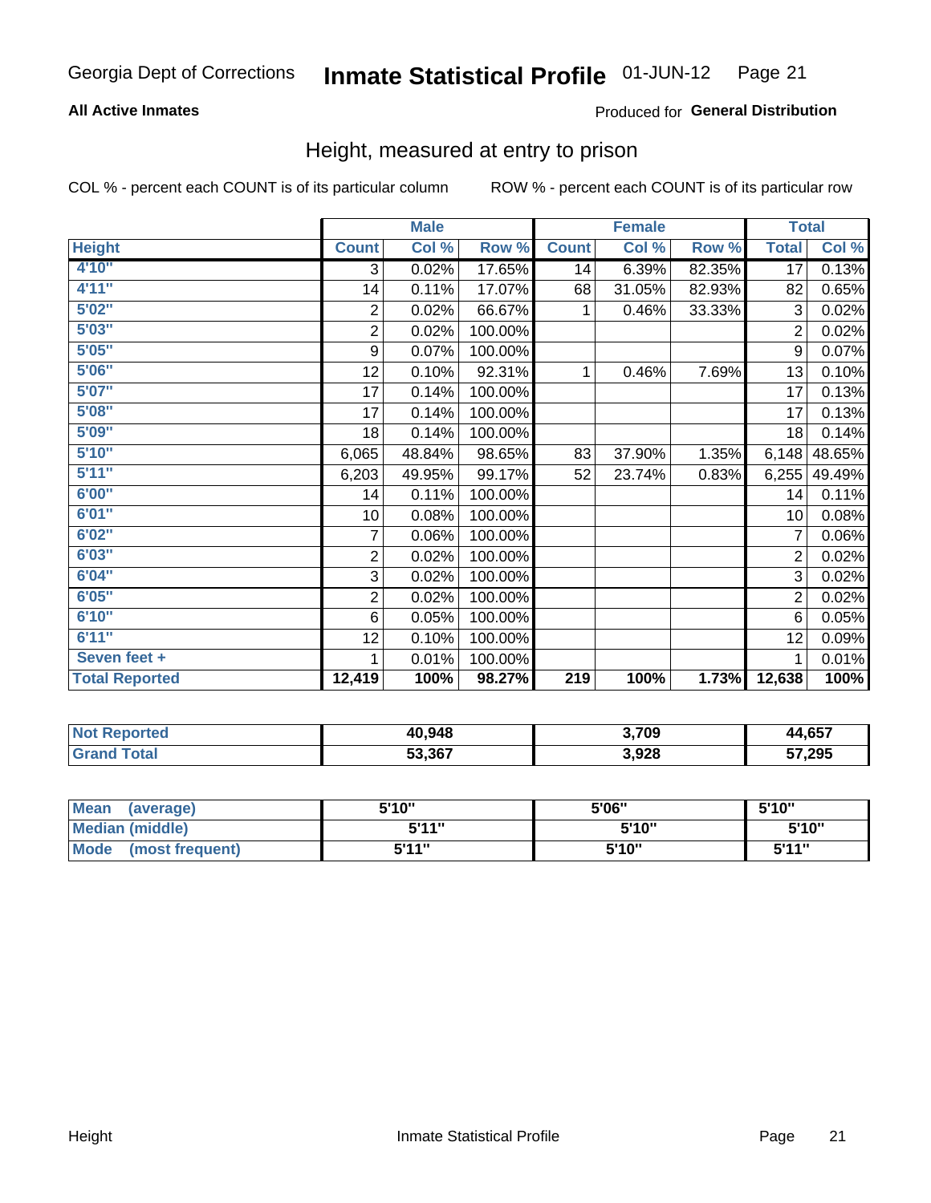Georgia Dept of Corrections **Inmate Statistical Profile** 01-JUN-12

**All Active Inmates**

Produced for **General Distribution**

## Height, measured at entry to prison

COL % - percent each COUNT is of its particular column

ROW % - percent each COUNT is of its particular row

| | Male | | | Female | | | Total | |
|---|---|---|---|---|---|---|---|---|
| **Height** | **Count** | **Col %** | **Row %** | **Count** | **Col %** | **Row %** | **Total** | **Col %** |
| 4'10" | 3 | 0.02% | 17.65% | 14 | 6.39% | 82.35% | 17 | 0.13% |
| 4'11" | 14 | 0.11% | 17.07% | 68 | 31.05% | 82.93% | 82 | 0.65% |
| 5'02" | 2 | 0.02% | 66.67% | 1 | 0.46% | 33.33% | 3 | 0.02% |
| 5'03" | 2 | 0.02% | 100.00% | | | | 2 | 0.02% |
| 5'05" | 9 | 0.07% | 100.00% | | | | 9 | 0.07% |
| 5'06" | 12 | 0.10% | 92.31% | 1 | 0.46% | 7.69% | 13 | 0.10% |
| 5'07" | 17 | 0.14% | 100.00% | | | | 17 | 0.13% |
| 5'08" | 17 | 0.14% | 100.00% | | | | 17 | 0.13% |
| 5'09" | 18 | 0.14% | 100.00% | | | | 18 | 0.14% |
| 5'10" | 6,065 | 48.84% | 98.65% | 83 | 37.90% | 1.35% | 6,148 | 48.65% |
| 5'11" | 6,203 | 49.95% | 99.17% | 52 | 23.74% | 0.83% | 6,255 | 49.49% |
| 6'00" | 14 | 0.11% | 100.00% | | | | 14 | 0.11% |
| 6'01" | 10 | 0.08% | 100.00% | | | | 10 | 0.08% |
| 6'02" | 7 | 0.06% | 100.00% | | | | 7 | 0.06% |
| 6'03" | 2 | 0.02% | 100.00% | | | | 2 | 0.02% |
| 6'04" | 3 | 0.02% | 100.00% | | | | 3 | 0.02% |
| 6'05" | 2 | 0.02% | 100.00% | | | | 2 | 0.02% |
| 6'10" | 6 | 0.05% | 100.00% | | | | 6 | 0.05% |
| 6'11" | 12 | 0.10% | 100.00% | | | | 12 | 0.09% |
| Seven feet + | 1 | 0.01% | 100.00% | | | | 1 | 0.01% |
| **Total Reported** | **12,419** | **100%** | **98.27%** | **219** | **100%** | **1.73%** | **12,638** | **100%** |

| | Male | Female | Total |
|---|---|---|---|
| **Not Reported** | **40,948** | **3,709** | **44,657** |
| **Grand Total** | **53,367** | **3,928** | **57,295** |

| | Male | Female | Total |
|---|---|---|---|
| **Mean (average)** | **5'10"** | **5'06"** | **5'10"** |
| **Median (middle)** | **5'11"** | **5'10"** | **5'10"** |
| **Mode (most frequent)** | **5'11"** | **5'10"** | **5'11"** |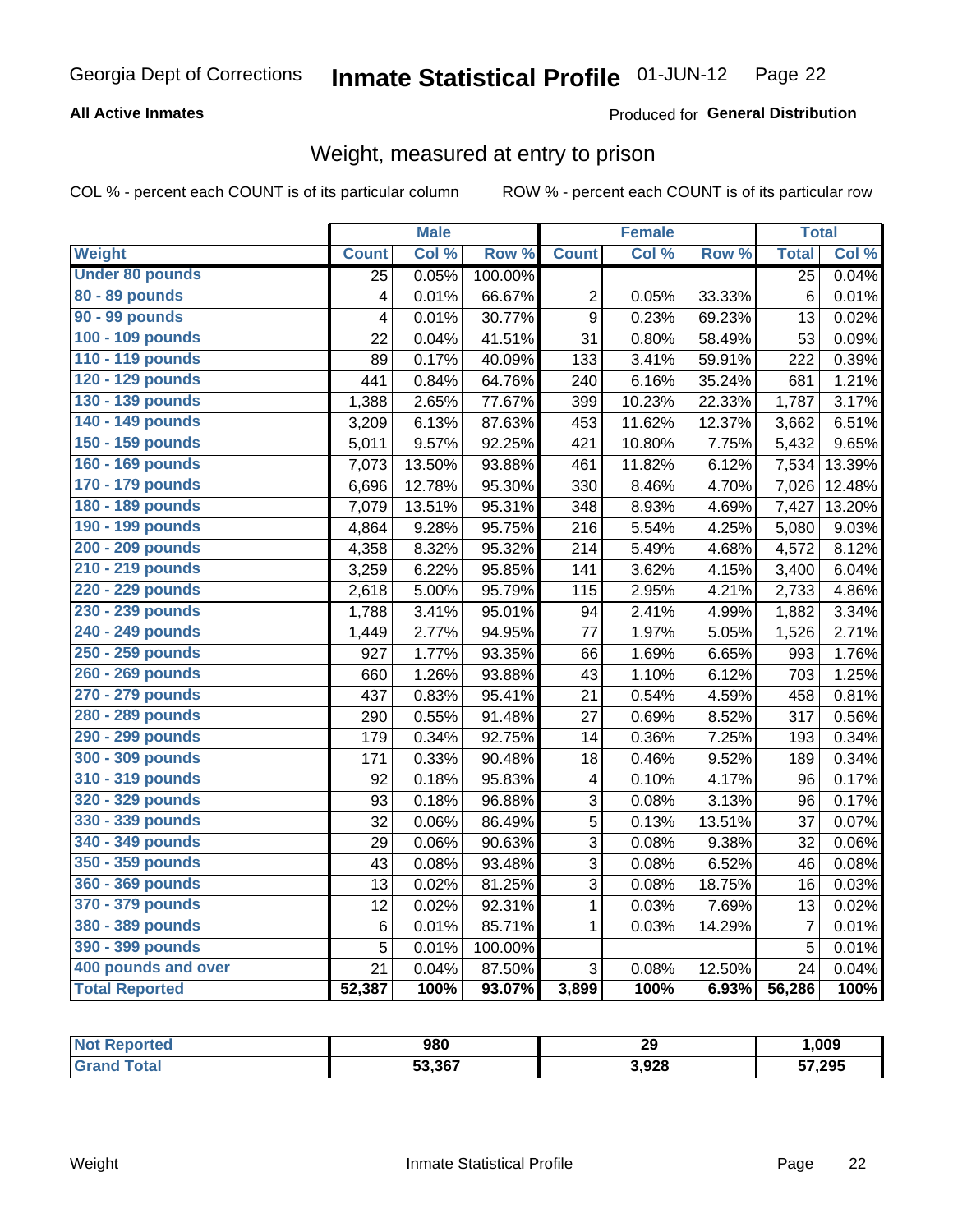Georgia Dept of Corrections **Inmate Statistical Profile** 01-JUN-12

**All Active Inmates**

Produced for **General Distribution**

## Weight, measured at entry to prison

COL % - percent each COUNT is of its particular column

ROW % - percent each COUNT is of its particular row

| | Male | | | Female | | | Total | |
|---|---|---|---|---|---|---|---|---|
| **Weight** | **Count** | **Col %** | **Row %** | **Count** | **Col %** | **Row %** | **Total** | **Col %** |
| **Under 80 pounds** | 25 | 0.05% | 100.00% | | | | 25 | 0.04% |
| **80 - 89 pounds** | 4 | 0.01% | 66.67% | 2 | 0.05% | 33.33% | 6 | 0.01% |
| **90 - 99 pounds** | 4 | 0.01% | 30.77% | 9 | 0.23% | 69.23% | 13 | 0.02% |
| **100 - 109 pounds** | 22 | 0.04% | 41.51% | 31 | 0.80% | 58.49% | 53 | 0.09% |
| **110 - 119 pounds** | 89 | 0.17% | 40.09% | 133 | 3.41% | 59.91% | 222 | 0.39% |
| **120 - 129 pounds** | 441 | 0.84% | 64.76% | 240 | 6.16% | 35.24% | 681 | 1.21% |
| **130 - 139 pounds** | 1,388 | 2.65% | 77.67% | 399 | 10.23% | 22.33% | 1,787 | 3.17% |
| **140 - 149 pounds** | 3,209 | 6.13% | 87.63% | 453 | 11.62% | 12.37% | 3,662 | 6.51% |
| **150 - 159 pounds** | 5,011 | 9.57% | 92.25% | 421 | 10.80% | 7.75% | 5,432 | 9.65% |
| **160 - 169 pounds** | 7,073 | 13.50% | 93.88% | 461 | 11.82% | 6.12% | 7,534 | 13.39% |
| **170 - 179 pounds** | 6,696 | 12.78% | 95.30% | 330 | 8.46% | 4.70% | 7,026 | 12.48% |
| **180 - 189 pounds** | 7,079 | 13.51% | 95.31% | 348 | 8.93% | 4.69% | 7,427 | 13.20% |
| **190 - 199 pounds** | 4,864 | 9.28% | 95.75% | 216 | 5.54% | 4.25% | 5,080 | 9.03% |
| **200 - 209 pounds** | 4,358 | 8.32% | 95.32% | 214 | 5.49% | 4.68% | 4,572 | 8.12% |
| **210 - 219 pounds** | 3,259 | 6.22% | 95.85% | 141 | 3.62% | 4.15% | 3,400 | 6.04% |
| **220 - 229 pounds** | 2,618 | 5.00% | 95.79% | 115 | 2.95% | 4.21% | 2,733 | 4.86% |
| **230 - 239 pounds** | 1,788 | 3.41% | 95.01% | 94 | 2.41% | 4.99% | 1,882 | 3.34% |
| **240 - 249 pounds** | 1,449 | 2.77% | 94.95% | 77 | 1.97% | 5.05% | 1,526 | 2.71% |
| **250 - 259 pounds** | 927 | 1.77% | 93.35% | 66 | 1.69% | 6.65% | 993 | 1.76% |
| **260 - 269 pounds** | 660 | 1.26% | 93.88% | 43 | 1.10% | 6.12% | 703 | 1.25% |
| **270 - 279 pounds** | 437 | 0.83% | 95.41% | 21 | 0.54% | 4.59% | 458 | 0.81% |
| **280 - 289 pounds** | 290 | 0.55% | 91.48% | 27 | 0.69% | 8.52% | 317 | 0.56% |
| **290 - 299 pounds** | 179 | 0.34% | 92.75% | 14 | 0.36% | 7.25% | 193 | 0.34% |
| **300 - 309 pounds** | 171 | 0.33% | 90.48% | 18 | 0.46% | 9.52% | 189 | 0.34% |
| **310 - 319 pounds** | 92 | 0.18% | 95.83% | 4 | 0.10% | 4.17% | 96 | 0.17% |
| **320 - 329 pounds** | 93 | 0.18% | 96.88% | 3 | 0.08% | 3.13% | 96 | 0.17% |
| **330 - 339 pounds** | 32 | 0.06% | 86.49% | 5 | 0.13% | 13.51% | 37 | 0.07% |
| **340 - 349 pounds** | 29 | 0.06% | 90.63% | 3 | 0.08% | 9.38% | 32 | 0.06% |
| **350 - 359 pounds** | 43 | 0.08% | 93.48% | 3 | 0.08% | 6.52% | 46 | 0.08% |
| **360 - 369 pounds** | 13 | 0.02% | 81.25% | 3 | 0.08% | 18.75% | 16 | 0.03% |
| **370 - 379 pounds** | 12 | 0.02% | 92.31% | 1 | 0.03% | 7.69% | 13 | 0.02% |
| **380 - 389 pounds** | 6 | 0.01% | 85.71% | 1 | 0.03% | 14.29% | 7 | 0.01% |
| **390 - 399 pounds** | 5 | 0.01% | 100.00% | | | | 5 | 0.01% |
| **400 pounds and over** | 21 | 0.04% | 87.50% | 3 | 0.08% | 12.50% | 24 | 0.04% |
| **Total Reported** | **52,387** | **100%** | **93.07%** | **3,899** | **100%** | **6.93%** | **56,286** | **100%** |

| | Male | Female | Total |
|---|---|---|---|
| **Not Reported** | **980** | **29** | **1,009** |
| **Grand Total** | **53,367** | **3,928** | **57,295** |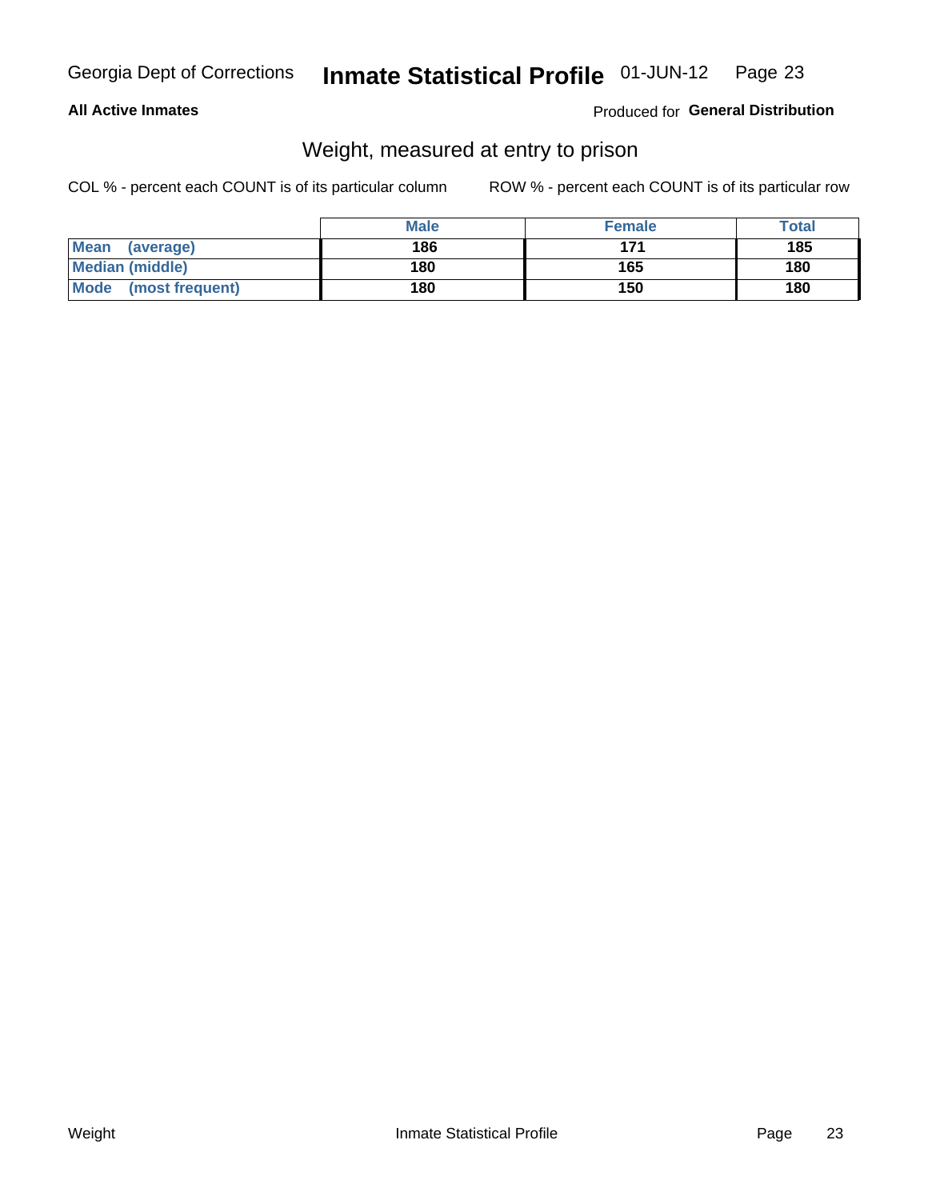**All Active Inmates**

Produced for **General Distribution**

## Weight, measured at entry to prison

COL % - percent each COUNT is of its particular column

ROW % - percent each COUNT is of its particular row

| | Male | Female | Total |
|---|---|---|---|
| Mean (average) | 186 | 171 | 185 |
| Median (middle) | 180 | 165 | 180 |
| Mode (most frequent) | 180 | 150 | 180 |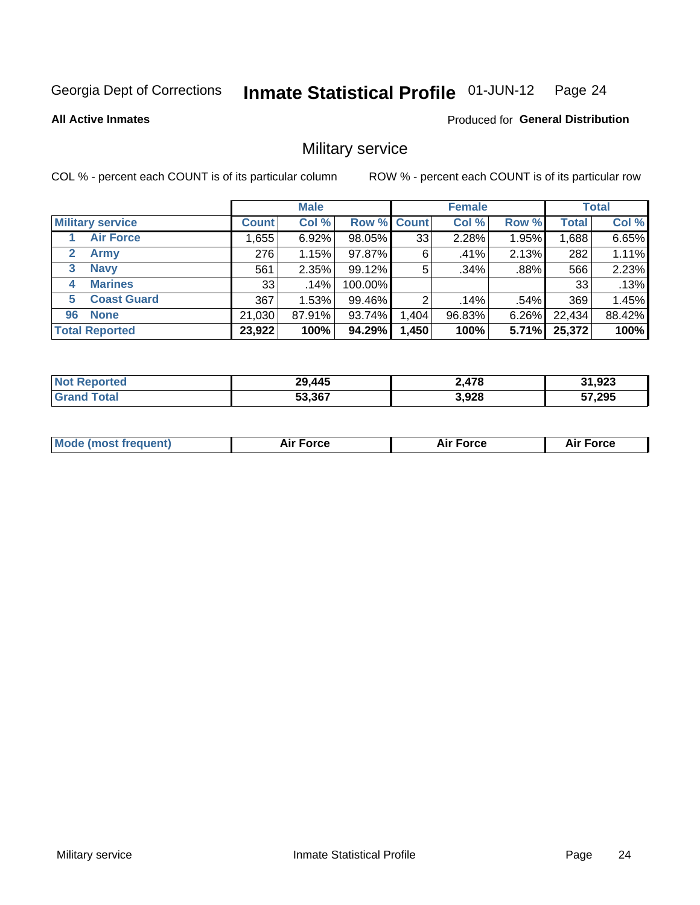Georgia Dept of Corrections **Inmate Statistical Profile** 01-JUN-12

**All Active Inmates**

Produced for **General Distribution**

## Military service

COL % - percent each COUNT is of its particular column

ROW % - percent each COUNT is of its particular row

| | | Male | | | Female | | | Total | |
|---|---|---|---|---|---|---|---|---|---|
| **Military service** | | **Count** | **Col %** | **Row %** | **Count** | **Col %** | **Row %** | **Total** | **Col %** |
| 1 | Air Force | 1,655 | 6.92% | 98.05% | 33 | 2.28% | 1.95% | 1,688 | 6.65% |
| 2 | Army | 276 | 1.15% | 97.87% | 6 | .41% | 2.13% | 282 | 1.11% |
| 3 | Navy | 561 | 2.35% | 99.12% | 5 | .34% | .88% | 566 | 2.23% |
| 4 | Marines | 33 | .14% | 100.00% | | | | 33 | .13% |
| 5 | Coast Guard | 367 | 1.53% | 99.46% | 2 | .14% | .54% | 369 | 1.45% |
| 96 | None | 21,030 | 87.91% | 93.74% | 1,404 | 96.83% | 6.26% | 22,434 | 88.42% |
| **Total Reported** | | **23,922** | **100%** | **94.29%** | **1,450** | **100%** | **5.71%** | **25,372** | **100%** |

| | Male | Female | Total |
|---|---|---|---|
| **Not Reported** | **29,445** | **2,478** | **31,923** |
| **Grand Total** | **53,367** | **3,928** | **57,295** |

| | Male | Female | Total |
|---|---|---|---|
| **Mode (most frequent)** | **Air Force** | **Air Force** | **Air Force** |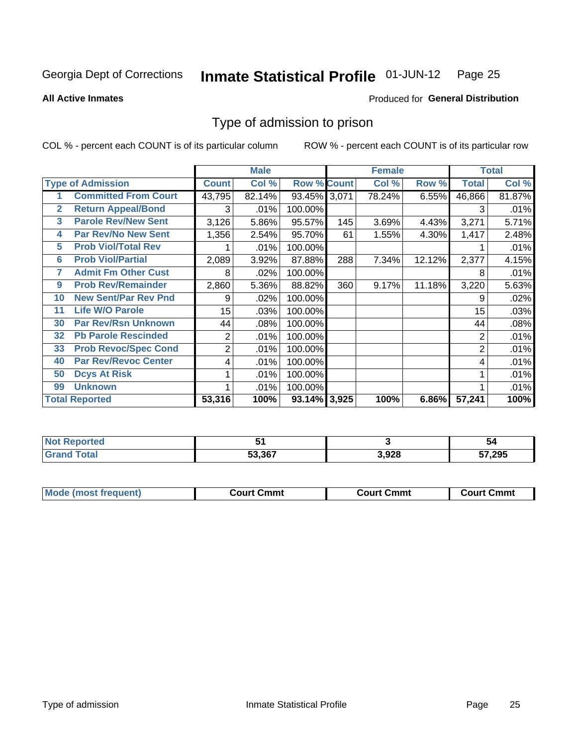Georgia Dept of Corrections **Inmate Statistical Profile** 01-JUN-12

**All Active Inmates**

Produced for **General Distribution**

## Type of admission to prison

COL % - percent each COUNT is of its particular column

ROW % - percent each COUNT is of its particular row

| | | Male | | | Female | | | Total | |
|---|---|---|---|---|---|---|---|---|---|
| **Type of Admission** | | **Count** | **Col %** | **Row %** | **Count** | **Col %** | **Row %** | **Total** | **Col %** |
| 1 | Committed From Court | 43,795 | 82.14% | 93.45% | 3,071 | 78.24% | 6.55% | 46,866 | 81.87% |
| 2 | Return Appeal/Bond | 3 | .01% | 100.00% | | | | 3 | .01% |
| 3 | Parole Rev/New Sent | 3,126 | 5.86% | 95.57% | 145 | 3.69% | 4.43% | 3,271 | 5.71% |
| 4 | Par Rev/No New Sent | 1,356 | 2.54% | 95.70% | 61 | 1.55% | 4.30% | 1,417 | 2.48% |
| 5 | Prob Viol/Total Rev | 1 | .01% | 100.00% | | | | 1 | .01% |
| 6 | Prob Viol/Partial | 2,089 | 3.92% | 87.88% | 288 | 7.34% | 12.12% | 2,377 | 4.15% |
| 7 | Admit Fm Other Cust | 8 | .02% | 100.00% | | | | 8 | .01% |
| 9 | Prob Rev/Remainder | 2,860 | 5.36% | 88.82% | 360 | 9.17% | 11.18% | 3,220 | 5.63% |
| 10 | New Sent/Par Rev Pnd | 9 | .02% | 100.00% | | | | 9 | .02% |
| 11 | Life W/O Parole | 15 | .03% | 100.00% | | | | 15 | .03% |
| 30 | Par Rev/Rsn Unknown | 44 | .08% | 100.00% | | | | 44 | .08% |
| 32 | Pb Parole Rescinded | 2 | .01% | 100.00% | | | | 2 | .01% |
| 33 | Prob Revoc/Spec Cond | 2 | .01% | 100.00% | | | | 2 | .01% |
| 40 | Par Rev/Revoc Center | 4 | .01% | 100.00% | | | | 4 | .01% |
| 50 | Dcys At Risk | 1 | .01% | 100.00% | | | | 1 | .01% |
| 99 | Unknown | 1 | .01% | 100.00% | | | | 1 | .01% |
| **Total Reported** | | **53,316** | **100%** | **93.14%** | **3,925** | **100%** | **6.86%** | **57,241** | **100%** |

| | Male | Female | Total |
|---|---|---|---|
| **Not Reported** | **51** | **3** | **54** |
| **Grand Total** | **53,367** | **3,928** | **57,295** |

| | Male | Female | Total |
|---|---|---|---|
| **Mode (most frequent)** | **Court Cmmt** | **Court Cmmt** | **Court Cmmt** |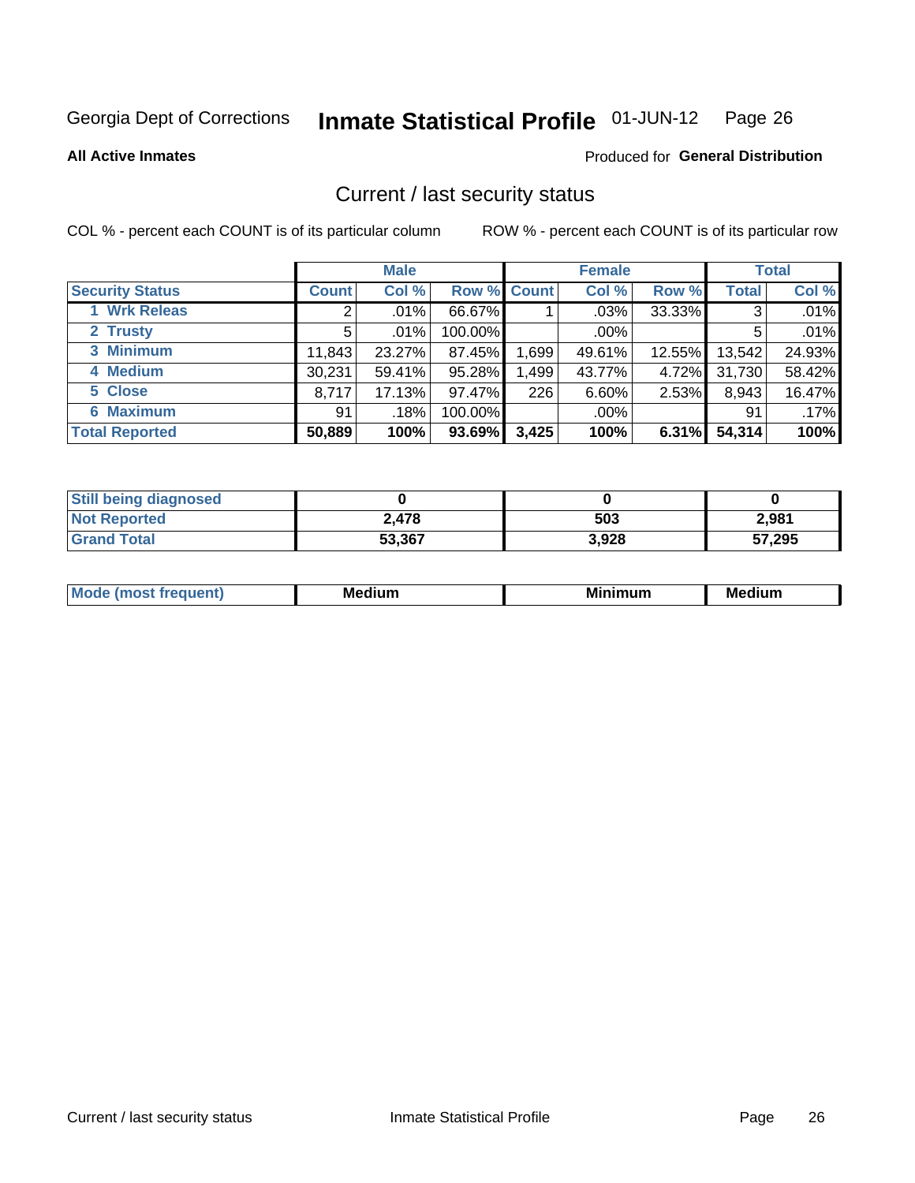Georgia Dept of Corrections **Inmate Statistical Profile** 01-JUN-12

**All Active Inmates**

Produced for **General Distribution**

## Current / last security status

COL % - percent each COUNT is of its particular column

ROW % - percent each COUNT is of its particular row

| | Male | | | Female | | | Total | |
|---|---|---|---|---|---|---|---|---|
| **Security Status** | **Count** | **Col %** | **Row %** | **Count** | **Col %** | **Row %** | **Total** | **Col %** |
| 1 Wrk Releas | 2 | .01% | 66.67% | 1 | .03% | 33.33% | 3 | .01% |
| 2 Trusty | 5 | .01% | 100.00% | | .00% | | 5 | .01% |
| 3 Minimum | 11,843 | 23.27% | 87.45% | 1,699 | 49.61% | 12.55% | 13,542 | 24.93% |
| 4 Medium | 30,231 | 59.41% | 95.28% | 1,499 | 43.77% | 4.72% | 31,730 | 58.42% |
| 5 Close | 8,717 | 17.13% | 97.47% | 226 | 6.60% | 2.53% | 8,943 | 16.47% |
| 6 Maximum | 91 | .18% | 100.00% | | .00% | | 91 | .17% |
| **Total Reported** | **50,889** | **100%** | **93.69%** | **3,425** | **100%** | **6.31%** | **54,314** | **100%** |

| | Male | Female | Total |
|---|---|---|---|
| Still being diagnosed | 0 | 0 | 0 |
| Not Reported | 2,478 | 503 | 2,981 |
| Grand Total | 53,367 | 3,928 | 57,295 |

| | Male | Female | Total |
|---|---|---|---|
| Mode (most frequent) | Medium | Minimum | Medium |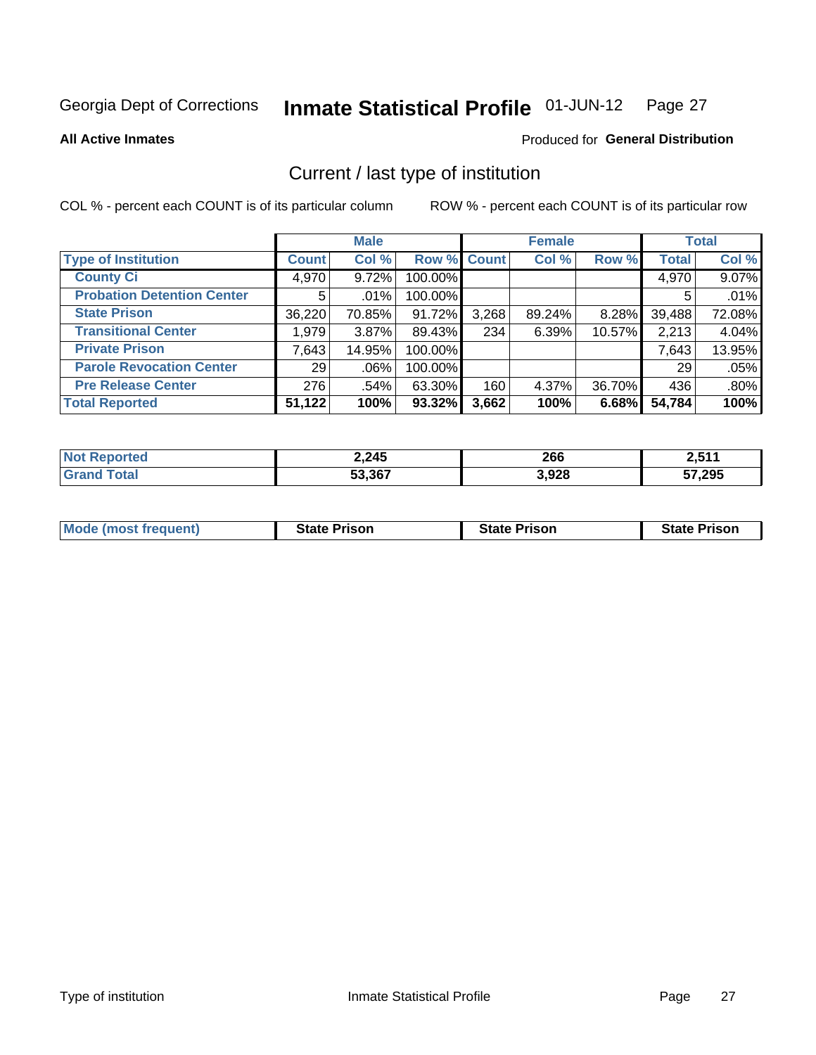Georgia Dept of Corrections **Inmate Statistical Profile** 01-JUN-12

**All Active Inmates**

Produced for **General Distribution**

## Current / last type of institution

COL % - percent each COUNT is of its particular column

ROW % - percent each COUNT is of its particular row

| | Male | | | Female | | | Total | |
|---|---|---|---|---|---|---|---|---|
| **Type of Institution** | **Count** | **Col %** | **Row %** | **Count** | **Col %** | **Row %** | **Total** | **Col %** |
| **County Ci** | 4,970 | 9.72% | 100.00% | | | | 4,970 | 9.07% |
| **Probation Detention Center** | 5 | .01% | 100.00% | | | | 5 | .01% |
| **State Prison** | 36,220 | 70.85% | 91.72% | 3,268 | 89.24% | 8.28% | 39,488 | 72.08% |
| **Transitional Center** | 1,979 | 3.87% | 89.43% | 234 | 6.39% | 10.57% | 2,213 | 4.04% |
| **Private Prison** | 7,643 | 14.95% | 100.00% | | | | 7,643 | 13.95% |
| **Parole Revocation Center** | 29 | .06% | 100.00% | | | | 29 | .05% |
| **Pre Release Center** | 276 | .54% | 63.30% | 160 | 4.37% | 36.70% | 436 | .80% |
| **Total Reported** | **51,122** | **100%** | **93.32%** | **3,662** | **100%** | **6.68%** | **54,784** | **100%** |

| | Male | Female | Total |
|---|---|---|---|
| **Not Reported** | **2,245** | **266** | **2,511** |
| **Grand Total** | **53,367** | **3,928** | **57,295** |

| | Male | Female | Total |
|---|---|---|---|
| **Mode (most frequent)** | **State Prison** | **State Prison** | **State Prison** |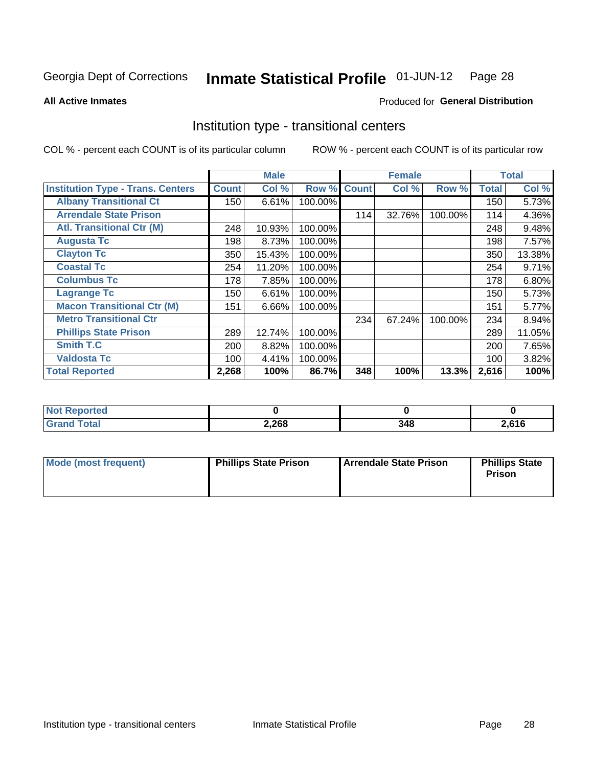Georgia Dept of Corrections **Inmate Statistical Profile** 01-JUN-12

**All Active Inmates**

Produced for **General Distribution**

## Institution type - transitional centers

COL % - percent each COUNT is of its particular column

ROW % - percent each COUNT is of its particular row

| | Male | | | Female | | | Total | |
|---|---|---|---|---|---|---|---|---|
| **Institution Type - Trans. Centers** | **Count** | **Col %** | **Row %** | **Count** | **Col %** | **Row %** | **Total** | **Col %** |
| **Albany Transitional Ct** | 150 | 6.61% | 100.00% | | | | 150 | 5.73% |
| **Arrendale State Prison** | | | | 114 | 32.76% | 100.00% | 114 | 4.36% |
| **Atl. Transitional Ctr (M)** | 248 | 10.93% | 100.00% | | | | 248 | 9.48% |
| **Augusta Tc** | 198 | 8.73% | 100.00% | | | | 198 | 7.57% |
| **Clayton Tc** | 350 | 15.43% | 100.00% | | | | 350 | 13.38% |
| **Coastal Tc** | 254 | 11.20% | 100.00% | | | | 254 | 9.71% |
| **Columbus Tc** | 178 | 7.85% | 100.00% | | | | 178 | 6.80% |
| **Lagrange Tc** | 150 | 6.61% | 100.00% | | | | 150 | 5.73% |
| **Macon Transitional Ctr (M)** | 151 | 6.66% | 100.00% | | | | 151 | 5.77% |
| **Metro Transitional Ctr** | | | | 234 | 67.24% | 100.00% | 234 | 8.94% |
| **Phillips State Prison** | 289 | 12.74% | 100.00% | | | | 289 | 11.05% |
| **Smith T.C** | 200 | 8.82% | 100.00% | | | | 200 | 7.65% |
| **Valdosta Tc** | 100 | 4.41% | 100.00% | | | | 100 | 3.82% |
| **Total Reported** | **2,268** | **100%** | **86.7%** | **348** | **100%** | **13.3%** | **2,616** | **100%** |

| | Male | Female | Total |
|---|---|---|---|
| **Not Reported** | **0** | **0** | **0** |
| **Grand Total** | **2,268** | **348** | **2,616** |

| | Male | Female | Total |
|---|---|---|---|
| **Mode (most frequent)** | **Phillips State Prison** | **Arrendale State Prison** | **Phillips State Prison** |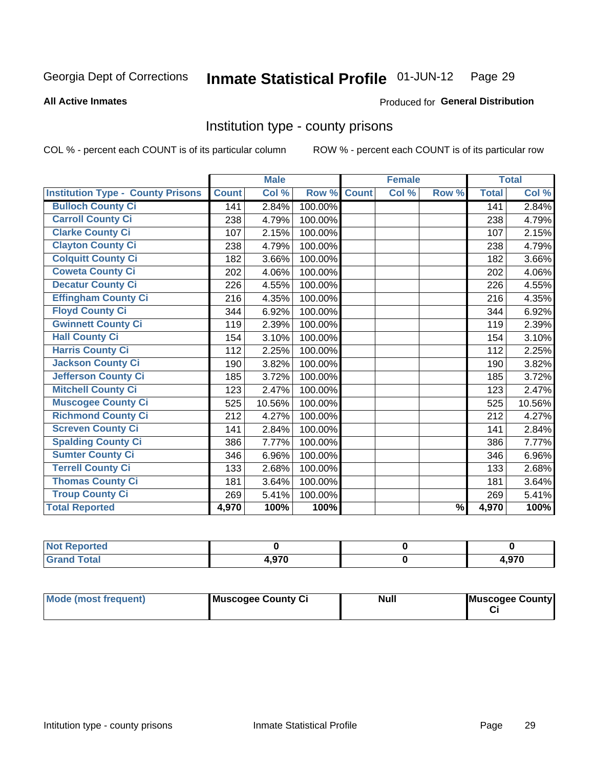Georgia Dept of Corrections **Inmate Statistical Profile** 01-JUN-12

**All Active Inmates**

Produced for **General Distribution**

## Institution type - county prisons

COL % - percent each COUNT is of its particular column

ROW % - percent each COUNT is of its particular row

| | Male | | | Female | | | Total | |
|---|---|---|---|---|---|---|---|---|
| **Institution Type - County Prisons** | **Count** | **Col %** | **Row %** | **Count** | **Col %** | **Row %** | **Total** | **Col %** |
| Bulloch County Ci | 141 | 2.84% | 100.00% | | | | 141 | 2.84% |
| Carroll County Ci | 238 | 4.79% | 100.00% | | | | 238 | 4.79% |
| Clarke County Ci | 107 | 2.15% | 100.00% | | | | 107 | 2.15% |
| Clayton County Ci | 238 | 4.79% | 100.00% | | | | 238 | 4.79% |
| Colquitt County Ci | 182 | 3.66% | 100.00% | | | | 182 | 3.66% |
| Coweta County Ci | 202 | 4.06% | 100.00% | | | | 202 | 4.06% |
| Decatur County Ci | 226 | 4.55% | 100.00% | | | | 226 | 4.55% |
| Effingham County Ci | 216 | 4.35% | 100.00% | | | | 216 | 4.35% |
| Floyd County Ci | 344 | 6.92% | 100.00% | | | | 344 | 6.92% |
| Gwinnett County Ci | 119 | 2.39% | 100.00% | | | | 119 | 2.39% |
| Hall County Ci | 154 | 3.10% | 100.00% | | | | 154 | 3.10% |
| Harris County Ci | 112 | 2.25% | 100.00% | | | | 112 | 2.25% |
| Jackson County Ci | 190 | 3.82% | 100.00% | | | | 190 | 3.82% |
| Jefferson County Ci | 185 | 3.72% | 100.00% | | | | 185 | 3.72% |
| Mitchell County Ci | 123 | 2.47% | 100.00% | | | | 123 | 2.47% |
| Muscogee County Ci | 525 | 10.56% | 100.00% | | | | 525 | 10.56% |
| Richmond County Ci | 212 | 4.27% | 100.00% | | | | 212 | 4.27% |
| Screven County Ci | 141 | 2.84% | 100.00% | | | | 141 | 2.84% |
| Spalding County Ci | 386 | 7.77% | 100.00% | | | | 386 | 7.77% |
| Sumter County Ci | 346 | 6.96% | 100.00% | | | | 346 | 6.96% |
| Terrell County Ci | 133 | 2.68% | 100.00% | | | | 133 | 2.68% |
| Thomas County Ci | 181 | 3.64% | 100.00% | | | | 181 | 3.64% |
| Troup County Ci | 269 | 5.41% | 100.00% | | | | 269 | 5.41% |
| **Total Reported** | **4,970** | **100%** | **100%** | | | **%** | **4,970** | **100%** |

| | Male | Female | Total |
|---|---|---|---|
| Not Reported | 0 | 0 | 0 |
| Grand Total | 4,970 | 0 | 4,970 |

| | Male | Female | Total |
|---|---|---|---|
| Mode (most frequent) | Muscogee County Ci | Null | Muscogee County Ci |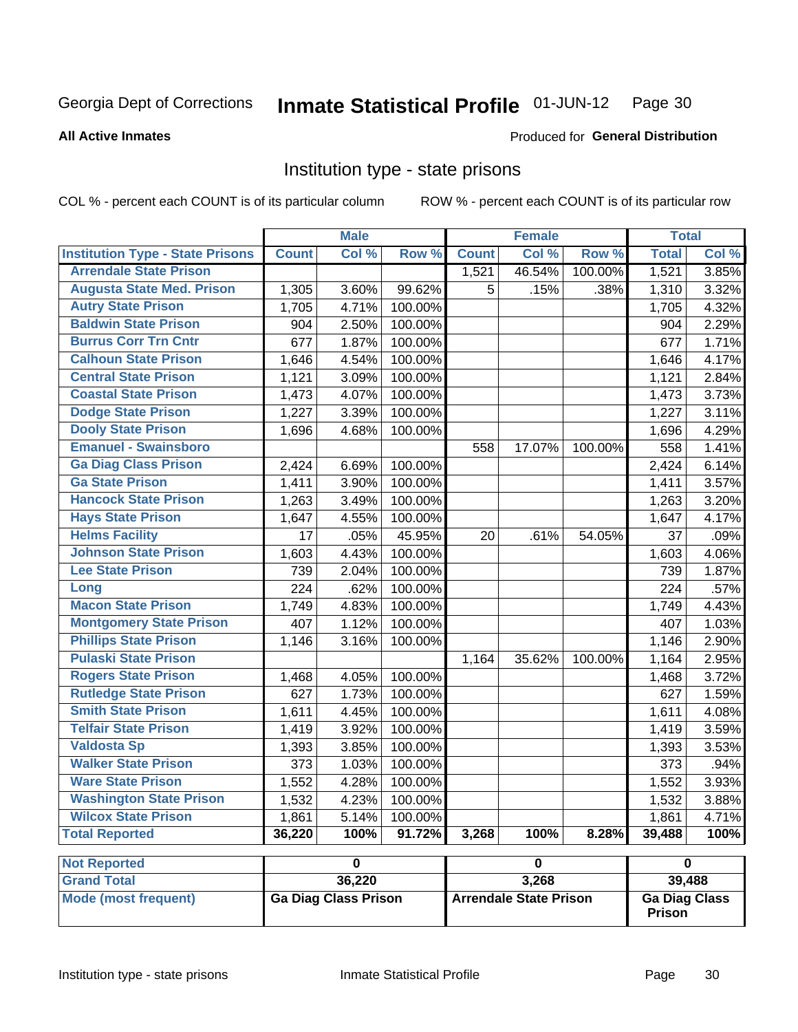Georgia Dept of Corrections **Inmate Statistical Profile** 01-JUN-12

**All Active Inmates**

Produced for **General Distribution**

## Institution type - state prisons

COL % - percent each COUNT is of its particular column ROW % - percent each COUNT is of its particular row

| | Male | | | Female | | | Total | |
|---|---|---|---|---|---|---|---|---|
| **Institution Type - State Prisons** | **Count** | **Col %** | **Row %** | **Count** | **Col %** | **Row %** | **Total** | **Col %** |
| **Arrendale State Prison** | | | | 1,521 | 46.54% | 100.00% | 1,521 | 3.85% |
| **Augusta State Med. Prison** | 1,305 | 3.60% | 99.62% | 5 | .15% | .38% | 1,310 | 3.32% |
| **Autry State Prison** | 1,705 | 4.71% | 100.00% | | | | 1,705 | 4.32% |
| **Baldwin State Prison** | 904 | 2.50% | 100.00% | | | | 904 | 2.29% |
| **Burrus Corr Trn Cntr** | 677 | 1.87% | 100.00% | | | | 677 | 1.71% |
| **Calhoun State Prison** | 1,646 | 4.54% | 100.00% | | | | 1,646 | 4.17% |
| **Central State Prison** | 1,121 | 3.09% | 100.00% | | | | 1,121 | 2.84% |
| **Coastal State Prison** | 1,473 | 4.07% | 100.00% | | | | 1,473 | 3.73% |
| **Dodge State Prison** | 1,227 | 3.39% | 100.00% | | | | 1,227 | 3.11% |
| **Dooly State Prison** | 1,696 | 4.68% | 100.00% | | | | 1,696 | 4.29% |
| **Emanuel - Swainsboro** | | | | 558 | 17.07% | 100.00% | 558 | 1.41% |
| **Ga Diag Class Prison** | 2,424 | 6.69% | 100.00% | | | | 2,424 | 6.14% |
| **Ga State Prison** | 1,411 | 3.90% | 100.00% | | | | 1,411 | 3.57% |
| **Hancock State Prison** | 1,263 | 3.49% | 100.00% | | | | 1,263 | 3.20% |
| **Hays State Prison** | 1,647 | 4.55% | 100.00% | | | | 1,647 | 4.17% |
| **Helms Facility** | 17 | .05% | 45.95% | 20 | .61% | 54.05% | 37 | .09% |
| **Johnson State Prison** | 1,603 | 4.43% | 100.00% | | | | 1,603 | 4.06% |
| **Lee State Prison** | 739 | 2.04% | 100.00% | | | | 739 | 1.87% |
| **Long** | 224 | .62% | 100.00% | | | | 224 | .57% |
| **Macon State Prison** | 1,749 | 4.83% | 100.00% | | | | 1,749 | 4.43% |
| **Montgomery State Prison** | 407 | 1.12% | 100.00% | | | | 407 | 1.03% |
| **Phillips State Prison** | 1,146 | 3.16% | 100.00% | | | | 1,146 | 2.90% |
| **Pulaski State Prison** | | | | 1,164 | 35.62% | 100.00% | 1,164 | 2.95% |
| **Rogers State Prison** | 1,468 | 4.05% | 100.00% | | | | 1,468 | 3.72% |
| **Rutledge State Prison** | 627 | 1.73% | 100.00% | | | | 627 | 1.59% |
| **Smith State Prison** | 1,611 | 4.45% | 100.00% | | | | 1,611 | 4.08% |
| **Telfair State Prison** | 1,419 | 3.92% | 100.00% | | | | 1,419 | 3.59% |
| **Valdosta Sp** | 1,393 | 3.85% | 100.00% | | | | 1,393 | 3.53% |
| **Walker State Prison** | 373 | 1.03% | 100.00% | | | | 373 | .94% |
| **Ware State Prison** | 1,552 | 4.28% | 100.00% | | | | 1,552 | 3.93% |
| **Washington State Prison** | 1,532 | 4.23% | 100.00% | | | | 1,532 | 3.88% |
| **Wilcox State Prison** | 1,861 | 5.14% | 100.00% | | | | 1,861 | 4.71% |
| **Total Reported** | **36,220** | **100%** | **91.72%** | **3,268** | **100%** | **8.28%** | **39,488** | **100%** |

| | Male | Female | Total |
|---|---|---|---|
| **Not Reported** | **0** | **0** | **0** |
| **Grand Total** | **36,220** | **3,268** | **39,488** |
| **Mode (most frequent)** | **Ga Diag Class Prison** | **Arrendale State Prison** | **Ga Diag Class Prison** |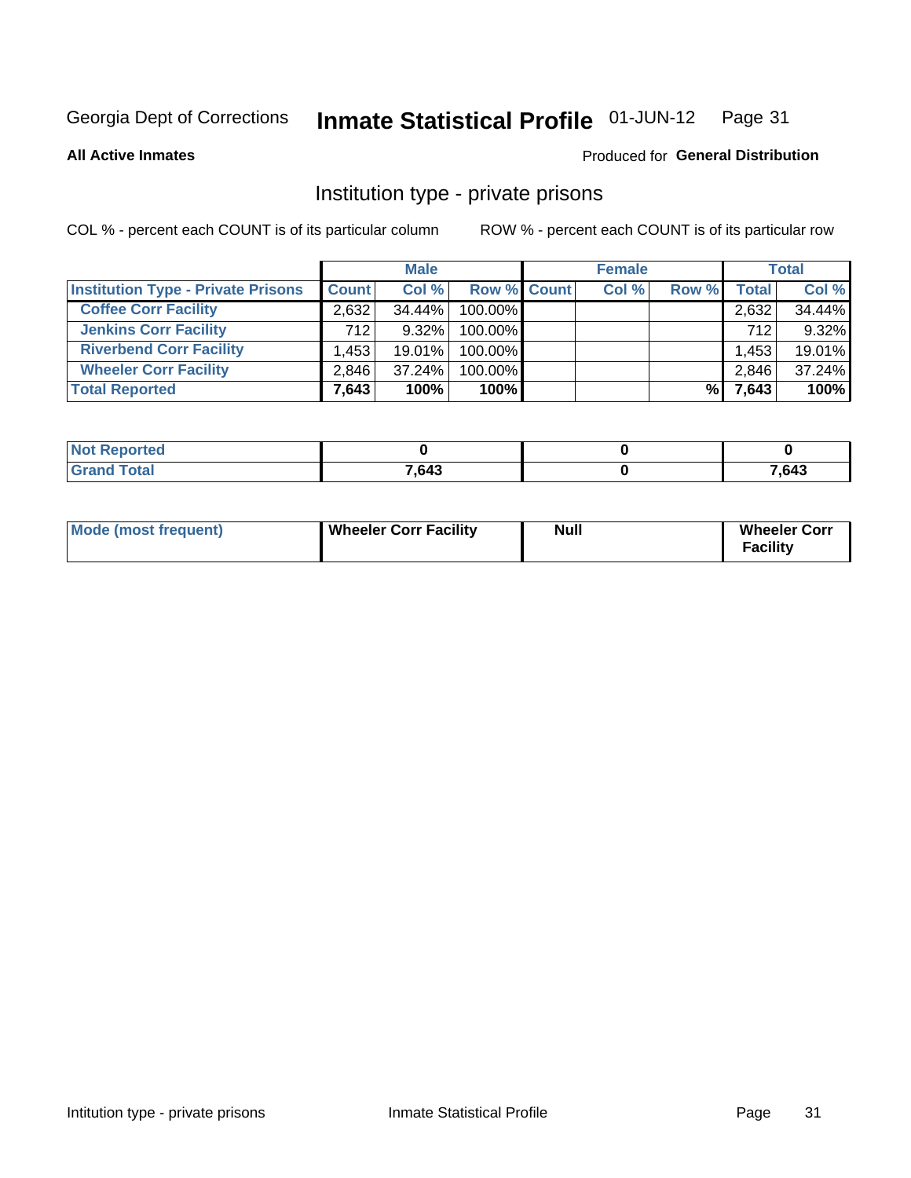Georgia Dept of Corrections **Inmate Statistical Profile** 01-JUN-12

**All Active Inmates**

Produced for **General Distribution**

## Institution type - private prisons

COL % - percent each COUNT is of its particular column

ROW % - percent each COUNT is of its particular row

| | Male | | | Female | | | Total | |
|---|---|---|---|---|---|---|---|---|
| Institution Type - Private Prisons | Count | Col % | Row % | Count | Col % | Row % | Total | Col % |
| Coffee Corr Facility | 2,632 | 34.44% | 100.00% | | | | 2,632 | 34.44% |
| Jenkins Corr Facility | 712 | 9.32% | 100.00% | | | | 712 | 9.32% |
| Riverbend Corr Facility | 1,453 | 19.01% | 100.00% | | | | 1,453 | 19.01% |
| Wheeler Corr Facility | 2,846 | 37.24% | 100.00% | | | | 2,846 | 37.24% |
| **Total Reported** | **7,643** | **100%** | **100%** | | | **%** | **7,643** | **100%** |

| | Male | Female | Total |
|---|---|---|---|
| Not Reported | 0 | 0 | 0 |
| Grand Total | 7,643 | 0 | 7,643 |

| | Male | Female | Total |
|---|---|---|---|
| Mode (most frequent) | Wheeler Corr Facility | Null | Wheeler Corr Facility |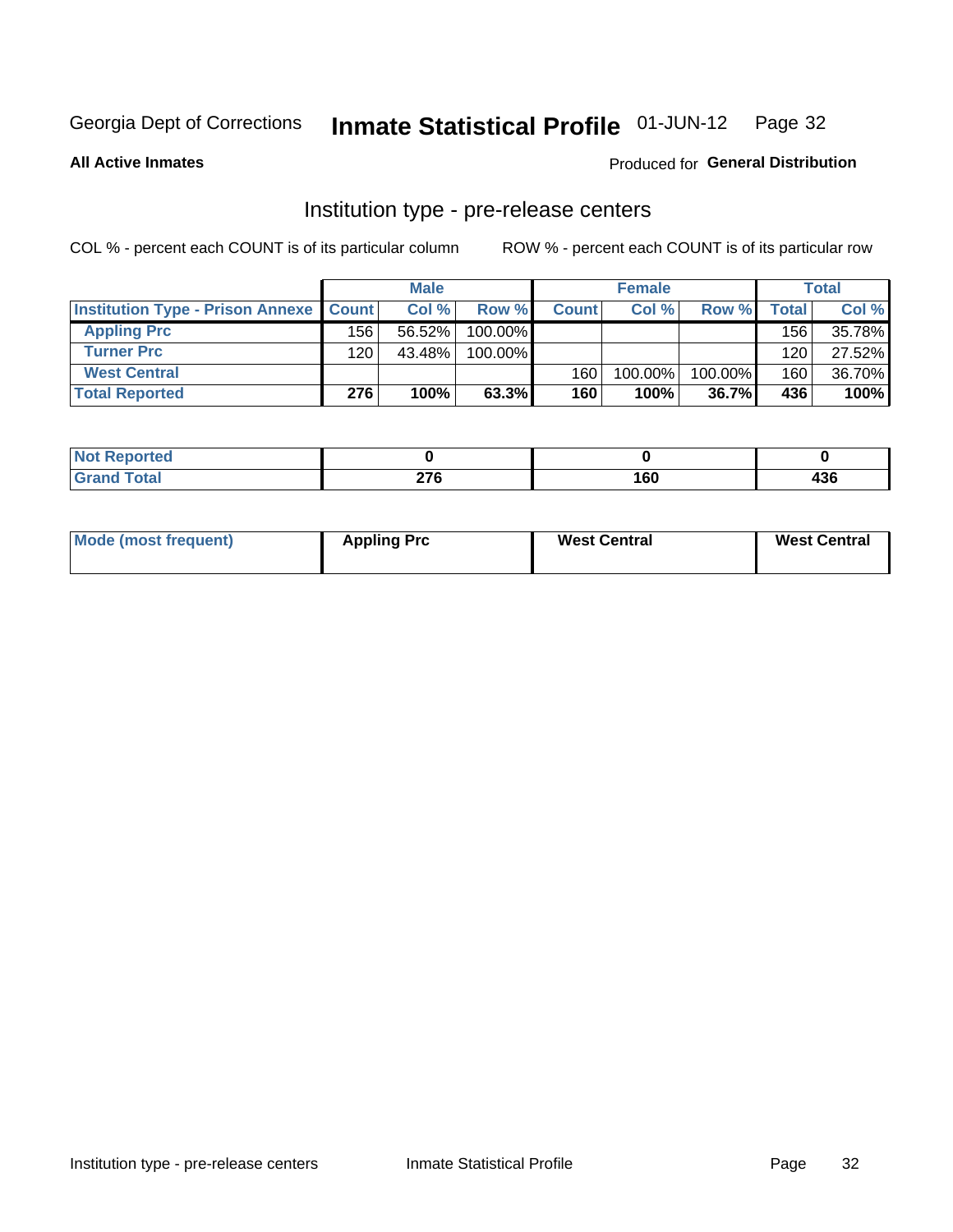Georgia Dept of Corrections **Inmate Statistical Profile** 01-JUN-12 Page 32

**All Active Inmates**

Produced for **General Distribution**

## Institution type - pre-release centers

COL % - percent each COUNT is of its particular column ROW % - percent each COUNT is of its particular row

| | Male | | | Female | | | Total | |
|---|---|---|---|---|---|---|---|---|
| **Institution Type - Prison Annexe** | **Count** | **Col %** | **Row %** | **Count** | **Col %** | **Row %** | **Total** | **Col %** |
| **Appling Prc** | 156 | 56.52% | 100.00% | | | | 156 | 35.78% |
| **Turner Prc** | 120 | 43.48% | 100.00% | | | | 120 | 27.52% |
| **West Central** | | | | 160 | 100.00% | 100.00% | 160 | 36.70% |
| **Total Reported** | **276** | **100%** | **63.3%** | **160** | **100%** | **36.7%** | **436** | **100%** |

| | Male | Female | Total |
|---|---|---|---|
| **Not Reported** | **0** | **0** | **0** |
| **Grand Total** | **276** | **160** | **436** |

| | Male | Female | Total |
|---|---|---|---|
| **Mode (most frequent)** | **Appling Prc** | **West Central** | **West Central** |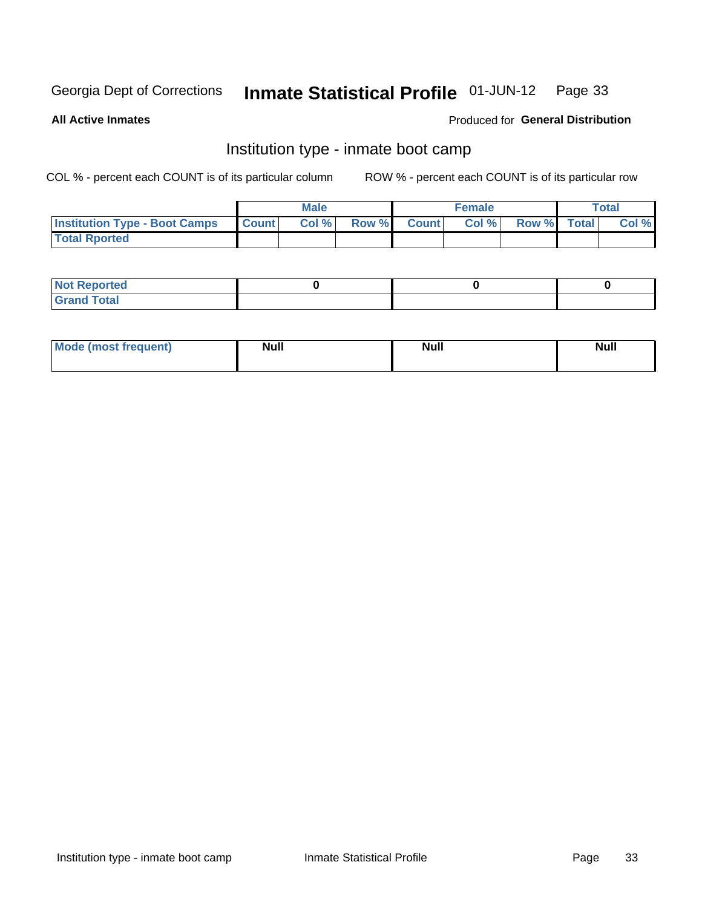Georgia Dept of Corrections **Inmate Statistical Profile** 01-JUN-12

**All Active Inmates**

Produced for **General Distribution**

## Institution type - inmate boot camp

COL % - percent each COUNT is of its particular column

ROW % - percent each COUNT is of its particular row

| | Male | | | Female | | | Total | |
|---|---|---|---|---|---|---|---|---|
| **Institution Type - Boot Camps** | **Count** | **Col %** | **Row %** | **Count** | **Col %** | **Row %** | **Total** | **Col %** |
| **Total Rported** | | | | | | | | |

| | Male | Female | Total |
|---|---|---|---|
| **Not Reported** | 0 | 0 | 0 |
| **Grand Total** | | | |

| | Male | Female | Total |
|---|---|---|---|
| **Mode (most frequent)** | Null | Null | Null |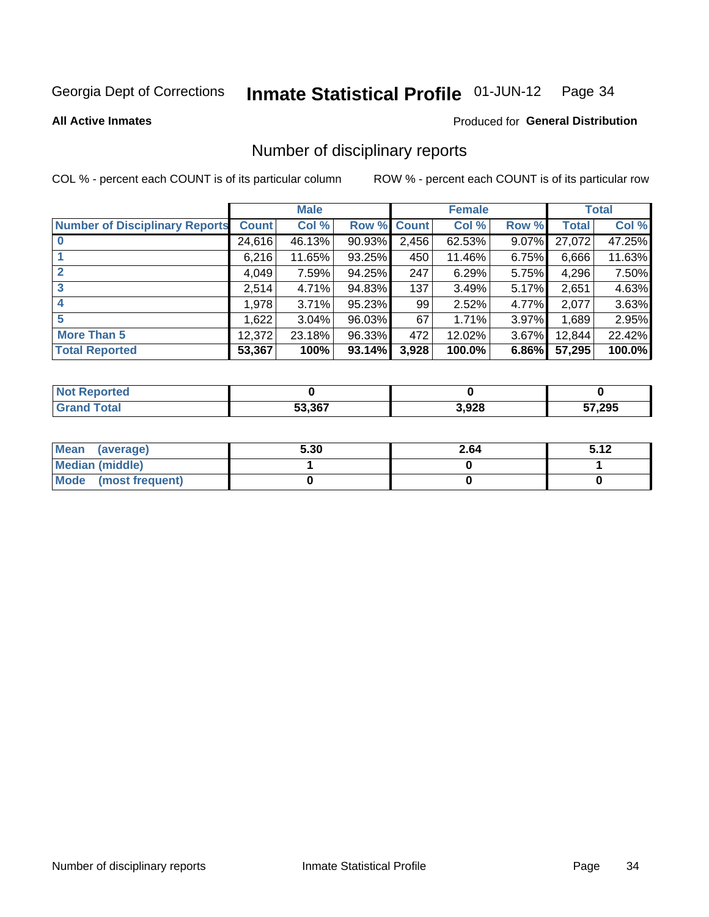Georgia Dept of Corrections **Inmate Statistical Profile** 01-JUN-12

**All Active Inmates**

Produced for **General Distribution**

# Number of disciplinary reports

COL % - percent each COUNT is of its particular column

ROW % - percent each COUNT is of its particular row

| | Male | | | Female | | | Total | |
|---|---|---|---|---|---|---|---|---|
| Number of Disciplinary Reports | Count | Col % | Row % | Count | Col % | Row % | Total | Col % |
| 0 | 24,616 | 46.13% | 90.93% | 2,456 | 62.53% | 9.07% | 27,072 | 47.25% |
| 1 | 6,216 | 11.65% | 93.25% | 450 | 11.46% | 6.75% | 6,666 | 11.63% |
| 2 | 4,049 | 7.59% | 94.25% | 247 | 6.29% | 5.75% | 4,296 | 7.50% |
| 3 | 2,514 | 4.71% | 94.83% | 137 | 3.49% | 5.17% | 2,651 | 4.63% |
| 4 | 1,978 | 3.71% | 95.23% | 99 | 2.52% | 4.77% | 2,077 | 3.63% |
| 5 | 1,622 | 3.04% | 96.03% | 67 | 1.71% | 3.97% | 1,689 | 2.95% |
| More Than 5 | 12,372 | 23.18% | 96.33% | 472 | 12.02% | 3.67% | 12,844 | 22.42% |
| **Total Reported** | **53,367** | **100%** | **93.14%** | **3,928** | **100.0%** | **6.86%** | **57,295** | **100.0%** |

| | Male | Female | Total |
|---|---|---|---|
| Not Reported | 0 | 0 | 0 |
| Grand Total | 53,367 | 3,928 | 57,295 |

| | Male | Female | Total |
|---|---|---|---|
| Mean (average) | 5.30 | 2.64 | 5.12 |
| Median (middle) | 1 | 0 | 1 |
| Mode (most frequent) | 0 | 0 | 0 |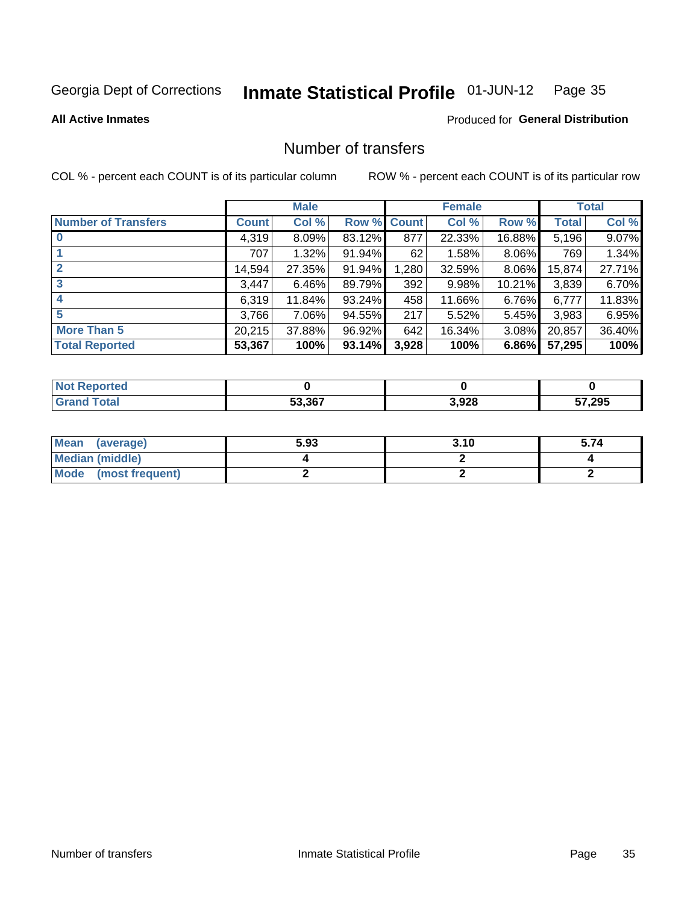Georgia Dept of Corrections **Inmate Statistical Profile** 01-JUN-12

**All Active Inmates**

Produced for **General Distribution**

## Number of transfers

COL % - percent each COUNT is of its particular column ROW % - percent each COUNT is of its particular row

| | Male | | | Female | | | Total | |
|---|---|---|---|---|---|---|---|---|
| **Number of Transfers** | **Count** | **Col %** | **Row %** | **Count** | **Col %** | **Row %** | **Total** | **Col %** |
| **0** | 4,319 | 8.09% | 83.12% | 877 | 22.33% | 16.88% | 5,196 | 9.07% |
| **1** | 707 | 1.32% | 91.94% | 62 | 1.58% | 8.06% | 769 | 1.34% |
| **2** | 14,594 | 27.35% | 91.94% | 1,280 | 32.59% | 8.06% | 15,874 | 27.71% |
| **3** | 3,447 | 6.46% | 89.79% | 392 | 9.98% | 10.21% | 3,839 | 6.70% |
| **4** | 6,319 | 11.84% | 93.24% | 458 | 11.66% | 6.76% | 6,777 | 11.83% |
| **5** | 3,766 | 7.06% | 94.55% | 217 | 5.52% | 5.45% | 3,983 | 6.95% |
| **More Than 5** | 20,215 | 37.88% | 96.92% | 642 | 16.34% | 3.08% | 20,857 | 36.40% |
| **Total Reported** | **53,367** | **100%** | **93.14%** | **3,928** | **100%** | **6.86%** | **57,295** | **100%** |

| | Male | Female | Total |
|---|---|---|---|
| **Not Reported** | **0** | **0** | **0** |
| **Grand Total** | **53,367** | **3,928** | **57,295** |

| | Male | Female | Total |
|---|---|---|---|
| **Mean (average)** | **5.93** | **3.10** | **5.74** |
| **Median (middle)** | **4** | **2** | **4** |
| **Mode (most frequent)** | **2** | **2** | **2** |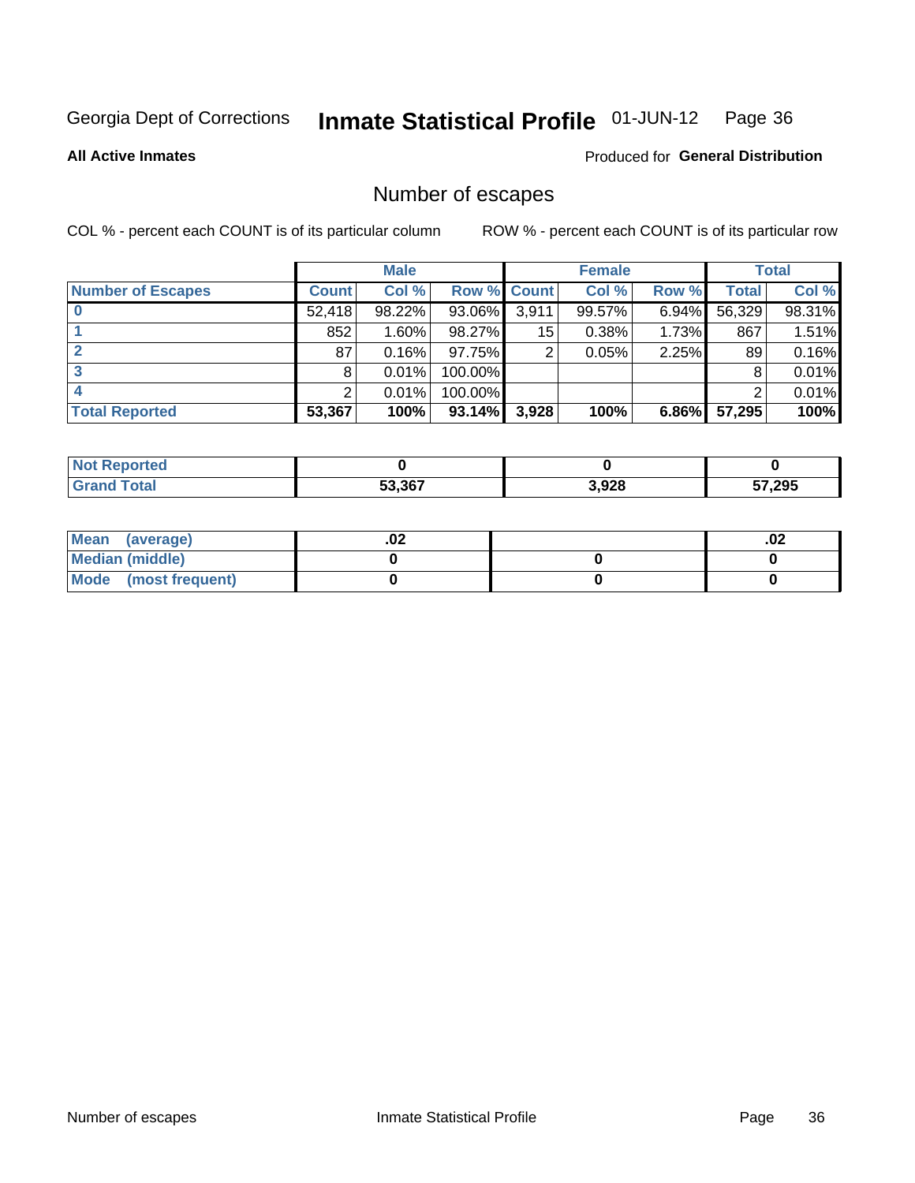Georgia Dept of Corrections **Inmate Statistical Profile** 01-JUN-12

**All Active Inmates**

Produced for **General Distribution**

## Number of escapes

COL % - percent each COUNT is of its particular column

ROW % - percent each COUNT is of its particular row

| | Male | | | Female | | | Total | |
|---|---|---|---|---|---|---|---|---|
| **Number of Escapes** | **Count** | **Col %** | **Row %** | **Count** | **Col %** | **Row %** | **Total** | **Col %** |
| **0** | 52,418 | 98.22% | 93.06% | 3,911 | 99.57% | 6.94% | 56,329 | 98.31% |
| **1** | 852 | 1.60% | 98.27% | 15 | 0.38% | 1.73% | 867 | 1.51% |
| **2** | 87 | 0.16% | 97.75% | 2 | 0.05% | 2.25% | 89 | 0.16% |
| **3** | 8 | 0.01% | 100.00% | | | | 8 | 0.01% |
| **4** | 2 | 0.01% | 100.00% | | | | 2 | 0.01% |
| **Total Reported** | **53,367** | **100%** | **93.14%** | **3,928** | **100%** | **6.86%** | **57,295** | **100%** |

| | Male | Female | Total |
|---|---|---|---|
| **Not Reported** | **0** | **0** | **0** |
| **Grand Total** | **53,367** | **3,928** | **57,295** |

| | Male | Female | Total |
|---|---|---|---|
| **Mean (average)** | **.02** | | **.02** |
| **Median (middle)** | **0** | **0** | **0** |
| **Mode (most frequent)** | **0** | **0** | **0** |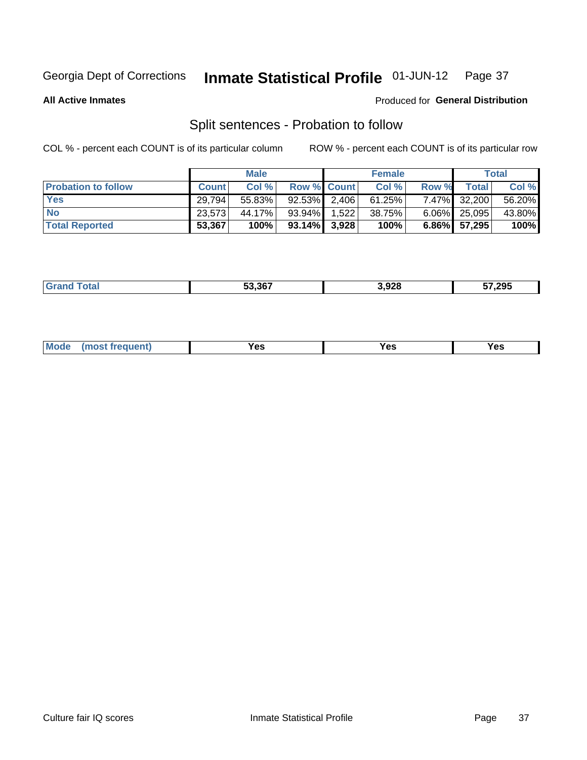Georgia Dept of Corrections **Inmate Statistical Profile** 01-JUN-12

**All Active Inmates**

Produced for **General Distribution**

## Split sentences - Probation to follow

COL % - percent each COUNT is of its particular column

ROW % - percent each COUNT is of its particular row

| | Male | | | Female | | | Total | |
|---|---|---|---|---|---|---|---|---|
| **Probation to follow** | **Count** | **Col %** | **Row %** | **Count** | **Col %** | **Row %** | **Total** | **Col %** |
| **Yes** | 29,794 | 55.83% | 92.53% | 2,406 | 61.25% | 7.47% | 32,200 | 56.20% |
| **No** | 23,573 | 44.17% | 93.94% | 1,522 | 38.75% | 6.06% | 25,095 | 43.80% |
| **Total Reported** | **53,367** | **100%** | **93.14%** | **3,928** | **100%** | **6.86%** | **57,295** | **100%** |

| | | | |
|---|---|---|---|
| **Grand Total** | **53,367** | **3,928** | **57,295** |

| | | | |
|---|---|---|---|
| **Mode (most frequent)** | **Yes** | **Yes** | **Yes** |

Culture fair IQ scores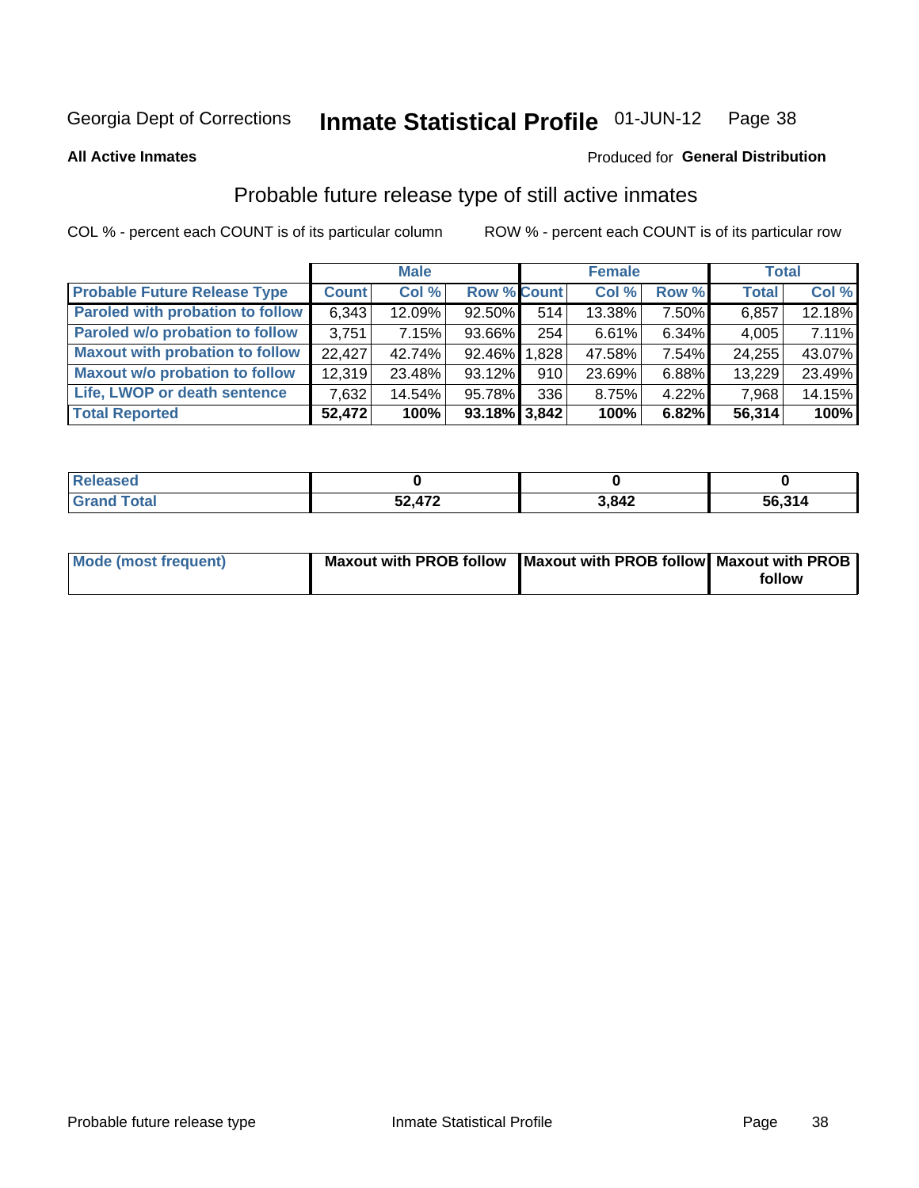Georgia Dept of Corrections **Inmate Statistical Profile** 01-JUN-12

**All Active Inmates**

Produced for **General Distribution**

## Probable future release type of still active inmates

COL % - percent each COUNT is of its particular column

ROW % - percent each COUNT is of its particular row

| | Male | | | Female | | | Total | |
|---|---|---|---|---|---|---|---|---|
| **Probable Future Release Type** | **Count** | **Col %** | **Row %** | **Count** | **Col %** | **Row %** | **Total** | **Col %** |
| Paroled with probation to follow | 6,343 | 12.09% | 92.50% | 514 | 13.38% | 7.50% | 6,857 | 12.18% |
| Paroled w/o probation to follow | 3,751 | 7.15% | 93.66% | 254 | 6.61% | 6.34% | 4,005 | 7.11% |
| Maxout with probation to follow | 22,427 | 42.74% | 92.46% | 1,828 | 47.58% | 7.54% | 24,255 | 43.07% |
| Maxout w/o probation to follow | 12,319 | 23.48% | 93.12% | 910 | 23.69% | 6.88% | 13,229 | 23.49% |
| Life, LWOP or death sentence | 7,632 | 14.54% | 95.78% | 336 | 8.75% | 4.22% | 7,968 | 14.15% |
| **Total Reported** | **52,472** | **100%** | **93.18%** | **3,842** | **100%** | **6.82%** | **56,314** | **100%** |

| | Male | Female | Total |
|---|---|---|---|
| Released | 0 | 0 | 0 |
| Grand Total | 52,472 | 3,842 | 56,314 |

| | Male | Female | Total |
|---|---|---|---|
| Mode (most frequent) | Maxout with PROB follow | Maxout with PROB follow | Maxout with PROB follow |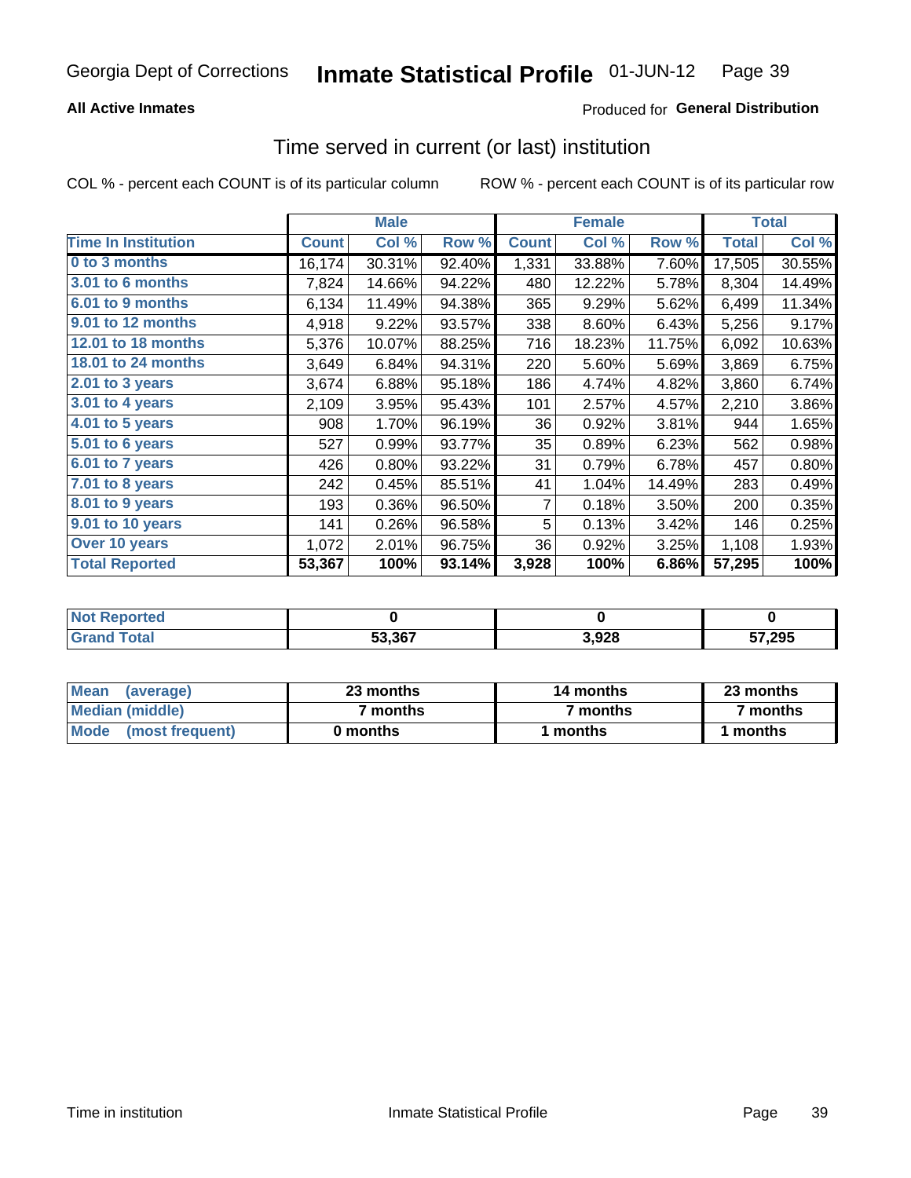Georgia Dept of Corrections **Inmate Statistical Profile** 01-JUN-12

**All Active Inmates** Produced for **General Distribution**

## Time served in current (or last) institution

COL % - percent each COUNT is of its particular column ROW % - percent each COUNT is of its particular row

| | Male | | | Female | | | Total | |
|---|---|---|---|---|---|---|---|---|
| Time In Institution | Count | Col % | Row % | Count | Col % | Row % | Total | Col % |
| 0 to 3 months | 16,174 | 30.31% | 92.40% | 1,331 | 33.88% | 7.60% | 17,505 | 30.55% |
| 3.01 to 6 months | 7,824 | 14.66% | 94.22% | 480 | 12.22% | 5.78% | 8,304 | 14.49% |
| 6.01 to 9 months | 6,134 | 11.49% | 94.38% | 365 | 9.29% | 5.62% | 6,499 | 11.34% |
| 9.01 to 12 months | 4,918 | 9.22% | 93.57% | 338 | 8.60% | 6.43% | 5,256 | 9.17% |
| 12.01 to 18 months | 5,376 | 10.07% | 88.25% | 716 | 18.23% | 11.75% | 6,092 | 10.63% |
| 18.01 to 24 months | 3,649 | 6.84% | 94.31% | 220 | 5.60% | 5.69% | 3,869 | 6.75% |
| 2.01 to 3 years | 3,674 | 6.88% | 95.18% | 186 | 4.74% | 4.82% | 3,860 | 6.74% |
| 3.01 to 4 years | 2,109 | 3.95% | 95.43% | 101 | 2.57% | 4.57% | 2,210 | 3.86% |
| 4.01 to 5 years | 908 | 1.70% | 96.19% | 36 | 0.92% | 3.81% | 944 | 1.65% |
| 5.01 to 6 years | 527 | 0.99% | 93.77% | 35 | 0.89% | 6.23% | 562 | 0.98% |
| 6.01 to 7 years | 426 | 0.80% | 93.22% | 31 | 0.79% | 6.78% | 457 | 0.80% |
| 7.01 to 8 years | 242 | 0.45% | 85.51% | 41 | 1.04% | 14.49% | 283 | 0.49% |
| 8.01 to 9 years | 193 | 0.36% | 96.50% | 7 | 0.18% | 3.50% | 200 | 0.35% |
| 9.01 to 10 years | 141 | 0.26% | 96.58% | 5 | 0.13% | 3.42% | 146 | 0.25% |
| Over 10 years | 1,072 | 2.01% | 96.75% | 36 | 0.92% | 3.25% | 1,108 | 1.93% |
| **Total Reported** | **53,367** | **100%** | **93.14%** | **3,928** | **100%** | **6.86%** | **57,295** | **100%** |

| | Male | Female | Total |
|---|---|---|---|
| Not Reported | 0 | 0 | 0 |
| Grand Total | 53,367 | 3,928 | 57,295 |

| | Male | Female | Total |
|---|---|---|---|
| Mean (average) | 23 months | 14 months | 23 months |
| Median (middle) | 7 months | 7 months | 7 months |
| Mode (most frequent) | 0 months | 1 months | 1 months |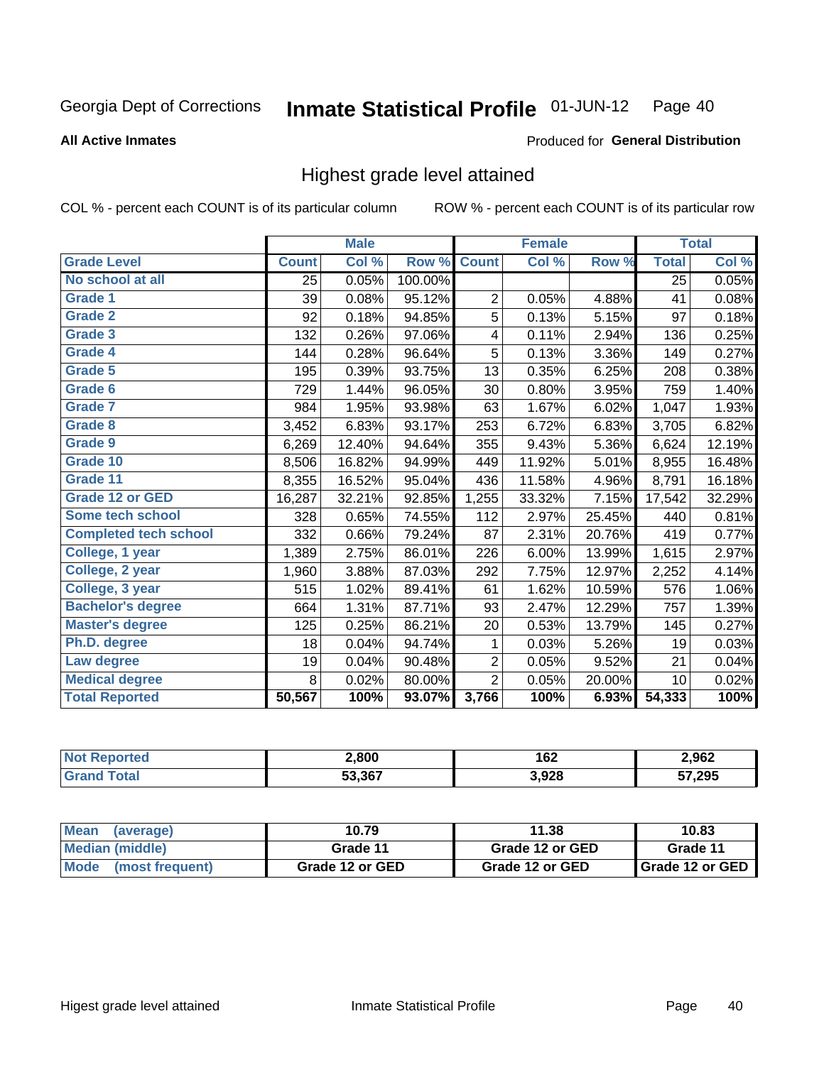Georgia Dept of Corrections **Inmate Statistical Profile** 01-JUN-12

**All Active Inmates**

Produced for **General Distribution**

## Highest grade level attained

COL % - percent each COUNT is of its particular column ROW % - percent each COUNT is of its particular row

| | Male | | | Female | | | Total | |
|---|---|---|---|---|---|---|---|---|
| **Grade Level** | **Count** | **Col %** | **Row %** | **Count** | **Col %** | **Row %** | **Total** | **Col %** |
| No school at all | 25 | 0.05% | 100.00% | | | | 25 | 0.05% |
| Grade 1 | 39 | 0.08% | 95.12% | 2 | 0.05% | 4.88% | 41 | 0.08% |
| Grade 2 | 92 | 0.18% | 94.85% | 5 | 0.13% | 5.15% | 97 | 0.18% |
| Grade 3 | 132 | 0.26% | 97.06% | 4 | 0.11% | 2.94% | 136 | 0.25% |
| Grade 4 | 144 | 0.28% | 96.64% | 5 | 0.13% | 3.36% | 149 | 0.27% |
| Grade 5 | 195 | 0.39% | 93.75% | 13 | 0.35% | 6.25% | 208 | 0.38% |
| Grade 6 | 729 | 1.44% | 96.05% | 30 | 0.80% | 3.95% | 759 | 1.40% |
| Grade 7 | 984 | 1.95% | 93.98% | 63 | 1.67% | 6.02% | 1,047 | 1.93% |
| Grade 8 | 3,452 | 6.83% | 93.17% | 253 | 6.72% | 6.83% | 3,705 | 6.82% |
| Grade 9 | 6,269 | 12.40% | 94.64% | 355 | 9.43% | 5.36% | 6,624 | 12.19% |
| Grade 10 | 8,506 | 16.82% | 94.99% | 449 | 11.92% | 5.01% | 8,955 | 16.48% |
| Grade 11 | 8,355 | 16.52% | 95.04% | 436 | 11.58% | 4.96% | 8,791 | 16.18% |
| Grade 12 or GED | 16,287 | 32.21% | 92.85% | 1,255 | 33.32% | 7.15% | 17,542 | 32.29% |
| Some tech school | 328 | 0.65% | 74.55% | 112 | 2.97% | 25.45% | 440 | 0.81% |
| Completed tech school | 332 | 0.66% | 79.24% | 87 | 2.31% | 20.76% | 419 | 0.77% |
| College, 1 year | 1,389 | 2.75% | 86.01% | 226 | 6.00% | 13.99% | 1,615 | 2.97% |
| College, 2 year | 1,960 | 3.88% | 87.03% | 292 | 7.75% | 12.97% | 2,252 | 4.14% |
| College, 3 year | 515 | 1.02% | 89.41% | 61 | 1.62% | 10.59% | 576 | 1.06% |
| Bachelor's degree | 664 | 1.31% | 87.71% | 93 | 2.47% | 12.29% | 757 | 1.39% |
| Master's degree | 125 | 0.25% | 86.21% | 20 | 0.53% | 13.79% | 145 | 0.27% |
| Ph.D. degree | 18 | 0.04% | 94.74% | 1 | 0.03% | 5.26% | 19 | 0.03% |
| Law degree | 19 | 0.04% | 90.48% | 2 | 0.05% | 9.52% | 21 | 0.04% |
| Medical degree | 8 | 0.02% | 80.00% | 2 | 0.05% | 20.00% | 10 | 0.02% |
| **Total Reported** | **50,567** | **100%** | **93.07%** | **3,766** | **100%** | **6.93%** | **54,333** | **100%** |

| | Male | Female | Total |
|---|---|---|---|
| Not Reported | 2,800 | 162 | 2,962 |
| Grand Total | 53,367 | 3,928 | 57,295 |

| | Male | Female | Total |
|---|---|---|---|
| Mean (average) | 10.79 | 11.38 | 10.83 |
| Median (middle) | Grade 11 | Grade 12 or GED | Grade 11 |
| Mode (most frequent) | Grade 12 or GED | Grade 12 or GED | Grade 12 or GED |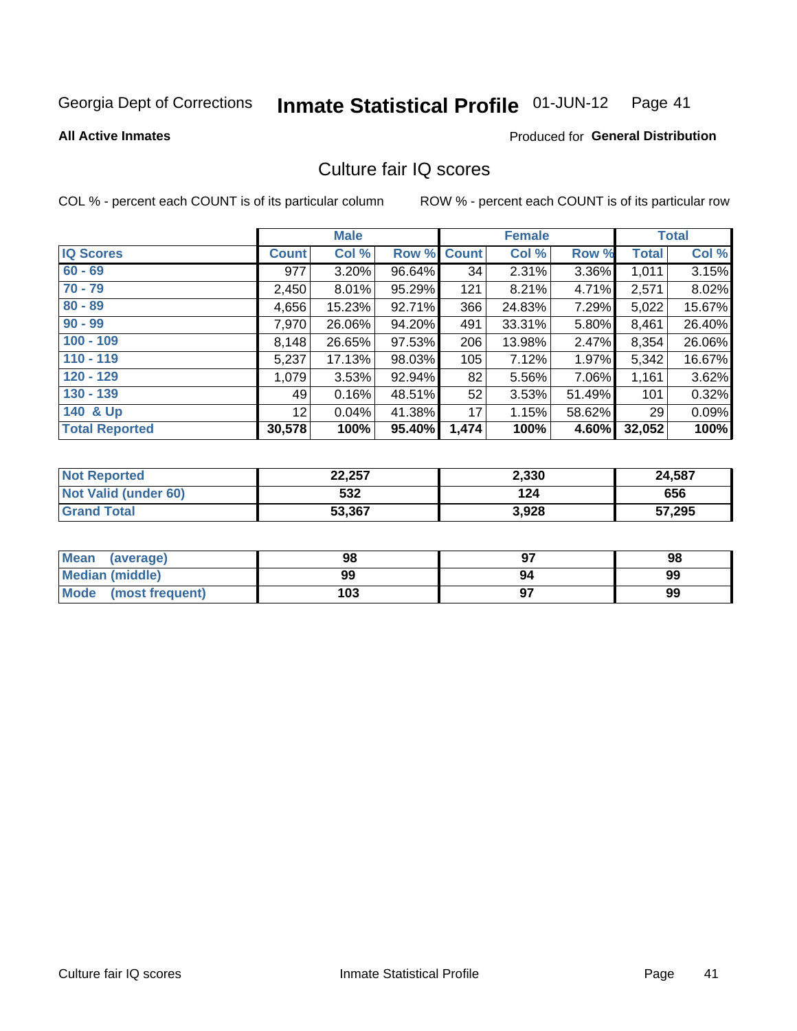Georgia Dept of Corrections **Inmate Statistical Profile** 01-JUN-12

**All Active Inmates**

Produced for **General Distribution**

## Culture fair IQ scores

COL % - percent each COUNT is of its particular column

ROW % - percent each COUNT is of its particular row

| | Male | | | Female | | | Total | |
|---|---|---|---|---|---|---|---|---|
| IQ Scores | Count | Col % | Row % | Count | Col % | Row % | Total | Col % |
| 60 - 69 | 977 | 3.20% | 96.64% | 34 | 2.31% | 3.36% | 1,011 | 3.15% |
| 70 - 79 | 2,450 | 8.01% | 95.29% | 121 | 8.21% | 4.71% | 2,571 | 8.02% |
| 80 - 89 | 4,656 | 15.23% | 92.71% | 366 | 24.83% | 7.29% | 5,022 | 15.67% |
| 90 - 99 | 7,970 | 26.06% | 94.20% | 491 | 33.31% | 5.80% | 8,461 | 26.40% |
| 100 - 109 | 8,148 | 26.65% | 97.53% | 206 | 13.98% | 2.47% | 8,354 | 26.06% |
| 110 - 119 | 5,237 | 17.13% | 98.03% | 105 | 7.12% | 1.97% | 5,342 | 16.67% |
| 120 - 129 | 1,079 | 3.53% | 92.94% | 82 | 5.56% | 7.06% | 1,161 | 3.62% |
| 130 - 139 | 49 | 0.16% | 48.51% | 52 | 3.53% | 51.49% | 101 | 0.32% |
| 140 & Up | 12 | 0.04% | 41.38% | 17 | 1.15% | 58.62% | 29 | 0.09% |
| **Total Reported** | **30,578** | **100%** | **95.40%** | **1,474** | **100%** | **4.60%** | **32,052** | **100%** |

| | Male | Female | Total |
|---|---|---|---|
| Not Reported | 22,257 | 2,330 | 24,587 |
| Not Valid (under 60) | 532 | 124 | 656 |
| Grand Total | 53,367 | 3,928 | 57,295 |

| | Male | Female | Total |
|---|---|---|---|
| Mean (average) | 98 | 97 | 98 |
| Median (middle) | 99 | 94 | 99 |
| Mode (most frequent) | 103 | 97 | 99 |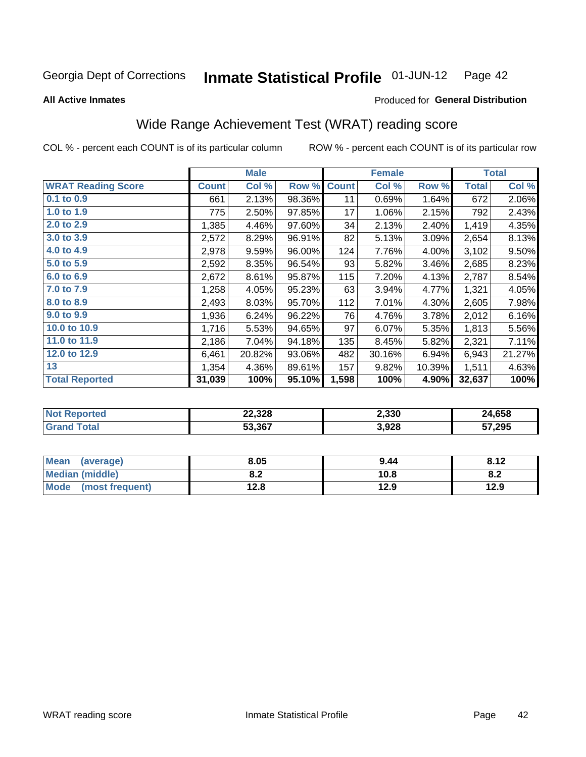Georgia Dept of Corrections **Inmate Statistical Profile** 01-JUN-12

**All Active Inmates**

Produced for **General Distribution**

## Wide Range Achievement Test (WRAT) reading score

COL % - percent each COUNT is of its particular column

ROW % - percent each COUNT is of its particular row

| | Male | | | Female | | | Total | |
|---|---|---|---|---|---|---|---|---|
| **WRAT Reading Score** | **Count** | **Col %** | **Row %** | **Count** | **Col %** | **Row %** | **Total** | **Col %** |
| 0.1 to 0.9 | 661 | 2.13% | 98.36% | 11 | 0.69% | 1.64% | 672 | 2.06% |
| 1.0 to 1.9 | 775 | 2.50% | 97.85% | 17 | 1.06% | 2.15% | 792 | 2.43% |
| 2.0 to 2.9 | 1,385 | 4.46% | 97.60% | 34 | 2.13% | 2.40% | 1,419 | 4.35% |
| 3.0 to 3.9 | 2,572 | 8.29% | 96.91% | 82 | 5.13% | 3.09% | 2,654 | 8.13% |
| 4.0 to 4.9 | 2,978 | 9.59% | 96.00% | 124 | 7.76% | 4.00% | 3,102 | 9.50% |
| 5.0 to 5.9 | 2,592 | 8.35% | 96.54% | 93 | 5.82% | 3.46% | 2,685 | 8.23% |
| 6.0 to 6.9 | 2,672 | 8.61% | 95.87% | 115 | 7.20% | 4.13% | 2,787 | 8.54% |
| 7.0 to 7.9 | 1,258 | 4.05% | 95.23% | 63 | 3.94% | 4.77% | 1,321 | 4.05% |
| 8.0 to 8.9 | 2,493 | 8.03% | 95.70% | 112 | 7.01% | 4.30% | 2,605 | 7.98% |
| 9.0 to 9.9 | 1,936 | 6.24% | 96.22% | 76 | 4.76% | 3.78% | 2,012 | 6.16% |
| 10.0 to 10.9 | 1,716 | 5.53% | 94.65% | 97 | 6.07% | 5.35% | 1,813 | 5.56% |
| 11.0 to 11.9 | 2,186 | 7.04% | 94.18% | 135 | 8.45% | 5.82% | 2,321 | 7.11% |
| 12.0 to 12.9 | 6,461 | 20.82% | 93.06% | 482 | 30.16% | 6.94% | 6,943 | 21.27% |
| 13 | 1,354 | 4.36% | 89.61% | 157 | 9.82% | 10.39% | 1,511 | 4.63% |
| **Total Reported** | **31,039** | **100%** | **95.10%** | **1,598** | **100%** | **4.90%** | **32,637** | **100%** |

| | Male | Female | Total |
|---|---|---|---|
| **Not Reported** | **22,328** | **2,330** | **24,658** |
| **Grand Total** | **53,367** | **3,928** | **57,295** |

| | Male | Female | Total |
|---|---|---|---|
| **Mean (average)** | **8.05** | **9.44** | **8.12** |
| **Median (middle)** | **8.2** | **10.8** | **8.2** |
| **Mode (most frequent)** | **12.8** | **12.9** | **12.9** |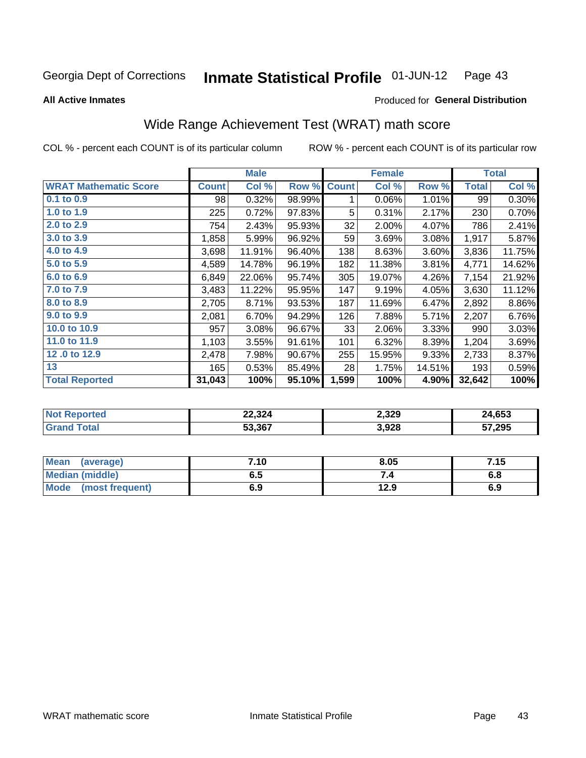Georgia Dept of Corrections **Inmate Statistical Profile** 01-JUN-12

**All Active Inmates**

Produced for **General Distribution**

## Wide Range Achievement Test (WRAT) math score

COL % - percent each COUNT is of its particular column ROW % - percent each COUNT is of its particular row

| | Male | | | Female | | | Total | |
|---|---|---|---|---|---|---|---|---|
| **WRAT Mathematic Score** | **Count** | **Col %** | **Row %** | **Count** | **Col %** | **Row %** | **Total** | **Col %** |
| **0.1 to 0.9** | 98 | 0.32% | 98.99% | 1 | 0.06% | 1.01% | 99 | 0.30% |
| **1.0 to 1.9** | 225 | 0.72% | 97.83% | 5 | 0.31% | 2.17% | 230 | 0.70% |
| **2.0 to 2.9** | 754 | 2.43% | 95.93% | 32 | 2.00% | 4.07% | 786 | 2.41% |
| **3.0 to 3.9** | 1,858 | 5.99% | 96.92% | 59 | 3.69% | 3.08% | 1,917 | 5.87% |
| **4.0 to 4.9** | 3,698 | 11.91% | 96.40% | 138 | 8.63% | 3.60% | 3,836 | 11.75% |
| **5.0 to 5.9** | 4,589 | 14.78% | 96.19% | 182 | 11.38% | 3.81% | 4,771 | 14.62% |
| **6.0 to 6.9** | 6,849 | 22.06% | 95.74% | 305 | 19.07% | 4.26% | 7,154 | 21.92% |
| **7.0 to 7.9** | 3,483 | 11.22% | 95.95% | 147 | 9.19% | 4.05% | 3,630 | 11.12% |
| **8.0 to 8.9** | 2,705 | 8.71% | 93.53% | 187 | 11.69% | 6.47% | 2,892 | 8.86% |
| **9.0 to 9.9** | 2,081 | 6.70% | 94.29% | 126 | 7.88% | 5.71% | 2,207 | 6.76% |
| **10.0 to 10.9** | 957 | 3.08% | 96.67% | 33 | 2.06% | 3.33% | 990 | 3.03% |
| **11.0 to 11.9** | 1,103 | 3.55% | 91.61% | 101 | 6.32% | 8.39% | 1,204 | 3.69% |
| **12 .0 to 12.9** | 2,478 | 7.98% | 90.67% | 255 | 15.95% | 9.33% | 2,733 | 8.37% |
| **13** | 165 | 0.53% | 85.49% | 28 | 1.75% | 14.51% | 193 | 0.59% |
| **Total Reported** | **31,043** | **100%** | **95.10%** | **1,599** | **100%** | **4.90%** | **32,642** | **100%** |

| | Male | Female | Total |
|---|---|---|---|
| **Not Reported** | **22,324** | **2,329** | **24,653** |
| **Grand Total** | **53,367** | **3,928** | **57,295** |

| | Male | Female | Total |
|---|---|---|---|
| **Mean (average)** | **7.10** | **8.05** | **7.15** |
| **Median (middle)** | **6.5** | **7.4** | **6.8** |
| **Mode (most frequent)** | **6.9** | **12.9** | **6.9** |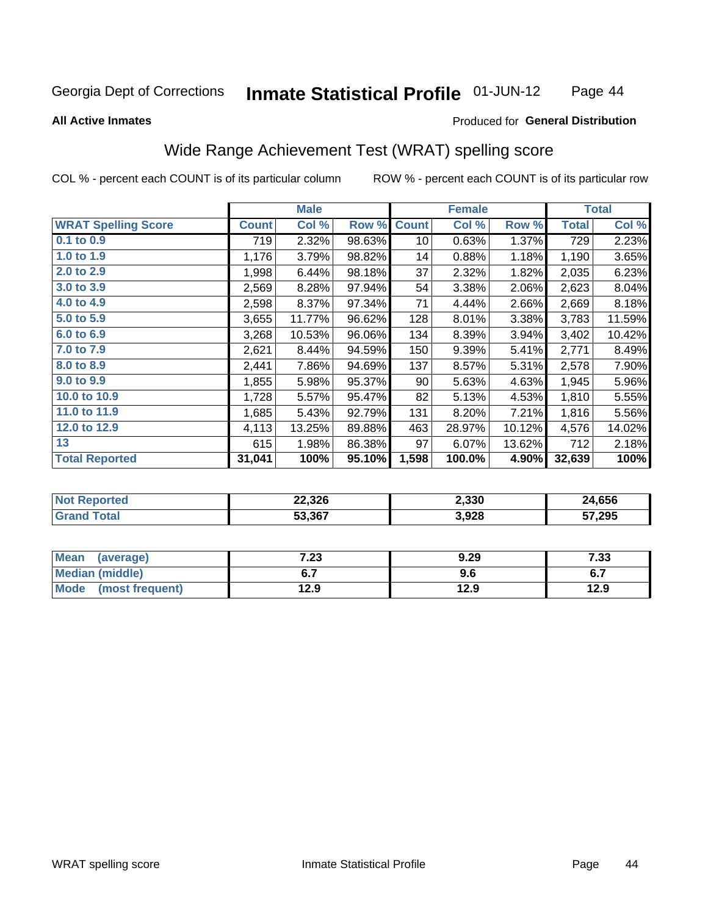Georgia Dept of Corrections **Inmate Statistical Profile** 01-JUN-12

**All Active Inmates**

Produced for **General Distribution**

## Wide Range Achievement Test (WRAT) spelling score

COL % - percent each COUNT is of its particular column ROW % - percent each COUNT is of its particular row

| | Male | | | Female | | | Total | |
|---|---|---|---|---|---|---|---|---|
| **WRAT Spelling Score** | **Count** | **Col %** | **Row %** | **Count** | **Col %** | **Row %** | **Total** | **Col %** |
| 0.1 to 0.9 | 719 | 2.32% | 98.63% | 10 | 0.63% | 1.37% | 729 | 2.23% |
| 1.0 to 1.9 | 1,176 | 3.79% | 98.82% | 14 | 0.88% | 1.18% | 1,190 | 3.65% |
| 2.0 to 2.9 | 1,998 | 6.44% | 98.18% | 37 | 2.32% | 1.82% | 2,035 | 6.23% |
| 3.0 to 3.9 | 2,569 | 8.28% | 97.94% | 54 | 3.38% | 2.06% | 2,623 | 8.04% |
| 4.0 to 4.9 | 2,598 | 8.37% | 97.34% | 71 | 4.44% | 2.66% | 2,669 | 8.18% |
| 5.0 to 5.9 | 3,655 | 11.77% | 96.62% | 128 | 8.01% | 3.38% | 3,783 | 11.59% |
| 6.0 to 6.9 | 3,268 | 10.53% | 96.06% | 134 | 8.39% | 3.94% | 3,402 | 10.42% |
| 7.0 to 7.9 | 2,621 | 8.44% | 94.59% | 150 | 9.39% | 5.41% | 2,771 | 8.49% |
| 8.0 to 8.9 | 2,441 | 7.86% | 94.69% | 137 | 8.57% | 5.31% | 2,578 | 7.90% |
| 9.0 to 9.9 | 1,855 | 5.98% | 95.37% | 90 | 5.63% | 4.63% | 1,945 | 5.96% |
| 10.0 to 10.9 | 1,728 | 5.57% | 95.47% | 82 | 5.13% | 4.53% | 1,810 | 5.55% |
| 11.0 to 11.9 | 1,685 | 5.43% | 92.79% | 131 | 8.20% | 7.21% | 1,816 | 5.56% |
| 12.0 to 12.9 | 4,113 | 13.25% | 89.88% | 463 | 28.97% | 10.12% | 4,576 | 14.02% |
| 13 | 615 | 1.98% | 86.38% | 97 | 6.07% | 13.62% | 712 | 2.18% |
| **Total Reported** | **31,041** | **100%** | **95.10%** | **1,598** | **100.0%** | **4.90%** | **32,639** | **100%** |

| | Male | Female | Total |
|---|---|---|---|
| Not Reported | 22,326 | 2,330 | 24,656 |
| Grand Total | 53,367 | 3,928 | 57,295 |

| | Male | Female | Total |
|---|---|---|---|
| Mean (average) | 7.23 | 9.29 | 7.33 |
| Median (middle) | 6.7 | 9.6 | 6.7 |
| Mode (most frequent) | 12.9 | 12.9 | 12.9 |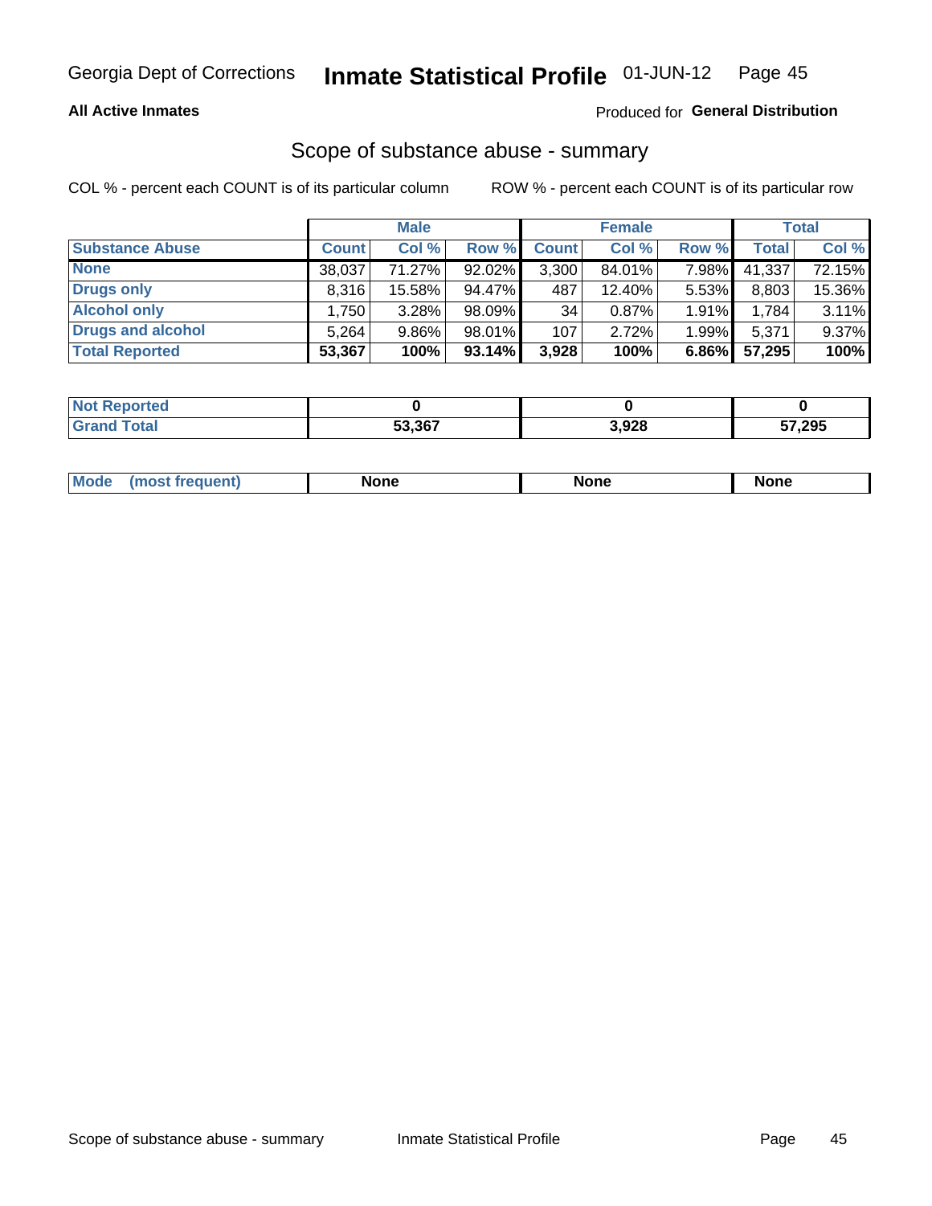Georgia Dept of Corrections **Inmate Statistical Profile** 01-JUN-12

**All Active Inmates**

Produced for **General Distribution**

## Scope of substance abuse - summary

COL % - percent each COUNT is of its particular column

ROW % - percent each COUNT is of its particular row

| | Male | | | Female | | | Total | |
|---|---|---|---|---|---|---|---|---|
| **Substance Abuse** | **Count** | **Col %** | **Row %** | **Count** | **Col %** | **Row %** | **Total** | **Col %** |
| **None** | 38,037 | 71.27% | 92.02% | 3,300 | 84.01% | 7.98% | 41,337 | 72.15% |
| **Drugs only** | 8,316 | 15.58% | 94.47% | 487 | 12.40% | 5.53% | 8,803 | 15.36% |
| **Alcohol only** | 1,750 | 3.28% | 98.09% | 34 | 0.87% | 1.91% | 1,784 | 3.11% |
| **Drugs and alcohol** | 5,264 | 9.86% | 98.01% | 107 | 2.72% | 1.99% | 5,371 | 9.37% |
| **Total Reported** | **53,367** | **100%** | **93.14%** | **3,928** | **100%** | **6.86%** | **57,295** | **100%** |

| | Male | Female | Total |
|---|---|---|---|
| **Not Reported** | **0** | **0** | **0** |
| **Grand Total** | **53,367** | **3,928** | **57,295** |

| | Male | Female | Total |
|---|---|---|---|
| **Mode (most frequent)** | **None** | **None** | **None** |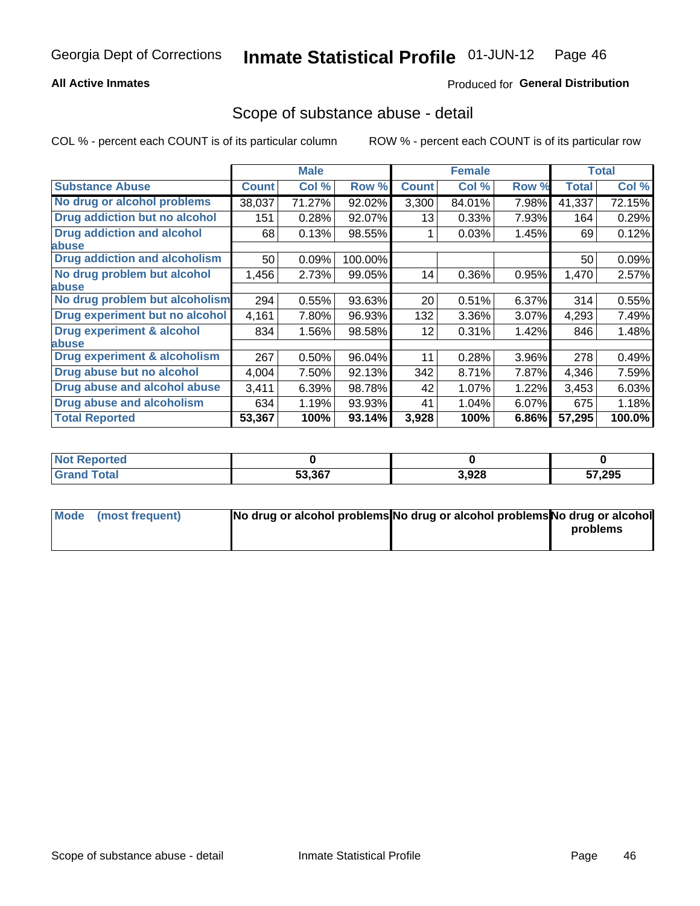Georgia Dept of Corrections **Inmate Statistical Profile** 01-JUN-12

**All Active Inmates**

Produced for **General Distribution**

## Scope of substance abuse - detail

COL % - percent each COUNT is of its particular column

ROW % - percent each COUNT is of its particular row

| | Male | | | Female | | | Total | |
|---|---|---|---|---|---|---|---|---|
| **Substance Abuse** | **Count** | **Col %** | **Row %** | **Count** | **Col %** | **Row %** | **Total** | **Col %** |
| **No drug or alcohol problems** | 38,037 | 71.27% | 92.02% | 3,300 | 84.01% | 7.98% | 41,337 | 72.15% |
| **Drug addiction but no alcohol** | 151 | 0.28% | 92.07% | 13 | 0.33% | 7.93% | 164 | 0.29% |
| **Drug addiction and alcohol abuse** | 68 | 0.13% | 98.55% | 1 | 0.03% | 1.45% | 69 | 0.12% |
| **Drug addiction and alcoholism** | 50 | 0.09% | 100.00% | | | | 50 | 0.09% |
| **No drug problem but alcohol abuse** | 1,456 | 2.73% | 99.05% | 14 | 0.36% | 0.95% | 1,470 | 2.57% |
| **No drug problem but alcoholism** | 294 | 0.55% | 93.63% | 20 | 0.51% | 6.37% | 314 | 0.55% |
| **Drug experiment but no alcohol** | 4,161 | 7.80% | 96.93% | 132 | 3.36% | 3.07% | 4,293 | 7.49% |
| **Drug experiment & alcohol abuse** | 834 | 1.56% | 98.58% | 12 | 0.31% | 1.42% | 846 | 1.48% |
| **Drug experiment & alcoholism** | 267 | 0.50% | 96.04% | 11 | 0.28% | 3.96% | 278 | 0.49% |
| **Drug abuse but no alcohol** | 4,004 | 7.50% | 92.13% | 342 | 8.71% | 7.87% | 4,346 | 7.59% |
| **Drug abuse and alcohol abuse** | 3,411 | 6.39% | 98.78% | 42 | 1.07% | 1.22% | 3,453 | 6.03% |
| **Drug abuse and alcoholism** | 634 | 1.19% | 93.93% | 41 | 1.04% | 6.07% | 675 | 1.18% |
| **Total Reported** | **53,367** | **100%** | **93.14%** | **3,928** | **100%** | **6.86%** | **57,295** | **100.0%** |

| | Male | Female | Total |
|---|---|---|---|
| **Not Reported** | **0** | **0** | **0** |
| **Grand Total** | **53,367** | **3,928** | **57,295** |

| | Male | Female | Total |
|---|---|---|---|
| **Mode (most frequent)** | **No drug or alcohol problems** | **No drug or alcohol problems** | **No drug or alcohol problems** |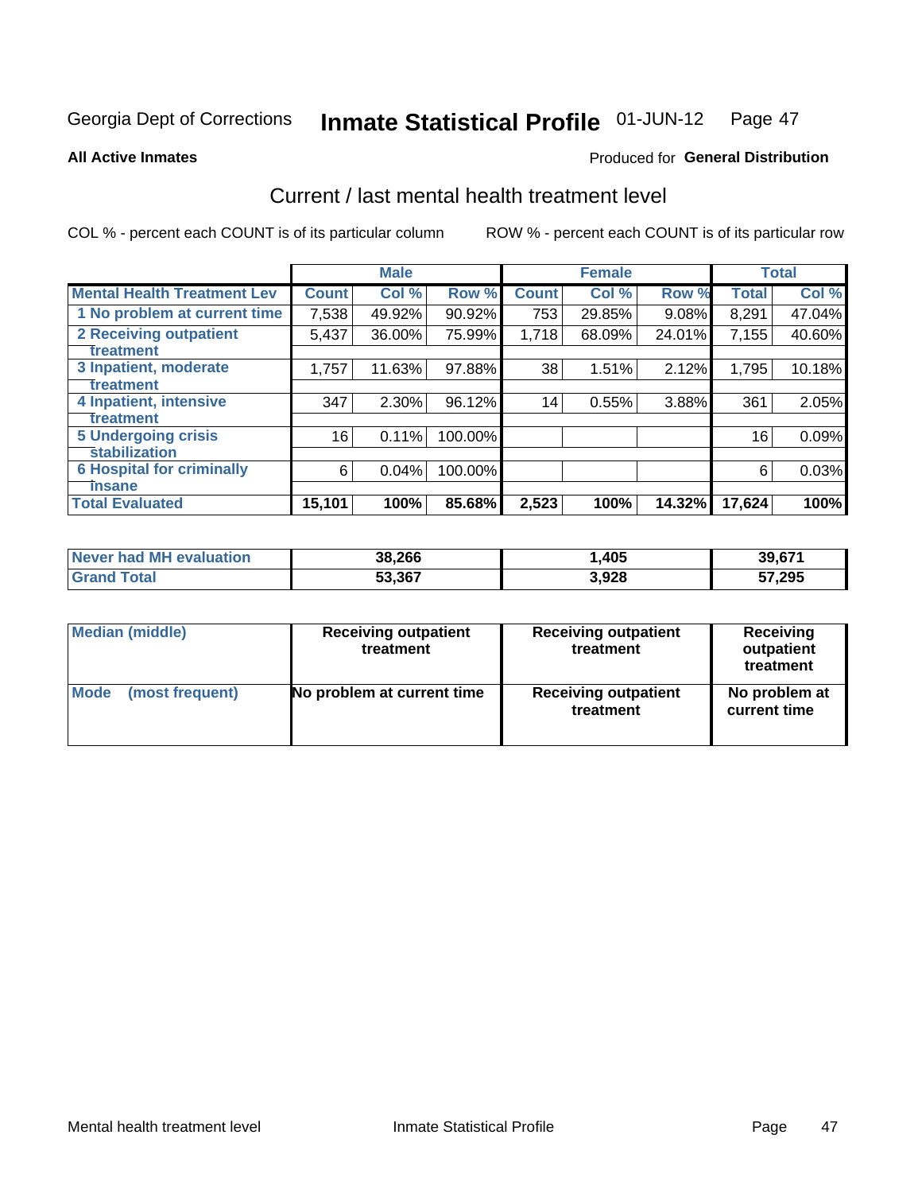Georgia Dept of Corrections **Inmate Statistical Profile** 01-JUN-12

**All Active Inmates**

Produced for **General Distribution**

## Current / last mental health treatment level

COL % - percent each COUNT is of its particular column

ROW % - percent each COUNT is of its particular row

| | Male | | | Female | | | Total | |
|---|---|---|---|---|---|---|---|---|
| **Mental Health Treatment Lev** | **Count** | **Col %** | **Row %** | **Count** | **Col %** | **Row %** | **Total** | **Col %** |
| 1 No problem at current time | 7,538 | 49.92% | 90.92% | 753 | 29.85% | 9.08% | 8,291 | 47.04% |
| 2 Receiving outpatient treatment | 5,437 | 36.00% | 75.99% | 1,718 | 68.09% | 24.01% | 7,155 | 40.60% |
| 3 Inpatient, moderate treatment | 1,757 | 11.63% | 97.88% | 38 | 1.51% | 2.12% | 1,795 | 10.18% |
| 4 Inpatient, intensive treatment | 347 | 2.30% | 96.12% | 14 | 0.55% | 3.88% | 361 | 2.05% |
| 5 Undergoing crisis stabilization | 16 | 0.11% | 100.00% | | | | 16 | 0.09% |
| 6 Hospital for criminally insane | 6 | 0.04% | 100.00% | | | | 6 | 0.03% |
| **Total Evaluated** | **15,101** | **100%** | **85.68%** | **2,523** | **100%** | **14.32%** | **17,624** | **100%** |

| | Male | Female | Total |
|---|---|---|---|
| **Never had MH evaluation** | **38,266** | **1,405** | **39,671** |
| **Grand Total** | **53,367** | **3,928** | **57,295** |

| | Male | Female | Total |
|---|---|---|---|
| **Median (middle)** | **Receiving outpatient treatment** | **Receiving outpatient treatment** | **Receiving outpatient treatment** |
| **Mode (most frequent)** | **No problem at current time** | **Receiving outpatient treatment** | **No problem at current time** |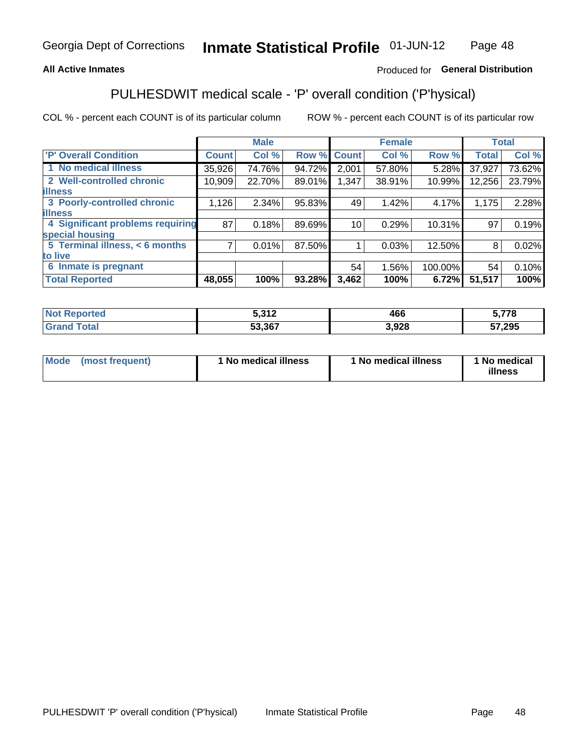Georgia Dept of Corrections **Inmate Statistical Profile** 01-JUN-12

**All Active Inmates**

Produced for **General Distribution**

## PULHESDWIT medical scale - 'P' overall condition ('P'hysical)

COL % - percent each COUNT is of its particular column

ROW % - percent each COUNT is of its particular row

| | Male | | | Female | | | Total | |
|---|---|---|---|---|---|---|---|---|
| **'P' Overall Condition** | **Count** | **Col %** | **Row %** | **Count** | **Col %** | **Row %** | **Total** | **Col %** |
| 1 No medical illness | 35,926 | 74.76% | 94.72% | 2,001 | 57.80% | 5.28% | 37,927 | 73.62% |
| 2 Well-controlled chronic illness | 10,909 | 22.70% | 89.01% | 1,347 | 38.91% | 10.99% | 12,256 | 23.79% |
| 3 Poorly-controlled chronic illness | 1,126 | 2.34% | 95.83% | 49 | 1.42% | 4.17% | 1,175 | 2.28% |
| 4 Significant problems requiring special housing | 87 | 0.18% | 89.69% | 10 | 0.29% | 10.31% | 97 | 0.19% |
| 5 Terminal illness, < 6 months to live | 7 | 0.01% | 87.50% | 1 | 0.03% | 12.50% | 8 | 0.02% |
| 6 Inmate is pregnant | | | | 54 | 1.56% | 100.00% | 54 | 0.10% |
| **Total Reported** | **48,055** | **100%** | **93.28%** | **3,462** | **100%** | **6.72%** | **51,517** | **100%** |

| | Male | Female | Total |
|---|---|---|---|
| **Not Reported** | **5,312** | **466** | **5,778** |
| **Grand Total** | **53,367** | **3,928** | **57,295** |

| | Male | Female | Total |
|---|---|---|---|
| **Mode (most frequent)** | **1 No medical illness** | **1 No medical illness** | **1 No medical illness** |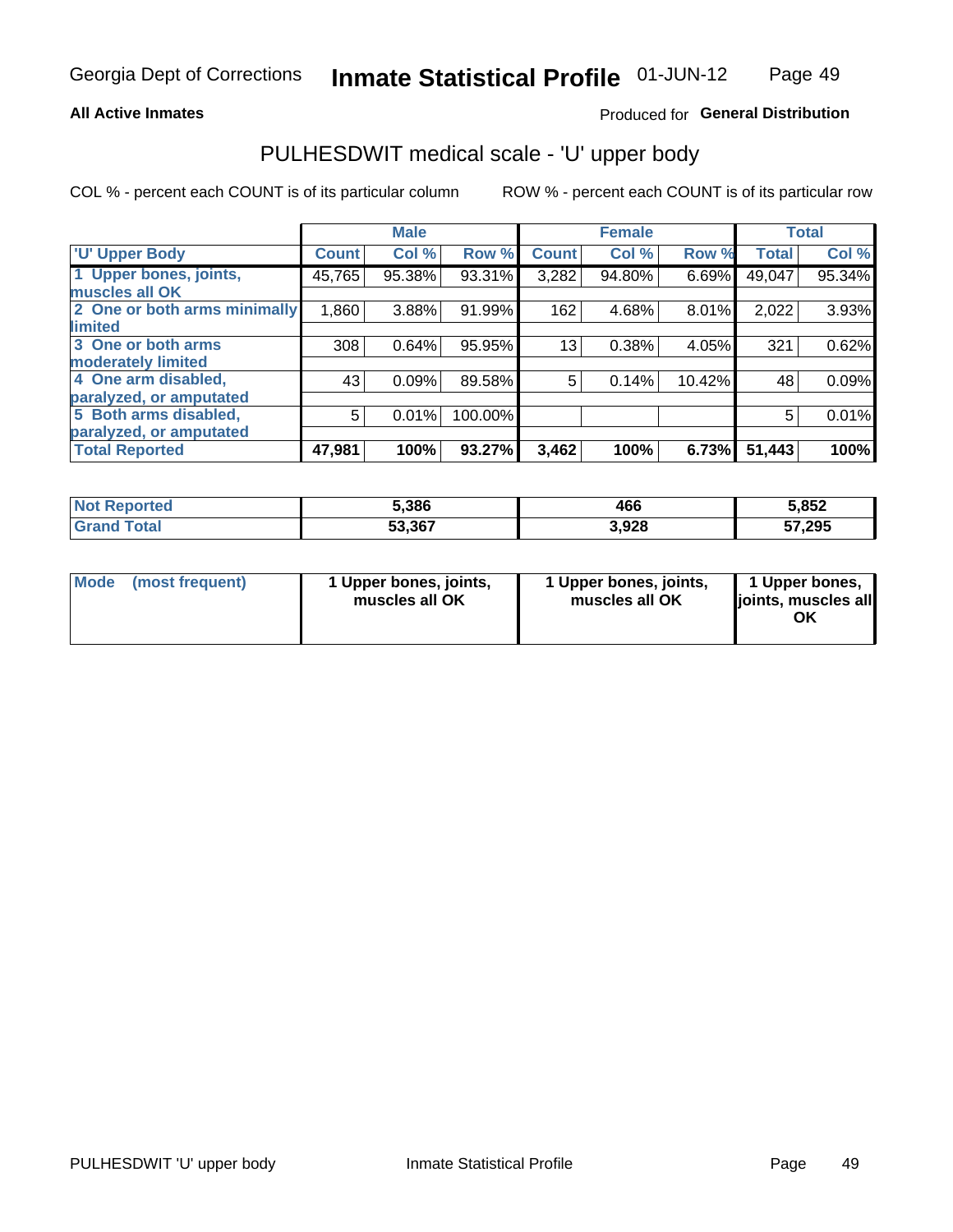Georgia Dept of Corrections **Inmate Statistical Profile** 01-JUN-12

**All Active Inmates**

Produced for **General Distribution**

## PULHESDWIT medical scale - 'U' upper body

COL % - percent each COUNT is of its particular column

ROW % - percent each COUNT is of its particular row

| | Male | | | Female | | | Total | |
|---|---|---|---|---|---|---|---|---|
| 'U' Upper Body | Count | Col % | Row % | Count | Col % | Row % | Total | Col % |
| 1 Upper bones, joints, muscles all OK | 45,765 | 95.38% | 93.31% | 3,282 | 94.80% | 6.69% | 49,047 | 95.34% |
| 2 One or both arms minimally limited | 1,860 | 3.88% | 91.99% | 162 | 4.68% | 8.01% | 2,022 | 3.93% |
| 3 One or both arms moderately limited | 308 | 0.64% | 95.95% | 13 | 0.38% | 4.05% | 321 | 0.62% |
| 4 One arm disabled, paralyzed, or amputated | 43 | 0.09% | 89.58% | 5 | 0.14% | 10.42% | 48 | 0.09% |
| 5 Both arms disabled, paralyzed, or amputated | 5 | 0.01% | 100.00% | | | | 5 | 0.01% |
| **Total Reported** | **47,981** | **100%** | **93.27%** | **3,462** | **100%** | **6.73%** | **51,443** | **100%** |

| | Male | Female | Total |
|---|---|---|---|
| Not Reported | 5,386 | 466 | 5,852 |
| Grand Total | 53,367 | 3,928 | 57,295 |

| | Male | Female | Total |
|---|---|---|---|
| Mode (most frequent) | 1 Upper bones, joints, muscles all OK | 1 Upper bones, joints, muscles all OK | 1 Upper bones, joints, muscles all OK |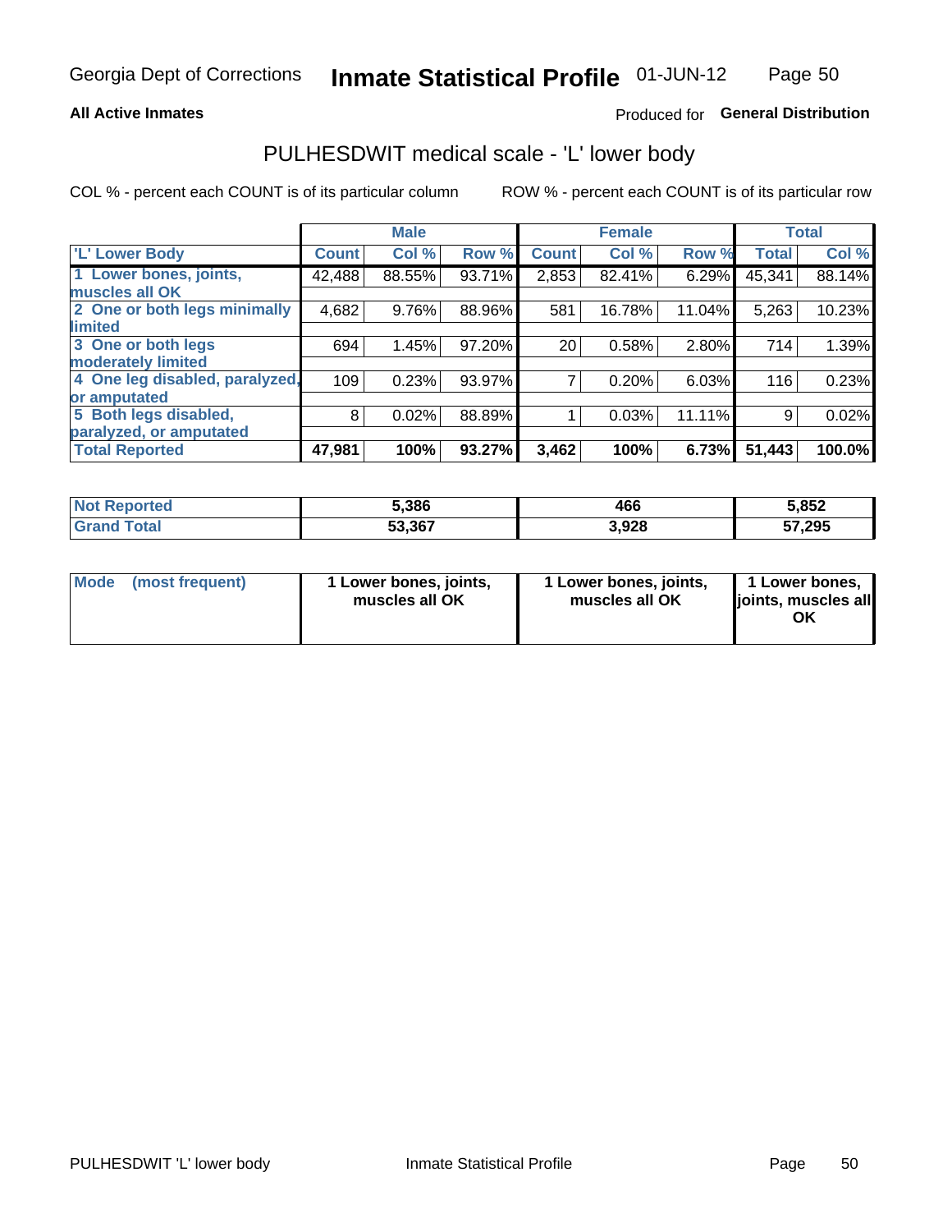Georgia Dept of Corrections **Inmate Statistical Profile** 01-JUN-12

**All Active Inmates**

Produced for **General Distribution**

## PULHESDWIT medical scale - 'L' lower body

COL % - percent each COUNT is of its particular column

ROW % - percent each COUNT is of its particular row

| | Male | | | Female | | | Total | |
|---|---|---|---|---|---|---|---|---|
| 'L' Lower Body | Count | Col % | Row % | Count | Col % | Row % | Total | Col % |
| 1 Lower bones, joints, muscles all OK | 42,488 | 88.55% | 93.71% | 2,853 | 82.41% | 6.29% | 45,341 | 88.14% |
| 2 One or both legs minimally limited | 4,682 | 9.76% | 88.96% | 581 | 16.78% | 11.04% | 5,263 | 10.23% |
| 3 One or both legs moderately limited | 694 | 1.45% | 97.20% | 20 | 0.58% | 2.80% | 714 | 1.39% |
| 4 One leg disabled, paralyzed, or amputated | 109 | 0.23% | 93.97% | 7 | 0.20% | 6.03% | 116 | 0.23% |
| 5 Both legs disabled, paralyzed, or amputated | 8 | 0.02% | 88.89% | 1 | 0.03% | 11.11% | 9 | 0.02% |
| **Total Reported** | **47,981** | **100%** | **93.27%** | **3,462** | **100%** | **6.73%** | **51,443** | **100.0%** |

| | Male | Female | Total |
|---|---|---|---|
| Not Reported | 5,386 | 466 | 5,852 |
| Grand Total | 53,367 | 3,928 | 57,295 |

| | Male | Female | Total |
|---|---|---|---|
| Mode (most frequent) | 1 Lower bones, joints, muscles all OK | 1 Lower bones, joints, muscles all OK | 1 Lower bones, joints, muscles all OK |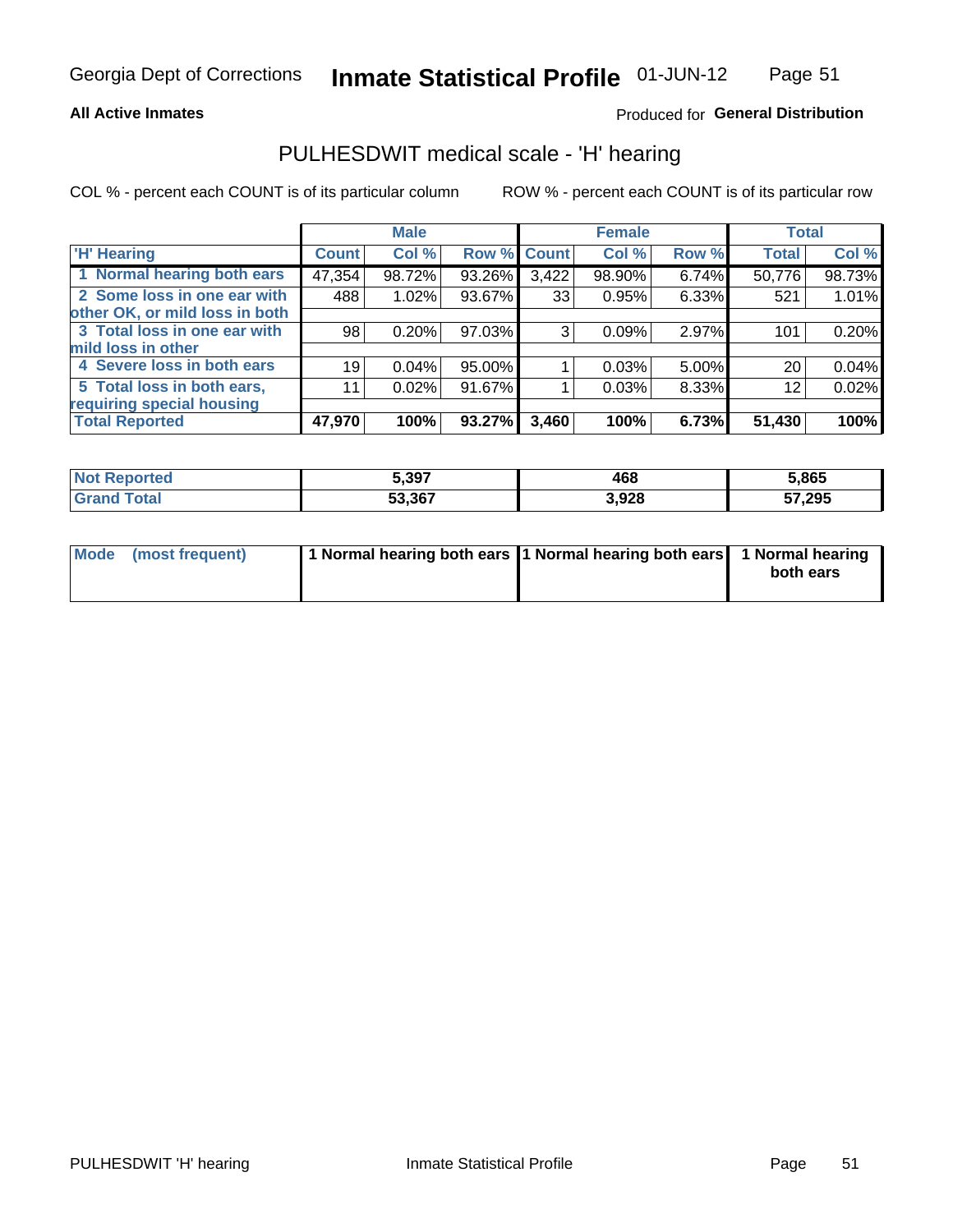Georgia Dept of Corrections **Inmate Statistical Profile** 01-JUN-12

**All Active Inmates**

Produced for **General Distribution**

## PULHESDWIT medical scale - 'H' hearing

COL % - percent each COUNT is of its particular column ROW % - percent each COUNT is of its particular row

| | Male | | | Female | | | Total | |
|---|---|---|---|---|---|---|---|---|
| 'H' Hearing | Count | Col % | Row % | Count | Col % | Row % | Total | Col % |
| 1 Normal hearing both ears | 47,354 | 98.72% | 93.26% | 3,422 | 98.90% | 6.74% | 50,776 | 98.73% |
| 2 Some loss in one ear with other OK, or mild loss in both | 488 | 1.02% | 93.67% | 33 | 0.95% | 6.33% | 521 | 1.01% |
| 3 Total loss in one ear with mild loss in other | 98 | 0.20% | 97.03% | 3 | 0.09% | 2.97% | 101 | 0.20% |
| 4 Severe loss in both ears | 19 | 0.04% | 95.00% | 1 | 0.03% | 5.00% | 20 | 0.04% |
| 5 Total loss in both ears, requiring special housing | 11 | 0.02% | 91.67% | 1 | 0.03% | 8.33% | 12 | 0.02% |
| **Total Reported** | **47,970** | **100%** | **93.27%** | **3,460** | **100%** | **6.73%** | **51,430** | **100%** |

| | Male | Female | Total |
|---|---|---|---|
| Not Reported | 5,397 | 468 | 5,865 |
| Grand Total | 53,367 | 3,928 | 57,295 |

| | Male | Female | Total |
|---|---|---|---|
| Mode (most frequent) | 1 Normal hearing both ears | 1 Normal hearing both ears | 1 Normal hearing both ears |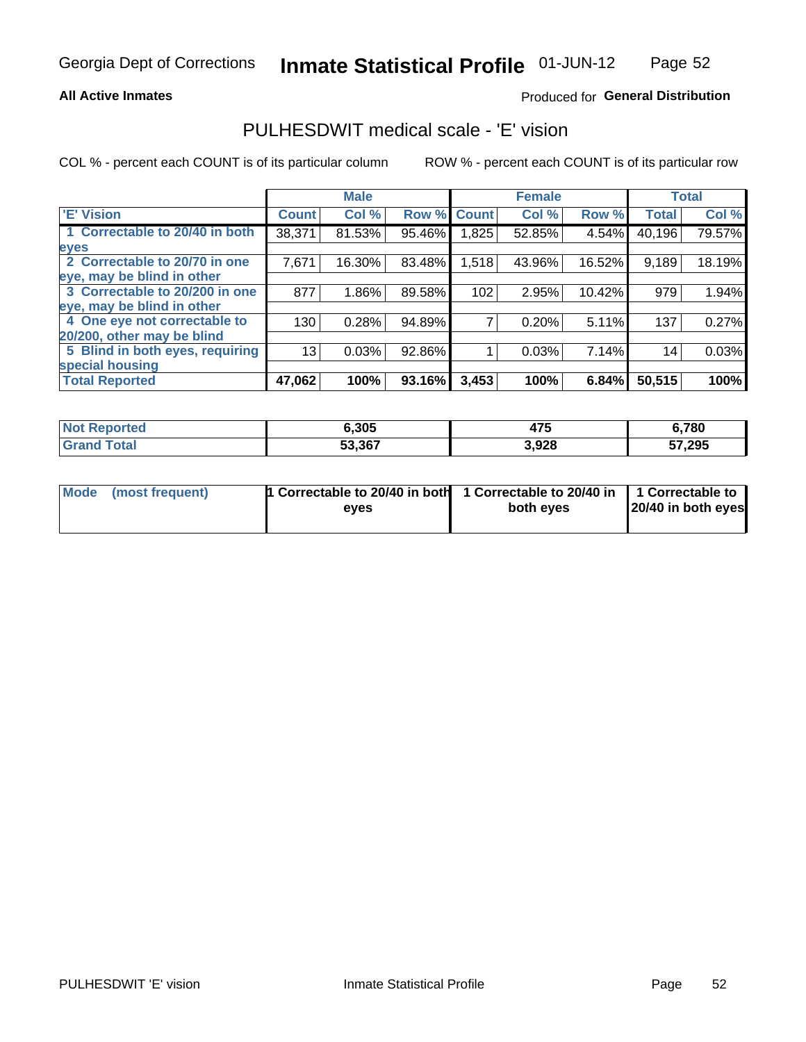Georgia Dept of Corrections **Inmate Statistical Profile** 01-JUN-12

**All Active Inmates**

Produced for **General Distribution**

## PULHESDWIT medical scale - 'E' vision

COL % - percent each COUNT is of its particular column    ROW % - percent each COUNT is of its particular row

| | Male | | | Female | | | Total | |
|---|---|---|---|---|---|---|---|---|
| 'E' Vision | Count | Col % | Row % | Count | Col % | Row % | Total | Col % |
| 1 Correctable to 20/40 in both eyes | 38,371 | 81.53% | 95.46% | 1,825 | 52.85% | 4.54% | 40,196 | 79.57% |
| 2 Correctable to 20/70 in one eye, may be blind in other | 7,671 | 16.30% | 83.48% | 1,518 | 43.96% | 16.52% | 9,189 | 18.19% |
| 3 Correctable to 20/200 in one eye, may be blind in other | 877 | 1.86% | 89.58% | 102 | 2.95% | 10.42% | 979 | 1.94% |
| 4 One eye not correctable to 20/200, other may be blind | 130 | 0.28% | 94.89% | 7 | 0.20% | 5.11% | 137 | 0.27% |
| 5 Blind in both eyes, requiring special housing | 13 | 0.03% | 92.86% | 1 | 0.03% | 7.14% | 14 | 0.03% |
| **Total Reported** | **47,062** | **100%** | **93.16%** | **3,453** | **100%** | **6.84%** | **50,515** | **100%** |

| | Male | Female | Total |
|---|---|---|---|
| Not Reported | 6,305 | 475 | 6,780 |
| Grand Total | 53,367 | 3,928 | 57,295 |

| | Male | Female | Total |
|---|---|---|---|
| Mode (most frequent) | 1 Correctable to 20/40 in both eyes | 1 Correctable to 20/40 in both eyes | 1 Correctable to 20/40 in both eyes |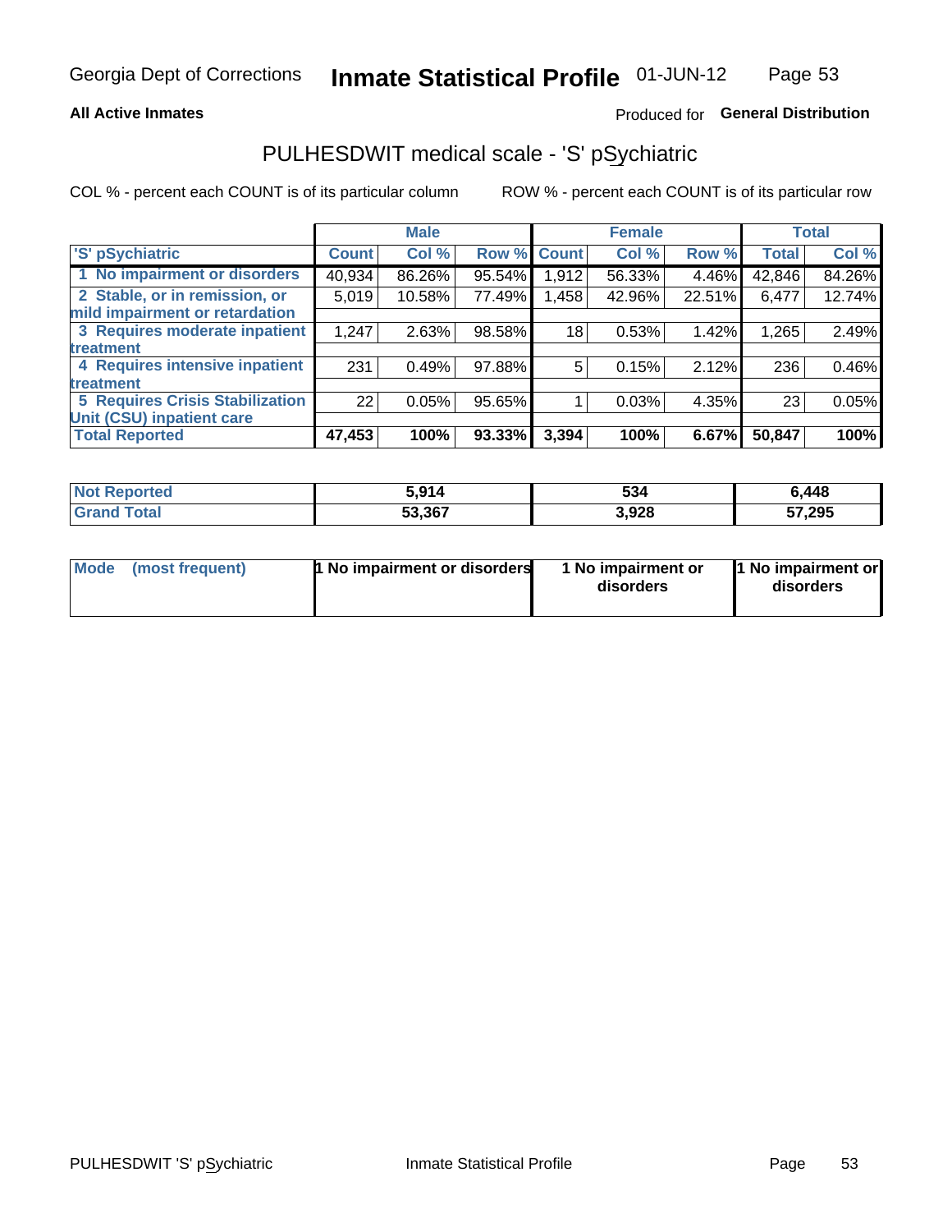Georgia Dept of Corrections **Inmate Statistical Profile** 01-JUN-12

**All Active Inmates**

Produced for **General Distribution**

## PULHESDWIT medical scale - 'S' pSychiatric

COL % - percent each COUNT is of its particular column

ROW % - percent each COUNT is of its particular row

| | Male | | | Female | | | Total | |
|---|---|---|---|---|---|---|---|---|
| 'S' pSychiatric | Count | Col % | Row % | Count | Col % | Row % | Total | Col % |
| 1 No impairment or disorders | 40,934 | 86.26% | 95.54% | 1,912 | 56.33% | 4.46% | 42,846 | 84.26% |
| 2 Stable, or in remission, or mild impairment or retardation | 5,019 | 10.58% | 77.49% | 1,458 | 42.96% | 22.51% | 6,477 | 12.74% |
| 3 Requires moderate inpatient treatment | 1,247 | 2.63% | 98.58% | 18 | 0.53% | 1.42% | 1,265 | 2.49% |
| 4 Requires intensive inpatient treatment | 231 | 0.49% | 97.88% | 5 | 0.15% | 2.12% | 236 | 0.46% |
| 5 Requires Crisis Stabilization Unit (CSU) inpatient care | 22 | 0.05% | 95.65% | 1 | 0.03% | 4.35% | 23 | 0.05% |
| **Total Reported** | **47,453** | **100%** | **93.33%** | **3,394** | **100%** | **6.67%** | **50,847** | **100%** |

| | Male | Female | Total |
|---|---|---|---|
| Not Reported | 5,914 | 534 | 6,448 |
| Grand Total | 53,367 | 3,928 | 57,295 |

| | Male | Female | Total |
|---|---|---|---|
| Mode (most frequent) | 1 No impairment or disorders | 1 No impairment or disorders | 1 No impairment or disorders |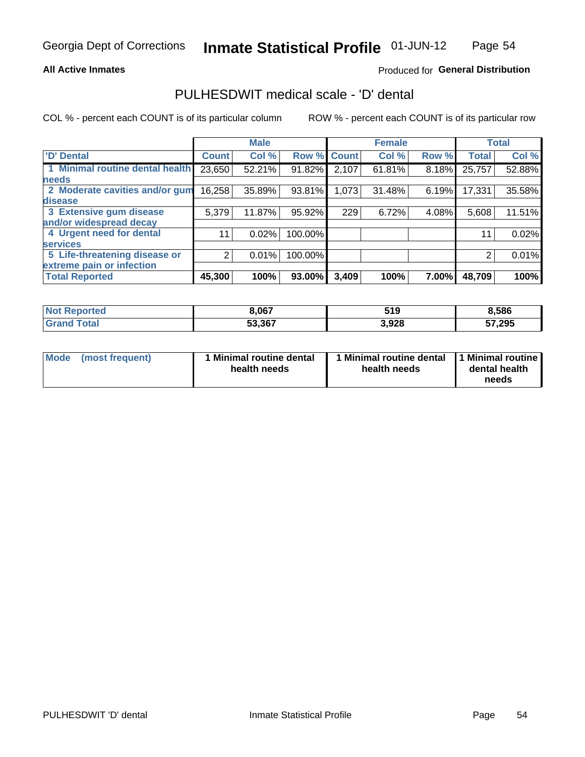Georgia Dept of Corrections **Inmate Statistical Profile** 01-JUN-12

**All Active Inmates**

Produced for **General Distribution**

## PULHESDWIT medical scale - 'D' dental

COL % - percent each COUNT is of its particular column

ROW % - percent each COUNT is of its particular row

| | Male | | | Female | | | Total | |
|---|---|---|---|---|---|---|---|---|
| 'D' Dental | Count | Col % | Row % | Count | Col % | Row % | Total | Col % |
| 1 Minimal routine dental health needs | 23,650 | 52.21% | 91.82% | 2,107 | 61.81% | 8.18% | 25,757 | 52.88% |
| 2 Moderate cavities and/or gum disease | 16,258 | 35.89% | 93.81% | 1,073 | 31.48% | 6.19% | 17,331 | 35.58% |
| 3 Extensive gum disease and/or widespread decay | 5,379 | 11.87% | 95.92% | 229 | 6.72% | 4.08% | 5,608 | 11.51% |
| 4 Urgent need for dental services | 11 | 0.02% | 100.00% | | | | 11 | 0.02% |
| 5 Life-threatening disease or extreme pain or infection | 2 | 0.01% | 100.00% | | | | 2 | 0.01% |
| **Total Reported** | **45,300** | **100%** | **93.00%** | **3,409** | **100%** | **7.00%** | **48,709** | **100%** |

| | Male | Female | Total |
|---|---|---|---|
| **Not Reported** | **8,067** | **519** | **8,586** |
| **Grand Total** | **53,367** | **3,928** | **57,295** |

| | Male | Female | Total |
|---|---|---|---|
| **Mode (most frequent)** | **1 Minimal routine dental health needs** | **1 Minimal routine dental health needs** | **1 Minimal routine dental health needs** |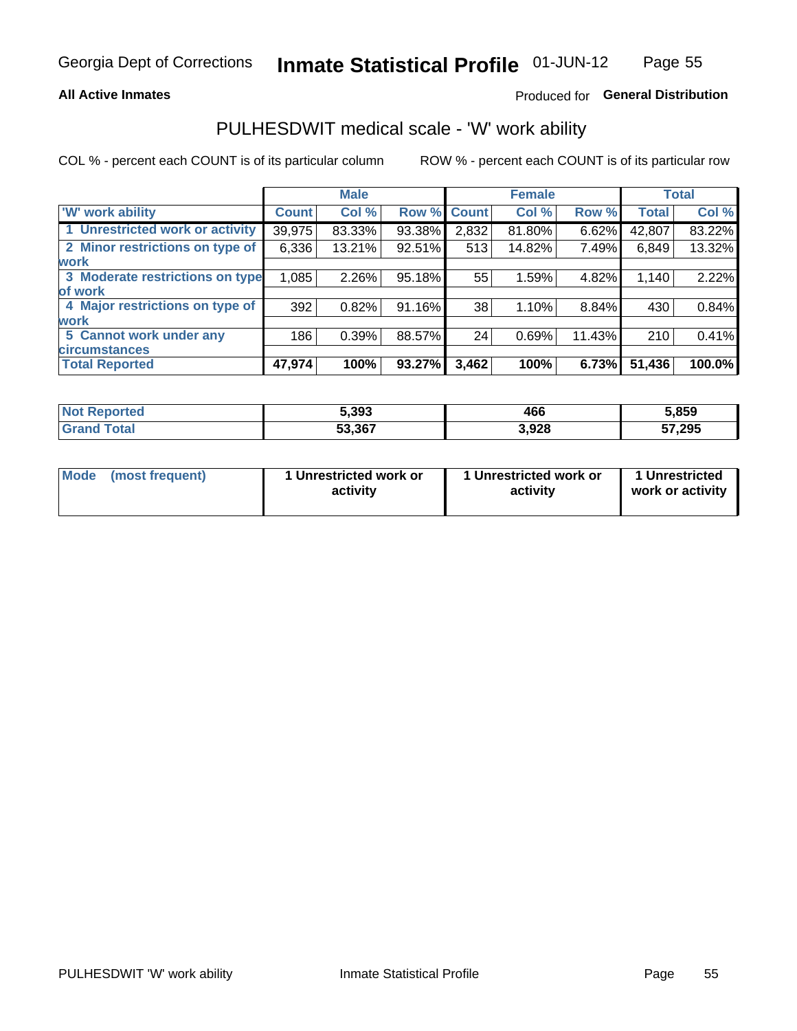**All Active Inmates**

Produced for **General Distribution**

## PULHESDWIT medical scale - 'W' work ability

COL % - percent each COUNT is of its particular column

ROW % - percent each COUNT is of its particular row

| | Male | | | Female | | | Total | |
|---|---|---|---|---|---|---|---|---|
| 'W' work ability | Count | Col % | Row % | Count | Col % | Row % | Total | Col % |
| 1 Unrestricted work or activity | 39,975 | 83.33% | 93.38% | 2,832 | 81.80% | 6.62% | 42,807 | 83.22% |
| 2 Minor restrictions on type of work | 6,336 | 13.21% | 92.51% | 513 | 14.82% | 7.49% | 6,849 | 13.32% |
| 3 Moderate restrictions on type of work | 1,085 | 2.26% | 95.18% | 55 | 1.59% | 4.82% | 1,140 | 2.22% |
| 4 Major restrictions on type of work | 392 | 0.82% | 91.16% | 38 | 1.10% | 8.84% | 430 | 0.84% |
| 5 Cannot work under any circumstances | 186 | 0.39% | 88.57% | 24 | 0.69% | 11.43% | 210 | 0.41% |
| **Total Reported** | **47,974** | **100%** | **93.27%** | **3,462** | **100%** | **6.73%** | **51,436** | **100.0%** |

| | Male | Female | Total |
|---|---|---|---|
| Not Reported | 5,393 | 466 | 5,859 |
| Grand Total | 53,367 | 3,928 | 57,295 |

| | Male | Female | Total |
|---|---|---|---|
| Mode (most frequent) | 1 Unrestricted work or activity | 1 Unrestricted work or activity | 1 Unrestricted work or activity |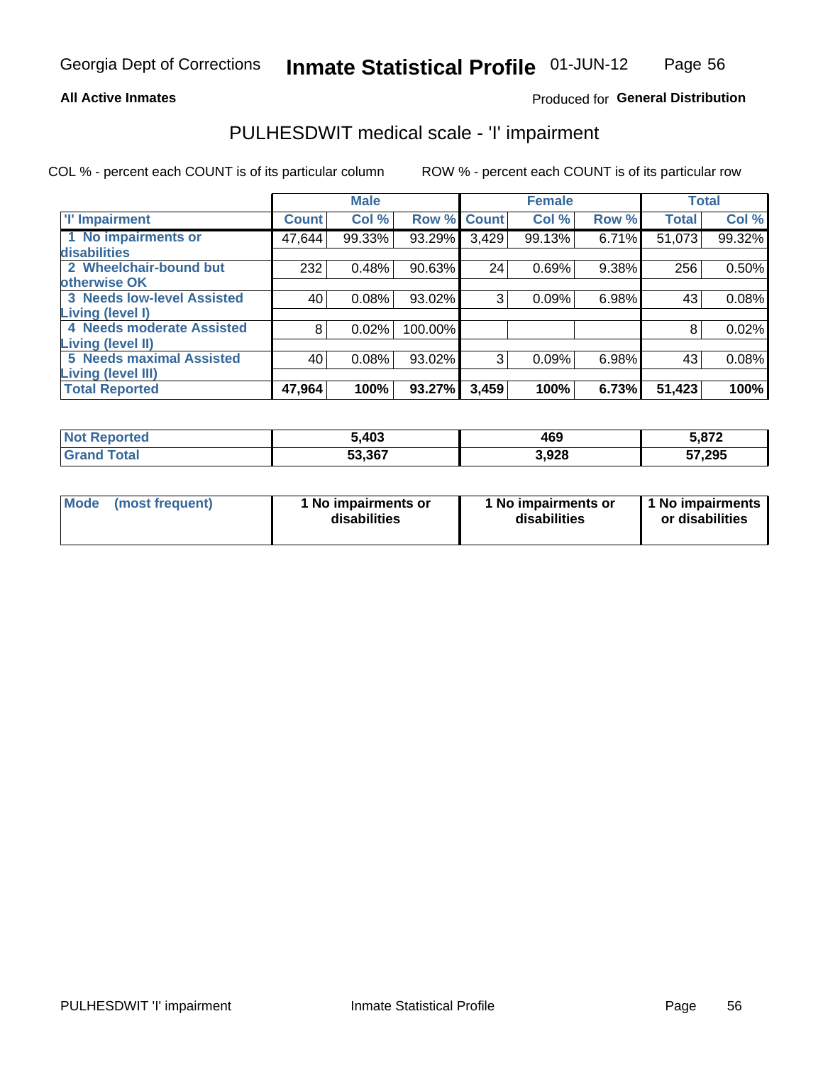Georgia Dept of Corrections **Inmate Statistical Profile** 01-JUN-12

**All Active Inmates**

Produced for **General Distribution**

## PULHESDWIT medical scale - 'I' impairment

COL % - percent each COUNT is of its particular column          ROW % - percent each COUNT is of its particular row

| | Male | | | Female | | | Total | |
|---|---|---|---|---|---|---|---|---|
| 'I' Impairment | Count | Col % | Row % | Count | Col % | Row % | Total | Col % |
| 1 No impairments or disabilities | 47,644 | 99.33% | 93.29% | 3,429 | 99.13% | 6.71% | 51,073 | 99.32% |
| 2 Wheelchair-bound but otherwise OK | 232 | 0.48% | 90.63% | 24 | 0.69% | 9.38% | 256 | 0.50% |
| 3 Needs low-level Assisted Living (level I) | 40 | 0.08% | 93.02% | 3 | 0.09% | 6.98% | 43 | 0.08% |
| 4 Needs moderate Assisted Living (level II) | 8 | 0.02% | 100.00% | | | | 8 | 0.02% |
| 5 Needs maximal Assisted Living (level III) | 40 | 0.08% | 93.02% | 3 | 0.09% | 6.98% | 43 | 0.08% |
| **Total Reported** | **47,964** | **100%** | **93.27%** | **3,459** | **100%** | **6.73%** | **51,423** | **100%** |

| | Male | Female | Total |
|---|---|---|---|
| Not Reported | 5,403 | 469 | 5,872 |
| Grand Total | 53,367 | 3,928 | 57,295 |

| | Male | Female | Total |
|---|---|---|---|
| Mode (most frequent) | 1 No impairments or disabilities | 1 No impairments or disabilities | 1 No impairments or disabilities |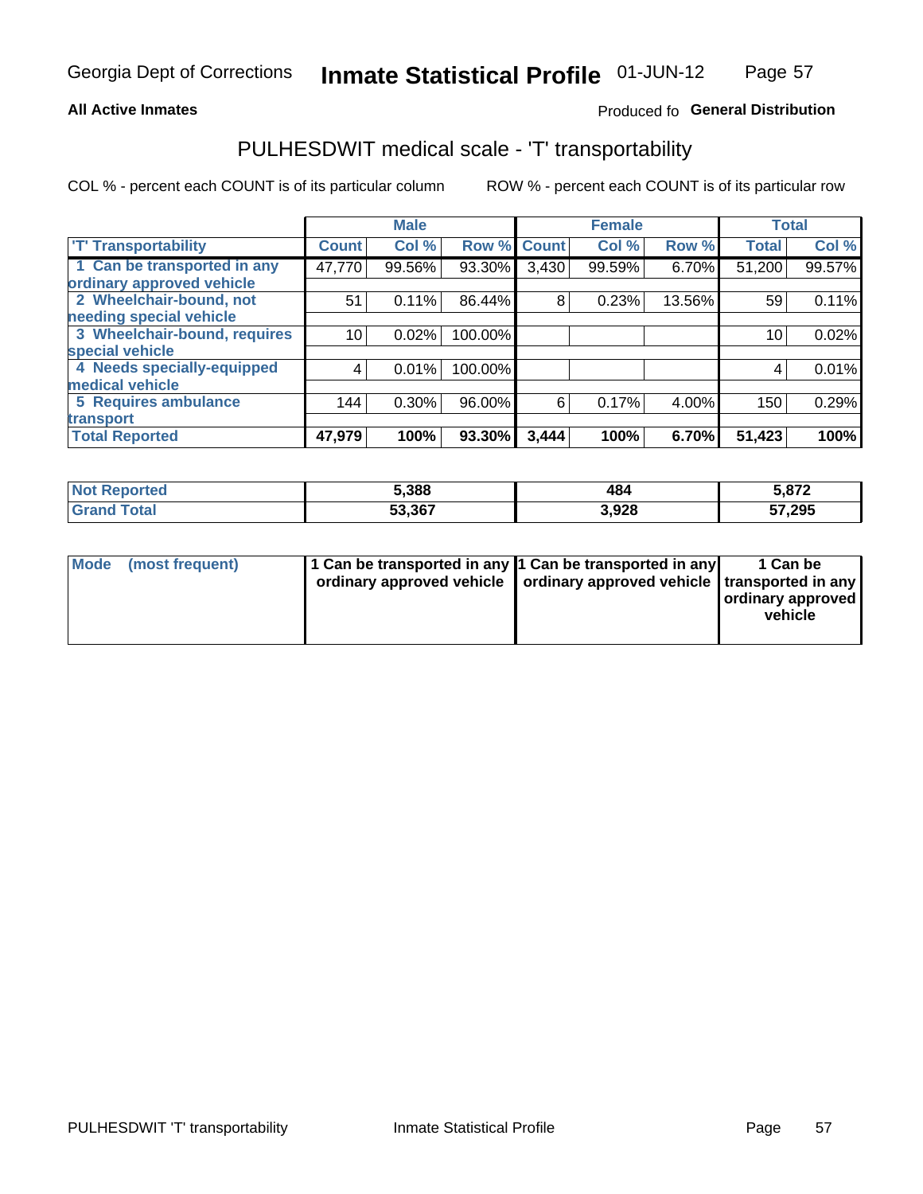Georgia Dept of Corrections **Inmate Statistical Profile** 01-JUN-12

**All Active Inmates**

Produced fo **General Distribution**

## PULHESDWIT medical scale - 'T' transportability

COL % - percent each COUNT is of its particular column

ROW % - percent each COUNT is of its particular row

| | Male | | | Female | | | Total | |
|---|---|---|---|---|---|---|---|---|
| 'T' Transportability | Count | Col % | Row % | Count | Col % | Row % | Total | Col % |
| 1 Can be transported in any ordinary approved vehicle | 47,770 | 99.56% | 93.30% | 3,430 | 99.59% | 6.70% | 51,200 | 99.57% |
| 2 Wheelchair-bound, not needing special vehicle | 51 | 0.11% | 86.44% | 8 | 0.23% | 13.56% | 59 | 0.11% |
| 3 Wheelchair-bound, requires special vehicle | 10 | 0.02% | 100.00% | | | | 10 | 0.02% |
| 4 Needs specially-equipped medical vehicle | 4 | 0.01% | 100.00% | | | | 4 | 0.01% |
| 5 Requires ambulance transport | 144 | 0.30% | 96.00% | 6 | 0.17% | 4.00% | 150 | 0.29% |
| **Total Reported** | **47,979** | **100%** | **93.30%** | **3,444** | **100%** | **6.70%** | **51,423** | **100%** |

| | Male | Female | Total |
|---|---|---|---|
| Not Reported | 5,388 | 484 | 5,872 |
| Grand Total | 53,367 | 3,928 | 57,295 |

| | Male | Female | Total |
|---|---|---|---|
| Mode (most frequent) | 1 Can be transported in any ordinary approved vehicle | 1 Can be transported in any ordinary approved vehicle | 1 Can be transported in any ordinary approved vehicle |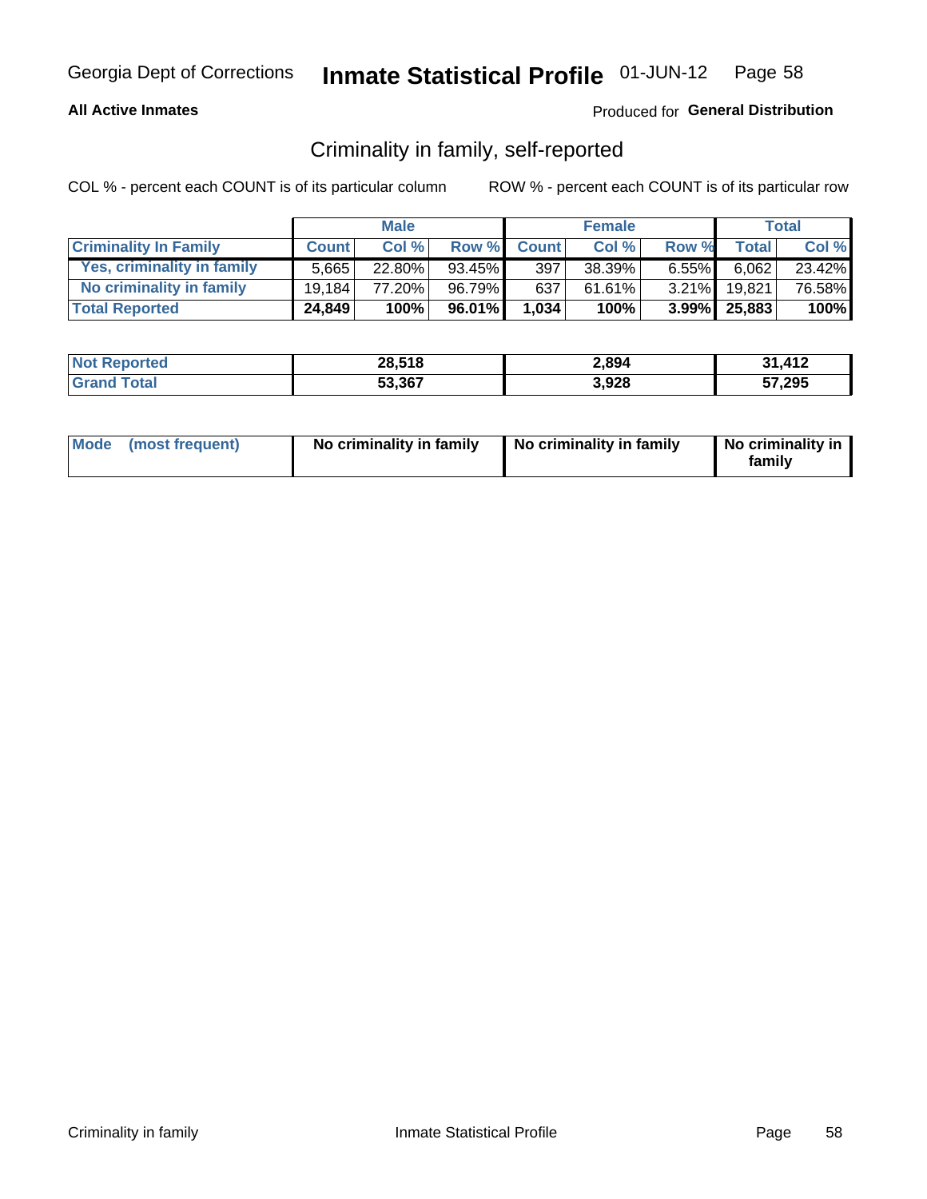Georgia Dept of Corrections **Inmate Statistical Profile** 01-JUN-12

**All Active Inmates**

Produced for **General Distribution**

## Criminality in family, self-reported

COL % - percent each COUNT is of its particular column

ROW % - percent each COUNT is of its particular row

| | Male | | | Female | | | Total | |
|---|---|---|---|---|---|---|---|---|
| **Criminality In Family** | **Count** | **Col %** | **Row %** | **Count** | **Col %** | **Row %** | **Total** | **Col %** |
| **Yes, criminality in family** | 5,665 | 22.80% | 93.45% | 397 | 38.39% | 6.55% | 6,062 | 23.42% |
| **No criminality in family** | 19,184 | 77.20% | 96.79% | 637 | 61.61% | 3.21% | 19,821 | 76.58% |
| **Total Reported** | **24,849** | **100%** | **96.01%** | **1,034** | **100%** | **3.99%** | **25,883** | **100%** |

| | Male | Female | Total |
|---|---|---|---|
| **Not Reported** | **28,518** | **2,894** | **31,412** |
| **Grand Total** | **53,367** | **3,928** | **57,295** |

| | Male | Female | Total |
|---|---|---|---|
| **Mode (most frequent)** | **No criminality in family** | **No criminality in family** | **No criminality in family** |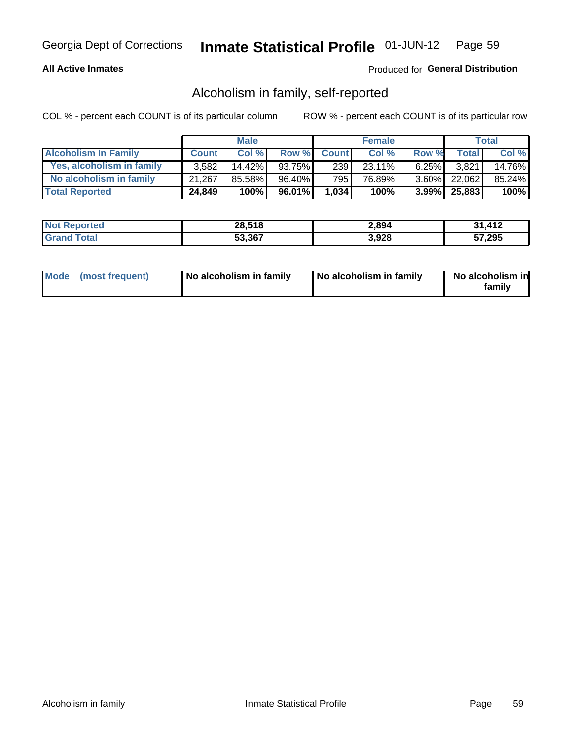Georgia Dept of Corrections **Inmate Statistical Profile** 01-JUN-12

**All Active Inmates**

Produced for **General Distribution**

## Alcoholism in family, self-reported

COL % - percent each COUNT is of its particular column ROW % - percent each COUNT is of its particular row

| | Male | | | Female | | | Total | |
|---|---|---|---|---|---|---|---|---|
| **Alcoholism In Family** | **Count** | **Col %** | **Row %** | **Count** | **Col %** | **Row %** | **Total** | **Col %** |
| **Yes, alcoholism in family** | 3,582 | 14.42% | 93.75% | 239 | 23.11% | 6.25% | 3,821 | 14.76% |
| **No alcoholism in family** | 21,267 | 85.58% | 96.40% | 795 | 76.89% | 3.60% | 22,062 | 85.24% |
| **Total Reported** | **24,849** | **100%** | **96.01%** | **1,034** | **100%** | **3.99%** | **25,883** | **100%** |

| | Male | Female | Total |
|---|---|---|---|
| **Not Reported** | **28,518** | **2,894** | **31,412** |
| **Grand Total** | **53,367** | **3,928** | **57,295** |

| | Male | Female | Total |
|---|---|---|---|
| **Mode (most frequent)** | **No alcoholism in family** | **No alcoholism in family** | **No alcoholism in family** |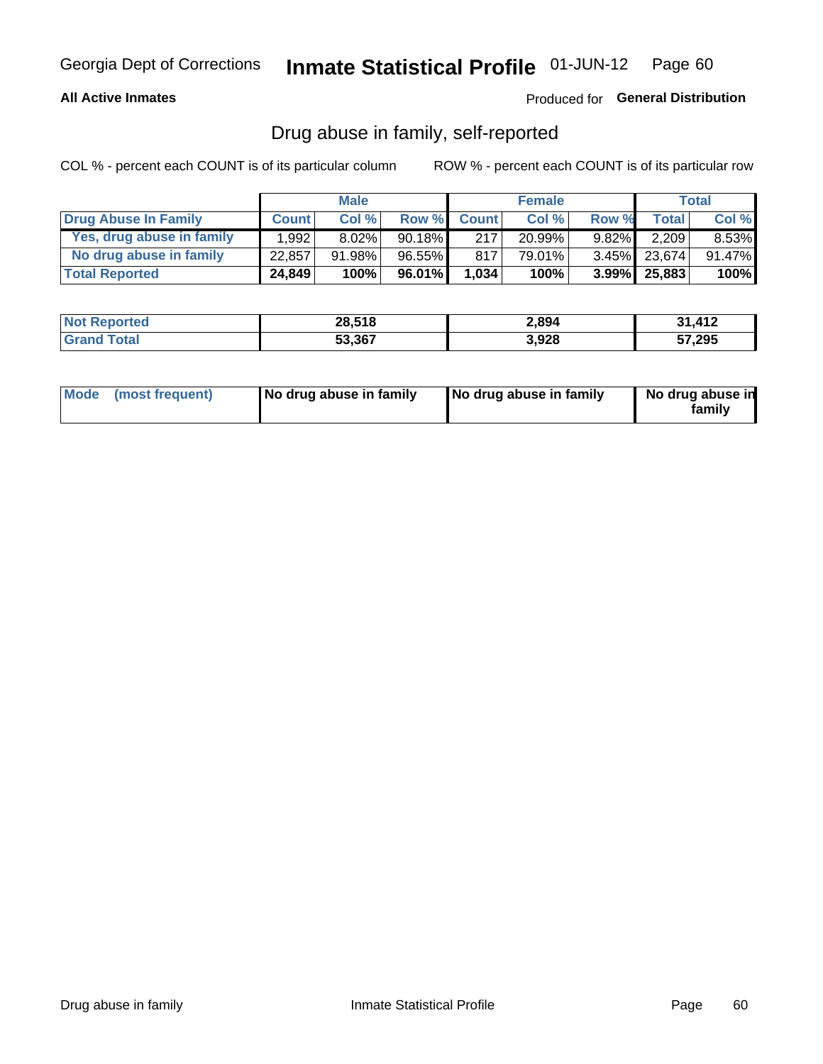Georgia Dept of Corrections **Inmate Statistical Profile** 01-JUN-12

**All Active Inmates**

Produced for **General Distribution**

## Drug abuse in family, self-reported

COL % - percent each COUNT is of its particular column

ROW % - percent each COUNT is of its particular row

| | Male | | | Female | | | Total | |
|---|---|---|---|---|---|---|---|---|
| **Drug Abuse In Family** | **Count** | **Col %** | **Row %** | **Count** | **Col %** | **Row %** | **Total** | **Col %** |
| **Yes, drug abuse in family** | 1,992 | 8.02% | 90.18% | 217 | 20.99% | 9.82% | 2,209 | 8.53% |
| **No drug abuse in family** | 22,857 | 91.98% | 96.55% | 817 | 79.01% | 3.45% | 23,674 | 91.47% |
| **Total Reported** | **24,849** | **100%** | **96.01%** | **1,034** | **100%** | **3.99%** | **25,883** | **100%** |

| | Male | Female | Total |
|---|---|---|---|
| **Not Reported** | **28,518** | **2,894** | **31,412** |
| **Grand Total** | **53,367** | **3,928** | **57,295** |

| | Male | Female | Total |
|---|---|---|---|
| **Mode (most frequent)** | **No drug abuse in family** | **No drug abuse in family** | **No drug abuse in family** |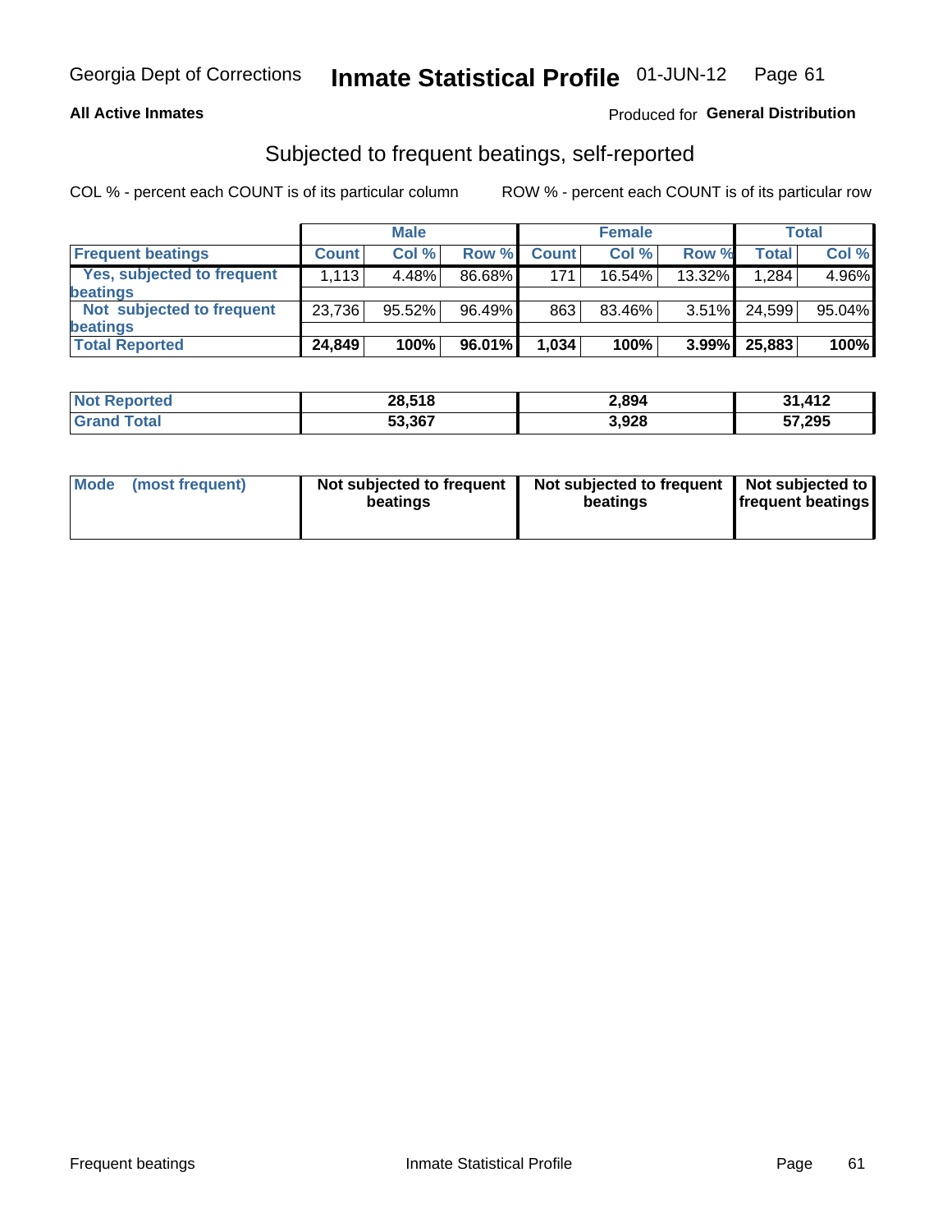Georgia Dept of Corrections **Inmate Statistical Profile** 01-JUN-12

**All Active Inmates**

Produced for **General Distribution**

## Subjected to frequent beatings, self-reported

COL % - percent each COUNT is of its particular column

ROW % - percent each COUNT is of its particular row

| | Male | | | Female | | | Total | |
|---|---|---|---|---|---|---|---|---|
| **Frequent beatings** | **Count** | **Col %** | **Row %** | **Count** | **Col %** | **Row %** | **Total** | **Col %** |
| Yes, subjected to frequent beatings | 1,113 | 4.48% | 86.68% | 171 | 16.54% | 13.32% | 1,284 | 4.96% |
| Not subjected to frequent beatings | 23,736 | 95.52% | 96.49% | 863 | 83.46% | 3.51% | 24,599 | 95.04% |
| **Total Reported** | **24,849** | **100%** | **96.01%** | **1,034** | **100%** | **3.99%** | **25,883** | **100%** |

| | Male | Female | Total |
|---|---|---|---|
| **Not Reported** | **28,518** | **2,894** | **31,412** |
| **Grand Total** | **53,367** | **3,928** | **57,295** |

| | Male | Female | Total |
|---|---|---|---|
| **Mode (most frequent)** | **Not subjected to frequent beatings** | **Not subjected to frequent beatings** | **Not subjected to frequent beatings** |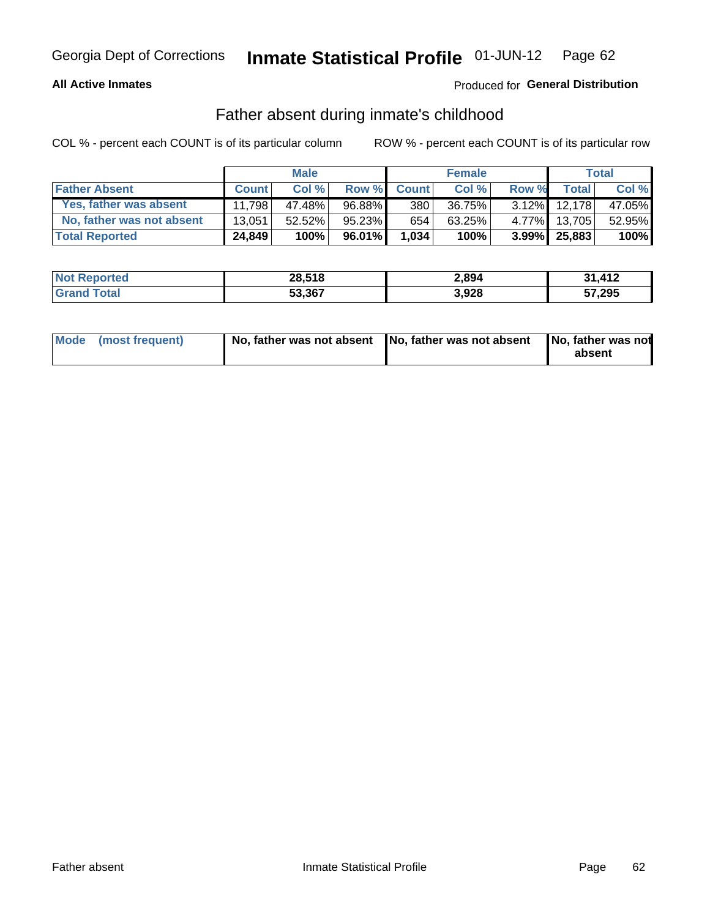Georgia Dept of Corrections **Inmate Statistical Profile** 01-JUN-12

**All Active Inmates**

Produced for **General Distribution**

## Father absent during inmate's childhood

COL % - percent each COUNT is of its particular column

ROW % - percent each COUNT is of its particular row

| | Male | | | Female | | | Total | |
|---|---|---|---|---|---|---|---|---|
| **Father Absent** | **Count** | **Col %** | **Row %** | **Count** | **Col %** | **Row %** | **Total** | **Col %** |
| Yes, father was absent | 11,798 | 47.48% | 96.88% | 380 | 36.75% | 3.12% | 12,178 | 47.05% |
| No, father was not absent | 13,051 | 52.52% | 95.23% | 654 | 63.25% | 4.77% | 13,705 | 52.95% |
| **Total Reported** | **24,849** | **100%** | **96.01%** | **1,034** | **100%** | **3.99%** | **25,883** | **100%** |

| | Male | Female | Total |
|---|---|---|---|
| **Not Reported** | **28,518** | **2,894** | **31,412** |
| **Grand Total** | **53,367** | **3,928** | **57,295** |

| | Male | Female | Total |
|---|---|---|---|
| **Mode (most frequent)** | **No, father was not absent** | **No, father was not absent** | **No, father was not absent** |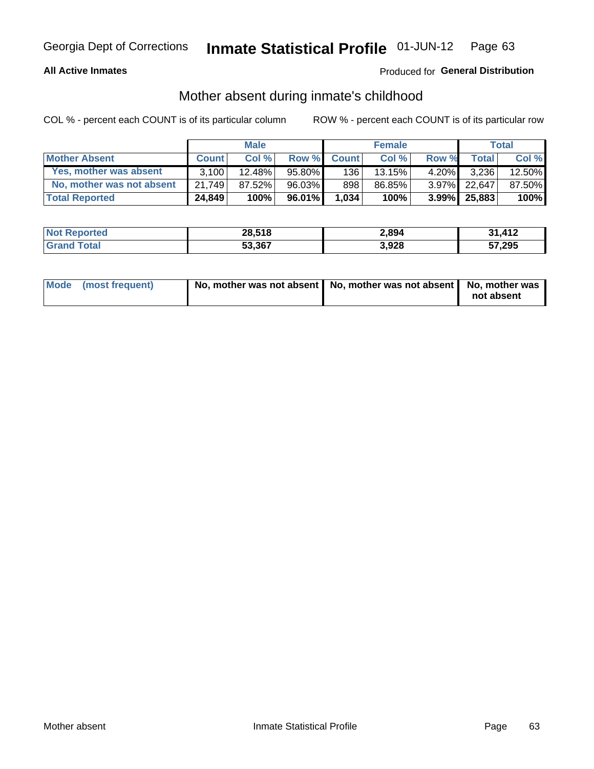Georgia Dept of Corrections **Inmate Statistical Profile** 01-JUN-12

**All Active Inmates**

Produced for **General Distribution**

## Mother absent during inmate's childhood

COL % - percent each COUNT is of its particular column

ROW % - percent each COUNT is of its particular row

| | Male | | | Female | | | Total | |
|---|---|---|---|---|---|---|---|---|
| **Mother Absent** | **Count** | **Col %** | **Row %** | **Count** | **Col %** | **Row %** | **Total** | **Col %** |
| Yes, mother was absent | 3,100 | 12.48% | 95.80% | 136 | 13.15% | 4.20% | 3,236 | 12.50% |
| No, mother was not absent | 21,749 | 87.52% | 96.03% | 898 | 86.85% | 3.97% | 22,647 | 87.50% |
| **Total Reported** | **24,849** | **100%** | **96.01%** | **1,034** | **100%** | **3.99%** | **25,883** | **100%** |

| | Male | Female | Total |
|---|---|---|---|
| **Not Reported** | **28,518** | **2,894** | **31,412** |
| **Grand Total** | **53,367** | **3,928** | **57,295** |

| | Male | Female | Total |
|---|---|---|---|
| **Mode (most frequent)** | **No, mother was not absent** | **No, mother was not absent** | **No, mother was not absent** |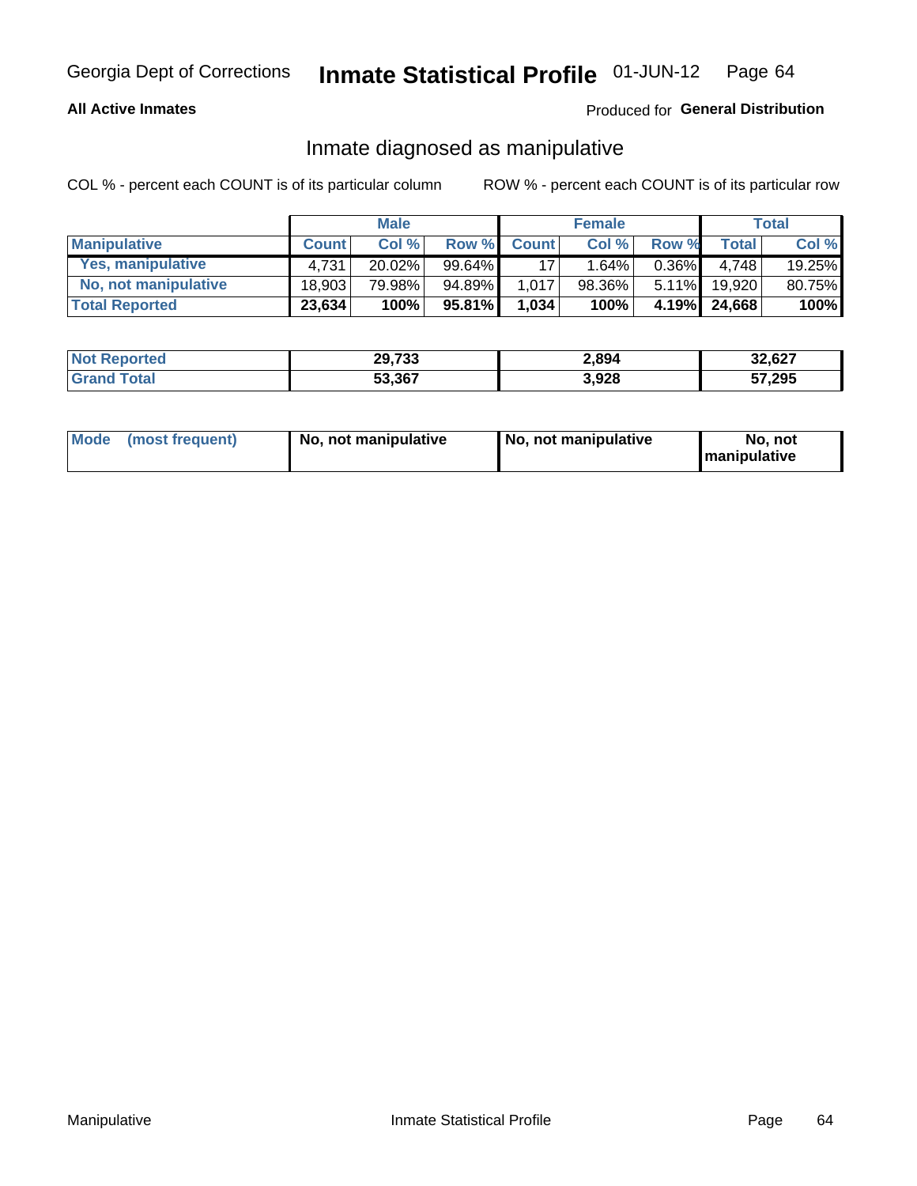Georgia Dept of Corrections **Inmate Statistical Profile** 01-JUN-12

**All Active Inmates**

Produced for **General Distribution**

## Inmate diagnosed as manipulative

COL % - percent each COUNT is of its particular column

ROW % - percent each COUNT is of its particular row

| | Male | | | Female | | | Total | |
|---|---|---|---|---|---|---|---|---|
| **Manipulative** | **Count** | **Col %** | **Row %** | **Count** | **Col %** | **Row %** | **Total** | **Col %** |
| **Yes, manipulative** | 4,731 | 20.02% | 99.64% | 17 | 1.64% | 0.36% | 4,748 | 19.25% |
| **No, not manipulative** | 18,903 | 79.98% | 94.89% | 1,017 | 98.36% | 5.11% | 19,920 | 80.75% |
| **Total Reported** | **23,634** | **100%** | **95.81%** | **1,034** | **100%** | **4.19%** | **24,668** | **100%** |

| | Male | Female | Total |
|---|---|---|---|
| **Not Reported** | **29,733** | **2,894** | **32,627** |
| **Grand Total** | **53,367** | **3,928** | **57,295** |

| | Male | Female | Total |
|---|---|---|---|
| **Mode (most frequent)** | **No, not manipulative** | **No, not manipulative** | **No, not manipulative** |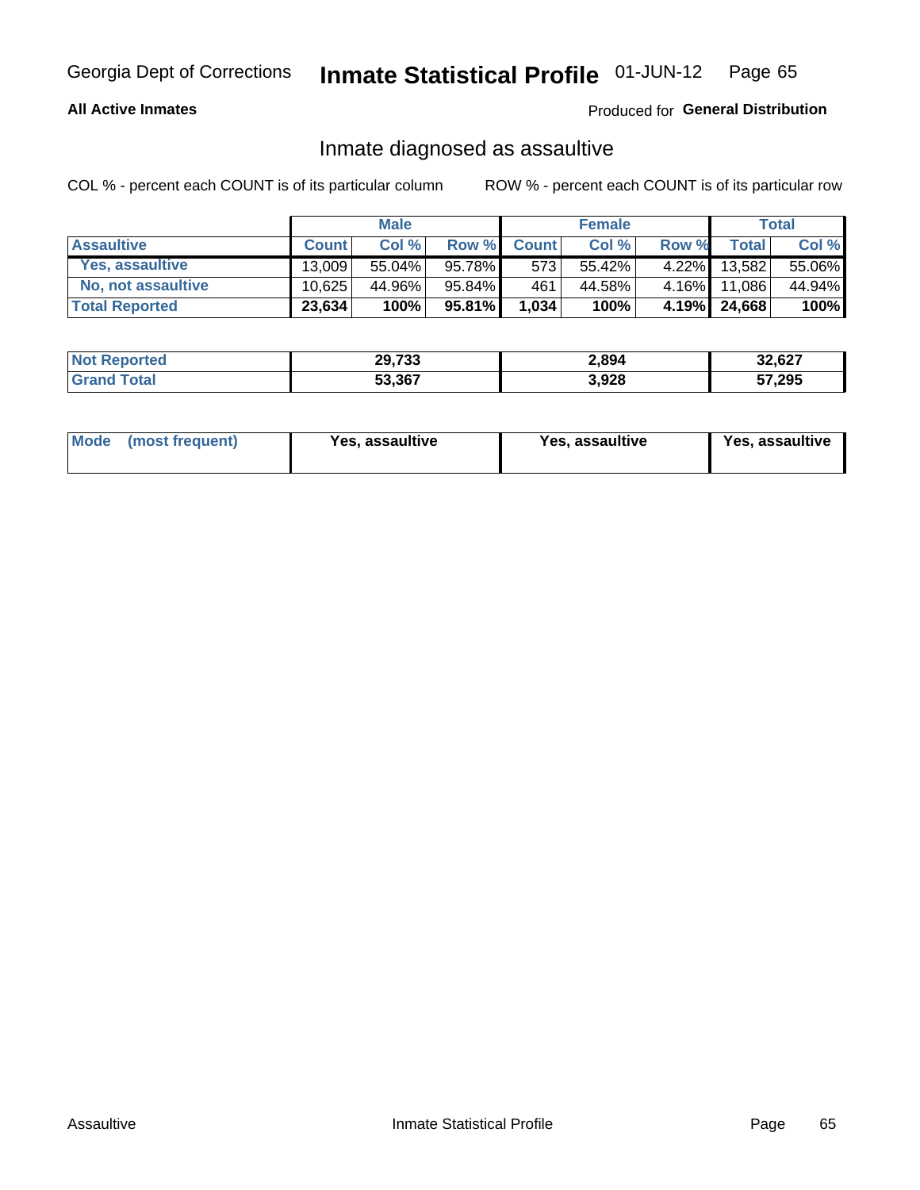Georgia Dept of Corrections **Inmate Statistical Profile** 01-JUN-12

**All Active Inmates**

Produced for **General Distribution**

## Inmate diagnosed as assaultive

COL % - percent each COUNT is of its particular column ROW % - percent each COUNT is of its particular row

| | Male | | | Female | | | Total | |
|---|---|---|---|---|---|---|---|---|
| **Assaultive** | **Count** | **Col %** | **Row %** | **Count** | **Col %** | **Row %** | **Total** | **Col %** |
| Yes, assaultive | 13,009 | 55.04% | 95.78% | 573 | 55.42% | 4.22% | 13,582 | 55.06% |
| No, not assaultive | 10,625 | 44.96% | 95.84% | 461 | 44.58% | 4.16% | 11,086 | 44.94% |
| **Total Reported** | **23,634** | **100%** | **95.81%** | **1,034** | **100%** | **4.19%** | **24,668** | **100%** |

| | Male | Female | Total |
|---|---|---|---|
| **Not Reported** | **29,733** | **2,894** | **32,627** |
| **Grand Total** | **53,367** | **3,928** | **57,295** |

| | Male | Female | Total |
|---|---|---|---|
| **Mode (most frequent)** | **Yes, assaultive** | **Yes, assaultive** | **Yes, assaultive** |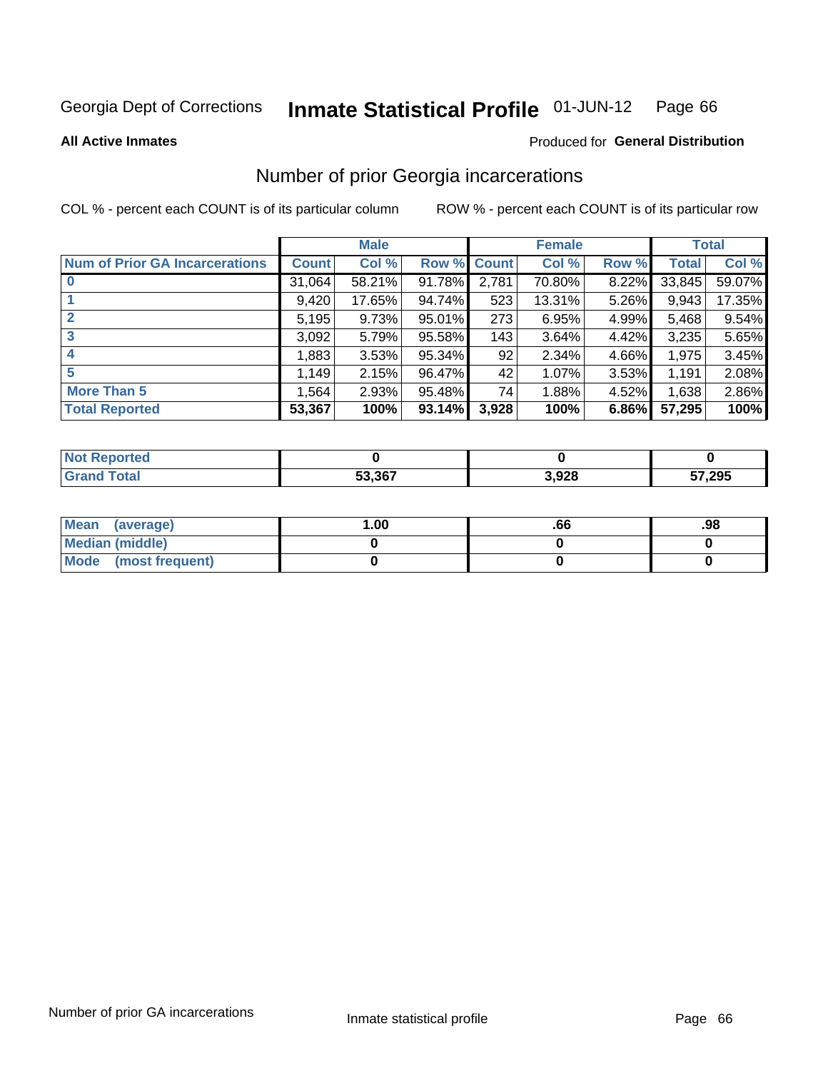Georgia Dept of Corrections **Inmate Statistical Profile** 01-JUN-12

**All Active Inmates**

Produced for **General Distribution**

## Number of prior Georgia incarcerations

COL % - percent each COUNT is of its particular column

ROW % - percent each COUNT is of its particular row

| | Male | | | Female | | | Total | |
|---|---|---|---|---|---|---|---|---|
| **Num of Prior GA Incarcerations** | **Count** | **Col %** | **Row %** | **Count** | **Col %** | **Row %** | **Total** | **Col %** |
| **0** | 31,064 | 58.21% | 91.78% | 2,781 | 70.80% | 8.22% | 33,845 | 59.07% |
| **1** | 9,420 | 17.65% | 94.74% | 523 | 13.31% | 5.26% | 9,943 | 17.35% |
| **2** | 5,195 | 9.73% | 95.01% | 273 | 6.95% | 4.99% | 5,468 | 9.54% |
| **3** | 3,092 | 5.79% | 95.58% | 143 | 3.64% | 4.42% | 3,235 | 5.65% |
| **4** | 1,883 | 3.53% | 95.34% | 92 | 2.34% | 4.66% | 1,975 | 3.45% |
| **5** | 1,149 | 2.15% | 96.47% | 42 | 1.07% | 3.53% | 1,191 | 2.08% |
| **More Than 5** | 1,564 | 2.93% | 95.48% | 74 | 1.88% | 4.52% | 1,638 | 2.86% |
| **Total Reported** | **53,367** | **100%** | **93.14%** | **3,928** | **100%** | **6.86%** | **57,295** | **100%** |

| | Male | Female | Total |
|---|---|---|---|
| **Not Reported** | **0** | **0** | **0** |
| **Grand Total** | **53,367** | **3,928** | **57,295** |

| | Male | Female | Total |
|---|---|---|---|
| **Mean (average)** | **1.00** | **.66** | **.98** |
| **Median (middle)** | **0** | **0** | **0** |
| **Mode (most frequent)** | **0** | **0** | **0** |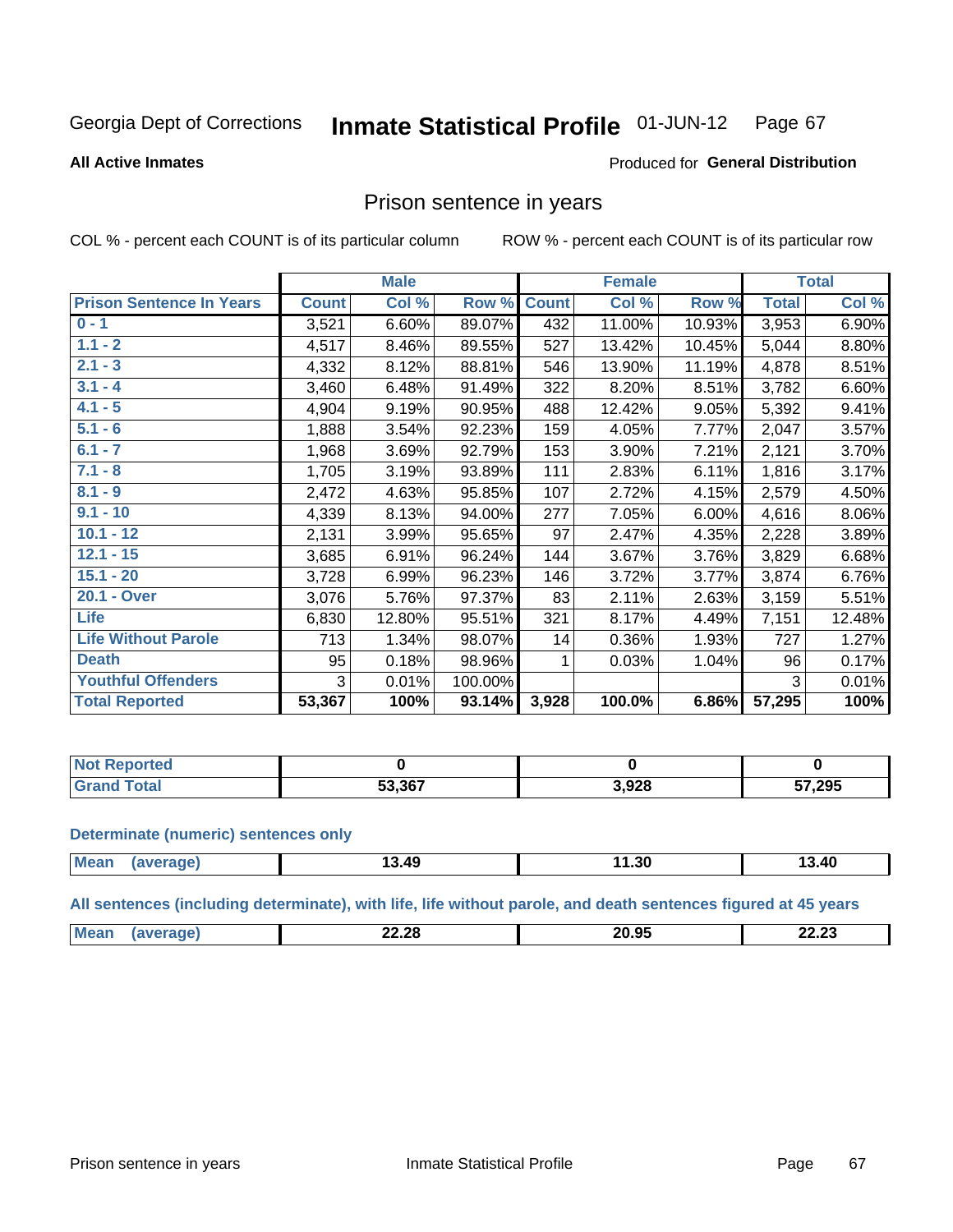Georgia Dept of Corrections **Inmate Statistical Profile** 01-JUN-12

**All Active Inmates**

Produced for **General Distribution**

## Prison sentence in years

COL % - percent each COUNT is of its particular column

ROW % - percent each COUNT is of its particular row

| | Male | | | Female | | | Total | |
|---|---|---|---|---|---|---|---|---|
| **Prison Sentence In Years** | **Count** | **Col %** | **Row %** | **Count** | **Col %** | **Row %** | **Total** | **Col %** |
| **0 - 1** | 3,521 | 6.60% | 89.07% | 432 | 11.00% | 10.93% | 3,953 | 6.90% |
| **1.1 - 2** | 4,517 | 8.46% | 89.55% | 527 | 13.42% | 10.45% | 5,044 | 8.80% |
| **2.1 - 3** | 4,332 | 8.12% | 88.81% | 546 | 13.90% | 11.19% | 4,878 | 8.51% |
| **3.1 - 4** | 3,460 | 6.48% | 91.49% | 322 | 8.20% | 8.51% | 3,782 | 6.60% |
| **4.1 - 5** | 4,904 | 9.19% | 90.95% | 488 | 12.42% | 9.05% | 5,392 | 9.41% |
| **5.1 - 6** | 1,888 | 3.54% | 92.23% | 159 | 4.05% | 7.77% | 2,047 | 3.57% |
| **6.1 - 7** | 1,968 | 3.69% | 92.79% | 153 | 3.90% | 7.21% | 2,121 | 3.70% |
| **7.1 - 8** | 1,705 | 3.19% | 93.89% | 111 | 2.83% | 6.11% | 1,816 | 3.17% |
| **8.1 - 9** | 2,472 | 4.63% | 95.85% | 107 | 2.72% | 4.15% | 2,579 | 4.50% |
| **9.1 - 10** | 4,339 | 8.13% | 94.00% | 277 | 7.05% | 6.00% | 4,616 | 8.06% |
| **10.1 - 12** | 2,131 | 3.99% | 95.65% | 97 | 2.47% | 4.35% | 2,228 | 3.89% |
| **12.1 - 15** | 3,685 | 6.91% | 96.24% | 144 | 3.67% | 3.76% | 3,829 | 6.68% |
| **15.1 - 20** | 3,728 | 6.99% | 96.23% | 146 | 3.72% | 3.77% | 3,874 | 6.76% |
| **20.1 - Over** | 3,076 | 5.76% | 97.37% | 83 | 2.11% | 2.63% | 3,159 | 5.51% |
| **Life** | 6,830 | 12.80% | 95.51% | 321 | 8.17% | 4.49% | 7,151 | 12.48% |
| **Life Without Parole** | 713 | 1.34% | 98.07% | 14 | 0.36% | 1.93% | 727 | 1.27% |
| **Death** | 95 | 0.18% | 98.96% | 1 | 0.03% | 1.04% | 96 | 0.17% |
| **Youthful Offenders** | 3 | 0.01% | 100.00% | | | | 3 | 0.01% |
| **Total Reported** | **53,367** | **100%** | **93.14%** | **3,928** | **100.0%** | **6.86%** | **57,295** | **100%** |

| | Male | Female | Total |
|---|---|---|---|
| **Not Reported** | **0** | **0** | **0** |
| **Grand Total** | **53,367** | **3,928** | **57,295** |

**Determinate (numeric) sentences only**

| | Male | Female | Total |
|---|---|---|---|
| **Mean (average)** | **13.49** | **11.30** | **13.40** |

**All sentences (including determinate), with life, life without parole, and death sentences figured at 45 years**

| | Male | Female | Total |
|---|---|---|---|
| **Mean (average)** | **22.28** | **20.95** | **22.23** |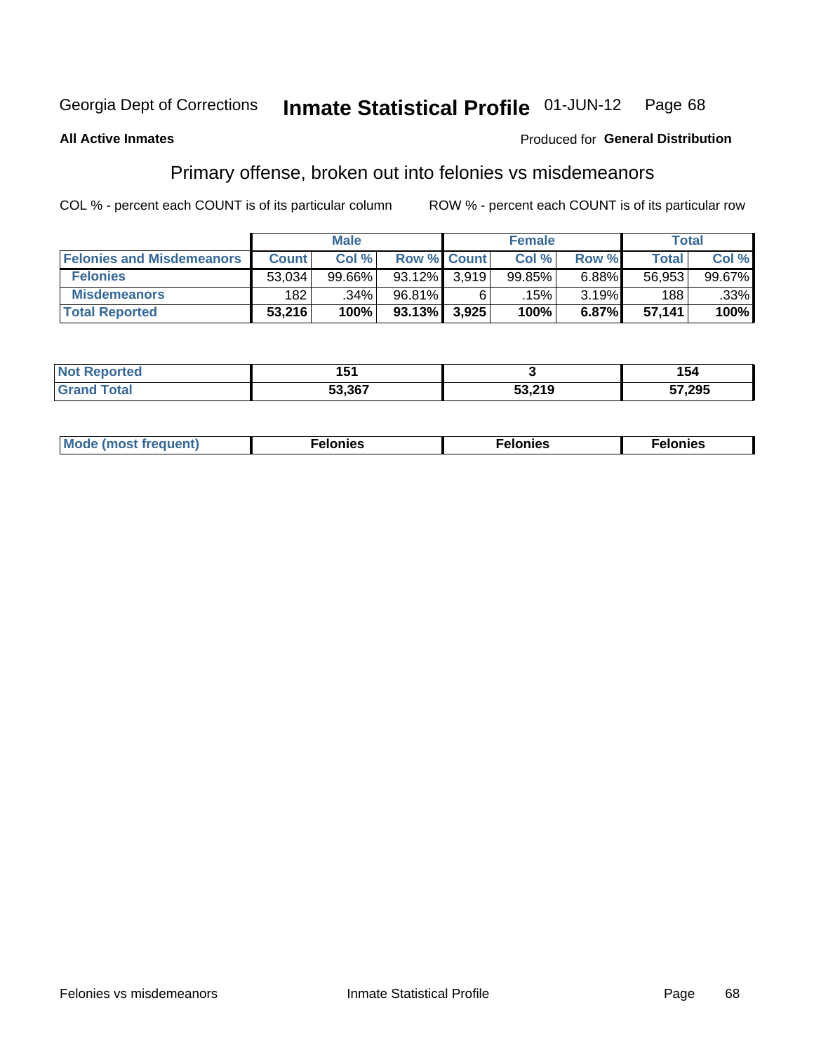Georgia Dept of Corrections **Inmate Statistical Profile** 01-JUN-12

**All Active Inmates**

Produced for **General Distribution**

## Primary offense, broken out into felonies vs misdemeanors

COL % - percent each COUNT is of its particular column

ROW % - percent each COUNT is of its particular row

| | Male | | | Female | | | Total | |
|---|---|---|---|---|---|---|---|---|
| **Felonies and Misdemeanors** | **Count** | **Col %** | **Row %** | **Count** | **Col %** | **Row %** | **Total** | **Col %** |
| **Felonies** | 53,034 | 99.66% | 93.12% | 3,919 | 99.85% | 6.88% | 56,953 | 99.67% |
| **Misdemeanors** | 182 | .34% | 96.81% | 6 | .15% | 3.19% | 188 | .33% |
| **Total Reported** | **53,216** | **100%** | **93.13%** | **3,925** | **100%** | **6.87%** | **57,141** | **100%** |

| | Male | Female | Total |
|---|---|---|---|
| **Not Reported** | **151** | **3** | **154** |
| **Grand Total** | **53,367** | **53,219** | **57,295** |

| | Male | Female | Total |
|---|---|---|---|
| **Mode (most frequent)** | **Felonies** | **Felonies** | **Felonies** |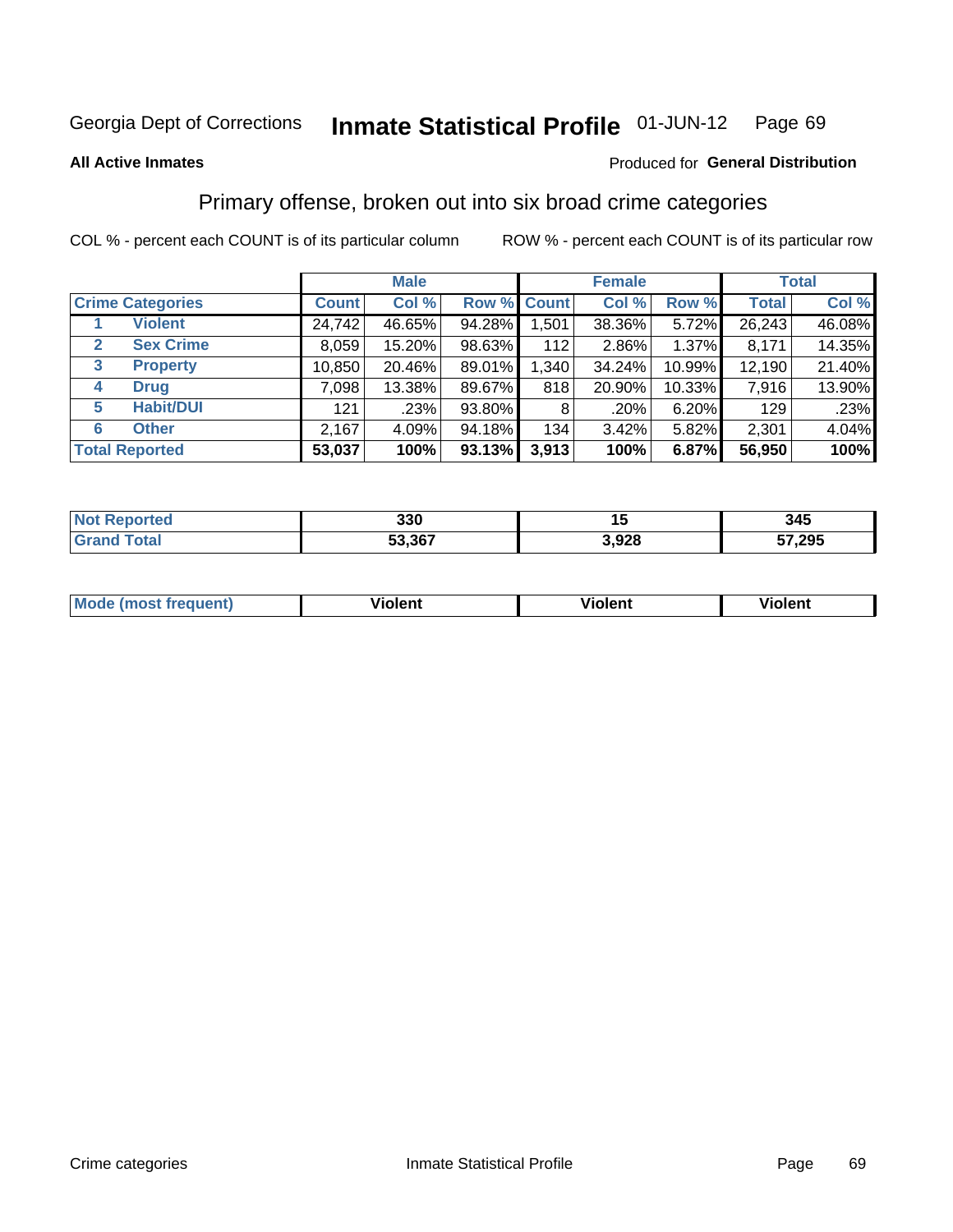Georgia Dept of Corrections **Inmate Statistical Profile** 01-JUN-12

**All Active Inmates**

Produced for **General Distribution**

## Primary offense, broken out into six broad crime categories

COL % - percent each COUNT is of its particular column

ROW % - percent each COUNT is of its particular row

| | | Male | | | Female | | | Total | |
|---|---|---|---|---|---|---|---|---|---|
| Crime Categories | | Count | Col % | Row % | Count | Col % | Row % | Total | Col % |
| 1 | Violent | 24,742 | 46.65% | 94.28% | 1,501 | 38.36% | 5.72% | 26,243 | 46.08% |
| 2 | Sex Crime | 8,059 | 15.20% | 98.63% | 112 | 2.86% | 1.37% | 8,171 | 14.35% |
| 3 | Property | 10,850 | 20.46% | 89.01% | 1,340 | 34.24% | 10.99% | 12,190 | 21.40% |
| 4 | Drug | 7,098 | 13.38% | 89.67% | 818 | 20.90% | 10.33% | 7,916 | 13.90% |
| 5 | Habit/DUI | 121 | .23% | 93.80% | 8 | .20% | 6.20% | 129 | .23% |
| 6 | Other | 2,167 | 4.09% | 94.18% | 134 | 3.42% | 5.82% | 2,301 | 4.04% |
| **Total Reported** | | **53,037** | **100%** | **93.13%** | **3,913** | **100%** | **6.87%** | **56,950** | **100%** |

| | Male | Female | Total |
|---|---|---|---|
| Not Reported | 330 | 15 | 345 |
| Grand Total | 53,367 | 3,928 | 57,295 |

| | Male | Female | Total |
|---|---|---|---|
| Mode (most frequent) | Violent | Violent | Violent |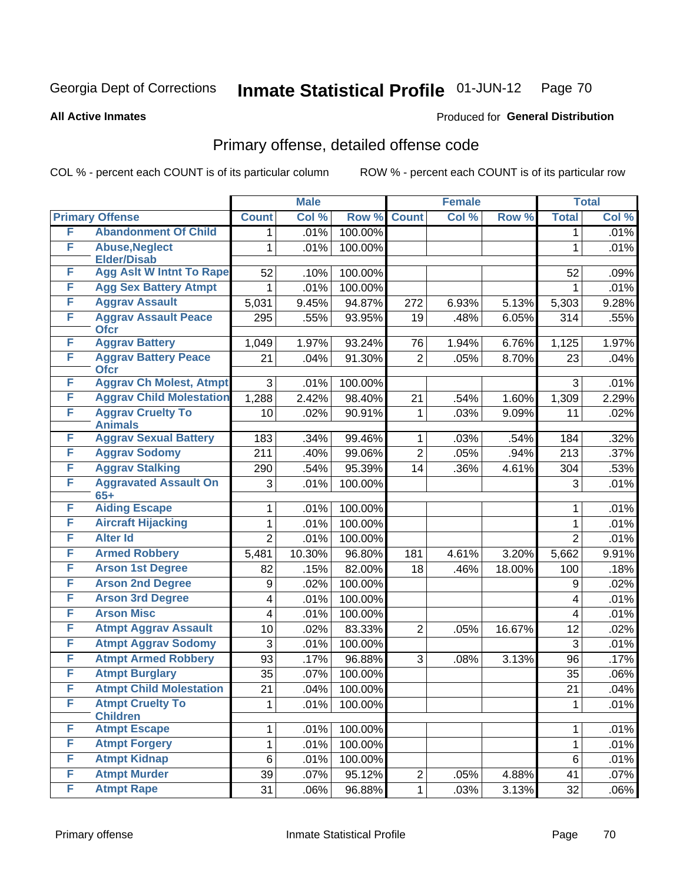Georgia Dept of Corrections **Inmate Statistical Profile** 01-JUN-12 Page 70

**All Active Inmates**

Produced for **General Distribution**

## Primary offense, detailed offense code

COL % - percent each COUNT is of its particular column

ROW % - percent each COUNT is of its particular row

| Primary Offense | | Male | | | Female | | | Total | |
|---|---|---|---|---|---|---|---|---|---|
| | | Count | Col % | Row % | Count | Col % | Row % | Total | Col % |
| F | Abandonment Of Child | 1 | .01% | 100.00% | | | | 1 | .01% |
| F | Abuse,Neglect Elder/Disab | 1 | .01% | 100.00% | | | | 1 | .01% |
| F | Agg Aslt W Intnt To Rape | 52 | .10% | 100.00% | | | | 52 | .09% |
| F | Agg Sex Battery Atmpt | 1 | .01% | 100.00% | | | | 1 | .01% |
| F | Aggrav Assault | 5,031 | 9.45% | 94.87% | 272 | 6.93% | 5.13% | 5,303 | 9.28% |
| F | Aggrav Assault Peace Ofcr | 295 | .55% | 93.95% | 19 | .48% | 6.05% | 314 | .55% |
| F | Aggrav Battery | 1,049 | 1.97% | 93.24% | 76 | 1.94% | 6.76% | 1,125 | 1.97% |
| F | Aggrav Battery Peace Ofcr | 21 | .04% | 91.30% | 2 | .05% | 8.70% | 23 | .04% |
| F | Aggrav Ch Molest, Atmpt | 3 | .01% | 100.00% | | | | 3 | .01% |
| F | Aggrav Child Molestation | 1,288 | 2.42% | 98.40% | 21 | .54% | 1.60% | 1,309 | 2.29% |
| F | Aggrav Cruelty To Animals | 10 | .02% | 90.91% | 1 | .03% | 9.09% | 11 | .02% |
| F | Aggrav Sexual Battery | 183 | .34% | 99.46% | 1 | .03% | .54% | 184 | .32% |
| F | Aggrav Sodomy | 211 | .40% | 99.06% | 2 | .05% | .94% | 213 | .37% |
| F | Aggrav Stalking | 290 | .54% | 95.39% | 14 | .36% | 4.61% | 304 | .53% |
| F | Aggravated Assault On 65+ | 3 | .01% | 100.00% | | | | 3 | .01% |
| F | Aiding Escape | 1 | .01% | 100.00% | | | | 1 | .01% |
| F | Aircraft Hijacking | 1 | .01% | 100.00% | | | | 1 | .01% |
| F | Alter Id | 2 | .01% | 100.00% | | | | 2 | .01% |
| F | Armed Robbery | 5,481 | 10.30% | 96.80% | 181 | 4.61% | 3.20% | 5,662 | 9.91% |
| F | Arson 1st Degree | 82 | .15% | 82.00% | 18 | .46% | 18.00% | 100 | .18% |
| F | Arson 2nd Degree | 9 | .02% | 100.00% | | | | 9 | .02% |
| F | Arson 3rd Degree | 4 | .01% | 100.00% | | | | 4 | .01% |
| F | Arson Misc | 4 | .01% | 100.00% | | | | 4 | .01% |
| F | Atmpt Aggrav Assault | 10 | .02% | 83.33% | 2 | .05% | 16.67% | 12 | .02% |
| F | Atmpt Aggrav Sodomy | 3 | .01% | 100.00% | | | | 3 | .01% |
| F | Atmpt Armed Robbery | 93 | .17% | 96.88% | 3 | .08% | 3.13% | 96 | .17% |
| F | Atmpt Burglary | 35 | .07% | 100.00% | | | | 35 | .06% |
| F | Atmpt Child Molestation | 21 | .04% | 100.00% | | | | 21 | .04% |
| F | Atmpt Cruelty To Children | 1 | .01% | 100.00% | | | | 1 | .01% |
| F | Atmpt Escape | 1 | .01% | 100.00% | | | | 1 | .01% |
| F | Atmpt Forgery | 1 | .01% | 100.00% | | | | 1 | .01% |
| F | Atmpt Kidnap | 6 | .01% | 100.00% | | | | 6 | .01% |
| F | Atmpt Murder | 39 | .07% | 95.12% | 2 | .05% | 4.88% | 41 | .07% |
| F | Atmpt Rape | 31 | .06% | 96.88% | 1 | .03% | 3.13% | 32 | .06% |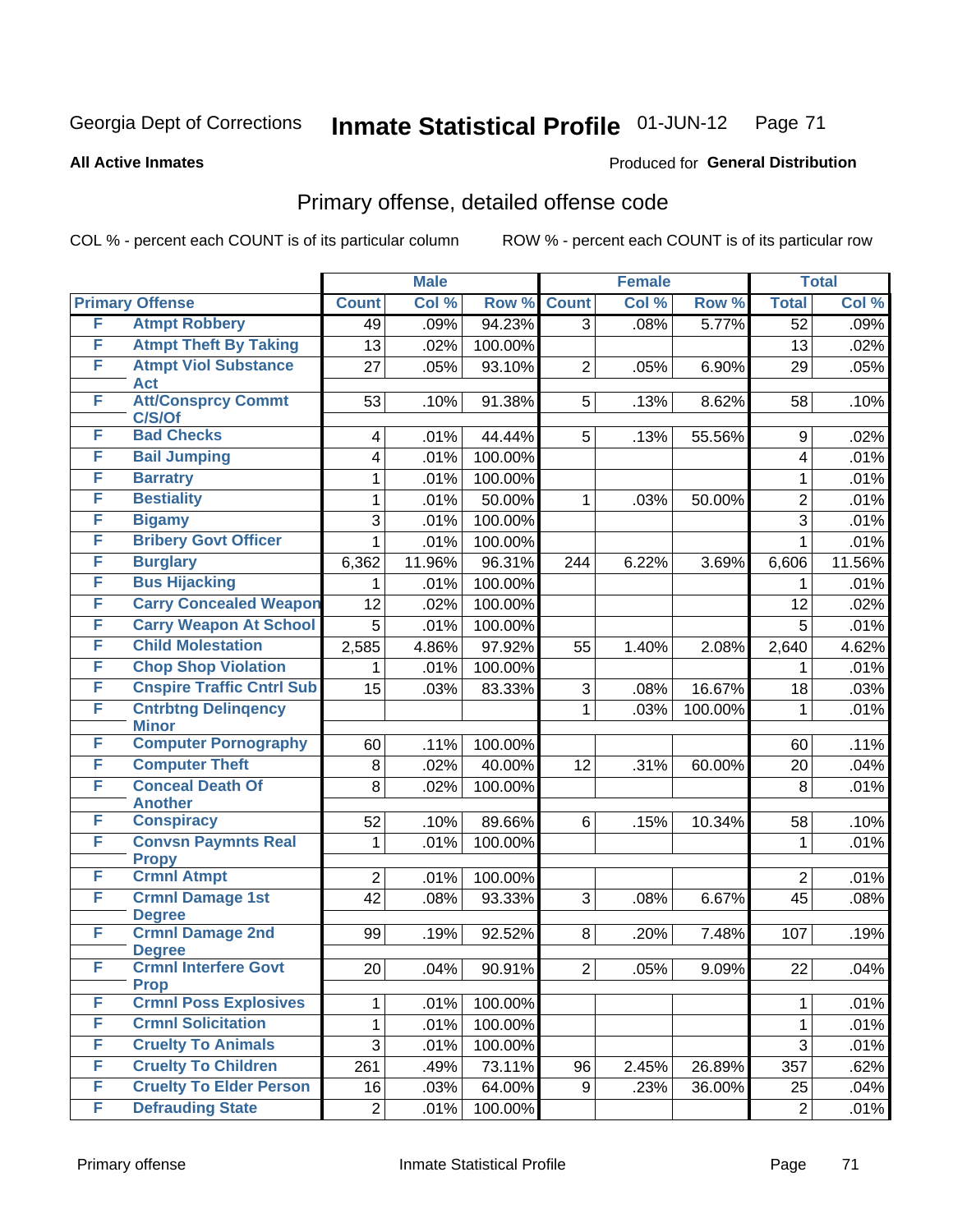Georgia Dept of Corrections **Inmate Statistical Profile** 01-JUN-12 Page 71

**All Active Inmates**

Produced for **General Distribution**

## Primary offense, detailed offense code

COL % - percent each COUNT is of its particular column

ROW % - percent each COUNT is of its particular row

| Primary Offense | | Male | | | Female | | | Total | |
|---|---|---|---|---|---|---|---|---|---|
| | | Count | Col % | Row % | Count | Col % | Row % | Total | Col % |
| F | Atmpt Robbery | 49 | .09% | 94.23% | 3 | .08% | 5.77% | 52 | .09% |
| F | Atmpt Theft By Taking | 13 | .02% | 100.00% | | | | 13 | .02% |
| F | Atmpt Viol Substance Act | 27 | .05% | 93.10% | 2 | .05% | 6.90% | 29 | .05% |
| F | Att/Consprcy Commt C/S/Of | 53 | .10% | 91.38% | 5 | .13% | 8.62% | 58 | .10% |
| F | Bad Checks | 4 | .01% | 44.44% | 5 | .13% | 55.56% | 9 | .02% |
| F | Bail Jumping | 4 | .01% | 100.00% | | | | 4 | .01% |
| F | Barratry | 1 | .01% | 100.00% | | | | 1 | .01% |
| F | Bestiality | 1 | .01% | 50.00% | 1 | .03% | 50.00% | 2 | .01% |
| F | Bigamy | 3 | .01% | 100.00% | | | | 3 | .01% |
| F | Bribery Govt Officer | 1 | .01% | 100.00% | | | | 1 | .01% |
| F | Burglary | 6,362 | 11.96% | 96.31% | 244 | 6.22% | 3.69% | 6,606 | 11.56% |
| F | Bus Hijacking | 1 | .01% | 100.00% | | | | 1 | .01% |
| F | Carry Concealed Weapon | 12 | .02% | 100.00% | | | | 12 | .02% |
| F | Carry Weapon At School | 5 | .01% | 100.00% | | | | 5 | .01% |
| F | Child Molestation | 2,585 | 4.86% | 97.92% | 55 | 1.40% | 2.08% | 2,640 | 4.62% |
| F | Chop Shop Violation | 1 | .01% | 100.00% | | | | 1 | .01% |
| F | Cnspire Traffic Cntrl Sub | 15 | .03% | 83.33% | 3 | .08% | 16.67% | 18 | .03% |
| F | Cntrbtng Delinqency Minor | | | | 1 | .03% | 100.00% | 1 | .01% |
| F | Computer Pornography | 60 | .11% | 100.00% | | | | 60 | .11% |
| F | Computer Theft | 8 | .02% | 40.00% | 12 | .31% | 60.00% | 20 | .04% |
| F | Conceal Death Of Another | 8 | .02% | 100.00% | | | | 8 | .01% |
| F | Conspiracy | 52 | .10% | 89.66% | 6 | .15% | 10.34% | 58 | .10% |
| F | Convsn Paymnts Real Propy | 1 | .01% | 100.00% | | | | 1 | .01% |
| F | Crmnl Atmpt | 2 | .01% | 100.00% | | | | 2 | .01% |
| F | Crmnl Damage 1st Degree | 42 | .08% | 93.33% | 3 | .08% | 6.67% | 45 | .08% |
| F | Crmnl Damage 2nd Degree | 99 | .19% | 92.52% | 8 | .20% | 7.48% | 107 | .19% |
| F | Crmnl Interfere Govt Prop | 20 | .04% | 90.91% | 2 | .05% | 9.09% | 22 | .04% |
| F | Crmnl Poss Explosives | 1 | .01% | 100.00% | | | | 1 | .01% |
| F | Crmnl Solicitation | 1 | .01% | 100.00% | | | | 1 | .01% |
| F | Cruelty To Animals | 3 | .01% | 100.00% | | | | 3 | .01% |
| F | Cruelty To Children | 261 | .49% | 73.11% | 96 | 2.45% | 26.89% | 357 | .62% |
| F | Cruelty To Elder Person | 16 | .03% | 64.00% | 9 | .23% | 36.00% | 25 | .04% |
| F | Defrauding State | 2 | .01% | 100.00% | | | | 2 | .01% |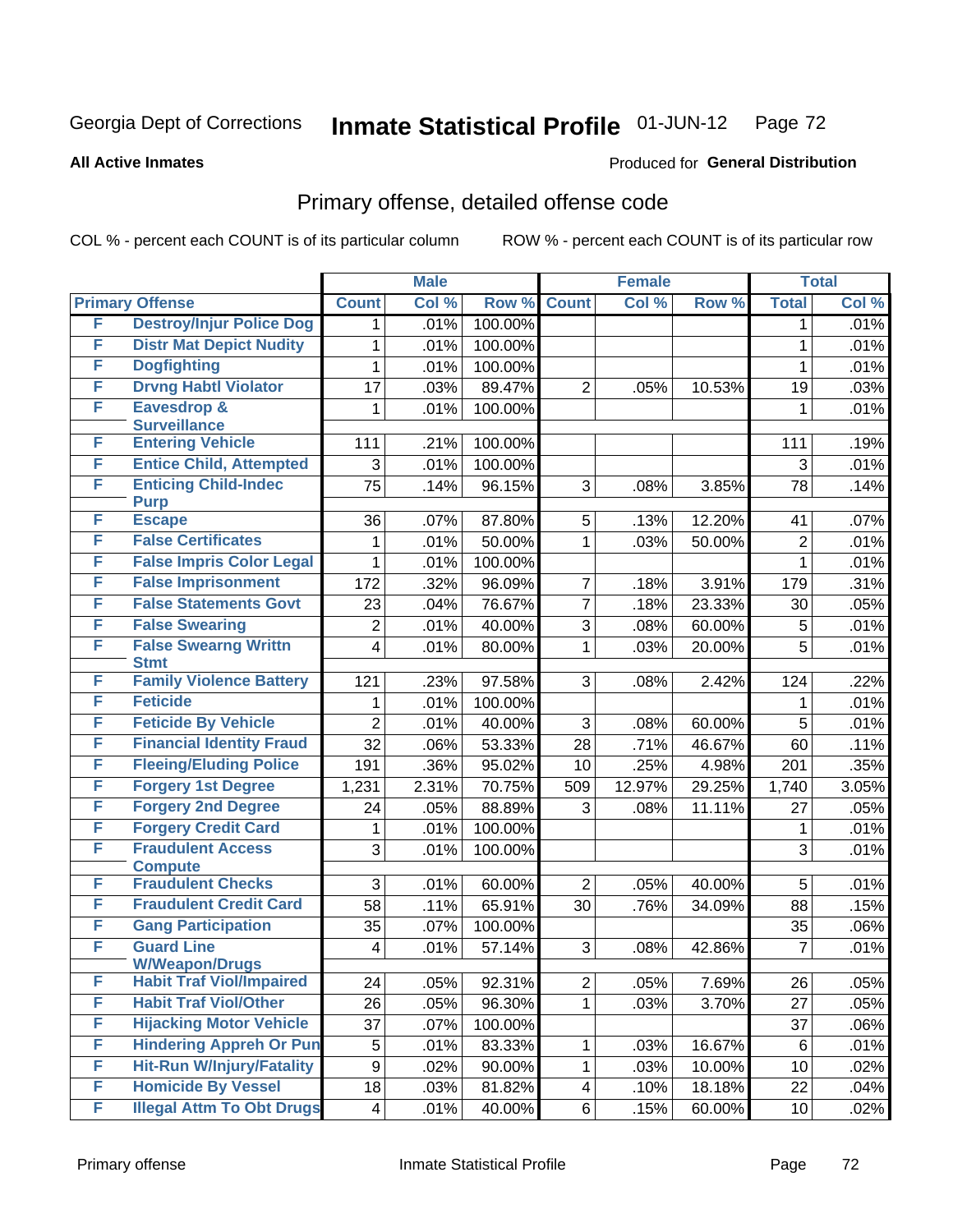Georgia Dept of Corrections **Inmate Statistical Profile** 01-JUN-12

**All Active Inmates**

Produced for **General Distribution**

## Primary offense, detailed offense code

COL % - percent each COUNT is of its particular column

ROW % - percent each COUNT is of its particular row

| Primary Offense | | Male | | | Female | | | Total | |
|---|---|---|---|---|---|---|---|---|---|
| | | Count | Col % | Row % | Count | Col % | Row % | Total | Col % |
| F | Destroy/Injur Police Dog | 1 | .01% | 100.00% | | | | 1 | .01% |
| F | Distr Mat Depict Nudity | 1 | .01% | 100.00% | | | | 1 | .01% |
| F | Dogfighting | 1 | .01% | 100.00% | | | | 1 | .01% |
| F | Drvng Habtl Violator | 17 | .03% | 89.47% | 2 | .05% | 10.53% | 19 | .03% |
| F | Eavesdrop & Surveillance | 1 | .01% | 100.00% | | | | 1 | .01% |
| F | Entering Vehicle | 111 | .21% | 100.00% | | | | 111 | .19% |
| F | Entice Child, Attempted | 3 | .01% | 100.00% | | | | 3 | .01% |
| F | Enticing Child-Indec Purp | 75 | .14% | 96.15% | 3 | .08% | 3.85% | 78 | .14% |
| F | Escape | 36 | .07% | 87.80% | 5 | .13% | 12.20% | 41 | .07% |
| F | False Certificates | 1 | .01% | 50.00% | 1 | .03% | 50.00% | 2 | .01% |
| F | False Impris Color Legal | 1 | .01% | 100.00% | | | | 1 | .01% |
| F | False Imprisonment | 172 | .32% | 96.09% | 7 | .18% | 3.91% | 179 | .31% |
| F | False Statements Govt | 23 | .04% | 76.67% | 7 | .18% | 23.33% | 30 | .05% |
| F | False Swearing | 2 | .01% | 40.00% | 3 | .08% | 60.00% | 5 | .01% |
| F | False Swearng Writtn Stmt | 4 | .01% | 80.00% | 1 | .03% | 20.00% | 5 | .01% |
| F | Family Violence Battery | 121 | .23% | 97.58% | 3 | .08% | 2.42% | 124 | .22% |
| F | Feticide | 1 | .01% | 100.00% | | | | 1 | .01% |
| F | Feticide By Vehicle | 2 | .01% | 40.00% | 3 | .08% | 60.00% | 5 | .01% |
| F | Financial Identity Fraud | 32 | .06% | 53.33% | 28 | .71% | 46.67% | 60 | .11% |
| F | Fleeing/Eluding Police | 191 | .36% | 95.02% | 10 | .25% | 4.98% | 201 | .35% |
| F | Forgery 1st Degree | 1,231 | 2.31% | 70.75% | 509 | 12.97% | 29.25% | 1,740 | 3.05% |
| F | Forgery 2nd Degree | 24 | .05% | 88.89% | 3 | .08% | 11.11% | 27 | .05% |
| F | Forgery Credit Card | 1 | .01% | 100.00% | | | | 1 | .01% |
| F | Fraudulent Access Compute | 3 | .01% | 100.00% | | | | 3 | .01% |
| F | Fraudulent Checks | 3 | .01% | 60.00% | 2 | .05% | 40.00% | 5 | .01% |
| F | Fraudulent Credit Card | 58 | .11% | 65.91% | 30 | .76% | 34.09% | 88 | .15% |
| F | Gang Participation | 35 | .07% | 100.00% | | | | 35 | .06% |
| F | Guard Line W/Weapon/Drugs | 4 | .01% | 57.14% | 3 | .08% | 42.86% | 7 | .01% |
| F | Habit Traf Viol/Impaired | 24 | .05% | 92.31% | 2 | .05% | 7.69% | 26 | .05% |
| F | Habit Traf Viol/Other | 26 | .05% | 96.30% | 1 | .03% | 3.70% | 27 | .05% |
| F | Hijacking Motor Vehicle | 37 | .07% | 100.00% | | | | 37 | .06% |
| F | Hindering Appreh Or Pun | 5 | .01% | 83.33% | 1 | .03% | 16.67% | 6 | .01% |
| F | Hit-Run W/Injury/Fatality | 9 | .02% | 90.00% | 1 | .03% | 10.00% | 10 | .02% |
| F | Homicide By Vessel | 18 | .03% | 81.82% | 4 | .10% | 18.18% | 22 | .04% |
| F | Illegal Attm To Obt Drugs | 4 | .01% | 40.00% | 6 | .15% | 60.00% | 10 | .02% |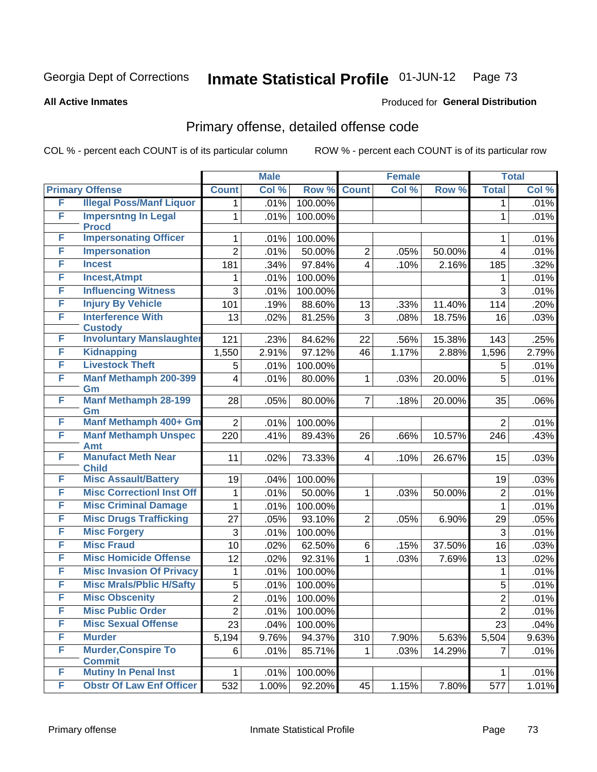Georgia Dept of Corrections **Inmate Statistical Profile** 01-JUN-12

**All Active Inmates**

Produced for **General Distribution**

## Primary offense, detailed offense code

COL % - percent each COUNT is of its particular column

ROW % - percent each COUNT is of its particular row

| Primary Offense | | Male | | | Female | | | Total | |
|---|---|---|---|---|---|---|---|---|---|
| | | Count | Col % | Row % | Count | Col % | Row % | Total | Col % |
| F | Illegal Poss/Manf Liquor | 1 | .01% | 100.00% | | | | 1 | .01% |
| F | Impersntng In Legal Procd | 1 | .01% | 100.00% | | | | 1 | .01% |
| F | Impersonating Officer | 1 | .01% | 100.00% | | | | 1 | .01% |
| F | Impersonation | 2 | .01% | 50.00% | 2 | .05% | 50.00% | 4 | .01% |
| F | Incest | 181 | .34% | 97.84% | 4 | .10% | 2.16% | 185 | .32% |
| F | Incest,Atmpt | 1 | .01% | 100.00% | | | | 1 | .01% |
| F | Influencing Witness | 3 | .01% | 100.00% | | | | 3 | .01% |
| F | Injury By Vehicle | 101 | .19% | 88.60% | 13 | .33% | 11.40% | 114 | .20% |
| F | Interference With Custody | 13 | .02% | 81.25% | 3 | .08% | 18.75% | 16 | .03% |
| F | Involuntary Manslaughter | 121 | .23% | 84.62% | 22 | .56% | 15.38% | 143 | .25% |
| F | Kidnapping | 1,550 | 2.91% | 97.12% | 46 | 1.17% | 2.88% | 1,596 | 2.79% |
| F | Livestock Theft | 5 | .01% | 100.00% | | | | 5 | .01% |
| F | Manf Methamph 200-399 Gm | 4 | .01% | 80.00% | 1 | .03% | 20.00% | 5 | .01% |
| F | Manf Methamph 28-199 Gm | 28 | .05% | 80.00% | 7 | .18% | 20.00% | 35 | .06% |
| F | Manf Methamph 400+ Gm | 2 | .01% | 100.00% | | | | 2 | .01% |
| F | Manf Methamph Unspec Amt | 220 | .41% | 89.43% | 26 | .66% | 10.57% | 246 | .43% |
| F | Manufact Meth Near Child | 11 | .02% | 73.33% | 4 | .10% | 26.67% | 15 | .03% |
| F | Misc Assault/Battery | 19 | .04% | 100.00% | | | | 19 | .03% |
| F | Misc Correctionl Inst Off | 1 | .01% | 50.00% | 1 | .03% | 50.00% | 2 | .01% |
| F | Misc Criminal Damage | 1 | .01% | 100.00% | | | | 1 | .01% |
| F | Misc Drugs Trafficking | 27 | .05% | 93.10% | 2 | .05% | 6.90% | 29 | .05% |
| F | Misc Forgery | 3 | .01% | 100.00% | | | | 3 | .01% |
| F | Misc Fraud | 10 | .02% | 62.50% | 6 | .15% | 37.50% | 16 | .03% |
| F | Misc Homicide Offense | 12 | .02% | 92.31% | 1 | .03% | 7.69% | 13 | .02% |
| F | Misc Invasion Of Privacy | 1 | .01% | 100.00% | | | | 1 | .01% |
| F | Misc Mrals/Pblic H/Safty | 5 | .01% | 100.00% | | | | 5 | .01% |
| F | Misc Obscenity | 2 | .01% | 100.00% | | | | 2 | .01% |
| F | Misc Public Order | 2 | .01% | 100.00% | | | | 2 | .01% |
| F | Misc Sexual Offense | 23 | .04% | 100.00% | | | | 23 | .04% |
| F | Murder | 5,194 | 9.76% | 94.37% | 310 | 7.90% | 5.63% | 5,504 | 9.63% |
| F | Murder,Conspire To Commit | 6 | .01% | 85.71% | 1 | .03% | 14.29% | 7 | .01% |
| F | Mutiny In Penal Inst | 1 | .01% | 100.00% | | | | 1 | .01% |
| F | Obstr Of Law Enf Officer | 532 | 1.00% | 92.20% | 45 | 1.15% | 7.80% | 577 | 1.01% |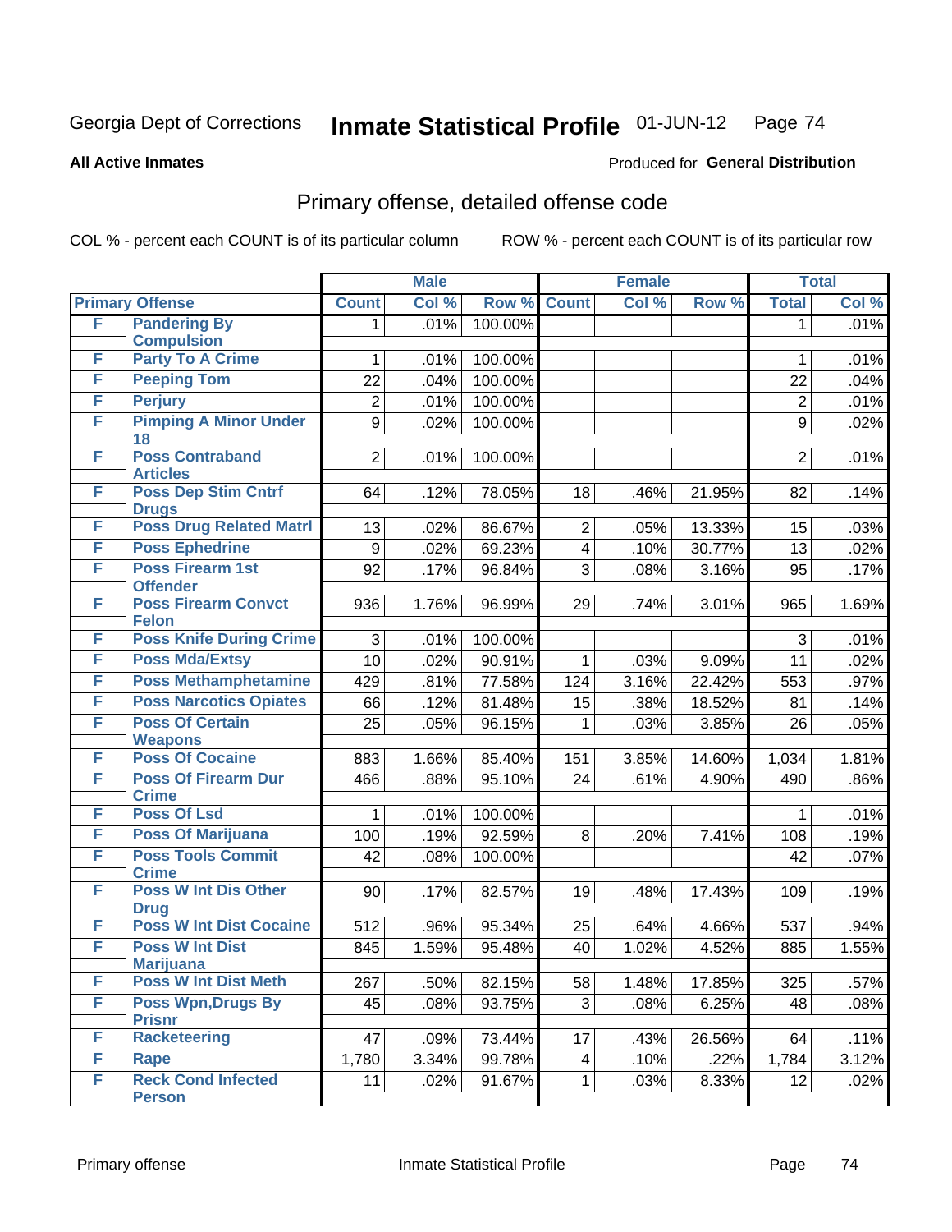Georgia Dept of Corrections **Inmate Statistical Profile** 01-JUN-12

**All Active Inmates**

Produced for **General Distribution**

## Primary offense, detailed offense code

COL % - percent each COUNT is of its particular column

ROW % - percent each COUNT is of its particular row

| Primary Offense | | Male | | | Female | | | Total | |
|---|---|---|---|---|---|---|---|---|---|
| | | Count | Col % | Row % | Count | Col % | Row % | Total | Col % |
| F | Pandering By Compulsion | 1 | .01% | 100.00% | | | | 1 | .01% |
| F | Party To A Crime | 1 | .01% | 100.00% | | | | 1 | .01% |
| F | Peeping Tom | 22 | .04% | 100.00% | | | | 22 | .04% |
| F | Perjury | 2 | .01% | 100.00% | | | | 2 | .01% |
| F | Pimping A Minor Under 18 | 9 | .02% | 100.00% | | | | 9 | .02% |
| F | Poss Contraband Articles | 2 | .01% | 100.00% | | | | 2 | .01% |
| F | Poss Dep Stim Cntrf Drugs | 64 | .12% | 78.05% | 18 | .46% | 21.95% | 82 | .14% |
| F | Poss Drug Related Matrl | 13 | .02% | 86.67% | 2 | .05% | 13.33% | 15 | .03% |
| F | Poss Ephedrine | 9 | .02% | 69.23% | 4 | .10% | 30.77% | 13 | .02% |
| F | Poss Firearm 1st Offender | 92 | .17% | 96.84% | 3 | .08% | 3.16% | 95 | .17% |
| F | Poss Firearm Convct Felon | 936 | 1.76% | 96.99% | 29 | .74% | 3.01% | 965 | 1.69% |
| F | Poss Knife During Crime | 3 | .01% | 100.00% | | | | 3 | .01% |
| F | Poss Mda/Extsy | 10 | .02% | 90.91% | 1 | .03% | 9.09% | 11 | .02% |
| F | Poss Methamphetamine | 429 | .81% | 77.58% | 124 | 3.16% | 22.42% | 553 | .97% |
| F | Poss Narcotics Opiates | 66 | .12% | 81.48% | 15 | .38% | 18.52% | 81 | .14% |
| F | Poss Of Certain Weapons | 25 | .05% | 96.15% | 1 | .03% | 3.85% | 26 | .05% |
| F | Poss Of Cocaine | 883 | 1.66% | 85.40% | 151 | 3.85% | 14.60% | 1,034 | 1.81% |
| F | Poss Of Firearm Dur Crime | 466 | .88% | 95.10% | 24 | .61% | 4.90% | 490 | .86% |
| F | Poss Of Lsd | 1 | .01% | 100.00% | | | | 1 | .01% |
| F | Poss Of Marijuana | 100 | .19% | 92.59% | 8 | .20% | 7.41% | 108 | .19% |
| F | Poss Tools Commit Crime | 42 | .08% | 100.00% | | | | 42 | .07% |
| F | Poss W Int Dis Other Drug | 90 | .17% | 82.57% | 19 | .48% | 17.43% | 109 | .19% |
| F | Poss W Int Dist Cocaine | 512 | .96% | 95.34% | 25 | .64% | 4.66% | 537 | .94% |
| F | Poss W Int Dist Marijuana | 845 | 1.59% | 95.48% | 40 | 1.02% | 4.52% | 885 | 1.55% |
| F | Poss W Int Dist Meth | 267 | .50% | 82.15% | 58 | 1.48% | 17.85% | 325 | .57% |
| F | Poss Wpn,Drugs By Prisnr | 45 | .08% | 93.75% | 3 | .08% | 6.25% | 48 | .08% |
| F | Racketeering | 47 | .09% | 73.44% | 17 | .43% | 26.56% | 64 | .11% |
| F | Rape | 1,780 | 3.34% | 99.78% | 4 | .10% | .22% | 1,784 | 3.12% |
| F | Reck Cond Infected Person | 11 | .02% | 91.67% | 1 | .03% | 8.33% | 12 | .02% |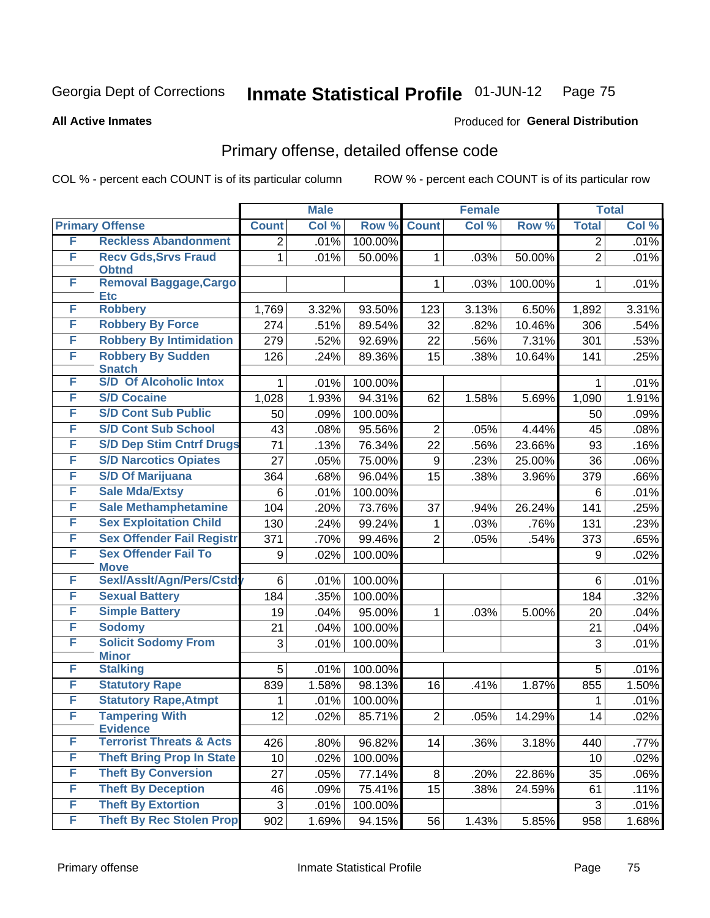Georgia Dept of Corrections **Inmate Statistical Profile** 01-JUN-12

**All Active Inmates**

Produced for **General Distribution**

## Primary offense, detailed offense code

COL % - percent each COUNT is of its particular column

ROW % - percent each COUNT is of its particular row

| Primary Offense | | Male | | | Female | | | Total | |
|---|---|---|---|---|---|---|---|---|---|
| | | Count | Col % | Row % | Count | Col % | Row % | Total | Col % |
| F | Reckless Abandonment | 2 | .01% | 100.00% | | | | 2 | .01% |
| F | Recv Gds,Srvs Fraud Obtnd | 1 | .01% | 50.00% | 1 | .03% | 50.00% | 2 | .01% |
| F | Removal Baggage,Cargo Etc | | | | 1 | .03% | 100.00% | 1 | .01% |
| F | Robbery | 1,769 | 3.32% | 93.50% | 123 | 3.13% | 6.50% | 1,892 | 3.31% |
| F | Robbery By Force | 274 | .51% | 89.54% | 32 | .82% | 10.46% | 306 | .54% |
| F | Robbery By Intimidation | 279 | .52% | 92.69% | 22 | .56% | 7.31% | 301 | .53% |
| F | Robbery By Sudden Snatch | 126 | .24% | 89.36% | 15 | .38% | 10.64% | 141 | .25% |
| F | S/D Of Alcoholic Intox | 1 | .01% | 100.00% | | | | 1 | .01% |
| F | S/D Cocaine | 1,028 | 1.93% | 94.31% | 62 | 1.58% | 5.69% | 1,090 | 1.91% |
| F | S/D Cont Sub Public | 50 | .09% | 100.00% | | | | 50 | .09% |
| F | S/D Cont Sub School | 43 | .08% | 95.56% | 2 | .05% | 4.44% | 45 | .08% |
| F | S/D Dep Stim Cntrf Drugs | 71 | .13% | 76.34% | 22 | .56% | 23.66% | 93 | .16% |
| F | S/D Narcotics Opiates | 27 | .05% | 75.00% | 9 | .23% | 25.00% | 36 | .06% |
| F | S/D Of Marijuana | 364 | .68% | 96.04% | 15 | .38% | 3.96% | 379 | .66% |
| F | Sale Mda/Extsy | 6 | .01% | 100.00% | | | | 6 | .01% |
| F | Sale Methamphetamine | 104 | .20% | 73.76% | 37 | .94% | 26.24% | 141 | .25% |
| F | Sex Exploitation Child | 130 | .24% | 99.24% | 1 | .03% | .76% | 131 | .23% |
| F | Sex Offender Fail Registr | 371 | .70% | 99.46% | 2 | .05% | .54% | 373 | .65% |
| F | Sex Offender Fail To Move | 9 | .02% | 100.00% | | | | 9 | .02% |
| F | Sexl/Asslt/Agn/Pers/Cstdy | 6 | .01% | 100.00% | | | | 6 | .01% |
| F | Sexual Battery | 184 | .35% | 100.00% | | | | 184 | .32% |
| F | Simple Battery | 19 | .04% | 95.00% | 1 | .03% | 5.00% | 20 | .04% |
| F | Sodomy | 21 | .04% | 100.00% | | | | 21 | .04% |
| F | Solicit Sodomy From Minor | 3 | .01% | 100.00% | | | | 3 | .01% |
| F | Stalking | 5 | .01% | 100.00% | | | | 5 | .01% |
| F | Statutory Rape | 839 | 1.58% | 98.13% | 16 | .41% | 1.87% | 855 | 1.50% |
| F | Statutory Rape,Atmpt | 1 | .01% | 100.00% | | | | 1 | .01% |
| F | Tampering With Evidence | 12 | .02% | 85.71% | 2 | .05% | 14.29% | 14 | .02% |
| F | Terrorist Threats & Acts | 426 | .80% | 96.82% | 14 | .36% | 3.18% | 440 | .77% |
| F | Theft Bring Prop In State | 10 | .02% | 100.00% | | | | 10 | .02% |
| F | Theft By Conversion | 27 | .05% | 77.14% | 8 | .20% | 22.86% | 35 | .06% |
| F | Theft By Deception | 46 | .09% | 75.41% | 15 | .38% | 24.59% | 61 | .11% |
| F | Theft By Extortion | 3 | .01% | 100.00% | | | | 3 | .01% |
| F | Theft By Rec Stolen Prop | 902 | 1.69% | 94.15% | 56 | 1.43% | 5.85% | 958 | 1.68% |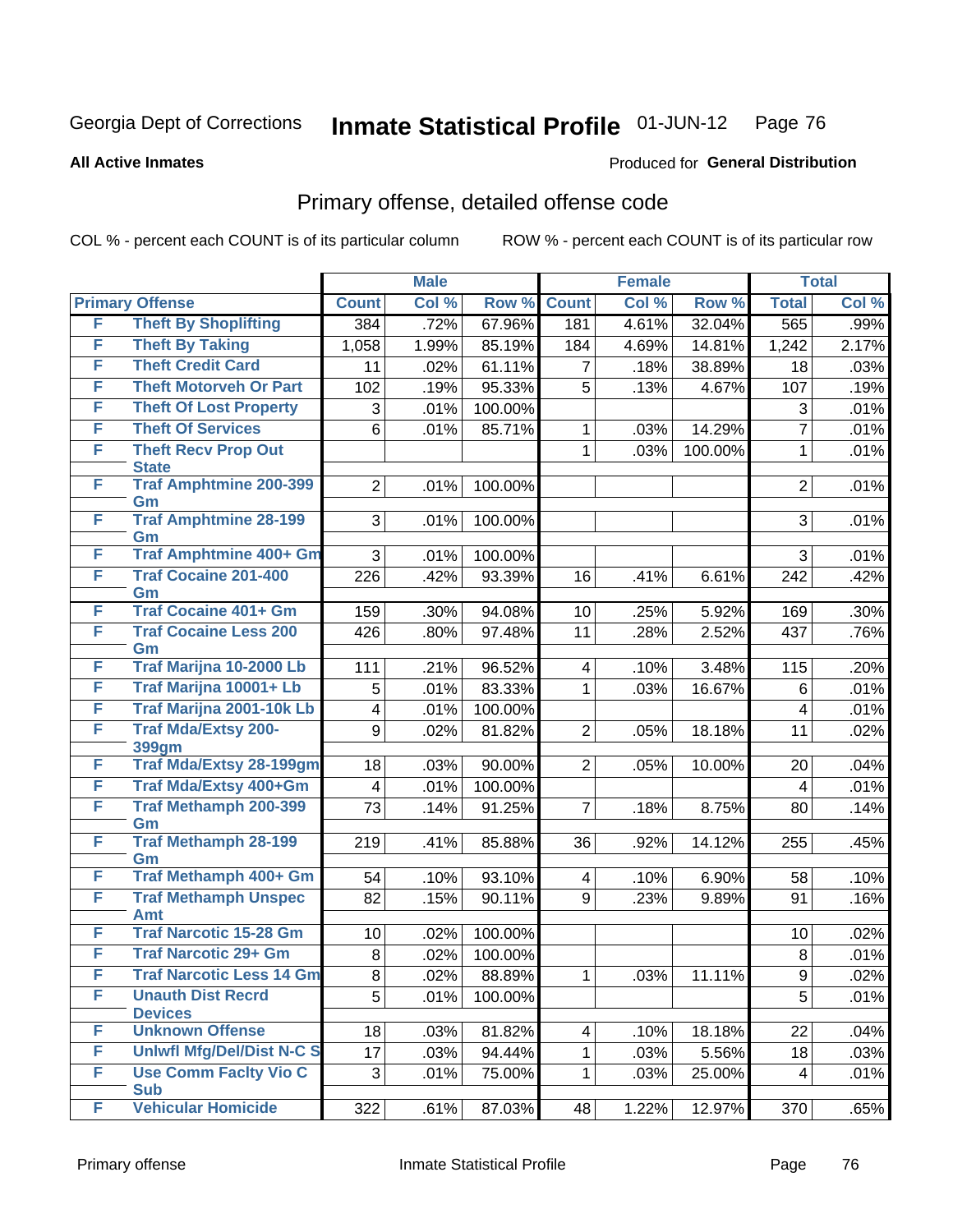Georgia Dept of Corrections **Inmate Statistical Profile** 01-JUN-12

**All Active Inmates**

Produced for **General Distribution**

## Primary offense, detailed offense code

COL % - percent each COUNT is of its particular column ROW % - percent each COUNT is of its particular row

| Primary Offense | | Male | | | Female | | | Total | |
|---|---|---|---|---|---|---|---|---|---|
| | | Count | Col % | Row % | Count | Col % | Row % | Total | Col % |
| F | Theft By Shoplifting | 384 | .72% | 67.96% | 181 | 4.61% | 32.04% | 565 | .99% |
| F | Theft By Taking | 1,058 | 1.99% | 85.19% | 184 | 4.69% | 14.81% | 1,242 | 2.17% |
| F | Theft Credit Card | 11 | .02% | 61.11% | 7 | .18% | 38.89% | 18 | .03% |
| F | Theft Motorveh Or Part | 102 | .19% | 95.33% | 5 | .13% | 4.67% | 107 | .19% |
| F | Theft Of Lost Property | 3 | .01% | 100.00% | | | | 3 | .01% |
| F | Theft Of Services | 6 | .01% | 85.71% | 1 | .03% | 14.29% | 7 | .01% |
| F | Theft Recv Prop Out State | | | | 1 | .03% | 100.00% | 1 | .01% |
| F | Traf Amphtmine 200-399 Gm | 2 | .01% | 100.00% | | | | 2 | .01% |
| F | Traf Amphtmine 28-199 Gm | 3 | .01% | 100.00% | | | | 3 | .01% |
| F | Traf Amphtmine 400+ Gm | 3 | .01% | 100.00% | | | | 3 | .01% |
| F | Traf Cocaine 201-400 Gm | 226 | .42% | 93.39% | 16 | .41% | 6.61% | 242 | .42% |
| F | Traf Cocaine 401+ Gm | 159 | .30% | 94.08% | 10 | .25% | 5.92% | 169 | .30% |
| F | Traf Cocaine Less 200 Gm | 426 | .80% | 97.48% | 11 | .28% | 2.52% | 437 | .76% |
| F | Traf Marijna 10-2000 Lb | 111 | .21% | 96.52% | 4 | .10% | 3.48% | 115 | .20% |
| F | Traf Marijna 10001+ Lb | 5 | .01% | 83.33% | 1 | .03% | 16.67% | 6 | .01% |
| F | Traf Marijna 2001-10k Lb | 4 | .01% | 100.00% | | | | 4 | .01% |
| F | Traf Mda/Extsy 200-399gm | 9 | .02% | 81.82% | 2 | .05% | 18.18% | 11 | .02% |
| F | Traf Mda/Extsy 28-199gm | 18 | .03% | 90.00% | 2 | .05% | 10.00% | 20 | .04% |
| F | Traf Mda/Extsy 400+Gm | 4 | .01% | 100.00% | | | | 4 | .01% |
| F | Traf Methamph 200-399 Gm | 73 | .14% | 91.25% | 7 | .18% | 8.75% | 80 | .14% |
| F | Traf Methamph 28-199 Gm | 219 | .41% | 85.88% | 36 | .92% | 14.12% | 255 | .45% |
| F | Traf Methamph 400+ Gm | 54 | .10% | 93.10% | 4 | .10% | 6.90% | 58 | .10% |
| F | Traf Methamph Unspec Amt | 82 | .15% | 90.11% | 9 | .23% | 9.89% | 91 | .16% |
| F | Traf Narcotic 15-28 Gm | 10 | .02% | 100.00% | | | | 10 | .02% |
| F | Traf Narcotic 29+ Gm | 8 | .02% | 100.00% | | | | 8 | .01% |
| F | Traf Narcotic Less 14 Gm | 8 | .02% | 88.89% | 1 | .03% | 11.11% | 9 | .02% |
| F | Unauth Dist Recrd Devices | 5 | .01% | 100.00% | | | | 5 | .01% |
| F | Unknown Offense | 18 | .03% | 81.82% | 4 | .10% | 18.18% | 22 | .04% |
| F | Unlwfl Mfg/Del/Dist N-C S | 17 | .03% | 94.44% | 1 | .03% | 5.56% | 18 | .03% |
| F | Use Comm Faclty Vio C Sub | 3 | .01% | 75.00% | 1 | .03% | 25.00% | 4 | .01% |
| F | Vehicular Homicide | 322 | .61% | 87.03% | 48 | 1.22% | 12.97% | 370 | .65% |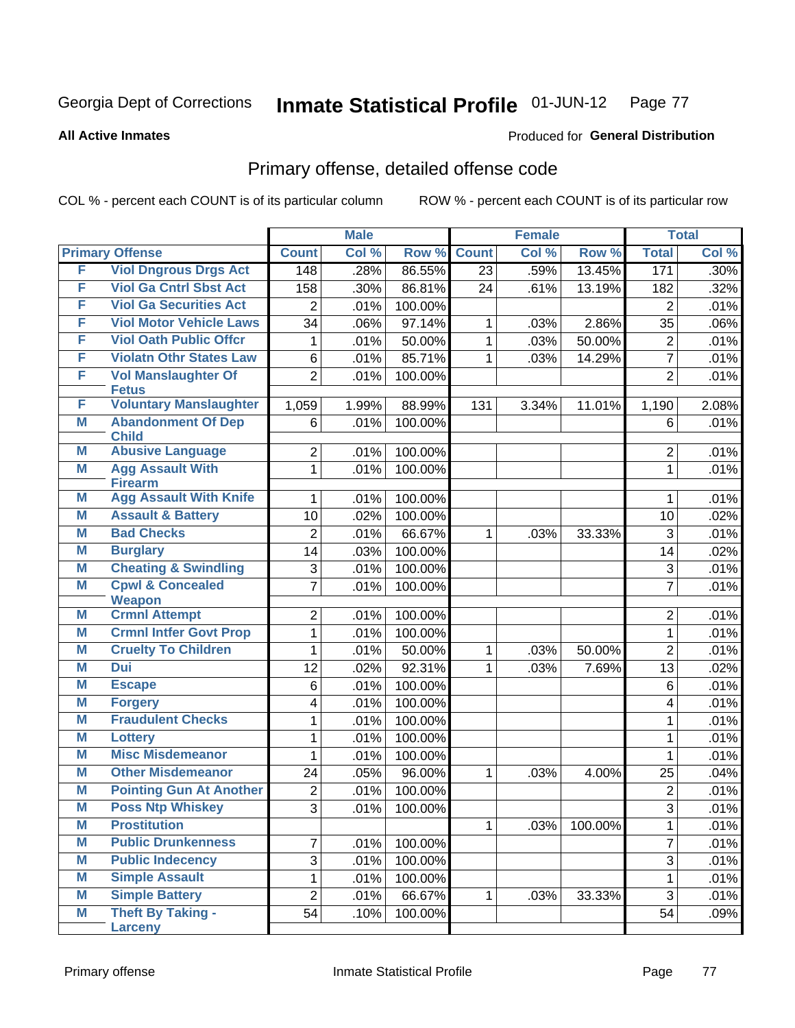Georgia Dept of Corrections **Inmate Statistical Profile** 01-JUN-12

**All Active Inmates**

Produced for **General Distribution**

## Primary offense, detailed offense code

COL % - percent each COUNT is of its particular column ROW % - percent each COUNT is of its particular row

| Primary Offense | | Male | | | Female | | | Total | |
|---|---|---|---|---|---|---|---|---|---|
| | | Count | Col % | Row % | Count | Col % | Row % | Total | Col % |
| F | Viol Dngrous Drgs Act | 148 | .28% | 86.55% | 23 | .59% | 13.45% | 171 | .30% |
| F | Viol Ga Cntrl Sbst Act | 158 | .30% | 86.81% | 24 | .61% | 13.19% | 182 | .32% |
| F | Viol Ga Securities Act | 2 | .01% | 100.00% | | | | 2 | .01% |
| F | Viol Motor Vehicle Laws | 34 | .06% | 97.14% | 1 | .03% | 2.86% | 35 | .06% |
| F | Viol Oath Public Offcr | 1 | .01% | 50.00% | 1 | .03% | 50.00% | 2 | .01% |
| F | Violatn Othr States Law | 6 | .01% | 85.71% | 1 | .03% | 14.29% | 7 | .01% |
| F | Vol Manslaughter Of Fetus | 2 | .01% | 100.00% | | | | 2 | .01% |
| F | Voluntary Manslaughter | 1,059 | 1.99% | 88.99% | 131 | 3.34% | 11.01% | 1,190 | 2.08% |
| M | Abandonment Of Dep Child | 6 | .01% | 100.00% | | | | 6 | .01% |
| M | Abusive Language | 2 | .01% | 100.00% | | | | 2 | .01% |
| M | Agg Assault With Firearm | 1 | .01% | 100.00% | | | | 1 | .01% |
| M | Agg Assault With Knife | 1 | .01% | 100.00% | | | | 1 | .01% |
| M | Assault & Battery | 10 | .02% | 100.00% | | | | 10 | .02% |
| M | Bad Checks | 2 | .01% | 66.67% | 1 | .03% | 33.33% | 3 | .01% |
| M | Burglary | 14 | .03% | 100.00% | | | | 14 | .02% |
| M | Cheating & Swindling | 3 | .01% | 100.00% | | | | 3 | .01% |
| M | Cpwl & Concealed Weapon | 7 | .01% | 100.00% | | | | 7 | .01% |
| M | Crmnl Attempt | 2 | .01% | 100.00% | | | | 2 | .01% |
| M | Crmnl Intfer Govt Prop | 1 | .01% | 100.00% | | | | 1 | .01% |
| M | Cruelty To Children | 1 | .01% | 50.00% | 1 | .03% | 50.00% | 2 | .01% |
| M | Dui | 12 | .02% | 92.31% | 1 | .03% | 7.69% | 13 | .02% |
| M | Escape | 6 | .01% | 100.00% | | | | 6 | .01% |
| M | Forgery | 4 | .01% | 100.00% | | | | 4 | .01% |
| M | Fraudulent Checks | 1 | .01% | 100.00% | | | | 1 | .01% |
| M | Lottery | 1 | .01% | 100.00% | | | | 1 | .01% |
| M | Misc Misdemeanor | 1 | .01% | 100.00% | | | | 1 | .01% |
| M | Other Misdemeanor | 24 | .05% | 96.00% | 1 | .03% | 4.00% | 25 | .04% |
| M | Pointing Gun At Another | 2 | .01% | 100.00% | | | | 2 | .01% |
| M | Poss Ntp Whiskey | 3 | .01% | 100.00% | | | | 3 | .01% |
| M | Prostitution | | | | 1 | .03% | 100.00% | 1 | .01% |
| M | Public Drunkenness | 7 | .01% | 100.00% | | | | 7 | .01% |
| M | Public Indecency | 3 | .01% | 100.00% | | | | 3 | .01% |
| M | Simple Assault | 1 | .01% | 100.00% | | | | 1 | .01% |
| M | Simple Battery | 2 | .01% | 66.67% | 1 | .03% | 33.33% | 3 | .01% |
| M | Theft By Taking - Larceny | 54 | .10% | 100.00% | | | | 54 | .09% |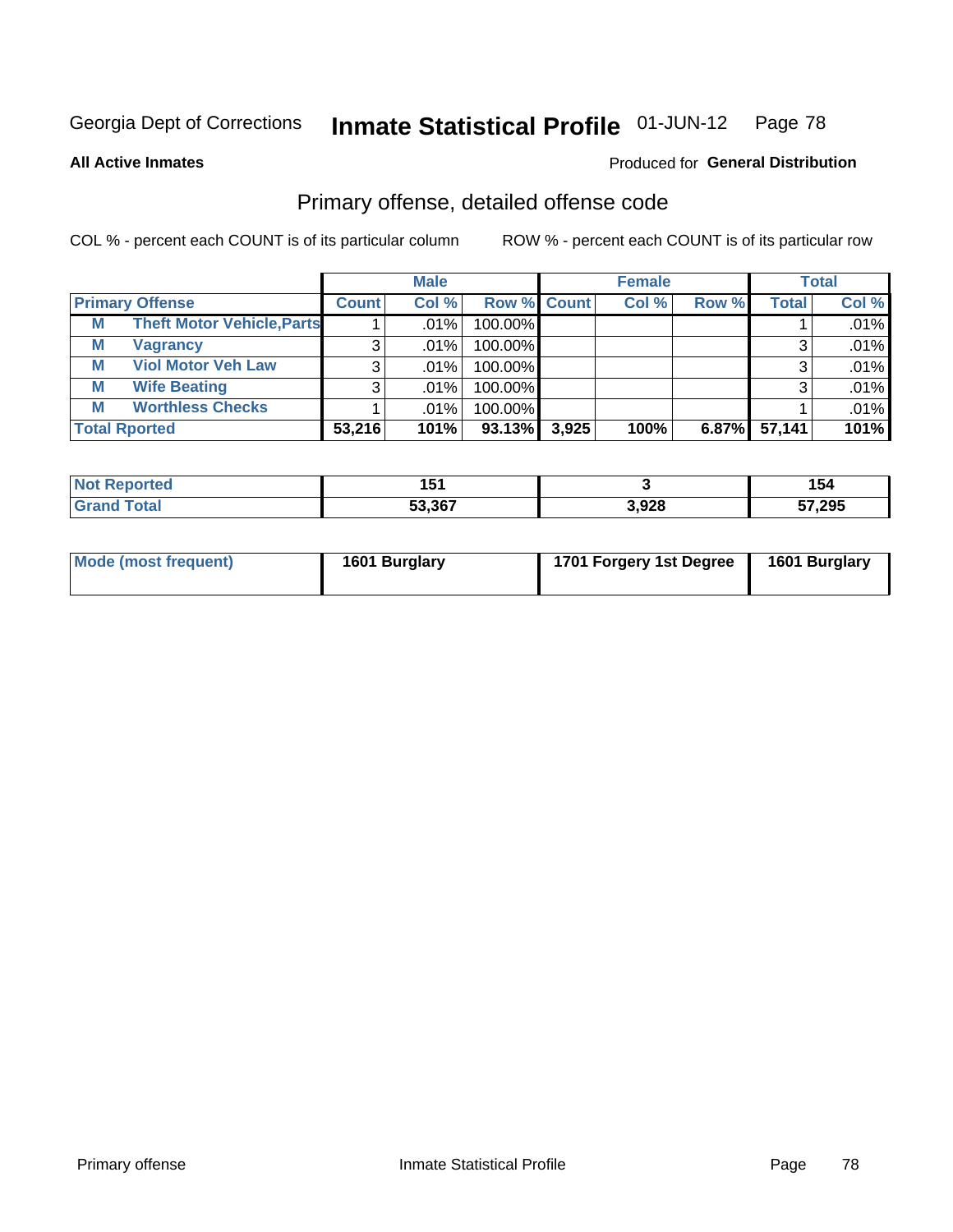Georgia Dept of Corrections **Inmate Statistical Profile** 01-JUN-12 Page 78

**All Active Inmates**

Produced for **General Distribution**

## Primary offense, detailed offense code

COL % - percent each COUNT is of its particular column

ROW % - percent each COUNT is of its particular row

| Primary Offense | | Male | | | Female | | | Total | |
|---|---|---|---|---|---|---|---|---|---|
| | | Count | Col % | Row % | Count | Col % | Row % | Total | Col % |
| M | Theft Motor Vehicle,Parts | 1 | .01% | 100.00% | | | | 1 | .01% |
| M | Vagrancy | 3 | .01% | 100.00% | | | | 3 | .01% |
| M | Viol Motor Veh Law | 3 | .01% | 100.00% | | | | 3 | .01% |
| M | Wife Beating | 3 | .01% | 100.00% | | | | 3 | .01% |
| M | Worthless Checks | 1 | .01% | 100.00% | | | | 1 | .01% |
| Total Rported | | 53,216 | 101% | 93.13% | 3,925 | 100% | 6.87% | 57,141 | 101% |

| | Male | Female | Total |
|---|---|---|---|
| Not Reported | 151 | 3 | 154 |
| Grand Total | 53,367 | 3,928 | 57,295 |

| | Male | Female | Total |
|---|---|---|---|
| Mode (most frequent) | 1601 Burglary | 1701 Forgery 1st Degree | 1601 Burglary |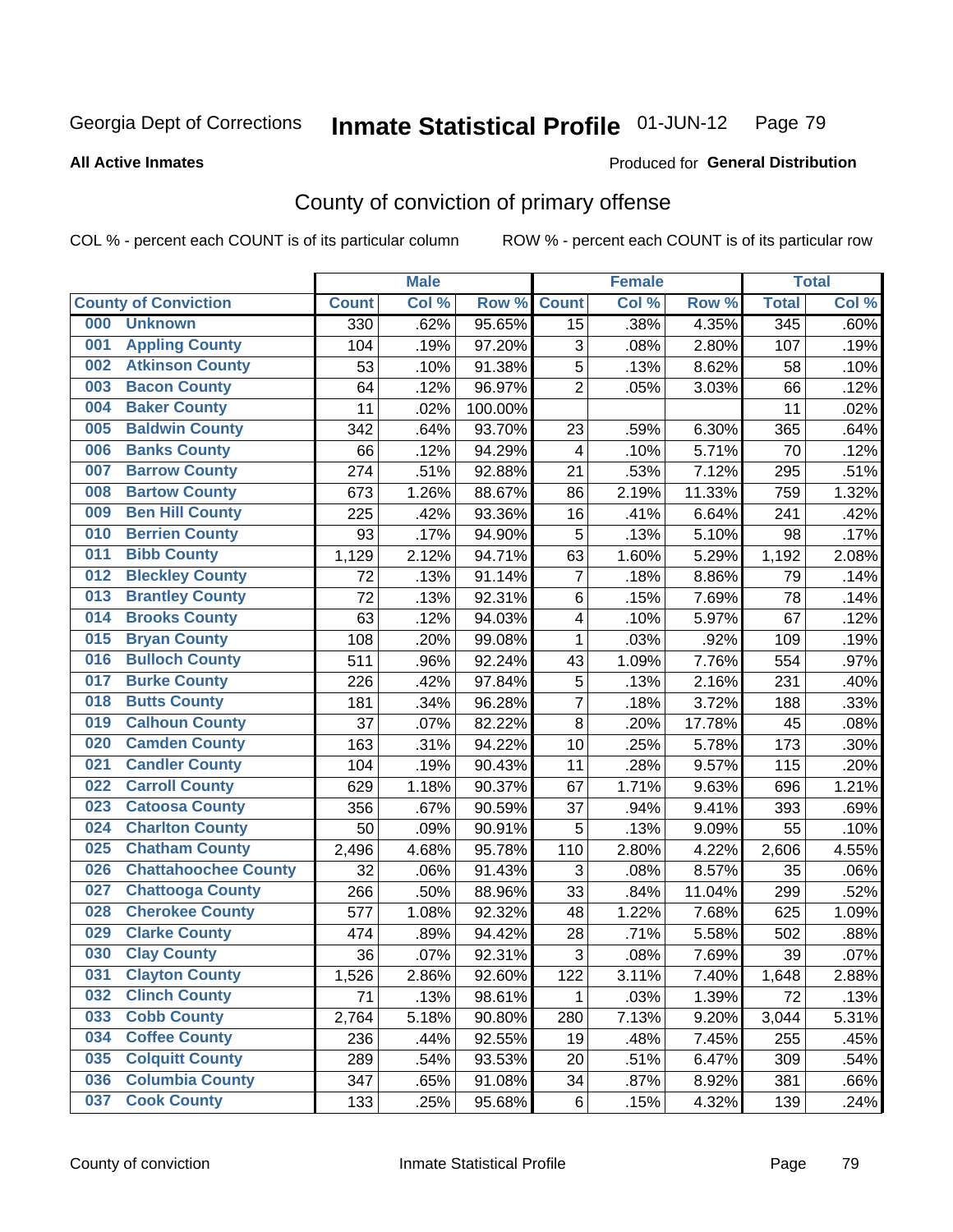Georgia Dept of Corrections **Inmate Statistical Profile** 01-JUN-12

**All Active Inmates**

Produced for **General Distribution**

## County of conviction of primary offense

COL % - percent each COUNT is of its particular column ROW % - percent each COUNT is of its particular row

| County of Conviction | Male | | | Female | | | Total | |
|---|---|---|---|---|---|---|---|---|
| | Count | Col % | Row % | Count | Col % | Row % | Total | Col % |
| 000 Unknown | 330 | .62% | 95.65% | 15 | .38% | 4.35% | 345 | .60% |
| 001 Appling County | 104 | .19% | 97.20% | 3 | .08% | 2.80% | 107 | .19% |
| 002 Atkinson County | 53 | .10% | 91.38% | 5 | .13% | 8.62% | 58 | .10% |
| 003 Bacon County | 64 | .12% | 96.97% | 2 | .05% | 3.03% | 66 | .12% |
| 004 Baker County | 11 | .02% | 100.00% | | | | 11 | .02% |
| 005 Baldwin County | 342 | .64% | 93.70% | 23 | .59% | 6.30% | 365 | .64% |
| 006 Banks County | 66 | .12% | 94.29% | 4 | .10% | 5.71% | 70 | .12% |
| 007 Barrow County | 274 | .51% | 92.88% | 21 | .53% | 7.12% | 295 | .51% |
| 008 Bartow County | 673 | 1.26% | 88.67% | 86 | 2.19% | 11.33% | 759 | 1.32% |
| 009 Ben Hill County | 225 | .42% | 93.36% | 16 | .41% | 6.64% | 241 | .42% |
| 010 Berrien County | 93 | .17% | 94.90% | 5 | .13% | 5.10% | 98 | .17% |
| 011 Bibb County | 1,129 | 2.12% | 94.71% | 63 | 1.60% | 5.29% | 1,192 | 2.08% |
| 012 Bleckley County | 72 | .13% | 91.14% | 7 | .18% | 8.86% | 79 | .14% |
| 013 Brantley County | 72 | .13% | 92.31% | 6 | .15% | 7.69% | 78 | .14% |
| 014 Brooks County | 63 | .12% | 94.03% | 4 | .10% | 5.97% | 67 | .12% |
| 015 Bryan County | 108 | .20% | 99.08% | 1 | .03% | .92% | 109 | .19% |
| 016 Bulloch County | 511 | .96% | 92.24% | 43 | 1.09% | 7.76% | 554 | .97% |
| 017 Burke County | 226 | .42% | 97.84% | 5 | .13% | 2.16% | 231 | .40% |
| 018 Butts County | 181 | .34% | 96.28% | 7 | .18% | 3.72% | 188 | .33% |
| 019 Calhoun County | 37 | .07% | 82.22% | 8 | .20% | 17.78% | 45 | .08% |
| 020 Camden County | 163 | .31% | 94.22% | 10 | .25% | 5.78% | 173 | .30% |
| 021 Candler County | 104 | .19% | 90.43% | 11 | .28% | 9.57% | 115 | .20% |
| 022 Carroll County | 629 | 1.18% | 90.37% | 67 | 1.71% | 9.63% | 696 | 1.21% |
| 023 Catoosa County | 356 | .67% | 90.59% | 37 | .94% | 9.41% | 393 | .69% |
| 024 Charlton County | 50 | .09% | 90.91% | 5 | .13% | 9.09% | 55 | .10% |
| 025 Chatham County | 2,496 | 4.68% | 95.78% | 110 | 2.80% | 4.22% | 2,606 | 4.55% |
| 026 Chattahoochee County | 32 | .06% | 91.43% | 3 | .08% | 8.57% | 35 | .06% |
| 027 Chattooga County | 266 | .50% | 88.96% | 33 | .84% | 11.04% | 299 | .52% |
| 028 Cherokee County | 577 | 1.08% | 92.32% | 48 | 1.22% | 7.68% | 625 | 1.09% |
| 029 Clarke County | 474 | .89% | 94.42% | 28 | .71% | 5.58% | 502 | .88% |
| 030 Clay County | 36 | .07% | 92.31% | 3 | .08% | 7.69% | 39 | .07% |
| 031 Clayton County | 1,526 | 2.86% | 92.60% | 122 | 3.11% | 7.40% | 1,648 | 2.88% |
| 032 Clinch County | 71 | .13% | 98.61% | 1 | .03% | 1.39% | 72 | .13% |
| 033 Cobb County | 2,764 | 5.18% | 90.80% | 280 | 7.13% | 9.20% | 3,044 | 5.31% |
| 034 Coffee County | 236 | .44% | 92.55% | 19 | .48% | 7.45% | 255 | .45% |
| 035 Colquitt County | 289 | .54% | 93.53% | 20 | .51% | 6.47% | 309 | .54% |
| 036 Columbia County | 347 | .65% | 91.08% | 34 | .87% | 8.92% | 381 | .66% |
| 037 Cook County | 133 | .25% | 95.68% | 6 | .15% | 4.32% | 139 | .24% |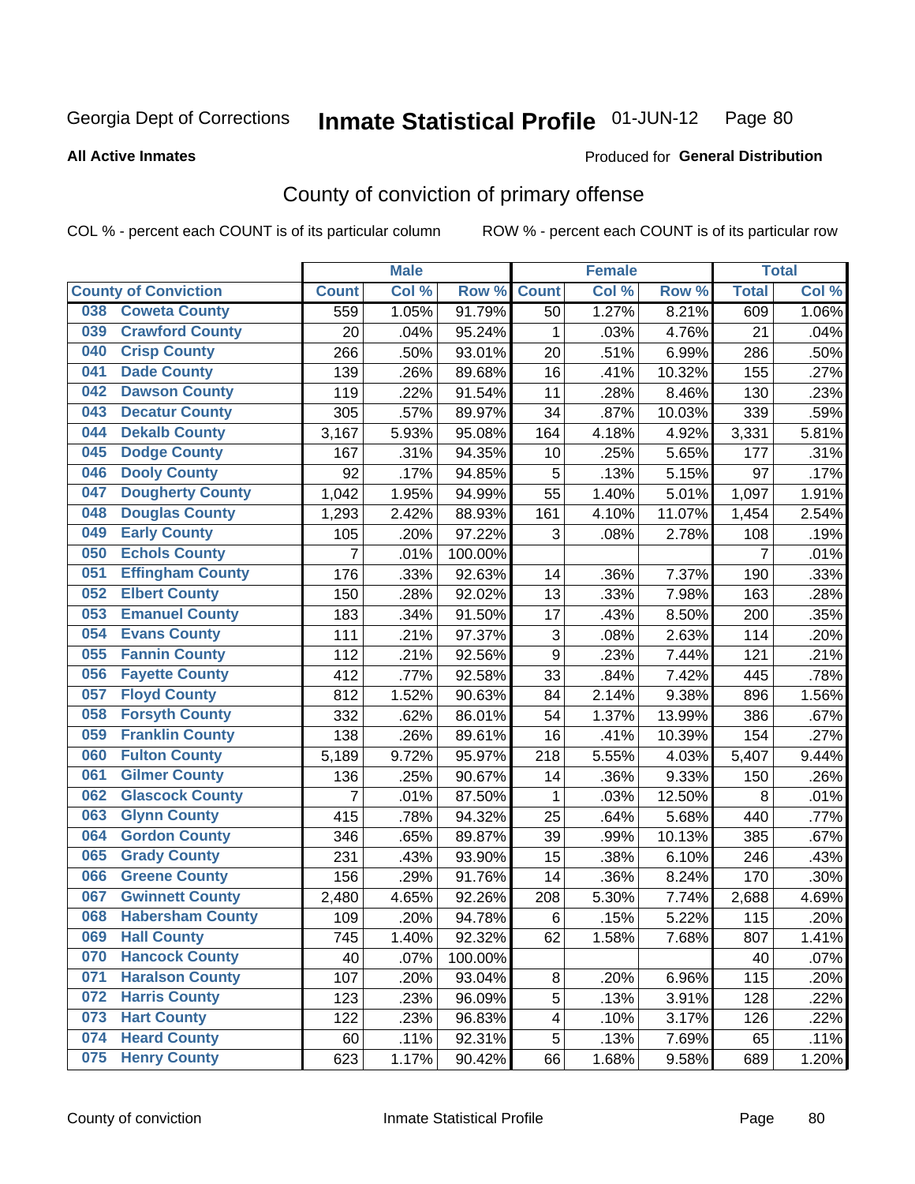Georgia Dept of Corrections **Inmate Statistical Profile** 01-JUN-12 Page 80

**All Active Inmates**

Produced for **General Distribution**

## County of conviction of primary offense

COL % - percent each COUNT is of its particular column ROW % - percent each COUNT is of its particular row

| County of Conviction | Male | | | Female | | | Total | |
|---|---|---|---|---|---|---|---|---|
| | Count | Col % | Row % | Count | Col % | Row % | Total | Col % |
| 038 Coweta County | 559 | 1.05% | 91.79% | 50 | 1.27% | 8.21% | 609 | 1.06% |
| 039 Crawford County | 20 | .04% | 95.24% | 1 | .03% | 4.76% | 21 | .04% |
| 040 Crisp County | 266 | .50% | 93.01% | 20 | .51% | 6.99% | 286 | .50% |
| 041 Dade County | 139 | .26% | 89.68% | 16 | .41% | 10.32% | 155 | .27% |
| 042 Dawson County | 119 | .22% | 91.54% | 11 | .28% | 8.46% | 130 | .23% |
| 043 Decatur County | 305 | .57% | 89.97% | 34 | .87% | 10.03% | 339 | .59% |
| 044 Dekalb County | 3,167 | 5.93% | 95.08% | 164 | 4.18% | 4.92% | 3,331 | 5.81% |
| 045 Dodge County | 167 | .31% | 94.35% | 10 | .25% | 5.65% | 177 | .31% |
| 046 Dooly County | 92 | .17% | 94.85% | 5 | .13% | 5.15% | 97 | .17% |
| 047 Dougherty County | 1,042 | 1.95% | 94.99% | 55 | 1.40% | 5.01% | 1,097 | 1.91% |
| 048 Douglas County | 1,293 | 2.42% | 88.93% | 161 | 4.10% | 11.07% | 1,454 | 2.54% |
| 049 Early County | 105 | .20% | 97.22% | 3 | .08% | 2.78% | 108 | .19% |
| 050 Echols County | 7 | .01% | 100.00% | | | | 7 | .01% |
| 051 Effingham County | 176 | .33% | 92.63% | 14 | .36% | 7.37% | 190 | .33% |
| 052 Elbert County | 150 | .28% | 92.02% | 13 | .33% | 7.98% | 163 | .28% |
| 053 Emanuel County | 183 | .34% | 91.50% | 17 | .43% | 8.50% | 200 | .35% |
| 054 Evans County | 111 | .21% | 97.37% | 3 | .08% | 2.63% | 114 | .20% |
| 055 Fannin County | 112 | .21% | 92.56% | 9 | .23% | 7.44% | 121 | .21% |
| 056 Fayette County | 412 | .77% | 92.58% | 33 | .84% | 7.42% | 445 | .78% |
| 057 Floyd County | 812 | 1.52% | 90.63% | 84 | 2.14% | 9.38% | 896 | 1.56% |
| 058 Forsyth County | 332 | .62% | 86.01% | 54 | 1.37% | 13.99% | 386 | .67% |
| 059 Franklin County | 138 | .26% | 89.61% | 16 | .41% | 10.39% | 154 | .27% |
| 060 Fulton County | 5,189 | 9.72% | 95.97% | 218 | 5.55% | 4.03% | 5,407 | 9.44% |
| 061 Gilmer County | 136 | .25% | 90.67% | 14 | .36% | 9.33% | 150 | .26% |
| 062 Glascock County | 7 | .01% | 87.50% | 1 | .03% | 12.50% | 8 | .01% |
| 063 Glynn County | 415 | .78% | 94.32% | 25 | .64% | 5.68% | 440 | .77% |
| 064 Gordon County | 346 | .65% | 89.87% | 39 | .99% | 10.13% | 385 | .67% |
| 065 Grady County | 231 | .43% | 93.90% | 15 | .38% | 6.10% | 246 | .43% |
| 066 Greene County | 156 | .29% | 91.76% | 14 | .36% | 8.24% | 170 | .30% |
| 067 Gwinnett County | 2,480 | 4.65% | 92.26% | 208 | 5.30% | 7.74% | 2,688 | 4.69% |
| 068 Habersham County | 109 | .20% | 94.78% | 6 | .15% | 5.22% | 115 | .20% |
| 069 Hall County | 745 | 1.40% | 92.32% | 62 | 1.58% | 7.68% | 807 | 1.41% |
| 070 Hancock County | 40 | .07% | 100.00% | | | | 40 | .07% |
| 071 Haralson County | 107 | .20% | 93.04% | 8 | .20% | 6.96% | 115 | .20% |
| 072 Harris County | 123 | .23% | 96.09% | 5 | .13% | 3.91% | 128 | .22% |
| 073 Hart County | 122 | .23% | 96.83% | 4 | .10% | 3.17% | 126 | .22% |
| 074 Heard County | 60 | .11% | 92.31% | 5 | .13% | 7.69% | 65 | .11% |
| 075 Henry County | 623 | 1.17% | 90.42% | 66 | 1.68% | 9.58% | 689 | 1.20% |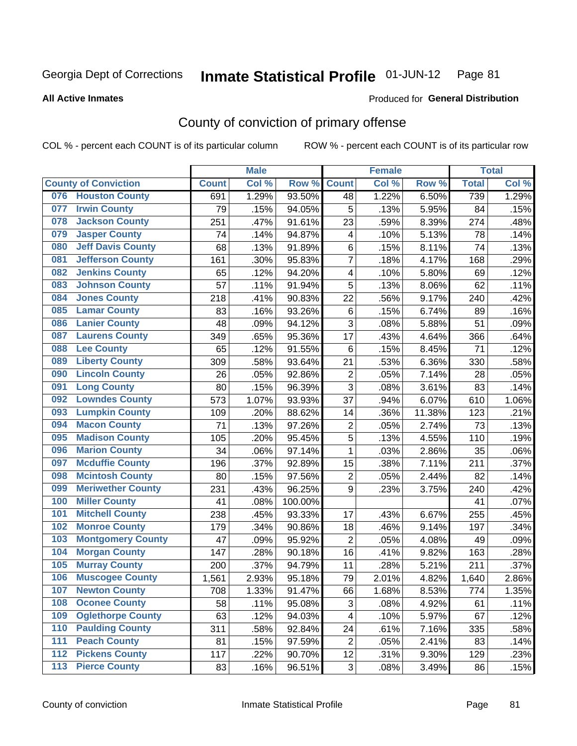Georgia Dept of Corrections **Inmate Statistical Profile** 01-JUN-12

**All Active Inmates**

Produced for **General Distribution**

# County of conviction of primary offense

COL % - percent each COUNT is of its particular column

ROW % - percent each COUNT is of its particular row

| County of Conviction | Male | | | Female | | | Total | |
|---|---|---|---|---|---|---|---|---|
| | Count | Col % | Row % | Count | Col % | Row % | Total | Col % |
| 076 Houston County | 691 | 1.29% | 93.50% | 48 | 1.22% | 6.50% | 739 | 1.29% |
| 077 Irwin County | 79 | .15% | 94.05% | 5 | .13% | 5.95% | 84 | .15% |
| 078 Jackson County | 251 | .47% | 91.61% | 23 | .59% | 8.39% | 274 | .48% |
| 079 Jasper County | 74 | .14% | 94.87% | 4 | .10% | 5.13% | 78 | .14% |
| 080 Jeff Davis County | 68 | .13% | 91.89% | 6 | .15% | 8.11% | 74 | .13% |
| 081 Jefferson County | 161 | .30% | 95.83% | 7 | .18% | 4.17% | 168 | .29% |
| 082 Jenkins County | 65 | .12% | 94.20% | 4 | .10% | 5.80% | 69 | .12% |
| 083 Johnson County | 57 | .11% | 91.94% | 5 | .13% | 8.06% | 62 | .11% |
| 084 Jones County | 218 | .41% | 90.83% | 22 | .56% | 9.17% | 240 | .42% |
| 085 Lamar County | 83 | .16% | 93.26% | 6 | .15% | 6.74% | 89 | .16% |
| 086 Lanier County | 48 | .09% | 94.12% | 3 | .08% | 5.88% | 51 | .09% |
| 087 Laurens County | 349 | .65% | 95.36% | 17 | .43% | 4.64% | 366 | .64% |
| 088 Lee County | 65 | .12% | 91.55% | 6 | .15% | 8.45% | 71 | .12% |
| 089 Liberty County | 309 | .58% | 93.64% | 21 | .53% | 6.36% | 330 | .58% |
| 090 Lincoln County | 26 | .05% | 92.86% | 2 | .05% | 7.14% | 28 | .05% |
| 091 Long County | 80 | .15% | 96.39% | 3 | .08% | 3.61% | 83 | .14% |
| 092 Lowndes County | 573 | 1.07% | 93.93% | 37 | .94% | 6.07% | 610 | 1.06% |
| 093 Lumpkin County | 109 | .20% | 88.62% | 14 | .36% | 11.38% | 123 | .21% |
| 094 Macon County | 71 | .13% | 97.26% | 2 | .05% | 2.74% | 73 | .13% |
| 095 Madison County | 105 | .20% | 95.45% | 5 | .13% | 4.55% | 110 | .19% |
| 096 Marion County | 34 | .06% | 97.14% | 1 | .03% | 2.86% | 35 | .06% |
| 097 Mcduffie County | 196 | .37% | 92.89% | 15 | .38% | 7.11% | 211 | .37% |
| 098 Mcintosh County | 80 | .15% | 97.56% | 2 | .05% | 2.44% | 82 | .14% |
| 099 Meriwether County | 231 | .43% | 96.25% | 9 | .23% | 3.75% | 240 | .42% |
| 100 Miller County | 41 | .08% | 100.00% | | | | 41 | .07% |
| 101 Mitchell County | 238 | .45% | 93.33% | 17 | .43% | 6.67% | 255 | .45% |
| 102 Monroe County | 179 | .34% | 90.86% | 18 | .46% | 9.14% | 197 | .34% |
| 103 Montgomery County | 47 | .09% | 95.92% | 2 | .05% | 4.08% | 49 | .09% |
| 104 Morgan County | 147 | .28% | 90.18% | 16 | .41% | 9.82% | 163 | .28% |
| 105 Murray County | 200 | .37% | 94.79% | 11 | .28% | 5.21% | 211 | .37% |
| 106 Muscogee County | 1,561 | 2.93% | 95.18% | 79 | 2.01% | 4.82% | 1,640 | 2.86% |
| 107 Newton County | 708 | 1.33% | 91.47% | 66 | 1.68% | 8.53% | 774 | 1.35% |
| 108 Oconee County | 58 | .11% | 95.08% | 3 | .08% | 4.92% | 61 | .11% |
| 109 Oglethorpe County | 63 | .12% | 94.03% | 4 | .10% | 5.97% | 67 | .12% |
| 110 Paulding County | 311 | .58% | 92.84% | 24 | .61% | 7.16% | 335 | .58% |
| 111 Peach County | 81 | .15% | 97.59% | 2 | .05% | 2.41% | 83 | .14% |
| 112 Pickens County | 117 | .22% | 90.70% | 12 | .31% | 9.30% | 129 | .23% |
| 113 Pierce County | 83 | .16% | 96.51% | 3 | .08% | 3.49% | 86 | .15% |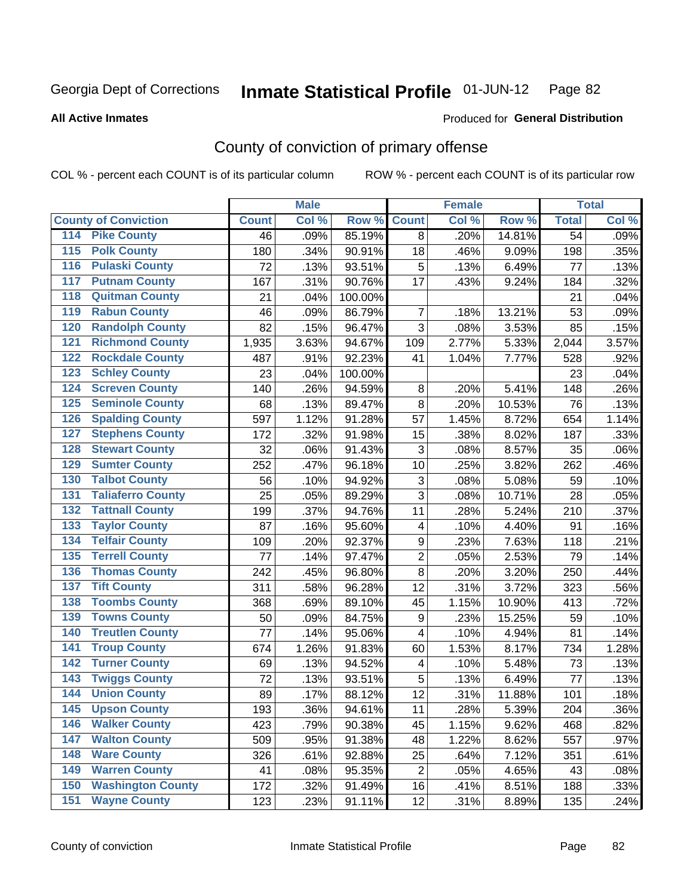Georgia Dept of Corrections **Inmate Statistical Profile** 01-JUN-12

**All Active Inmates**

Produced for **General Distribution**

## County of conviction of primary offense

COL % - percent each COUNT is of its particular column ROW % - percent each COUNT is of its particular row

| County of Conviction | Male | | | Female | | | Total | |
|---|---|---|---|---|---|---|---|---|
| | Count | Col % | Row % | Count | Col % | Row % | Total | Col % |
| 114 Pike County | 46 | .09% | 85.19% | 8 | .20% | 14.81% | 54 | .09% |
| 115 Polk County | 180 | .34% | 90.91% | 18 | .46% | 9.09% | 198 | .35% |
| 116 Pulaski County | 72 | .13% | 93.51% | 5 | .13% | 6.49% | 77 | .13% |
| 117 Putnam County | 167 | .31% | 90.76% | 17 | .43% | 9.24% | 184 | .32% |
| 118 Quitman County | 21 | .04% | 100.00% | | | | 21 | .04% |
| 119 Rabun County | 46 | .09% | 86.79% | 7 | .18% | 13.21% | 53 | .09% |
| 120 Randolph County | 82 | .15% | 96.47% | 3 | .08% | 3.53% | 85 | .15% |
| 121 Richmond County | 1,935 | 3.63% | 94.67% | 109 | 2.77% | 5.33% | 2,044 | 3.57% |
| 122 Rockdale County | 487 | .91% | 92.23% | 41 | 1.04% | 7.77% | 528 | .92% |
| 123 Schley County | 23 | .04% | 100.00% | | | | 23 | .04% |
| 124 Screven County | 140 | .26% | 94.59% | 8 | .20% | 5.41% | 148 | .26% |
| 125 Seminole County | 68 | .13% | 89.47% | 8 | .20% | 10.53% | 76 | .13% |
| 126 Spalding County | 597 | 1.12% | 91.28% | 57 | 1.45% | 8.72% | 654 | 1.14% |
| 127 Stephens County | 172 | .32% | 91.98% | 15 | .38% | 8.02% | 187 | .33% |
| 128 Stewart County | 32 | .06% | 91.43% | 3 | .08% | 8.57% | 35 | .06% |
| 129 Sumter County | 252 | .47% | 96.18% | 10 | .25% | 3.82% | 262 | .46% |
| 130 Talbot County | 56 | .10% | 94.92% | 3 | .08% | 5.08% | 59 | .10% |
| 131 Taliaferro County | 25 | .05% | 89.29% | 3 | .08% | 10.71% | 28 | .05% |
| 132 Tattnall County | 199 | .37% | 94.76% | 11 | .28% | 5.24% | 210 | .37% |
| 133 Taylor County | 87 | .16% | 95.60% | 4 | .10% | 4.40% | 91 | .16% |
| 134 Telfair County | 109 | .20% | 92.37% | 9 | .23% | 7.63% | 118 | .21% |
| 135 Terrell County | 77 | .14% | 97.47% | 2 | .05% | 2.53% | 79 | .14% |
| 136 Thomas County | 242 | .45% | 96.80% | 8 | .20% | 3.20% | 250 | .44% |
| 137 Tift County | 311 | .58% | 96.28% | 12 | .31% | 3.72% | 323 | .56% |
| 138 Toombs County | 368 | .69% | 89.10% | 45 | 1.15% | 10.90% | 413 | .72% |
| 139 Towns County | 50 | .09% | 84.75% | 9 | .23% | 15.25% | 59 | .10% |
| 140 Treutlen County | 77 | .14% | 95.06% | 4 | .10% | 4.94% | 81 | .14% |
| 141 Troup County | 674 | 1.26% | 91.83% | 60 | 1.53% | 8.17% | 734 | 1.28% |
| 142 Turner County | 69 | .13% | 94.52% | 4 | .10% | 5.48% | 73 | .13% |
| 143 Twiggs County | 72 | .13% | 93.51% | 5 | .13% | 6.49% | 77 | .13% |
| 144 Union County | 89 | .17% | 88.12% | 12 | .31% | 11.88% | 101 | .18% |
| 145 Upson County | 193 | .36% | 94.61% | 11 | .28% | 5.39% | 204 | .36% |
| 146 Walker County | 423 | .79% | 90.38% | 45 | 1.15% | 9.62% | 468 | .82% |
| 147 Walton County | 509 | .95% | 91.38% | 48 | 1.22% | 8.62% | 557 | .97% |
| 148 Ware County | 326 | .61% | 92.88% | 25 | .64% | 7.12% | 351 | .61% |
| 149 Warren County | 41 | .08% | 95.35% | 2 | .05% | 4.65% | 43 | .08% |
| 150 Washington County | 172 | .32% | 91.49% | 16 | .41% | 8.51% | 188 | .33% |
| 151 Wayne County | 123 | .23% | 91.11% | 12 | .31% | 8.89% | 135 | .24% |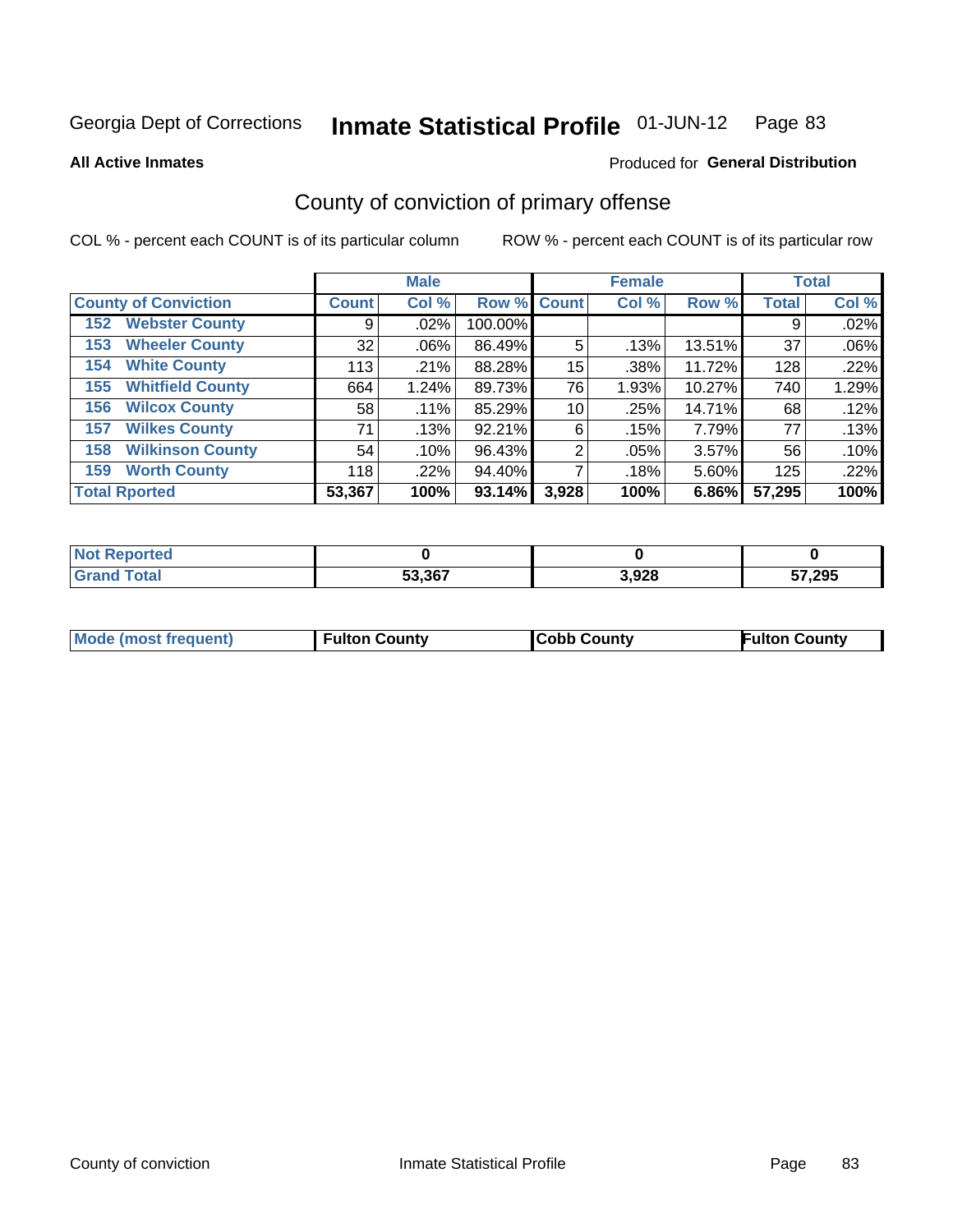Georgia Dept of Corrections **Inmate Statistical Profile** 01-JUN-12

**All Active Inmates**

Produced for **General Distribution**

## County of conviction of primary offense

COL % - percent each COUNT is of its particular column

ROW % - percent each COUNT is of its particular row

| | Male | | | Female | | | Total | |
|---|---|---|---|---|---|---|---|---|
| **County of Conviction** | **Count** | **Col %** | **Row %** | **Count** | **Col %** | **Row %** | **Total** | **Col %** |
| 152 Webster County | 9 | .02% | 100.00% | | | | 9 | .02% |
| 153 Wheeler County | 32 | .06% | 86.49% | 5 | .13% | 13.51% | 37 | .06% |
| 154 White County | 113 | .21% | 88.28% | 15 | .38% | 11.72% | 128 | .22% |
| 155 Whitfield County | 664 | 1.24% | 89.73% | 76 | 1.93% | 10.27% | 740 | 1.29% |
| 156 Wilcox County | 58 | .11% | 85.29% | 10 | .25% | 14.71% | 68 | .12% |
| 157 Wilkes County | 71 | .13% | 92.21% | 6 | .15% | 7.79% | 77 | .13% |
| 158 Wilkinson County | 54 | .10% | 96.43% | 2 | .05% | 3.57% | 56 | .10% |
| 159 Worth County | 118 | .22% | 94.40% | 7 | .18% | 5.60% | 125 | .22% |
| **Total Rported** | **53,367** | **100%** | **93.14%** | **3,928** | **100%** | **6.86%** | **57,295** | **100%** |

| | Male | Female | Total |
|---|---|---|---|
| **Not Reported** | **0** | **0** | **0** |
| **Grand Total** | **53,367** | **3,928** | **57,295** |

| | Male | Female | Total |
|---|---|---|---|
| **Mode (most frequent)** | **Fulton County** | **Cobb County** | **Fulton County** |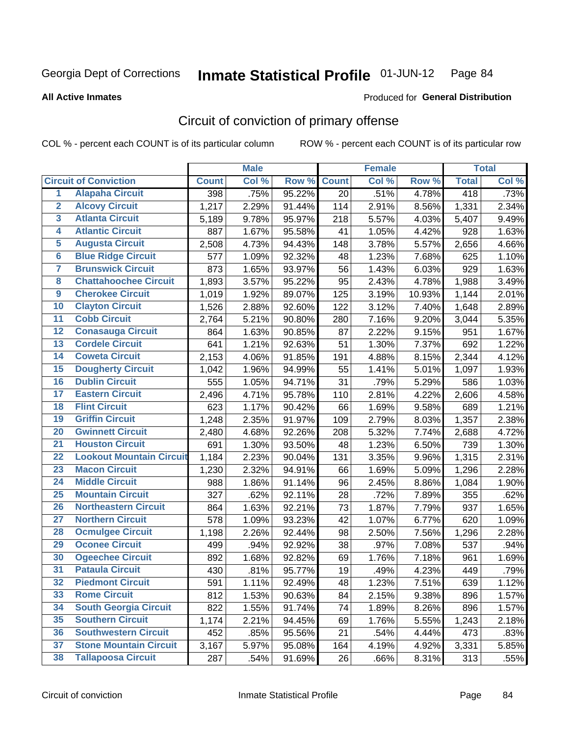Georgia Dept of Corrections **Inmate Statistical Profile** 01-JUN-12

**All Active Inmates**

Produced for **General Distribution**

## Circuit of conviction of primary offense

COL % - percent each COUNT is of its particular column ROW % - percent each COUNT is of its particular row

| | | Male | | | Female | | | Total | |
|---|---|---|---|---|---|---|---|---|---|
| Circuit of Conviction | | Count | Col % | Row % | Count | Col % | Row % | Total | Col % |
| 1 | Alapaha Circuit | 398 | .75% | 95.22% | 20 | .51% | 4.78% | 418 | .73% |
| 2 | Alcovy Circuit | 1,217 | 2.29% | 91.44% | 114 | 2.91% | 8.56% | 1,331 | 2.34% |
| 3 | Atlanta Circuit | 5,189 | 9.78% | 95.97% | 218 | 5.57% | 4.03% | 5,407 | 9.49% |
| 4 | Atlantic Circuit | 887 | 1.67% | 95.58% | 41 | 1.05% | 4.42% | 928 | 1.63% |
| 5 | Augusta Circuit | 2,508 | 4.73% | 94.43% | 148 | 3.78% | 5.57% | 2,656 | 4.66% |
| 6 | Blue Ridge Circuit | 577 | 1.09% | 92.32% | 48 | 1.23% | 7.68% | 625 | 1.10% |
| 7 | Brunswick Circuit | 873 | 1.65% | 93.97% | 56 | 1.43% | 6.03% | 929 | 1.63% |
| 8 | Chattahoochee Circuit | 1,893 | 3.57% | 95.22% | 95 | 2.43% | 4.78% | 1,988 | 3.49% |
| 9 | Cherokee Circuit | 1,019 | 1.92% | 89.07% | 125 | 3.19% | 10.93% | 1,144 | 2.01% |
| 10 | Clayton Circuit | 1,526 | 2.88% | 92.60% | 122 | 3.12% | 7.40% | 1,648 | 2.89% |
| 11 | Cobb Circuit | 2,764 | 5.21% | 90.80% | 280 | 7.16% | 9.20% | 3,044 | 5.35% |
| 12 | Conasauga Circuit | 864 | 1.63% | 90.85% | 87 | 2.22% | 9.15% | 951 | 1.67% |
| 13 | Cordele Circuit | 641 | 1.21% | 92.63% | 51 | 1.30% | 7.37% | 692 | 1.22% |
| 14 | Coweta Circuit | 2,153 | 4.06% | 91.85% | 191 | 4.88% | 8.15% | 2,344 | 4.12% |
| 15 | Dougherty Circuit | 1,042 | 1.96% | 94.99% | 55 | 1.41% | 5.01% | 1,097 | 1.93% |
| 16 | Dublin Circuit | 555 | 1.05% | 94.71% | 31 | .79% | 5.29% | 586 | 1.03% |
| 17 | Eastern Circuit | 2,496 | 4.71% | 95.78% | 110 | 2.81% | 4.22% | 2,606 | 4.58% |
| 18 | Flint Circuit | 623 | 1.17% | 90.42% | 66 | 1.69% | 9.58% | 689 | 1.21% |
| 19 | Griffin Circuit | 1,248 | 2.35% | 91.97% | 109 | 2.79% | 8.03% | 1,357 | 2.38% |
| 20 | Gwinnett Circuit | 2,480 | 4.68% | 92.26% | 208 | 5.32% | 7.74% | 2,688 | 4.72% |
| 21 | Houston Circuit | 691 | 1.30% | 93.50% | 48 | 1.23% | 6.50% | 739 | 1.30% |
| 22 | Lookout Mountain Circuit | 1,184 | 2.23% | 90.04% | 131 | 3.35% | 9.96% | 1,315 | 2.31% |
| 23 | Macon Circuit | 1,230 | 2.32% | 94.91% | 66 | 1.69% | 5.09% | 1,296 | 2.28% |
| 24 | Middle Circuit | 988 | 1.86% | 91.14% | 96 | 2.45% | 8.86% | 1,084 | 1.90% |
| 25 | Mountain Circuit | 327 | .62% | 92.11% | 28 | .72% | 7.89% | 355 | .62% |
| 26 | Northeastern Circuit | 864 | 1.63% | 92.21% | 73 | 1.87% | 7.79% | 937 | 1.65% |
| 27 | Northern Circuit | 578 | 1.09% | 93.23% | 42 | 1.07% | 6.77% | 620 | 1.09% |
| 28 | Ocmulgee Circuit | 1,198 | 2.26% | 92.44% | 98 | 2.50% | 7.56% | 1,296 | 2.28% |
| 29 | Oconee Circuit | 499 | .94% | 92.92% | 38 | .97% | 7.08% | 537 | .94% |
| 30 | Ogeechee Circuit | 892 | 1.68% | 92.82% | 69 | 1.76% | 7.18% | 961 | 1.69% |
| 31 | Pataula Circuit | 430 | .81% | 95.77% | 19 | .49% | 4.23% | 449 | .79% |
| 32 | Piedmont Circuit | 591 | 1.11% | 92.49% | 48 | 1.23% | 7.51% | 639 | 1.12% |
| 33 | Rome Circuit | 812 | 1.53% | 90.63% | 84 | 2.15% | 9.38% | 896 | 1.57% |
| 34 | South Georgia Circuit | 822 | 1.55% | 91.74% | 74 | 1.89% | 8.26% | 896 | 1.57% |
| 35 | Southern Circuit | 1,174 | 2.21% | 94.45% | 69 | 1.76% | 5.55% | 1,243 | 2.18% |
| 36 | Southwestern Circuit | 452 | .85% | 95.56% | 21 | .54% | 4.44% | 473 | .83% |
| 37 | Stone Mountain Circuit | 3,167 | 5.97% | 95.08% | 164 | 4.19% | 4.92% | 3,331 | 5.85% |
| 38 | Tallapoosa Circuit | 287 | .54% | 91.69% | 26 | .66% | 8.31% | 313 | .55% |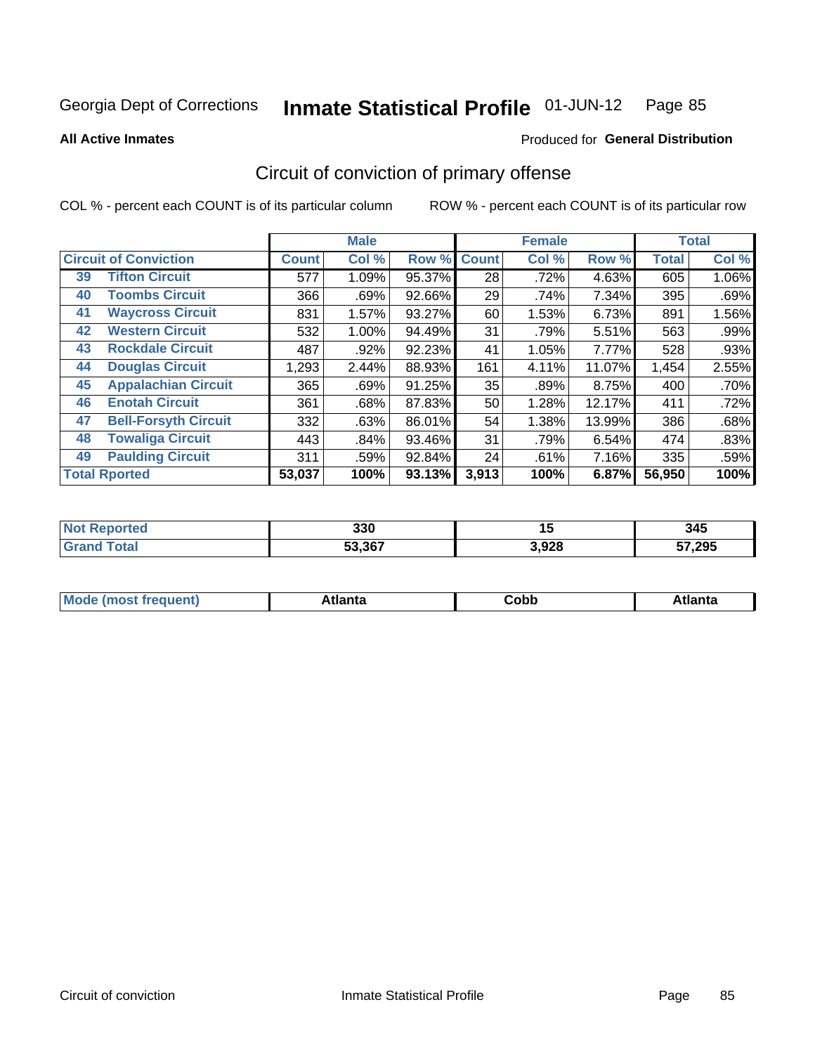Georgia Dept of Corrections **Inmate Statistical Profile** 01-JUN-12

**All Active Inmates**

Produced for **General Distribution**

## Circuit of conviction of primary offense

COL % - percent each COUNT is of its particular column ROW % - percent each COUNT is of its particular row

| Circuit of Conviction | | Male | | | Female | | | Total | |
|---|---|---|---|---|---|---|---|---|---|
| | | Count | Col % | Row % | Count | Col % | Row % | Total | Col % |
| 39 | Tifton Circuit | 577 | 1.09% | 95.37% | 28 | .72% | 4.63% | 605 | 1.06% |
| 40 | Toombs Circuit | 366 | .69% | 92.66% | 29 | .74% | 7.34% | 395 | .69% |
| 41 | Waycross Circuit | 831 | 1.57% | 93.27% | 60 | 1.53% | 6.73% | 891 | 1.56% |
| 42 | Western Circuit | 532 | 1.00% | 94.49% | 31 | .79% | 5.51% | 563 | .99% |
| 43 | Rockdale Circuit | 487 | .92% | 92.23% | 41 | 1.05% | 7.77% | 528 | .93% |
| 44 | Douglas Circuit | 1,293 | 2.44% | 88.93% | 161 | 4.11% | 11.07% | 1,454 | 2.55% |
| 45 | Appalachian Circuit | 365 | .69% | 91.25% | 35 | .89% | 8.75% | 400 | .70% |
| 46 | Enotah Circuit | 361 | .68% | 87.83% | 50 | 1.28% | 12.17% | 411 | .72% |
| 47 | Bell-Forsyth Circuit | 332 | .63% | 86.01% | 54 | 1.38% | 13.99% | 386 | .68% |
| 48 | Towaliga Circuit | 443 | .84% | 93.46% | 31 | .79% | 6.54% | 474 | .83% |
| 49 | Paulding Circuit | 311 | .59% | 92.84% | 24 | .61% | 7.16% | 335 | .59% |
| **Total Rported** | | **53,037** | **100%** | **93.13%** | **3,913** | **100%** | **6.87%** | **56,950** | **100%** |

| | Male | Female | Total |
|---|---|---|---|
| Not Reported | 330 | 15 | 345 |
| Grand Total | 53,367 | 3,928 | 57,295 |

| | Male | Female | Total |
|---|---|---|---|
| Mode (most frequent) | Atlanta | Cobb | Atlanta |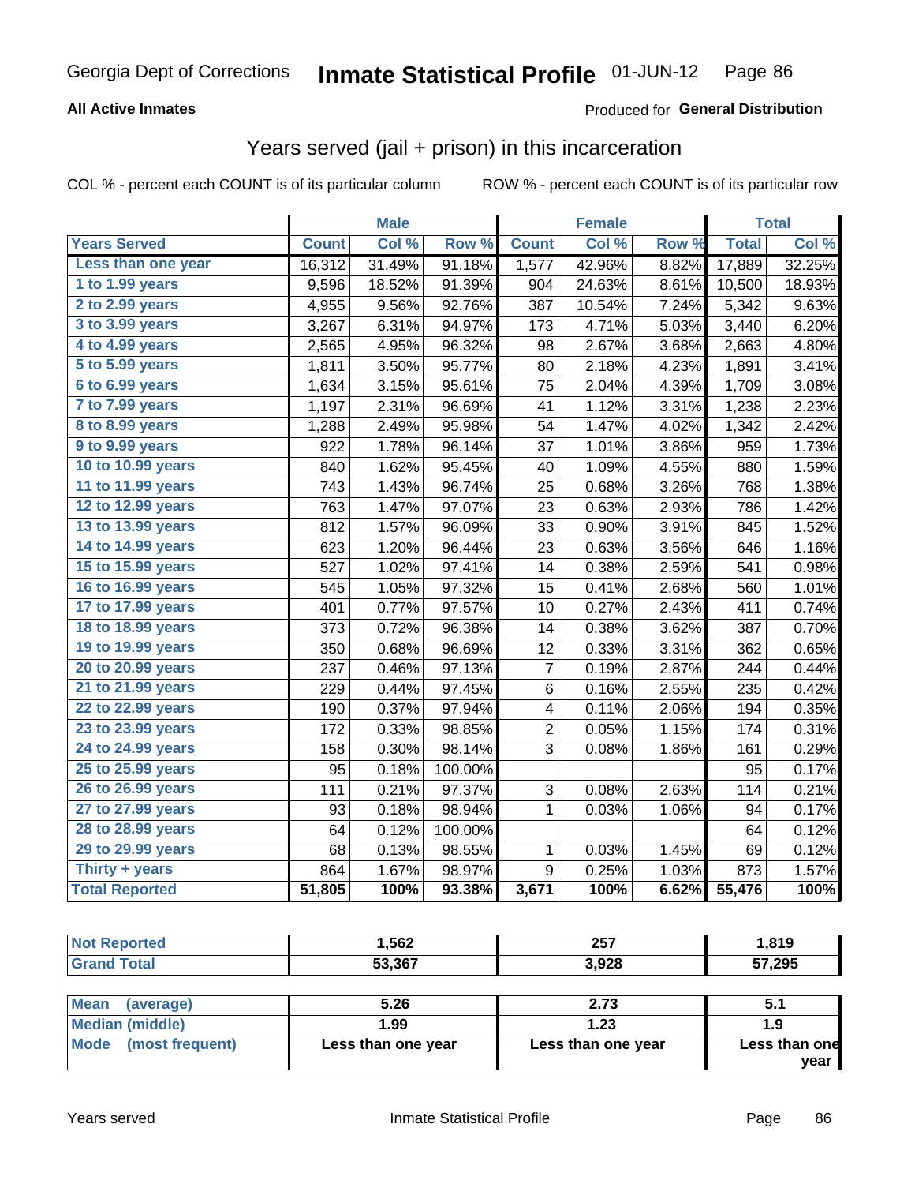Georgia Dept of Corrections **Inmate Statistical Profile** 01-JUN-12

**All Active Inmates**

Produced for **General Distribution**

## Years served (jail + prison) in this incarceration

COL % - percent each COUNT is of its particular column  ROW % - percent each COUNT is of its particular row

| | Male | | | Female | | | Total | |
|---|---|---|---|---|---|---|---|---|
| **Years Served** | **Count** | **Col %** | **Row %** | **Count** | **Col %** | **Row %** | **Total** | **Col %** |
| Less than one year | 16,312 | 31.49% | 91.18% | 1,577 | 42.96% | 8.82% | 17,889 | 32.25% |
| 1 to 1.99 years | 9,596 | 18.52% | 91.39% | 904 | 24.63% | 8.61% | 10,500 | 18.93% |
| 2 to 2.99 years | 4,955 | 9.56% | 92.76% | 387 | 10.54% | 7.24% | 5,342 | 9.63% |
| 3 to 3.99 years | 3,267 | 6.31% | 94.97% | 173 | 4.71% | 5.03% | 3,440 | 6.20% |
| 4 to 4.99 years | 2,565 | 4.95% | 96.32% | 98 | 2.67% | 3.68% | 2,663 | 4.80% |
| 5 to 5.99 years | 1,811 | 3.50% | 95.77% | 80 | 2.18% | 4.23% | 1,891 | 3.41% |
| 6 to 6.99 years | 1,634 | 3.15% | 95.61% | 75 | 2.04% | 4.39% | 1,709 | 3.08% |
| 7 to 7.99 years | 1,197 | 2.31% | 96.69% | 41 | 1.12% | 3.31% | 1,238 | 2.23% |
| 8 to 8.99 years | 1,288 | 2.49% | 95.98% | 54 | 1.47% | 4.02% | 1,342 | 2.42% |
| 9 to 9.99 years | 922 | 1.78% | 96.14% | 37 | 1.01% | 3.86% | 959 | 1.73% |
| 10 to 10.99 years | 840 | 1.62% | 95.45% | 40 | 1.09% | 4.55% | 880 | 1.59% |
| 11 to 11.99 years | 743 | 1.43% | 96.74% | 25 | 0.68% | 3.26% | 768 | 1.38% |
| 12 to 12.99 years | 763 | 1.47% | 97.07% | 23 | 0.63% | 2.93% | 786 | 1.42% |
| 13 to 13.99 years | 812 | 1.57% | 96.09% | 33 | 0.90% | 3.91% | 845 | 1.52% |
| 14 to 14.99 years | 623 | 1.20% | 96.44% | 23 | 0.63% | 3.56% | 646 | 1.16% |
| 15 to 15.99 years | 527 | 1.02% | 97.41% | 14 | 0.38% | 2.59% | 541 | 0.98% |
| 16 to 16.99 years | 545 | 1.05% | 97.32% | 15 | 0.41% | 2.68% | 560 | 1.01% |
| 17 to 17.99 years | 401 | 0.77% | 97.57% | 10 | 0.27% | 2.43% | 411 | 0.74% |
| 18 to 18.99 years | 373 | 0.72% | 96.38% | 14 | 0.38% | 3.62% | 387 | 0.70% |
| 19 to 19.99 years | 350 | 0.68% | 96.69% | 12 | 0.33% | 3.31% | 362 | 0.65% |
| 20 to 20.99 years | 237 | 0.46% | 97.13% | 7 | 0.19% | 2.87% | 244 | 0.44% |
| 21 to 21.99 years | 229 | 0.44% | 97.45% | 6 | 0.16% | 2.55% | 235 | 0.42% |
| 22 to 22.99 years | 190 | 0.37% | 97.94% | 4 | 0.11% | 2.06% | 194 | 0.35% |
| 23 to 23.99 years | 172 | 0.33% | 98.85% | 2 | 0.05% | 1.15% | 174 | 0.31% |
| 24 to 24.99 years | 158 | 0.30% | 98.14% | 3 | 0.08% | 1.86% | 161 | 0.29% |
| 25 to 25.99 years | 95 | 0.18% | 100.00% | | | | 95 | 0.17% |
| 26 to 26.99 years | 111 | 0.21% | 97.37% | 3 | 0.08% | 2.63% | 114 | 0.21% |
| 27 to 27.99 years | 93 | 0.18% | 98.94% | 1 | 0.03% | 1.06% | 94 | 0.17% |
| 28 to 28.99 years | 64 | 0.12% | 100.00% | | | | 64 | 0.12% |
| 29 to 29.99 years | 68 | 0.13% | 98.55% | 1 | 0.03% | 1.45% | 69 | 0.12% |
| Thirty + years | 864 | 1.67% | 98.97% | 9 | 0.25% | 1.03% | 873 | 1.57% |
| **Total Reported** | **51,805** | **100%** | **93.38%** | **3,671** | **100%** | **6.62%** | **55,476** | **100%** |

| | Male | Female | Total |
|---|---|---|---|
| Not Reported | 1,562 | 257 | 1,819 |
| Grand Total | 53,367 | 3,928 | 57,295 |

| | Male | Female | Total |
|---|---|---|---|
| Mean (average) | 5.26 | 2.73 | 5.1 |
| Median (middle) | 1.99 | 1.23 | 1.9 |
| Mode (most frequent) | Less than one year | Less than one year | Less than one year |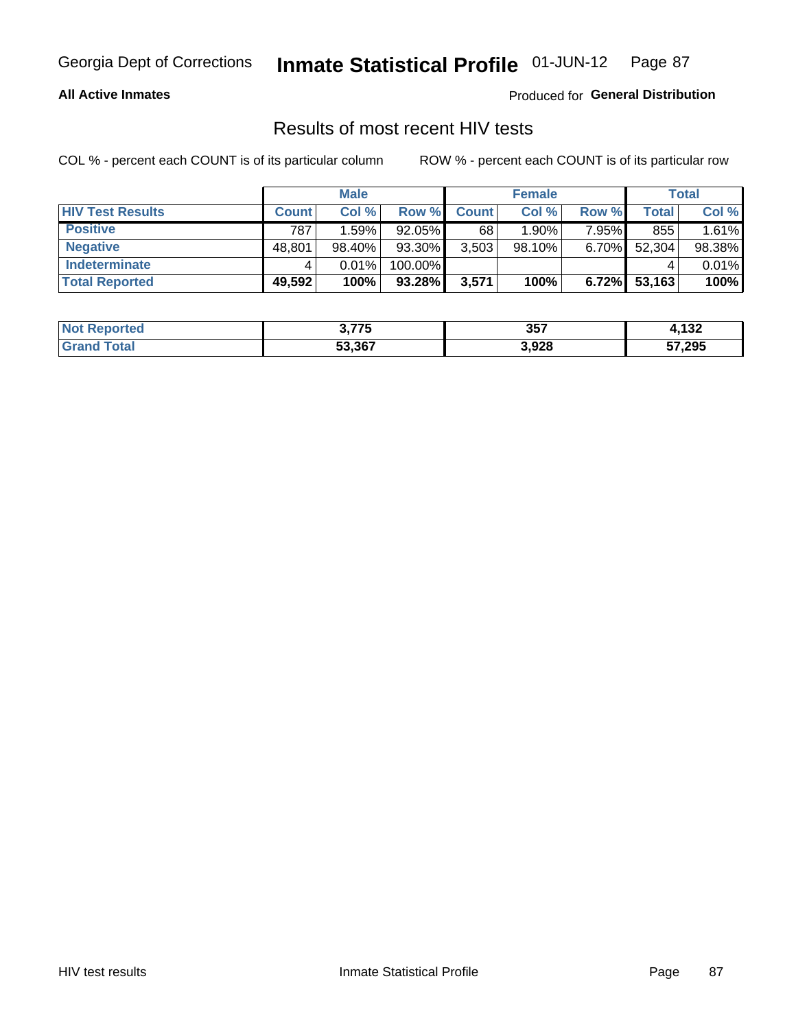Georgia Dept of Corrections **Inmate Statistical Profile** 01-JUN-12

**All Active Inmates**

Produced for **General Distribution**

## Results of most recent HIV tests

COL % - percent each COUNT is of its particular column

ROW % - percent each COUNT is of its particular row

| | Male | | | Female | | | Total | |
|---|---|---|---|---|---|---|---|---|
| **HIV Test Results** | **Count** | **Col %** | **Row %** | **Count** | **Col %** | **Row %** | **Total** | **Col %** |
| **Positive** | 787 | 1.59% | 92.05% | 68 | 1.90% | 7.95% | 855 | 1.61% |
| **Negative** | 48,801 | 98.40% | 93.30% | 3,503 | 98.10% | 6.70% | 52,304 | 98.38% |
| **Indeterminate** | 4 | 0.01% | 100.00% | | | | 4 | 0.01% |
| **Total Reported** | **49,592** | **100%** | **93.28%** | **3,571** | **100%** | **6.72%** | **53,163** | **100%** |

| | Male | Female | Total |
|---|---|---|---|
| **Not Reported** | **3,775** | **357** | **4,132** |
| **Grand Total** | **53,367** | **3,928** | **57,295** |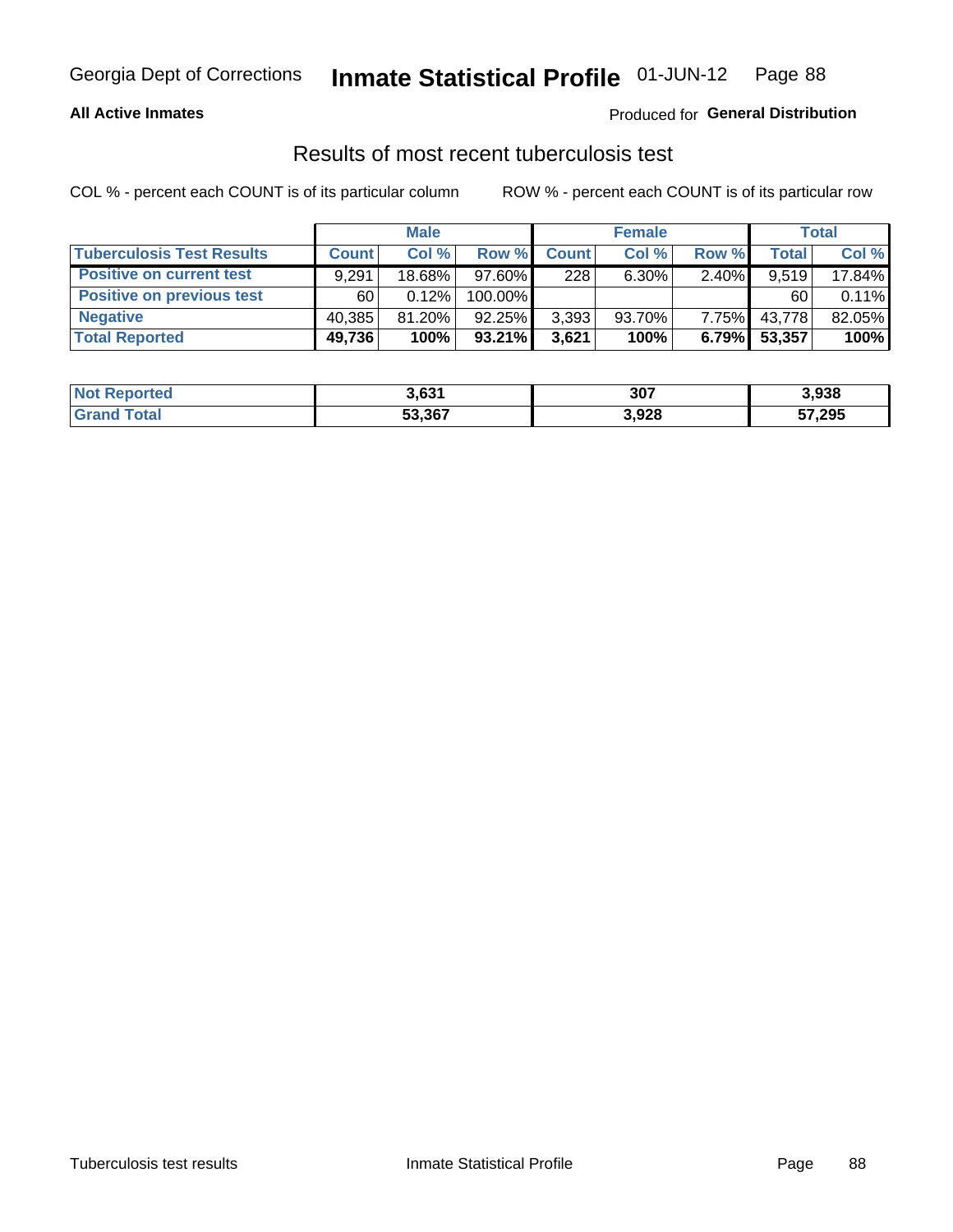**All Active Inmates**

Produced for **General Distribution**

## Results of most recent tuberculosis test

COL % - percent each COUNT is of its particular column

ROW % - percent each COUNT is of its particular row

| | Male | | | Female | | | Total | |
|---|---|---|---|---|---|---|---|---|
| **Tuberculosis Test Results** | **Count** | **Col %** | **Row %** | **Count** | **Col %** | **Row %** | **Total** | **Col %** |
| **Positive on current test** | 9,291 | 18.68% | 97.60% | 228 | 6.30% | 2.40% | 9,519 | 17.84% |
| **Positive on previous test** | 60 | 0.12% | 100.00% | | | | 60 | 0.11% |
| **Negative** | 40,385 | 81.20% | 92.25% | 3,393 | 93.70% | 7.75% | 43,778 | 82.05% |
| **Total Reported** | **49,736** | **100%** | **93.21%** | **3,621** | **100%** | **6.79%** | **53,357** | **100%** |

| | Male | Female | Total |
|---|---|---|---|
| **Not Reported** | **3,631** | **307** | **3,938** |
| **Grand Total** | **53,367** | **3,928** | **57,295** |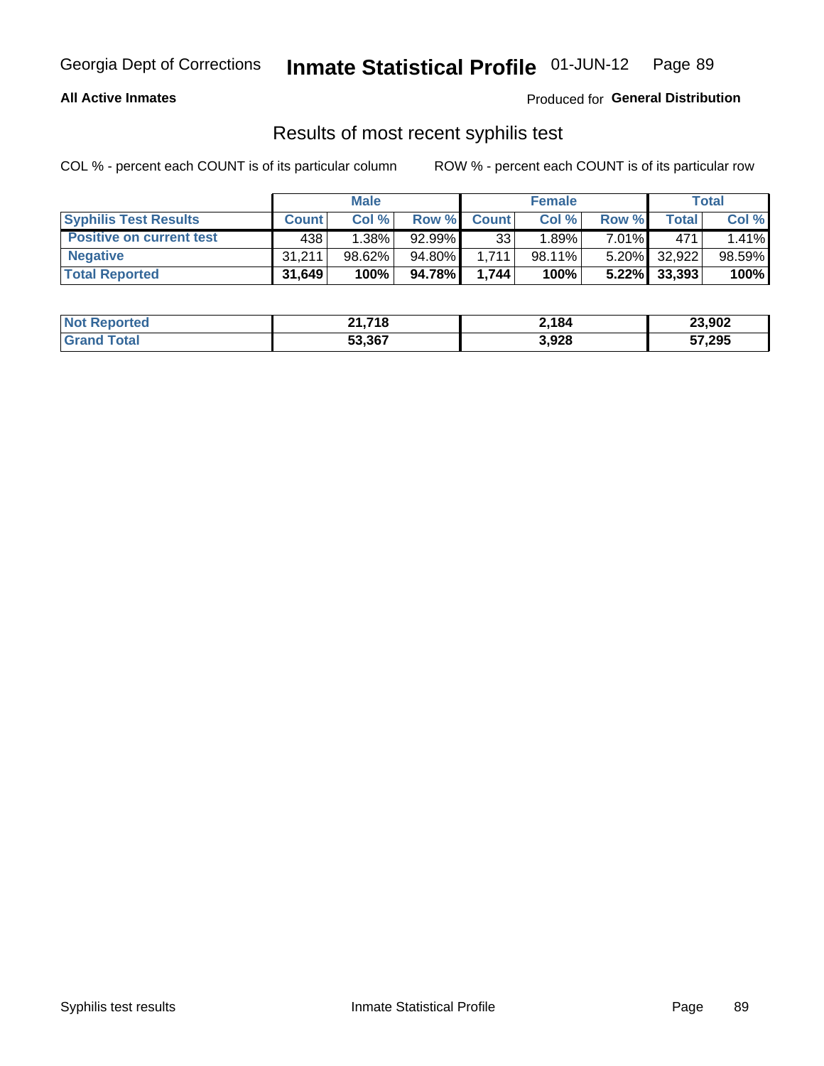**All Active Inmates**

Produced for **General Distribution**

## Results of most recent syphilis test

COL % - percent each COUNT is of its particular column

ROW % - percent each COUNT is of its particular row

| | Male | | | Female | | | Total | |
|---|---|---|---|---|---|---|---|---|
| **Syphilis Test Results** | **Count** | **Col %** | **Row %** | **Count** | **Col %** | **Row %** | **Total** | **Col %** |
| **Positive on current test** | 438 | 1.38% | 92.99% | 33 | 1.89% | 7.01% | 471 | 1.41% |
| **Negative** | 31,211 | 98.62% | 94.80% | 1,711 | 98.11% | 5.20% | 32,922 | 98.59% |
| **Total Reported** | **31,649** | **100%** | **94.78%** | **1,744** | **100%** | **5.22%** | **33,393** | **100%** |

| | Male | Female | Total |
|---|---|---|---|
| **Not Reported** | **21,718** | **2,184** | **23,902** |
| **Grand Total** | **53,367** | **3,928** | **57,295** |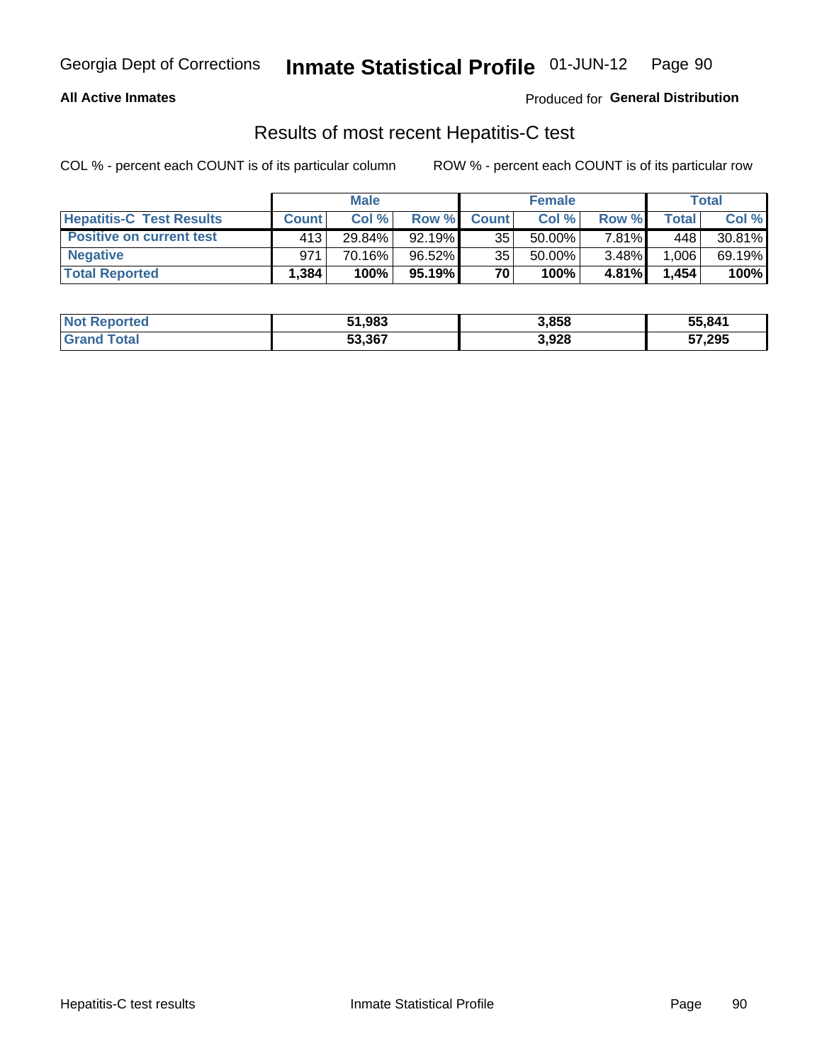## Results of most recent Hepatitis-C test

COL % - percent each COUNT is of its particular column    ROW % - percent each COUNT is of its particular row

| | Male | | | Female | | | Total | |
|---|---|---|---|---|---|---|---|---|
| **Hepatitis-C Test Results** | **Count** | **Col %** | **Row %** | **Count** | **Col %** | **Row %** | **Total** | **Col %** |
| **Positive on current test** | 413 | 29.84% | 92.19% | 35 | 50.00% | 7.81% | 448 | 30.81% |
| **Negative** | 971 | 70.16% | 96.52% | 35 | 50.00% | 3.48% | 1,006 | 69.19% |
| **Total Reported** | **1,384** | **100%** | **95.19%** | **70** | **100%** | **4.81%** | **1,454** | **100%** |

| | Male | Female | Total |
|---|---|---|---|
| **Not Reported** | **51,983** | **3,858** | **55,841** |
| **Grand Total** | **53,367** | **3,928** | **57,295** |